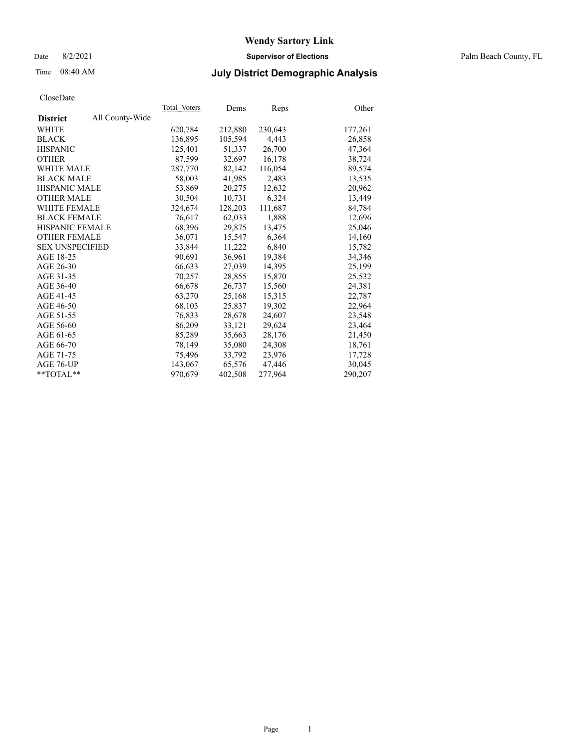# Wendy Sartory Link

Date 8/2/2021 **Supervisor of Elections** Palm Beach County, FL

Time 08:40 AM

## July District Demographic Analysis

CloseDate

| **District** All County-Wide | Total_Voters | Dems | Reps | Other |
|---|---|---|---|---|
| WHITE | 620,784 | 212,880 | 230,643 | 177,261 |
| BLACK | 136,895 | 105,594 | 4,443 | 26,858 |
| HISPANIC | 125,401 | 51,337 | 26,700 | 47,364 |
| OTHER | 87,599 | 32,697 | 16,178 | 38,724 |
| WHITE MALE | 287,770 | 82,142 | 116,054 | 89,574 |
| BLACK MALE | 58,003 | 41,985 | 2,483 | 13,535 |
| HISPANIC MALE | 53,869 | 20,275 | 12,632 | 20,962 |
| OTHER MALE | 30,504 | 10,731 | 6,324 | 13,449 |
| WHITE FEMALE | 324,674 | 128,203 | 111,687 | 84,784 |
| BLACK FEMALE | 76,617 | 62,033 | 1,888 | 12,696 |
| HISPANIC FEMALE | 68,396 | 29,875 | 13,475 | 25,046 |
| OTHER FEMALE | 36,071 | 15,547 | 6,364 | 14,160 |
| SEX UNSPECIFIED | 33,844 | 11,222 | 6,840 | 15,782 |
| AGE 18-25 | 90,691 | 36,961 | 19,384 | 34,346 |
| AGE 26-30 | 66,633 | 27,039 | 14,395 | 25,199 |
| AGE 31-35 | 70,257 | 28,855 | 15,870 | 25,532 |
| AGE 36-40 | 66,678 | 26,737 | 15,560 | 24,381 |
| AGE 41-45 | 63,270 | 25,168 | 15,315 | 22,787 |
| AGE 46-50 | 68,103 | 25,837 | 19,302 | 22,964 |
| AGE 51-55 | 76,833 | 28,678 | 24,607 | 23,548 |
| AGE 56-60 | 86,209 | 33,121 | 29,624 | 23,464 |
| AGE 61-65 | 85,289 | 35,663 | 28,176 | 21,450 |
| AGE 66-70 | 78,149 | 35,080 | 24,308 | 18,761 |
| AGE 71-75 | 75,496 | 33,792 | 23,976 | 17,728 |
| AGE 76-UP | 143,067 | 65,576 | 47,446 | 30,045 |
| **TOTAL** | 970,679 | 402,508 | 277,964 | 290,207 |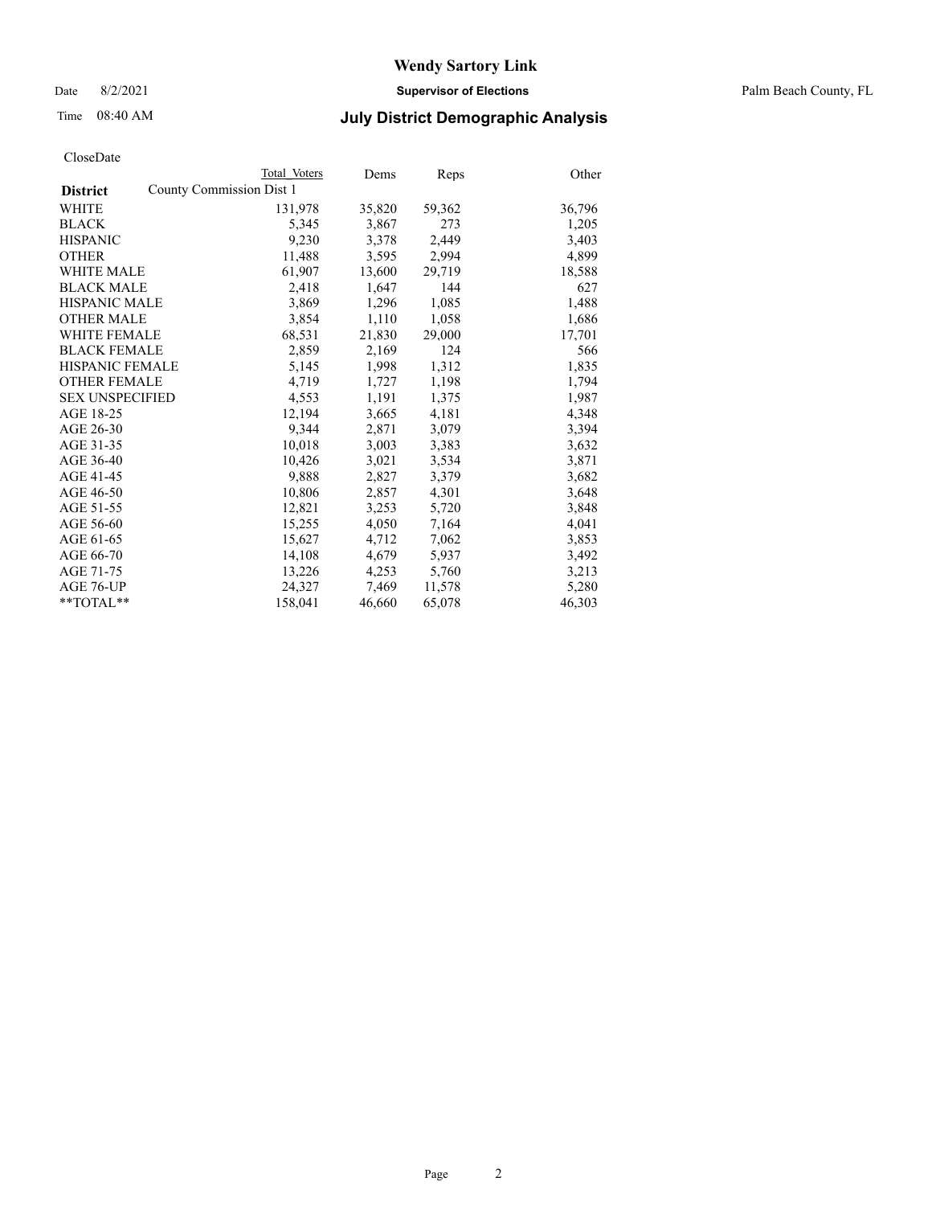CloseDate

| District | County Commission Dist 1 Total Voters | Dems | Reps | Other |
|---|---|---|---|---|
| WHITE | 131,978 | 35,820 | 59,362 | 36,796 |
| BLACK | 5,345 | 3,867 | 273 | 1,205 |
| HISPANIC | 9,230 | 3,378 | 2,449 | 3,403 |
| OTHER | 11,488 | 3,595 | 2,994 | 4,899 |
| WHITE MALE | 61,907 | 13,600 | 29,719 | 18,588 |
| BLACK MALE | 2,418 | 1,647 | 144 | 627 |
| HISPANIC MALE | 3,869 | 1,296 | 1,085 | 1,488 |
| OTHER MALE | 3,854 | 1,110 | 1,058 | 1,686 |
| WHITE FEMALE | 68,531 | 21,830 | 29,000 | 17,701 |
| BLACK FEMALE | 2,859 | 2,169 | 124 | 566 |
| HISPANIC FEMALE | 5,145 | 1,998 | 1,312 | 1,835 |
| OTHER FEMALE | 4,719 | 1,727 | 1,198 | 1,794 |
| SEX UNSPECIFIED | 4,553 | 1,191 | 1,375 | 1,987 |
| AGE 18-25 | 12,194 | 3,665 | 4,181 | 4,348 |
| AGE 26-30 | 9,344 | 2,871 | 3,079 | 3,394 |
| AGE 31-35 | 10,018 | 3,003 | 3,383 | 3,632 |
| AGE 36-40 | 10,426 | 3,021 | 3,534 | 3,871 |
| AGE 41-45 | 9,888 | 2,827 | 3,379 | 3,682 |
| AGE 46-50 | 10,806 | 2,857 | 4,301 | 3,648 |
| AGE 51-55 | 12,821 | 3,253 | 5,720 | 3,848 |
| AGE 56-60 | 15,255 | 4,050 | 7,164 | 4,041 |
| AGE 61-65 | 15,627 | 4,712 | 7,062 | 3,853 |
| AGE 66-70 | 14,108 | 4,679 | 5,937 | 3,492 |
| AGE 71-75 | 13,226 | 4,253 | 5,760 | 3,213 |
| AGE 76-UP | 24,327 | 7,469 | 11,578 | 5,280 |
| **TOTAL** | 158,041 | 46,660 | 65,078 | 46,303 |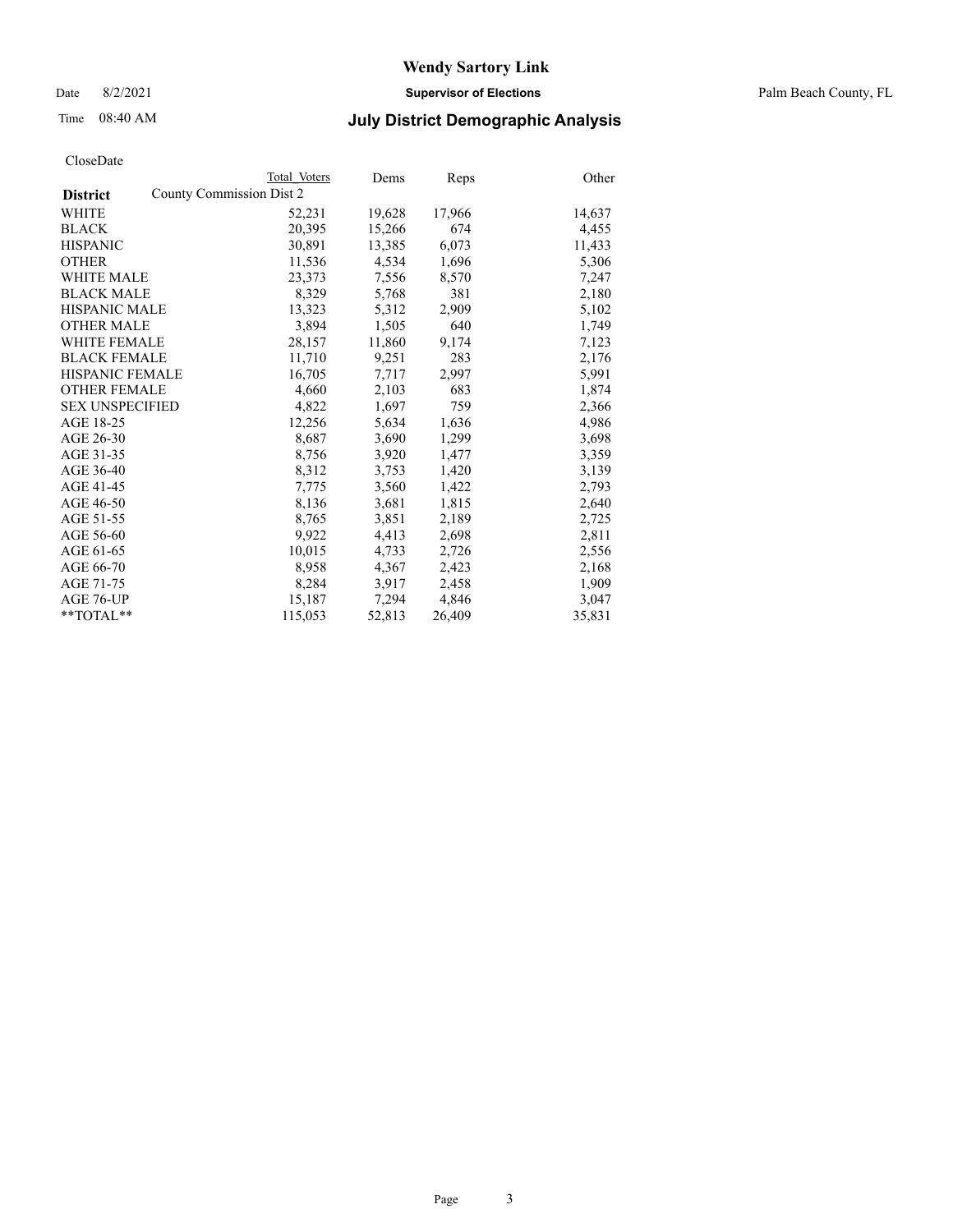# Wendy Sartory Link

**Supervisor of Elections**

Palm Beach County, FL

Date 8/2/2021

Time 08:40 AM

## July District Demographic Analysis

CloseDate

| District | Total Voters | Dems | Reps | Other |
|---|---|---|---|---|
| County Commission Dist 2 | | | | |
| WHITE | 52,231 | 19,628 | 17,966 | 14,637 |
| BLACK | 20,395 | 15,266 | 674 | 4,455 |
| HISPANIC | 30,891 | 13,385 | 6,073 | 11,433 |
| OTHER | 11,536 | 4,534 | 1,696 | 5,306 |
| WHITE MALE | 23,373 | 7,556 | 8,570 | 7,247 |
| BLACK MALE | 8,329 | 5,768 | 381 | 2,180 |
| HISPANIC MALE | 13,323 | 5,312 | 2,909 | 5,102 |
| OTHER MALE | 3,894 | 1,505 | 640 | 1,749 |
| WHITE FEMALE | 28,157 | 11,860 | 9,174 | 7,123 |
| BLACK FEMALE | 11,710 | 9,251 | 283 | 2,176 |
| HISPANIC FEMALE | 16,705 | 7,717 | 2,997 | 5,991 |
| OTHER FEMALE | 4,660 | 2,103 | 683 | 1,874 |
| SEX UNSPECIFIED | 4,822 | 1,697 | 759 | 2,366 |
| AGE 18-25 | 12,256 | 5,634 | 1,636 | 4,986 |
| AGE 26-30 | 8,687 | 3,690 | 1,299 | 3,698 |
| AGE 31-35 | 8,756 | 3,920 | 1,477 | 3,359 |
| AGE 36-40 | 8,312 | 3,753 | 1,420 | 3,139 |
| AGE 41-45 | 7,775 | 3,560 | 1,422 | 2,793 |
| AGE 46-50 | 8,136 | 3,681 | 1,815 | 2,640 |
| AGE 51-55 | 8,765 | 3,851 | 2,189 | 2,725 |
| AGE 56-60 | 9,922 | 4,413 | 2,698 | 2,811 |
| AGE 61-65 | 10,015 | 4,733 | 2,726 | 2,556 |
| AGE 66-70 | 8,958 | 4,367 | 2,423 | 2,168 |
| AGE 71-75 | 8,284 | 3,917 | 2,458 | 1,909 |
| AGE 76-UP | 15,187 | 7,294 | 4,846 | 3,047 |
| **TOTAL** | 115,053 | 52,813 | 26,409 | 35,831 |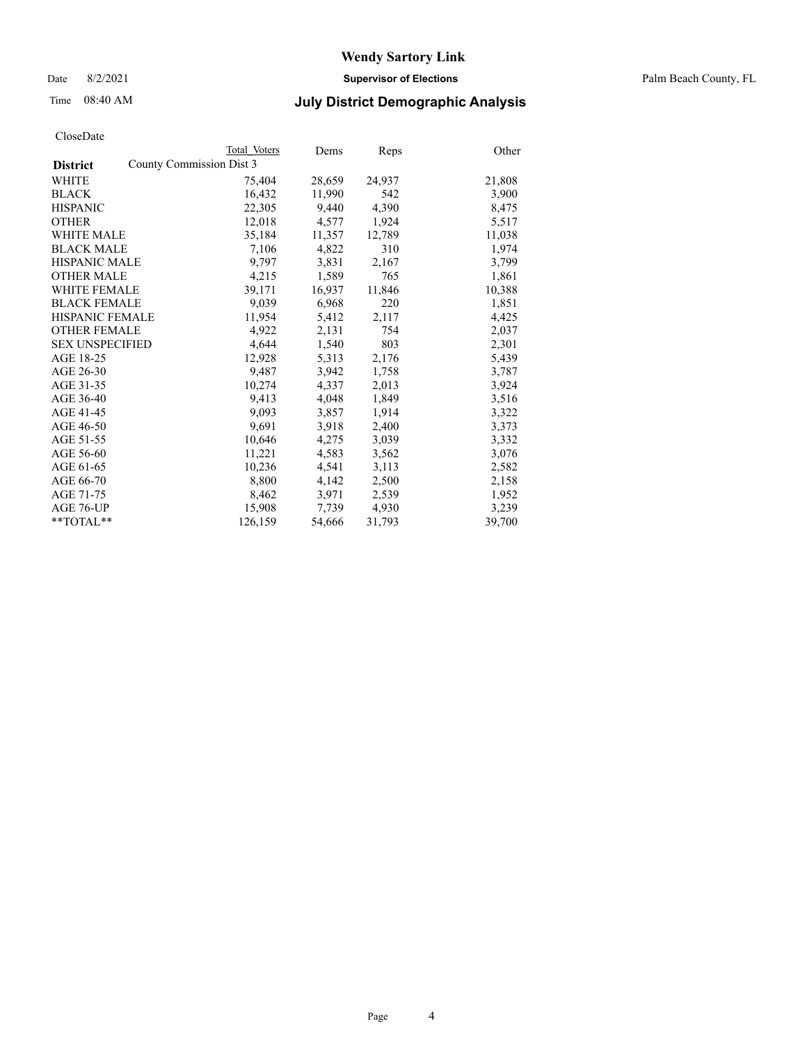**Wendy Sartory Link**

Date 8/2/2021 **Supervisor of Elections** Palm Beach County, FL

Time 08:40 AM **July District Demographic Analysis**

CloseDate

| District | Total Voters | Dems | Reps | Other |
|---|---|---|---|---|
| County Commission Dist 3 | | | | |
| WHITE | 75,404 | 28,659 | 24,937 | 21,808 |
| BLACK | 16,432 | 11,990 | 542 | 3,900 |
| HISPANIC | 22,305 | 9,440 | 4,390 | 8,475 |
| OTHER | 12,018 | 4,577 | 1,924 | 5,517 |
| WHITE MALE | 35,184 | 11,357 | 12,789 | 11,038 |
| BLACK MALE | 7,106 | 4,822 | 310 | 1,974 |
| HISPANIC MALE | 9,797 | 3,831 | 2,167 | 3,799 |
| OTHER MALE | 4,215 | 1,589 | 765 | 1,861 |
| WHITE FEMALE | 39,171 | 16,937 | 11,846 | 10,388 |
| BLACK FEMALE | 9,039 | 6,968 | 220 | 1,851 |
| HISPANIC FEMALE | 11,954 | 5,412 | 2,117 | 4,425 |
| OTHER FEMALE | 4,922 | 2,131 | 754 | 2,037 |
| SEX UNSPECIFIED | 4,644 | 1,540 | 803 | 2,301 |
| AGE 18-25 | 12,928 | 5,313 | 2,176 | 5,439 |
| AGE 26-30 | 9,487 | 3,942 | 1,758 | 3,787 |
| AGE 31-35 | 10,274 | 4,337 | 2,013 | 3,924 |
| AGE 36-40 | 9,413 | 4,048 | 1,849 | 3,516 |
| AGE 41-45 | 9,093 | 3,857 | 1,914 | 3,322 |
| AGE 46-50 | 9,691 | 3,918 | 2,400 | 3,373 |
| AGE 51-55 | 10,646 | 4,275 | 3,039 | 3,332 |
| AGE 56-60 | 11,221 | 4,583 | 3,562 | 3,076 |
| AGE 61-65 | 10,236 | 4,541 | 3,113 | 2,582 |
| AGE 66-70 | 8,800 | 4,142 | 2,500 | 2,158 |
| AGE 71-75 | 8,462 | 3,971 | 2,539 | 1,952 |
| AGE 76-UP | 15,908 | 7,739 | 4,930 | 3,239 |
| **TOTAL** | 126,159 | 54,666 | 31,793 | 39,700 |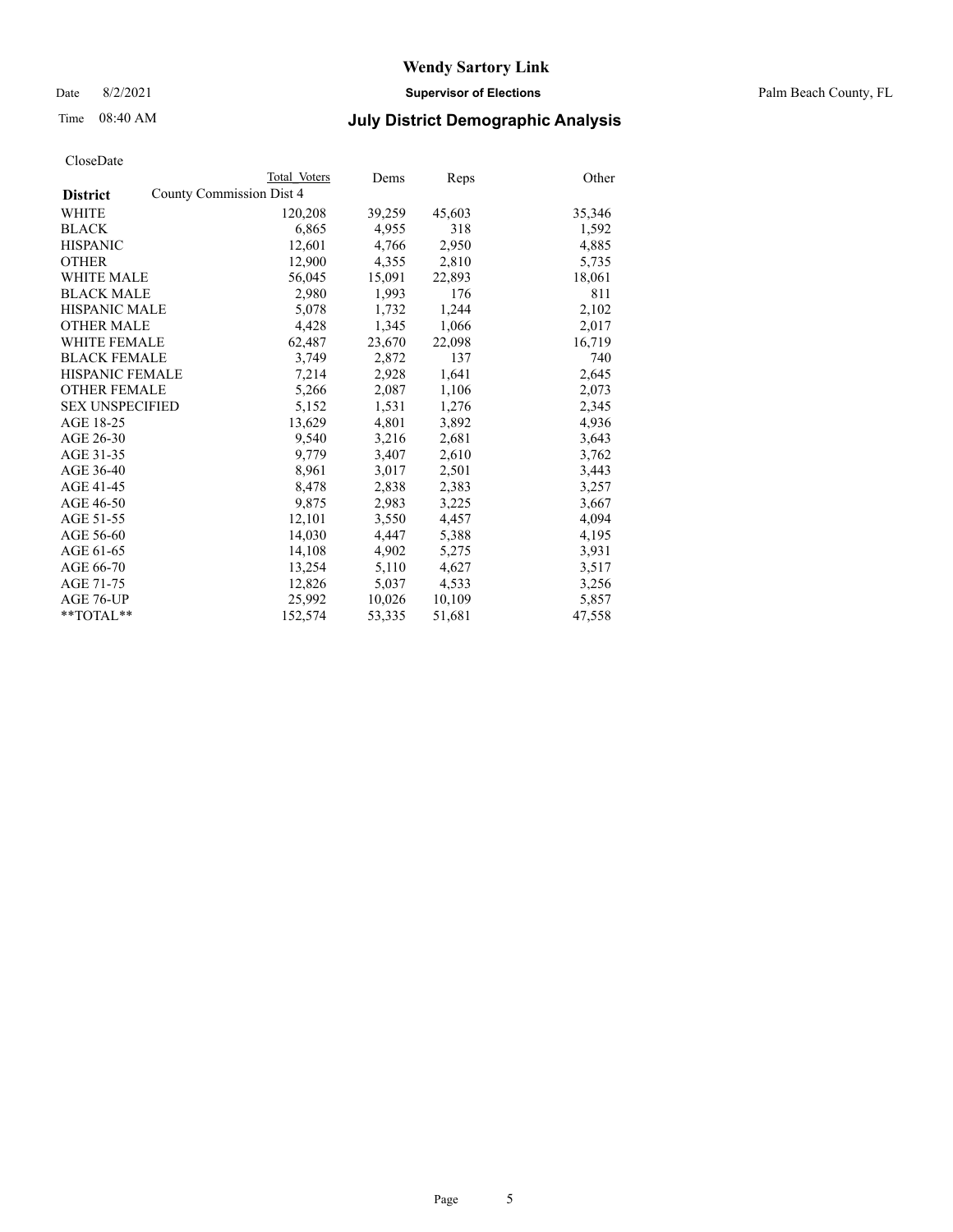Date 8/2/2021

Time 08:40 AM

# Wendy Sartory Link

## Supervisor of Elections

Palm Beach County, FL

## July District Demographic Analysis

CloseDate

| District | Total Voters | Dems | Reps | Other |
|---|---|---|---|---|
| County Commission Dist 4 | | | | |
| WHITE | 120,208 | 39,259 | 45,603 | 35,346 |
| BLACK | 6,865 | 4,955 | 318 | 1,592 |
| HISPANIC | 12,601 | 4,766 | 2,950 | 4,885 |
| OTHER | 12,900 | 4,355 | 2,810 | 5,735 |
| WHITE MALE | 56,045 | 15,091 | 22,893 | 18,061 |
| BLACK MALE | 2,980 | 1,993 | 176 | 811 |
| HISPANIC MALE | 5,078 | 1,732 | 1,244 | 2,102 |
| OTHER MALE | 4,428 | 1,345 | 1,066 | 2,017 |
| WHITE FEMALE | 62,487 | 23,670 | 22,098 | 16,719 |
| BLACK FEMALE | 3,749 | 2,872 | 137 | 740 |
| HISPANIC FEMALE | 7,214 | 2,928 | 1,641 | 2,645 |
| OTHER FEMALE | 5,266 | 2,087 | 1,106 | 2,073 |
| SEX UNSPECIFIED | 5,152 | 1,531 | 1,276 | 2,345 |
| AGE 18-25 | 13,629 | 4,801 | 3,892 | 4,936 |
| AGE 26-30 | 9,540 | 3,216 | 2,681 | 3,643 |
| AGE 31-35 | 9,779 | 3,407 | 2,610 | 3,762 |
| AGE 36-40 | 8,961 | 3,017 | 2,501 | 3,443 |
| AGE 41-45 | 8,478 | 2,838 | 2,383 | 3,257 |
| AGE 46-50 | 9,875 | 2,983 | 3,225 | 3,667 |
| AGE 51-55 | 12,101 | 3,550 | 4,457 | 4,094 |
| AGE 56-60 | 14,030 | 4,447 | 5,388 | 4,195 |
| AGE 61-65 | 14,108 | 4,902 | 5,275 | 3,931 |
| AGE 66-70 | 13,254 | 5,110 | 4,627 | 3,517 |
| AGE 71-75 | 12,826 | 5,037 | 4,533 | 3,256 |
| AGE 76-UP | 25,992 | 10,026 | 10,109 | 5,857 |
| **TOTAL** | 152,574 | 53,335 | 51,681 | 47,558 |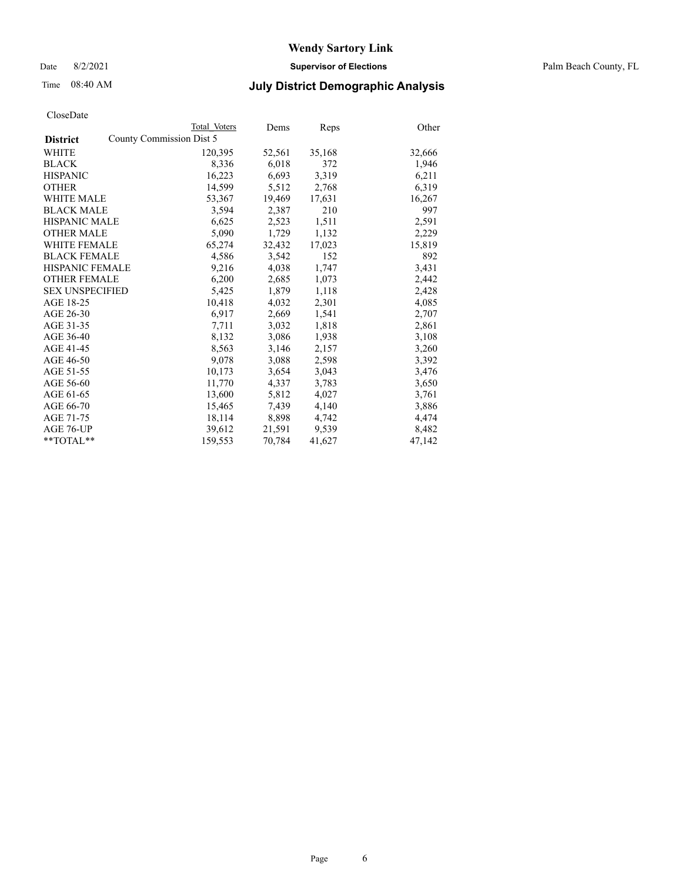# Wendy Sartory Link

Date 8/2/2021 **Supervisor of Elections** Palm Beach County, FL

Time 08:40 AM **July District Demographic Analysis**

CloseDate

| **District** | Total Voters | Dems | Reps | Other |
|---|---|---|---|---|
| County Commission Dist 5 | | | | |
| WHITE | 120,395 | 52,561 | 35,168 | 32,666 |
| BLACK | 8,336 | 6,018 | 372 | 1,946 |
| HISPANIC | 16,223 | 6,693 | 3,319 | 6,211 |
| OTHER | 14,599 | 5,512 | 2,768 | 6,319 |
| WHITE MALE | 53,367 | 19,469 | 17,631 | 16,267 |
| BLACK MALE | 3,594 | 2,387 | 210 | 997 |
| HISPANIC MALE | 6,625 | 2,523 | 1,511 | 2,591 |
| OTHER MALE | 5,090 | 1,729 | 1,132 | 2,229 |
| WHITE FEMALE | 65,274 | 32,432 | 17,023 | 15,819 |
| BLACK FEMALE | 4,586 | 3,542 | 152 | 892 |
| HISPANIC FEMALE | 9,216 | 4,038 | 1,747 | 3,431 |
| OTHER FEMALE | 6,200 | 2,685 | 1,073 | 2,442 |
| SEX UNSPECIFIED | 5,425 | 1,879 | 1,118 | 2,428 |
| AGE 18-25 | 10,418 | 4,032 | 2,301 | 4,085 |
| AGE 26-30 | 6,917 | 2,669 | 1,541 | 2,707 |
| AGE 31-35 | 7,711 | 3,032 | 1,818 | 2,861 |
| AGE 36-40 | 8,132 | 3,086 | 1,938 | 3,108 |
| AGE 41-45 | 8,563 | 3,146 | 2,157 | 3,260 |
| AGE 46-50 | 9,078 | 3,088 | 2,598 | 3,392 |
| AGE 51-55 | 10,173 | 3,654 | 3,043 | 3,476 |
| AGE 56-60 | 11,770 | 4,337 | 3,783 | 3,650 |
| AGE 61-65 | 13,600 | 5,812 | 4,027 | 3,761 |
| AGE 66-70 | 15,465 | 7,439 | 4,140 | 3,886 |
| AGE 71-75 | 18,114 | 8,898 | 4,742 | 4,474 |
| AGE 76-UP | 39,612 | 21,591 | 9,539 | 8,482 |
| **TOTAL** | 159,553 | 70,784 | 41,627 | 47,142 |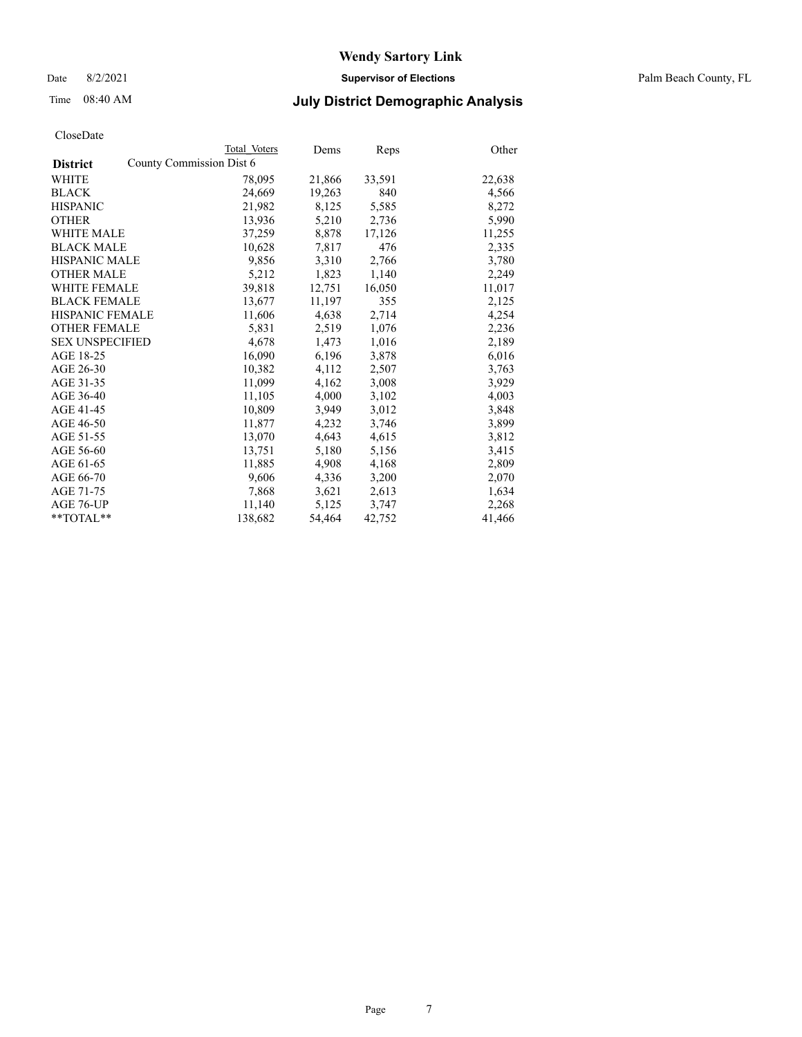CloseDate

| District | County Commission Dist 6 Total Voters | Dems | Reps | Other |
|---|---|---|---|---|
| WHITE | 78,095 | 21,866 | 33,591 | 22,638 |
| BLACK | 24,669 | 19,263 | 840 | 4,566 |
| HISPANIC | 21,982 | 8,125 | 5,585 | 8,272 |
| OTHER | 13,936 | 5,210 | 2,736 | 5,990 |
| WHITE MALE | 37,259 | 8,878 | 17,126 | 11,255 |
| BLACK MALE | 10,628 | 7,817 | 476 | 2,335 |
| HISPANIC MALE | 9,856 | 3,310 | 2,766 | 3,780 |
| OTHER MALE | 5,212 | 1,823 | 1,140 | 2,249 |
| WHITE FEMALE | 39,818 | 12,751 | 16,050 | 11,017 |
| BLACK FEMALE | 13,677 | 11,197 | 355 | 2,125 |
| HISPANIC FEMALE | 11,606 | 4,638 | 2,714 | 4,254 |
| OTHER FEMALE | 5,831 | 2,519 | 1,076 | 2,236 |
| SEX UNSPECIFIED | 4,678 | 1,473 | 1,016 | 2,189 |
| AGE 18-25 | 16,090 | 6,196 | 3,878 | 6,016 |
| AGE 26-30 | 10,382 | 4,112 | 2,507 | 3,763 |
| AGE 31-35 | 11,099 | 4,162 | 3,008 | 3,929 |
| AGE 36-40 | 11,105 | 4,000 | 3,102 | 4,003 |
| AGE 41-45 | 10,809 | 3,949 | 3,012 | 3,848 |
| AGE 46-50 | 11,877 | 4,232 | 3,746 | 3,899 |
| AGE 51-55 | 13,070 | 4,643 | 4,615 | 3,812 |
| AGE 56-60 | 13,751 | 5,180 | 5,156 | 3,415 |
| AGE 61-65 | 11,885 | 4,908 | 4,168 | 2,809 |
| AGE 66-70 | 9,606 | 4,336 | 3,200 | 2,070 |
| AGE 71-75 | 7,868 | 3,621 | 2,613 | 1,634 |
| AGE 76-UP | 11,140 | 5,125 | 3,747 | 2,268 |
| **TOTAL** | 138,682 | 54,464 | 42,752 | 41,466 |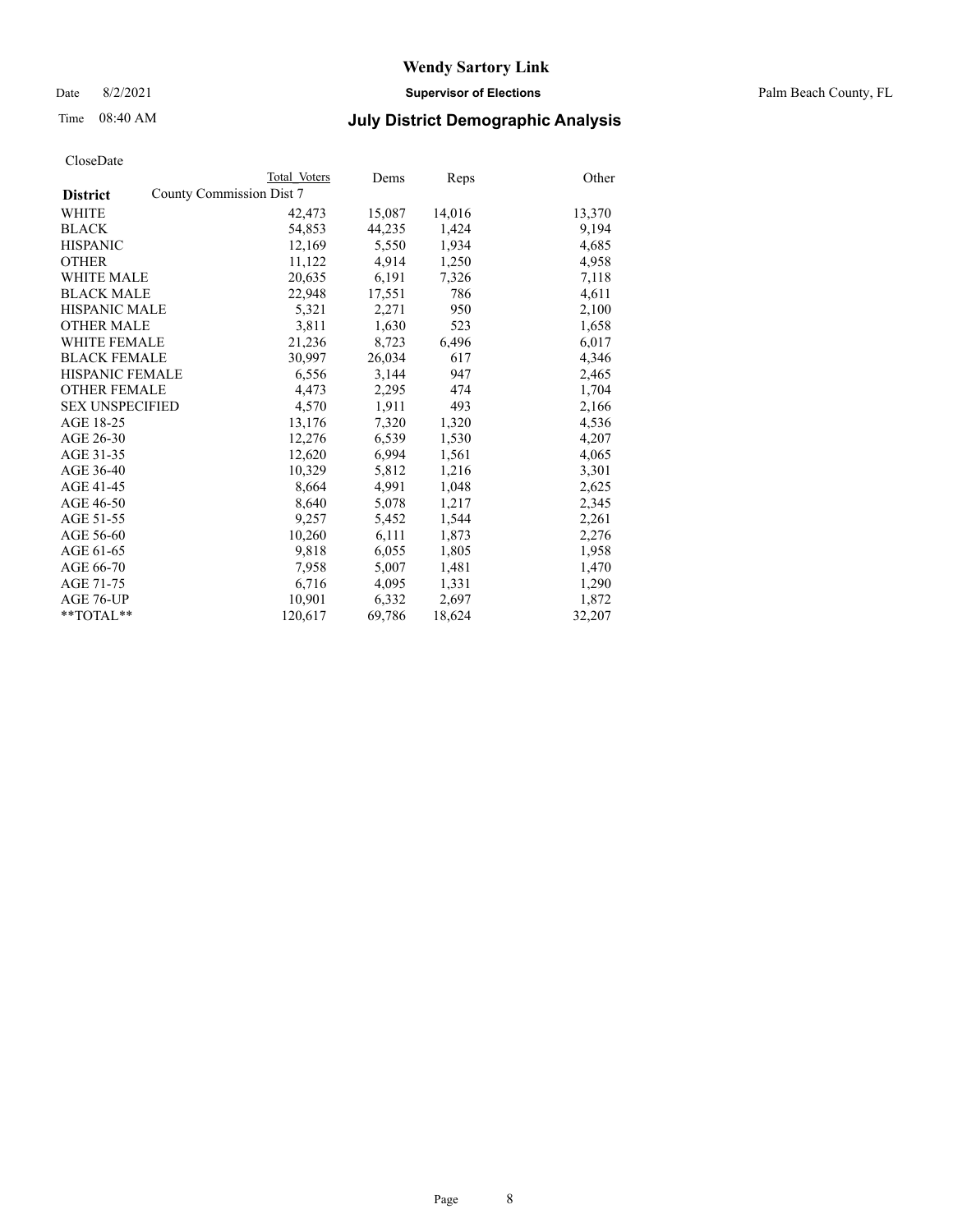# Wendy Sartory Link

Date 8/2/2021 **Supervisor of Elections** Palm Beach County, FL

Time 08:40 AM **July District Demographic Analysis**

CloseDate

| **District** | County Commission Dist 7 Total Voters | Dems | Reps | Other |
|---|---|---|---|---|
| WHITE | 42,473 | 15,087 | 14,016 | 13,370 |
| BLACK | 54,853 | 44,235 | 1,424 | 9,194 |
| HISPANIC | 12,169 | 5,550 | 1,934 | 4,685 |
| OTHER | 11,122 | 4,914 | 1,250 | 4,958 |
| WHITE MALE | 20,635 | 6,191 | 7,326 | 7,118 |
| BLACK MALE | 22,948 | 17,551 | 786 | 4,611 |
| HISPANIC MALE | 5,321 | 2,271 | 950 | 2,100 |
| OTHER MALE | 3,811 | 1,630 | 523 | 1,658 |
| WHITE FEMALE | 21,236 | 8,723 | 6,496 | 6,017 |
| BLACK FEMALE | 30,997 | 26,034 | 617 | 4,346 |
| HISPANIC FEMALE | 6,556 | 3,144 | 947 | 2,465 |
| OTHER FEMALE | 4,473 | 2,295 | 474 | 1,704 |
| SEX UNSPECIFIED | 4,570 | 1,911 | 493 | 2,166 |
| AGE 18-25 | 13,176 | 7,320 | 1,320 | 4,536 |
| AGE 26-30 | 12,276 | 6,539 | 1,530 | 4,207 |
| AGE 31-35 | 12,620 | 6,994 | 1,561 | 4,065 |
| AGE 36-40 | 10,329 | 5,812 | 1,216 | 3,301 |
| AGE 41-45 | 8,664 | 4,991 | 1,048 | 2,625 |
| AGE 46-50 | 8,640 | 5,078 | 1,217 | 2,345 |
| AGE 51-55 | 9,257 | 5,452 | 1,544 | 2,261 |
| AGE 56-60 | 10,260 | 6,111 | 1,873 | 2,276 |
| AGE 61-65 | 9,818 | 6,055 | 1,805 | 1,958 |
| AGE 66-70 | 7,958 | 5,007 | 1,481 | 1,470 |
| AGE 71-75 | 6,716 | 4,095 | 1,331 | 1,290 |
| AGE 76-UP | 10,901 | 6,332 | 2,697 | 1,872 |
| **TOTAL** | 120,617 | 69,786 | 18,624 | 32,207 |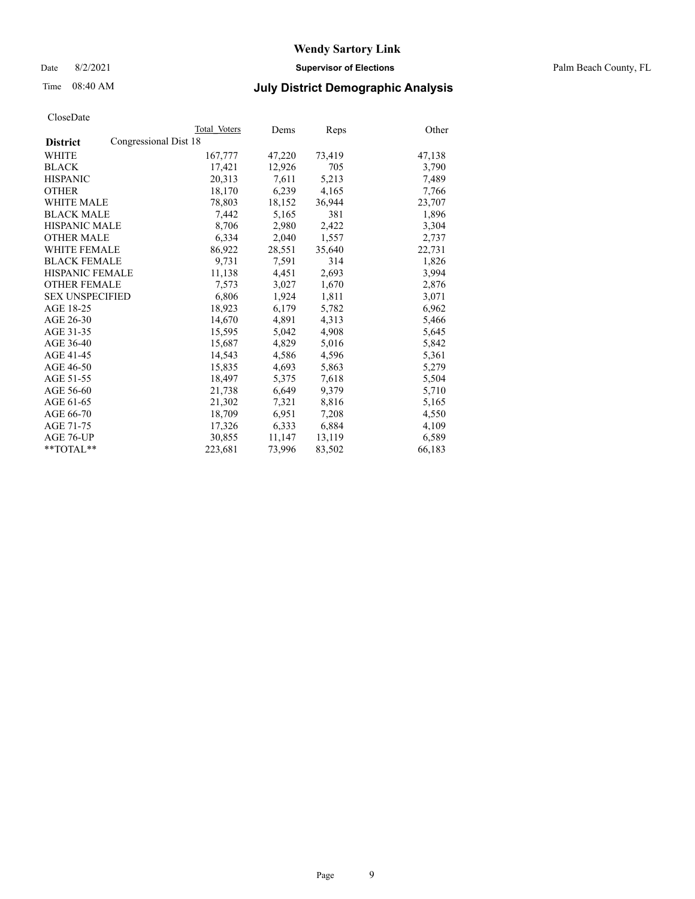# Wendy Sartory Link

Date 8/2/2021 **Supervisor of Elections** Palm Beach County, FL

Time 08:40 AM **July District Demographic Analysis**

CloseDate

| **District** | Congressional Dist 18 | | | |
|---|---|---|---|---|
| | Total Voters | Dems | Reps | Other |
| WHITE | 167,777 | 47,220 | 73,419 | 47,138 |
| BLACK | 17,421 | 12,926 | 705 | 3,790 |
| HISPANIC | 20,313 | 7,611 | 5,213 | 7,489 |
| OTHER | 18,170 | 6,239 | 4,165 | 7,766 |
| WHITE MALE | 78,803 | 18,152 | 36,944 | 23,707 |
| BLACK MALE | 7,442 | 5,165 | 381 | 1,896 |
| HISPANIC MALE | 8,706 | 2,980 | 2,422 | 3,304 |
| OTHER MALE | 6,334 | 2,040 | 1,557 | 2,737 |
| WHITE FEMALE | 86,922 | 28,551 | 35,640 | 22,731 |
| BLACK FEMALE | 9,731 | 7,591 | 314 | 1,826 |
| HISPANIC FEMALE | 11,138 | 4,451 | 2,693 | 3,994 |
| OTHER FEMALE | 7,573 | 3,027 | 1,670 | 2,876 |
| SEX UNSPECIFIED | 6,806 | 1,924 | 1,811 | 3,071 |
| AGE 18-25 | 18,923 | 6,179 | 5,782 | 6,962 |
| AGE 26-30 | 14,670 | 4,891 | 4,313 | 5,466 |
| AGE 31-35 | 15,595 | 5,042 | 4,908 | 5,645 |
| AGE 36-40 | 15,687 | 4,829 | 5,016 | 5,842 |
| AGE 41-45 | 14,543 | 4,586 | 4,596 | 5,361 |
| AGE 46-50 | 15,835 | 4,693 | 5,863 | 5,279 |
| AGE 51-55 | 18,497 | 5,375 | 7,618 | 5,504 |
| AGE 56-60 | 21,738 | 6,649 | 9,379 | 5,710 |
| AGE 61-65 | 21,302 | 7,321 | 8,816 | 5,165 |
| AGE 66-70 | 18,709 | 6,951 | 7,208 | 4,550 |
| AGE 71-75 | 17,326 | 6,333 | 6,884 | 4,109 |
| AGE 76-UP | 30,855 | 11,147 | 13,119 | 6,589 |
| **TOTAL** | 223,681 | 73,996 | 83,502 | 66,183 |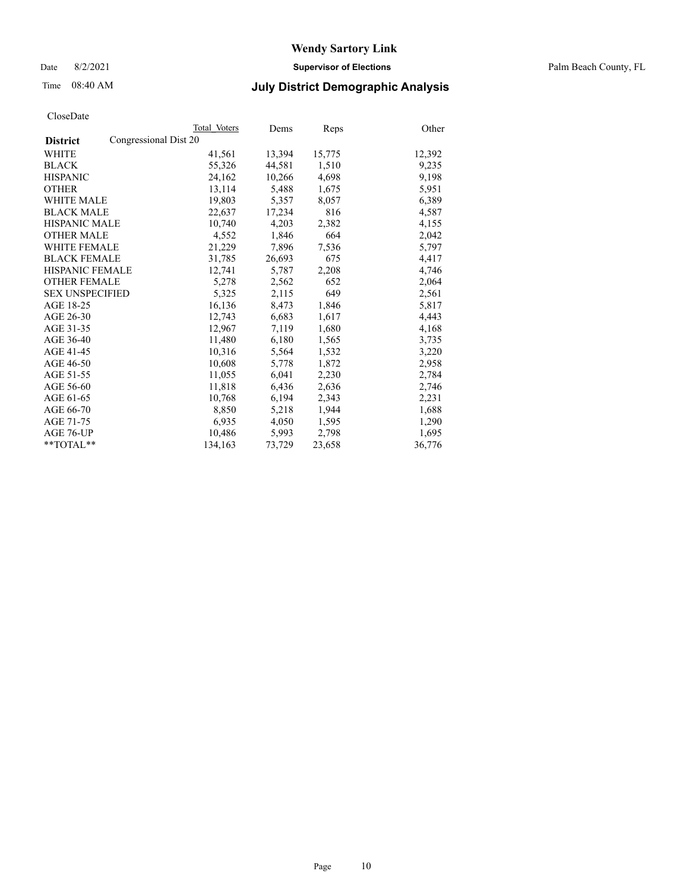# Wendy Sartory Link

Date 8/2/2021 **Supervisor of Elections** Palm Beach County, FL

Time 08:40 AM **July District Demographic Analysis**

CloseDate

| **District** | Total Voters | Dems | Reps | Other |
|---|---|---|---|---|
| Congressional Dist 20 | | | | |
| WHITE | 41,561 | 13,394 | 15,775 | 12,392 |
| BLACK | 55,326 | 44,581 | 1,510 | 9,235 |
| HISPANIC | 24,162 | 10,266 | 4,698 | 9,198 |
| OTHER | 13,114 | 5,488 | 1,675 | 5,951 |
| WHITE MALE | 19,803 | 5,357 | 8,057 | 6,389 |
| BLACK MALE | 22,637 | 17,234 | 816 | 4,587 |
| HISPANIC MALE | 10,740 | 4,203 | 2,382 | 4,155 |
| OTHER MALE | 4,552 | 1,846 | 664 | 2,042 |
| WHITE FEMALE | 21,229 | 7,896 | 7,536 | 5,797 |
| BLACK FEMALE | 31,785 | 26,693 | 675 | 4,417 |
| HISPANIC FEMALE | 12,741 | 5,787 | 2,208 | 4,746 |
| OTHER FEMALE | 5,278 | 2,562 | 652 | 2,064 |
| SEX UNSPECIFIED | 5,325 | 2,115 | 649 | 2,561 |
| AGE 18-25 | 16,136 | 8,473 | 1,846 | 5,817 |
| AGE 26-30 | 12,743 | 6,683 | 1,617 | 4,443 |
| AGE 31-35 | 12,967 | 7,119 | 1,680 | 4,168 |
| AGE 36-40 | 11,480 | 6,180 | 1,565 | 3,735 |
| AGE 41-45 | 10,316 | 5,564 | 1,532 | 3,220 |
| AGE 46-50 | 10,608 | 5,778 | 1,872 | 2,958 |
| AGE 51-55 | 11,055 | 6,041 | 2,230 | 2,784 |
| AGE 56-60 | 11,818 | 6,436 | 2,636 | 2,746 |
| AGE 61-65 | 10,768 | 6,194 | 2,343 | 2,231 |
| AGE 66-70 | 8,850 | 5,218 | 1,944 | 1,688 |
| AGE 71-75 | 6,935 | 4,050 | 1,595 | 1,290 |
| AGE 76-UP | 10,486 | 5,993 | 2,798 | 1,695 |
| **TOTAL** | 134,163 | 73,729 | 23,658 | 36,776 |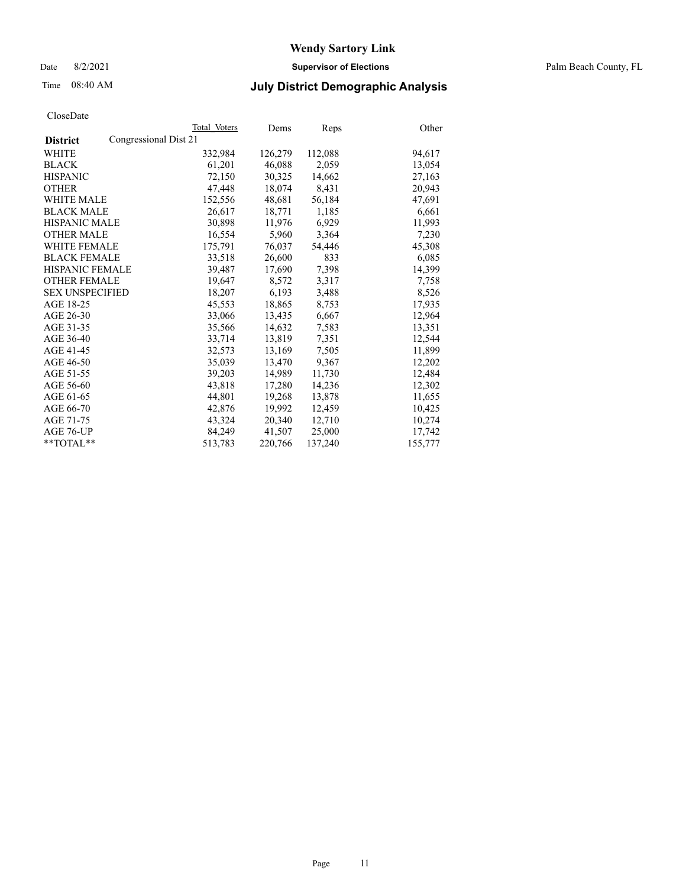# Wendy Sartory Link

Date 8/2/2021 **Supervisor of Elections** Palm Beach County, FL

Time 08:40 AM **July District Demographic Analysis**

CloseDate

| **District** | Congressional Dist 21 Total Voters | Dems | Reps | Other |
|---|---|---|---|---|
| WHITE | 332,984 | 126,279 | 112,088 | 94,617 |
| BLACK | 61,201 | 46,088 | 2,059 | 13,054 |
| HISPANIC | 72,150 | 30,325 | 14,662 | 27,163 |
| OTHER | 47,448 | 18,074 | 8,431 | 20,943 |
| WHITE MALE | 152,556 | 48,681 | 56,184 | 47,691 |
| BLACK MALE | 26,617 | 18,771 | 1,185 | 6,661 |
| HISPANIC MALE | 30,898 | 11,976 | 6,929 | 11,993 |
| OTHER MALE | 16,554 | 5,960 | 3,364 | 7,230 |
| WHITE FEMALE | 175,791 | 76,037 | 54,446 | 45,308 |
| BLACK FEMALE | 33,518 | 26,600 | 833 | 6,085 |
| HISPANIC FEMALE | 39,487 | 17,690 | 7,398 | 14,399 |
| OTHER FEMALE | 19,647 | 8,572 | 3,317 | 7,758 |
| SEX UNSPECIFIED | 18,207 | 6,193 | 3,488 | 8,526 |
| AGE 18-25 | 45,553 | 18,865 | 8,753 | 17,935 |
| AGE 26-30 | 33,066 | 13,435 | 6,667 | 12,964 |
| AGE 31-35 | 35,566 | 14,632 | 7,583 | 13,351 |
| AGE 36-40 | 33,714 | 13,819 | 7,351 | 12,544 |
| AGE 41-45 | 32,573 | 13,169 | 7,505 | 11,899 |
| AGE 46-50 | 35,039 | 13,470 | 9,367 | 12,202 |
| AGE 51-55 | 39,203 | 14,989 | 11,730 | 12,484 |
| AGE 56-60 | 43,818 | 17,280 | 14,236 | 12,302 |
| AGE 61-65 | 44,801 | 19,268 | 13,878 | 11,655 |
| AGE 66-70 | 42,876 | 19,992 | 12,459 | 10,425 |
| AGE 71-75 | 43,324 | 20,340 | 12,710 | 10,274 |
| AGE 76-UP | 84,249 | 41,507 | 25,000 | 17,742 |
| **TOTAL** | 513,783 | 220,766 | 137,240 | 155,777 |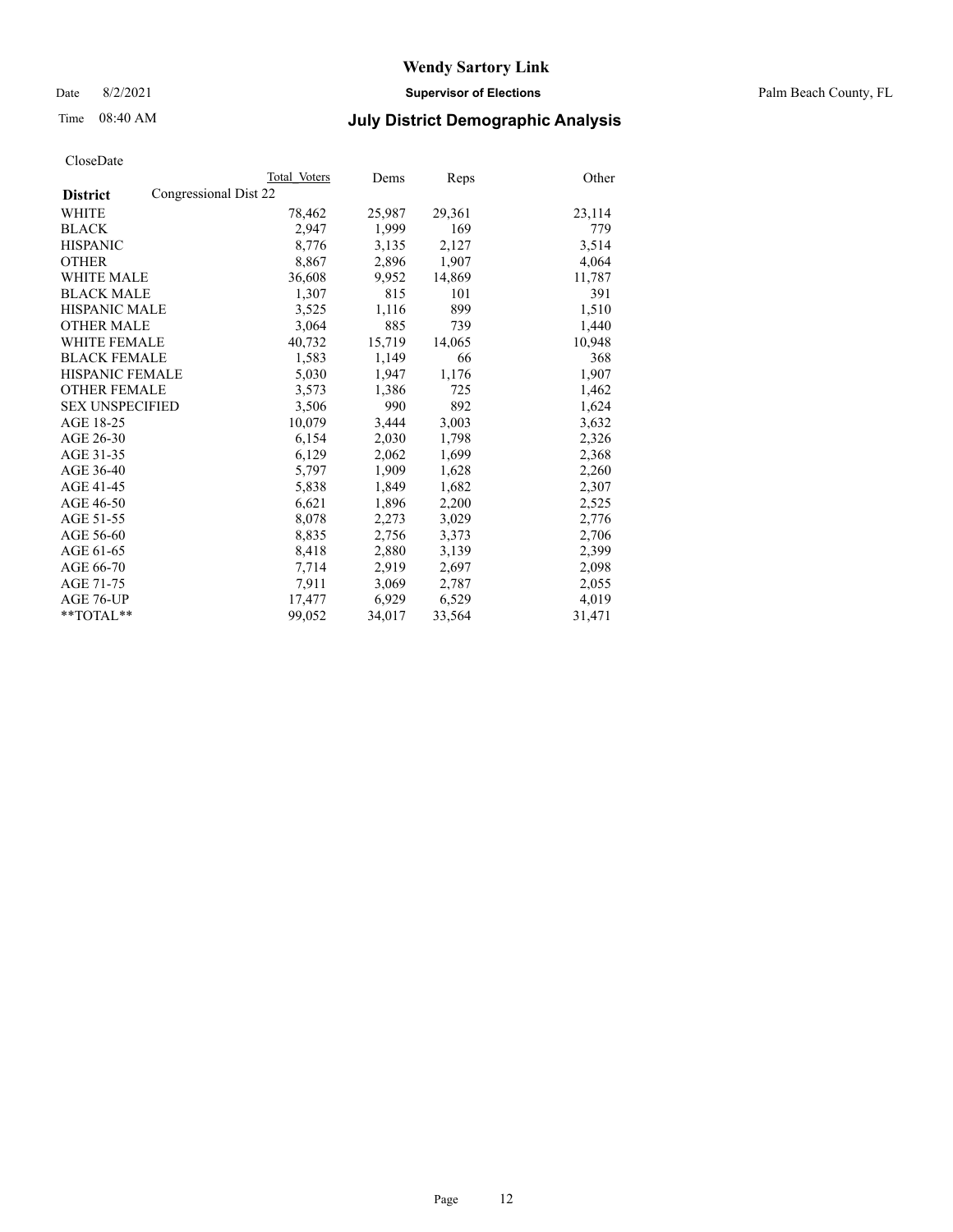# Wendy Sartory Link

Date 8/2/2021 **Supervisor of Elections** Palm Beach County, FL

Time 08:40 AM **July District Demographic Analysis**

CloseDate

| **District** | Congressional Dist 22 | Total Voters | Dems | Reps | Other |
|---|---|---|---|---|---|
| WHITE | | 78,462 | 25,987 | 29,361 | 23,114 |
| BLACK | | 2,947 | 1,999 | 169 | 779 |
| HISPANIC | | 8,776 | 3,135 | 2,127 | 3,514 |
| OTHER | | 8,867 | 2,896 | 1,907 | 4,064 |
| WHITE MALE | | 36,608 | 9,952 | 14,869 | 11,787 |
| BLACK MALE | | 1,307 | 815 | 101 | 391 |
| HISPANIC MALE | | 3,525 | 1,116 | 899 | 1,510 |
| OTHER MALE | | 3,064 | 885 | 739 | 1,440 |
| WHITE FEMALE | | 40,732 | 15,719 | 14,065 | 10,948 |
| BLACK FEMALE | | 1,583 | 1,149 | 66 | 368 |
| HISPANIC FEMALE | | 5,030 | 1,947 | 1,176 | 1,907 |
| OTHER FEMALE | | 3,573 | 1,386 | 725 | 1,462 |
| SEX UNSPECIFIED | | 3,506 | 990 | 892 | 1,624 |
| AGE 18-25 | | 10,079 | 3,444 | 3,003 | 3,632 |
| AGE 26-30 | | 6,154 | 2,030 | 1,798 | 2,326 |
| AGE 31-35 | | 6,129 | 2,062 | 1,699 | 2,368 |
| AGE 36-40 | | 5,797 | 1,909 | 1,628 | 2,260 |
| AGE 41-45 | | 5,838 | 1,849 | 1,682 | 2,307 |
| AGE 46-50 | | 6,621 | 1,896 | 2,200 | 2,525 |
| AGE 51-55 | | 8,078 | 2,273 | 3,029 | 2,776 |
| AGE 56-60 | | 8,835 | 2,756 | 3,373 | 2,706 |
| AGE 61-65 | | 8,418 | 2,880 | 3,139 | 2,399 |
| AGE 66-70 | | 7,714 | 2,919 | 2,697 | 2,098 |
| AGE 71-75 | | 7,911 | 3,069 | 2,787 | 2,055 |
| AGE 76-UP | | 17,477 | 6,929 | 6,529 | 4,019 |
| **TOTAL** | | 99,052 | 34,017 | 33,564 | 31,471 |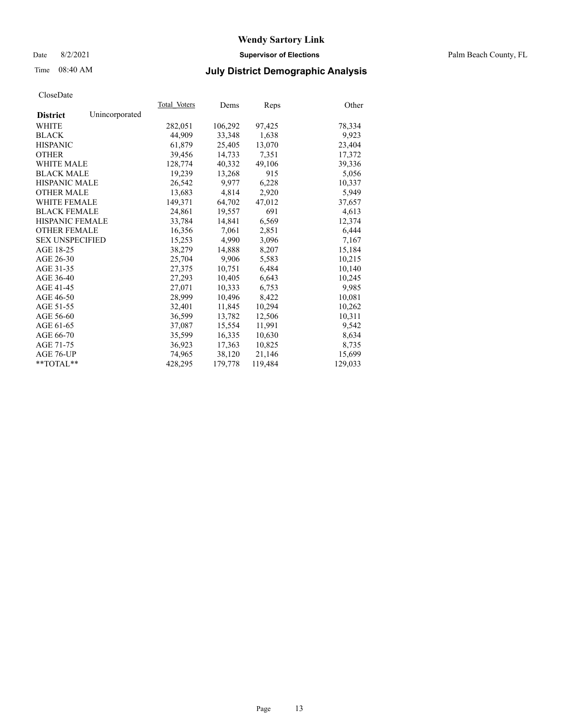# Wendy Sartory Link

Date 8/2/2021 **Supervisor of Elections** Palm Beach County, FL

Time 08:40 AM **July District Demographic Analysis**

CloseDate

| **District** Unincorporated | Total Voters | Dems | Reps | Other |
|---|---|---|---|---|
| WHITE | 282,051 | 106,292 | 97,425 | 78,334 |
| BLACK | 44,909 | 33,348 | 1,638 | 9,923 |
| HISPANIC | 61,879 | 25,405 | 13,070 | 23,404 |
| OTHER | 39,456 | 14,733 | 7,351 | 17,372 |
| WHITE MALE | 128,774 | 40,332 | 49,106 | 39,336 |
| BLACK MALE | 19,239 | 13,268 | 915 | 5,056 |
| HISPANIC MALE | 26,542 | 9,977 | 6,228 | 10,337 |
| OTHER MALE | 13,683 | 4,814 | 2,920 | 5,949 |
| WHITE FEMALE | 149,371 | 64,702 | 47,012 | 37,657 |
| BLACK FEMALE | 24,861 | 19,557 | 691 | 4,613 |
| HISPANIC FEMALE | 33,784 | 14,841 | 6,569 | 12,374 |
| OTHER FEMALE | 16,356 | 7,061 | 2,851 | 6,444 |
| SEX UNSPECIFIED | 15,253 | 4,990 | 3,096 | 7,167 |
| AGE 18-25 | 38,279 | 14,888 | 8,207 | 15,184 |
| AGE 26-30 | 25,704 | 9,906 | 5,583 | 10,215 |
| AGE 31-35 | 27,375 | 10,751 | 6,484 | 10,140 |
| AGE 36-40 | 27,293 | 10,405 | 6,643 | 10,245 |
| AGE 41-45 | 27,071 | 10,333 | 6,753 | 9,985 |
| AGE 46-50 | 28,999 | 10,496 | 8,422 | 10,081 |
| AGE 51-55 | 32,401 | 11,845 | 10,294 | 10,262 |
| AGE 56-60 | 36,599 | 13,782 | 12,506 | 10,311 |
| AGE 61-65 | 37,087 | 15,554 | 11,991 | 9,542 |
| AGE 66-70 | 35,599 | 16,335 | 10,630 | 8,634 |
| AGE 71-75 | 36,923 | 17,363 | 10,825 | 8,735 |
| AGE 76-UP | 74,965 | 38,120 | 21,146 | 15,699 |
| **TOTAL** | 428,295 | 179,778 | 119,484 | 129,033 |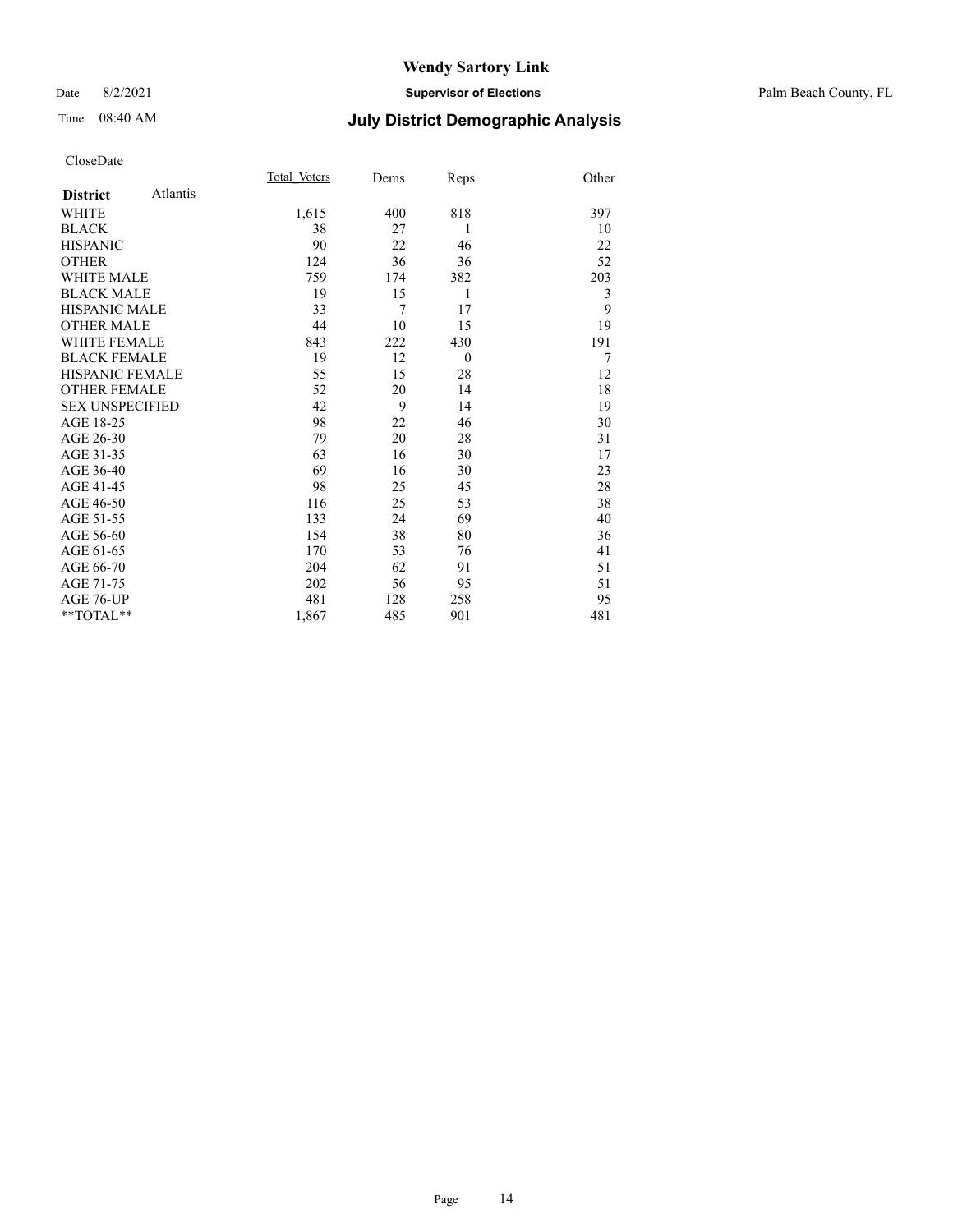# Wendy Sartory Link

Date 8/2/2021 **Supervisor of Elections** Palm Beach County, FL

Time 08:40 AM **July District Demographic Analysis**

CloseDate

| **District** Atlantis | Total_Voters | Dems | Reps | Other |
|---|---|---|---|---|
| WHITE | 1,615 | 400 | 818 | 397 |
| BLACK | 38 | 27 | 1 | 10 |
| HISPANIC | 90 | 22 | 46 | 22 |
| OTHER | 124 | 36 | 36 | 52 |
| WHITE MALE | 759 | 174 | 382 | 203 |
| BLACK MALE | 19 | 15 | 1 | 3 |
| HISPANIC MALE | 33 | 7 | 17 | 9 |
| OTHER MALE | 44 | 10 | 15 | 19 |
| WHITE FEMALE | 843 | 222 | 430 | 191 |
| BLACK FEMALE | 19 | 12 | 0 | 7 |
| HISPANIC FEMALE | 55 | 15 | 28 | 12 |
| OTHER FEMALE | 52 | 20 | 14 | 18 |
| SEX UNSPECIFIED | 42 | 9 | 14 | 19 |
| AGE 18-25 | 98 | 22 | 46 | 30 |
| AGE 26-30 | 79 | 20 | 28 | 31 |
| AGE 31-35 | 63 | 16 | 30 | 17 |
| AGE 36-40 | 69 | 16 | 30 | 23 |
| AGE 41-45 | 98 | 25 | 45 | 28 |
| AGE 46-50 | 116 | 25 | 53 | 38 |
| AGE 51-55 | 133 | 24 | 69 | 40 |
| AGE 56-60 | 154 | 38 | 80 | 36 |
| AGE 61-65 | 170 | 53 | 76 | 41 |
| AGE 66-70 | 204 | 62 | 91 | 51 |
| AGE 71-75 | 202 | 56 | 95 | 51 |
| AGE 76-UP | 481 | 128 | 258 | 95 |
| **TOTAL** | 1,867 | 485 | 901 | 481 |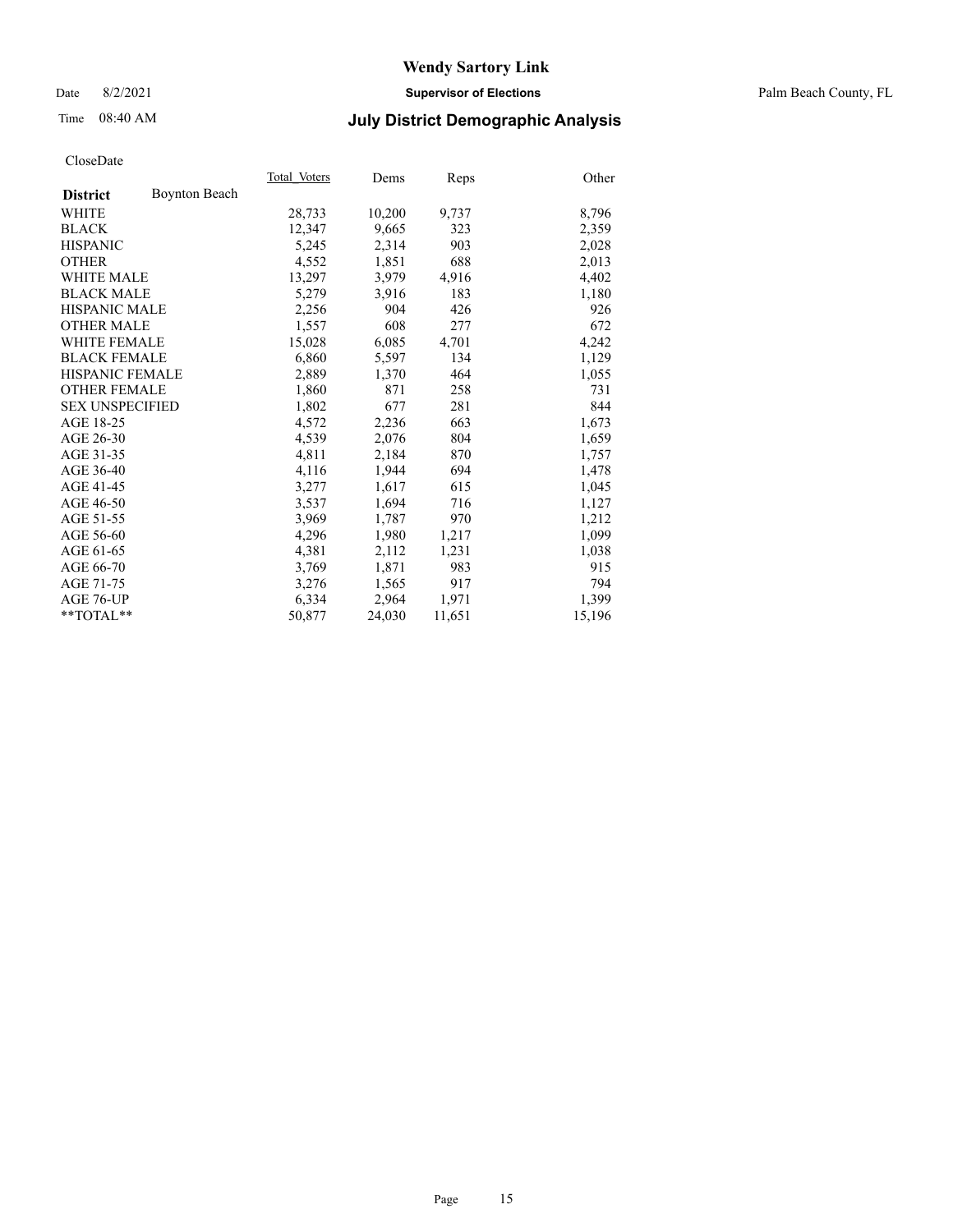# Wendy Sartory Link

Date 8/2/2021 **Supervisor of Elections** Palm Beach County, FL

Time 08:40 AM **July District Demographic Analysis**

CloseDate

| **District** Boynton Beach | Total Voters | Dems | Reps | Other |
|---|---|---|---|---|
| WHITE | 28,733 | 10,200 | 9,737 | 8,796 |
| BLACK | 12,347 | 9,665 | 323 | 2,359 |
| HISPANIC | 5,245 | 2,314 | 903 | 2,028 |
| OTHER | 4,552 | 1,851 | 688 | 2,013 |
| WHITE MALE | 13,297 | 3,979 | 4,916 | 4,402 |
| BLACK MALE | 5,279 | 3,916 | 183 | 1,180 |
| HISPANIC MALE | 2,256 | 904 | 426 | 926 |
| OTHER MALE | 1,557 | 608 | 277 | 672 |
| WHITE FEMALE | 15,028 | 6,085 | 4,701 | 4,242 |
| BLACK FEMALE | 6,860 | 5,597 | 134 | 1,129 |
| HISPANIC FEMALE | 2,889 | 1,370 | 464 | 1,055 |
| OTHER FEMALE | 1,860 | 871 | 258 | 731 |
| SEX UNSPECIFIED | 1,802 | 677 | 281 | 844 |
| AGE 18-25 | 4,572 | 2,236 | 663 | 1,673 |
| AGE 26-30 | 4,539 | 2,076 | 804 | 1,659 |
| AGE 31-35 | 4,811 | 2,184 | 870 | 1,757 |
| AGE 36-40 | 4,116 | 1,944 | 694 | 1,478 |
| AGE 41-45 | 3,277 | 1,617 | 615 | 1,045 |
| AGE 46-50 | 3,537 | 1,694 | 716 | 1,127 |
| AGE 51-55 | 3,969 | 1,787 | 970 | 1,212 |
| AGE 56-60 | 4,296 | 1,980 | 1,217 | 1,099 |
| AGE 61-65 | 4,381 | 2,112 | 1,231 | 1,038 |
| AGE 66-70 | 3,769 | 1,871 | 983 | 915 |
| AGE 71-75 | 3,276 | 1,565 | 917 | 794 |
| AGE 76-UP | 6,334 | 2,964 | 1,971 | 1,399 |
| **TOTAL** | 50,877 | 24,030 | 11,651 | 15,196 |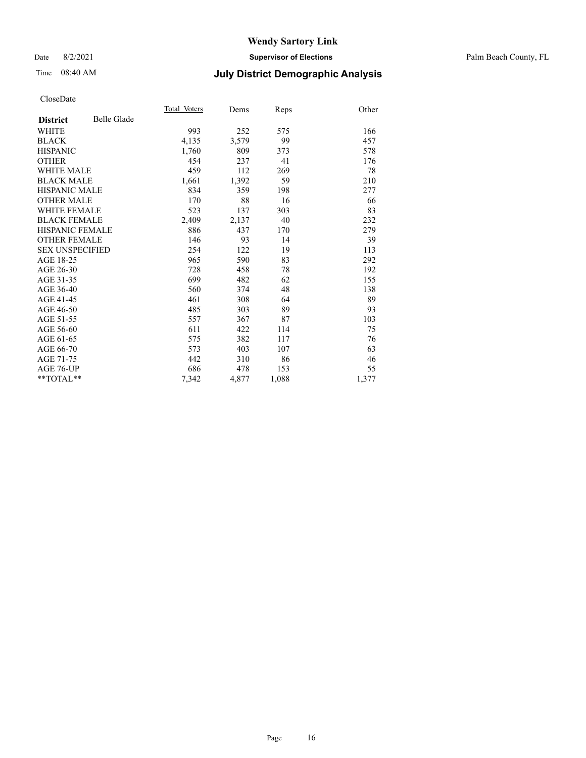# Wendy Sartory Link

Date 8/2/2021 **Supervisor of Elections** Palm Beach County, FL

Time 08:40 AM **July District Demographic Analysis**

CloseDate

| **District** Belle Glade | Total Voters | Dems | Reps | Other |
|---|---|---|---|---|
| WHITE | 993 | 252 | 575 | 166 |
| BLACK | 4,135 | 3,579 | 99 | 457 |
| HISPANIC | 1,760 | 809 | 373 | 578 |
| OTHER | 454 | 237 | 41 | 176 |
| WHITE MALE | 459 | 112 | 269 | 78 |
| BLACK MALE | 1,661 | 1,392 | 59 | 210 |
| HISPANIC MALE | 834 | 359 | 198 | 277 |
| OTHER MALE | 170 | 88 | 16 | 66 |
| WHITE FEMALE | 523 | 137 | 303 | 83 |
| BLACK FEMALE | 2,409 | 2,137 | 40 | 232 |
| HISPANIC FEMALE | 886 | 437 | 170 | 279 |
| OTHER FEMALE | 146 | 93 | 14 | 39 |
| SEX UNSPECIFIED | 254 | 122 | 19 | 113 |
| AGE 18-25 | 965 | 590 | 83 | 292 |
| AGE 26-30 | 728 | 458 | 78 | 192 |
| AGE 31-35 | 699 | 482 | 62 | 155 |
| AGE 36-40 | 560 | 374 | 48 | 138 |
| AGE 41-45 | 461 | 308 | 64 | 89 |
| AGE 46-50 | 485 | 303 | 89 | 93 |
| AGE 51-55 | 557 | 367 | 87 | 103 |
| AGE 56-60 | 611 | 422 | 114 | 75 |
| AGE 61-65 | 575 | 382 | 117 | 76 |
| AGE 66-70 | 573 | 403 | 107 | 63 |
| AGE 71-75 | 442 | 310 | 86 | 46 |
| AGE 76-UP | 686 | 478 | 153 | 55 |
| **TOTAL** | 7,342 | 4,877 | 1,088 | 1,377 |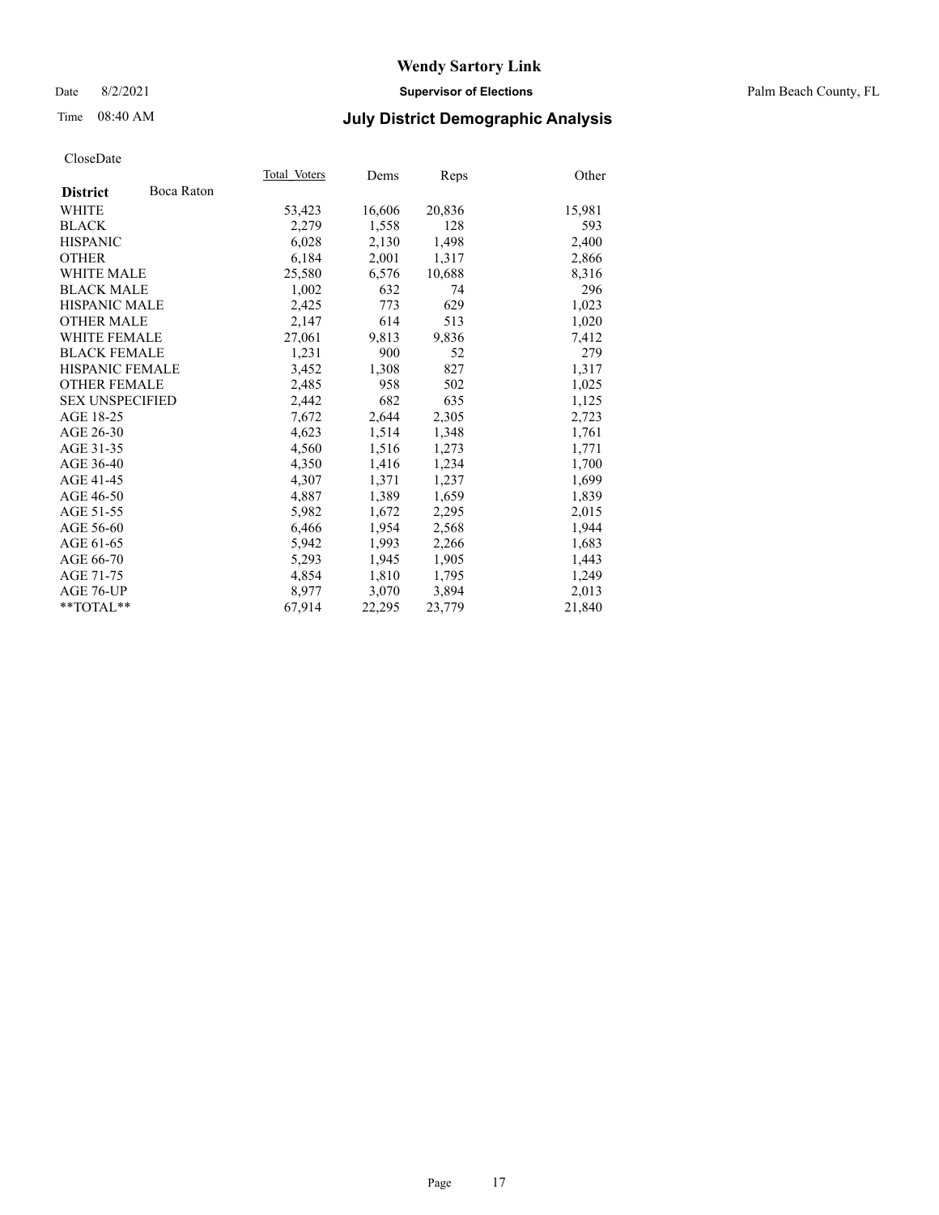**Wendy Sartory Link**

Date 8/2/2021 **Supervisor of Elections** Palm Beach County, FL

Time 08:40 AM **July District Demographic Analysis**

CloseDate

| **District** Boca Raton | Total Voters | Dems | Reps | Other |
|---|---|---|---|---|
| WHITE | 53,423 | 16,606 | 20,836 | 15,981 |
| BLACK | 2,279 | 1,558 | 128 | 593 |
| HISPANIC | 6,028 | 2,130 | 1,498 | 2,400 |
| OTHER | 6,184 | 2,001 | 1,317 | 2,866 |
| WHITE MALE | 25,580 | 6,576 | 10,688 | 8,316 |
| BLACK MALE | 1,002 | 632 | 74 | 296 |
| HISPANIC MALE | 2,425 | 773 | 629 | 1,023 |
| OTHER MALE | 2,147 | 614 | 513 | 1,020 |
| WHITE FEMALE | 27,061 | 9,813 | 9,836 | 7,412 |
| BLACK FEMALE | 1,231 | 900 | 52 | 279 |
| HISPANIC FEMALE | 3,452 | 1,308 | 827 | 1,317 |
| OTHER FEMALE | 2,485 | 958 | 502 | 1,025 |
| SEX UNSPECIFIED | 2,442 | 682 | 635 | 1,125 |
| AGE 18-25 | 7,672 | 2,644 | 2,305 | 2,723 |
| AGE 26-30 | 4,623 | 1,514 | 1,348 | 1,761 |
| AGE 31-35 | 4,560 | 1,516 | 1,273 | 1,771 |
| AGE 36-40 | 4,350 | 1,416 | 1,234 | 1,700 |
| AGE 41-45 | 4,307 | 1,371 | 1,237 | 1,699 |
| AGE 46-50 | 4,887 | 1,389 | 1,659 | 1,839 |
| AGE 51-55 | 5,982 | 1,672 | 2,295 | 2,015 |
| AGE 56-60 | 6,466 | 1,954 | 2,568 | 1,944 |
| AGE 61-65 | 5,942 | 1,993 | 2,266 | 1,683 |
| AGE 66-70 | 5,293 | 1,945 | 1,905 | 1,443 |
| AGE 71-75 | 4,854 | 1,810 | 1,795 | 1,249 |
| AGE 76-UP | 8,977 | 3,070 | 3,894 | 2,013 |
| **TOTAL** | 67,914 | 22,295 | 23,779 | 21,840 |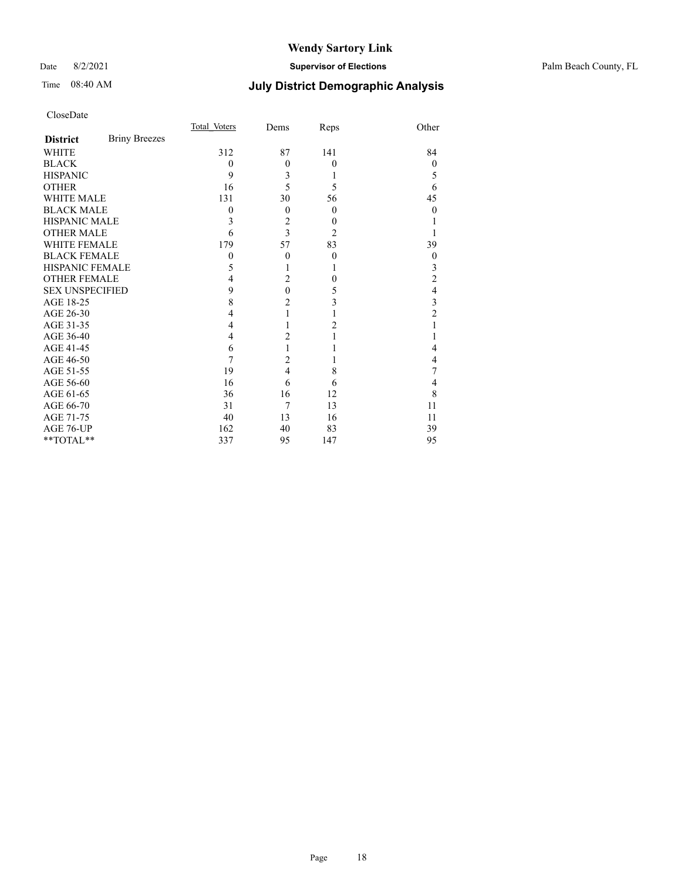# Wendy Sartory Link

Date 8/2/2021 **Supervisor of Elections** Palm Beach County, FL

Time 08:40 AM **July District Demographic Analysis**

CloseDate

| **District** Briny Breezes | Total_Voters | Dems | Reps | Other |
|---|---|---|---|---|
| WHITE | 312 | 87 | 141 | 84 |
| BLACK | 0 | 0 | 0 | 0 |
| HISPANIC | 9 | 3 | 1 | 5 |
| OTHER | 16 | 5 | 5 | 6 |
| WHITE MALE | 131 | 30 | 56 | 45 |
| BLACK MALE | 0 | 0 | 0 | 0 |
| HISPANIC MALE | 3 | 2 | 0 | 1 |
| OTHER MALE | 6 | 3 | 2 | 1 |
| WHITE FEMALE | 179 | 57 | 83 | 39 |
| BLACK FEMALE | 0 | 0 | 0 | 0 |
| HISPANIC FEMALE | 5 | 1 | 1 | 3 |
| OTHER FEMALE | 4 | 2 | 0 | 2 |
| SEX UNSPECIFIED | 9 | 0 | 5 | 4 |
| AGE 18-25 | 8 | 2 | 3 | 3 |
| AGE 26-30 | 4 | 1 | 1 | 2 |
| AGE 31-35 | 4 | 1 | 2 | 1 |
| AGE 36-40 | 4 | 2 | 1 | 1 |
| AGE 41-45 | 6 | 1 | 1 | 4 |
| AGE 46-50 | 7 | 2 | 1 | 4 |
| AGE 51-55 | 19 | 4 | 8 | 7 |
| AGE 56-60 | 16 | 6 | 6 | 4 |
| AGE 61-65 | 36 | 16 | 12 | 8 |
| AGE 66-70 | 31 | 7 | 13 | 11 |
| AGE 71-75 | 40 | 13 | 16 | 11 |
| AGE 76-UP | 162 | 40 | 83 | 39 |
| **TOTAL** | 337 | 95 | 147 | 95 |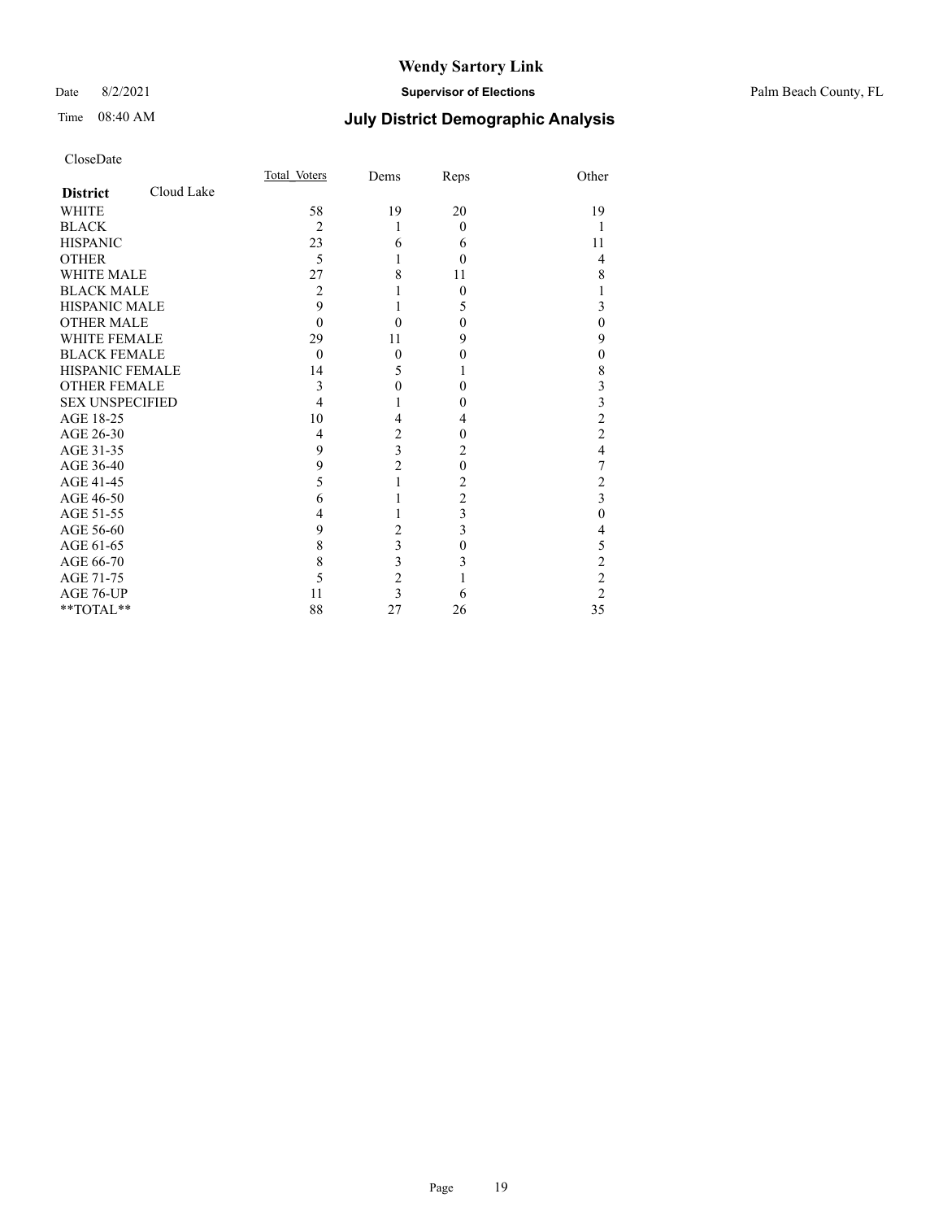# Wendy Sartory Link

Date 8/2/2021 **Supervisor of Elections** Palm Beach County, FL

Time 08:40 AM **July District Demographic Analysis**

CloseDate

| **District** Cloud Lake | Total Voters | Dems | Reps | Other |
|---|---|---|---|---|
| WHITE | 58 | 19 | 20 | 19 |
| BLACK | 2 | 1 | 0 | 1 |
| HISPANIC | 23 | 6 | 6 | 11 |
| OTHER | 5 | 1 | 0 | 4 |
| WHITE MALE | 27 | 8 | 11 | 8 |
| BLACK MALE | 2 | 1 | 0 | 1 |
| HISPANIC MALE | 9 | 1 | 5 | 3 |
| OTHER MALE | 0 | 0 | 0 | 0 |
| WHITE FEMALE | 29 | 11 | 9 | 9 |
| BLACK FEMALE | 0 | 0 | 0 | 0 |
| HISPANIC FEMALE | 14 | 5 | 1 | 8 |
| OTHER FEMALE | 3 | 0 | 0 | 3 |
| SEX UNSPECIFIED | 4 | 1 | 0 | 3 |
| AGE 18-25 | 10 | 4 | 4 | 2 |
| AGE 26-30 | 4 | 2 | 0 | 2 |
| AGE 31-35 | 9 | 3 | 2 | 4 |
| AGE 36-40 | 9 | 2 | 0 | 7 |
| AGE 41-45 | 5 | 1 | 2 | 2 |
| AGE 46-50 | 6 | 1 | 2 | 3 |
| AGE 51-55 | 4 | 1 | 3 | 0 |
| AGE 56-60 | 9 | 2 | 3 | 4 |
| AGE 61-65 | 8 | 3 | 0 | 5 |
| AGE 66-70 | 8 | 3 | 3 | 2 |
| AGE 71-75 | 5 | 2 | 1 | 2 |
| AGE 76-UP | 11 | 3 | 6 | 2 |
| **TOTAL** | 88 | 27 | 26 | 35 |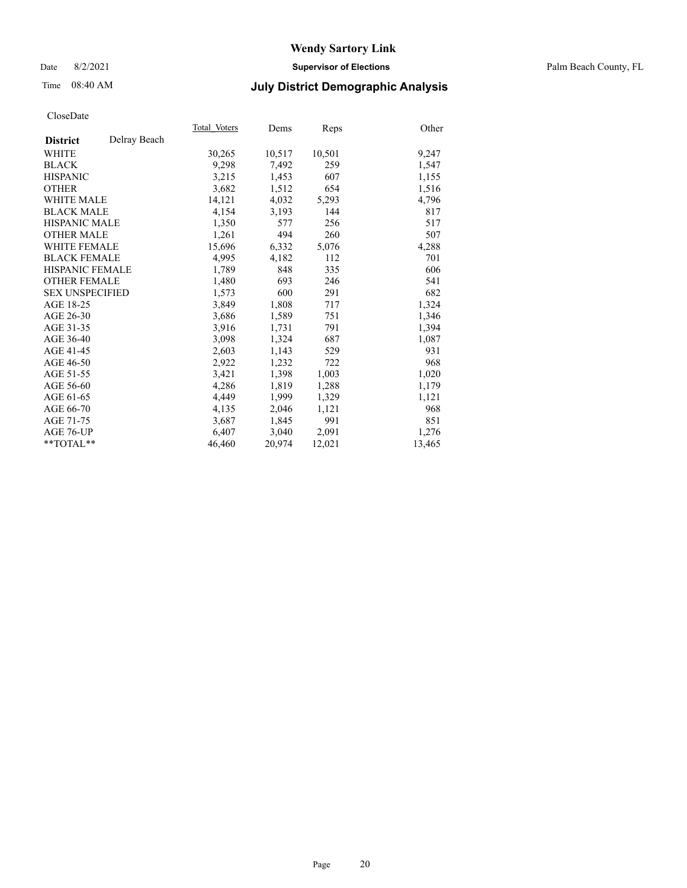# Wendy Sartory Link

Date 8/2/2021 **Supervisor of Elections** Palm Beach County, FL

Time 08:40 AM **July District Demographic Analysis**

CloseDate

| **District** Delray Beach | Total_Voters | Dems | Reps | Other |
|---|---|---|---|---|
| WHITE | 30,265 | 10,517 | 10,501 | 9,247 |
| BLACK | 9,298 | 7,492 | 259 | 1,547 |
| HISPANIC | 3,215 | 1,453 | 607 | 1,155 |
| OTHER | 3,682 | 1,512 | 654 | 1,516 |
| WHITE MALE | 14,121 | 4,032 | 5,293 | 4,796 |
| BLACK MALE | 4,154 | 3,193 | 144 | 817 |
| HISPANIC MALE | 1,350 | 577 | 256 | 517 |
| OTHER MALE | 1,261 | 494 | 260 | 507 |
| WHITE FEMALE | 15,696 | 6,332 | 5,076 | 4,288 |
| BLACK FEMALE | 4,995 | 4,182 | 112 | 701 |
| HISPANIC FEMALE | 1,789 | 848 | 335 | 606 |
| OTHER FEMALE | 1,480 | 693 | 246 | 541 |
| SEX UNSPECIFIED | 1,573 | 600 | 291 | 682 |
| AGE 18-25 | 3,849 | 1,808 | 717 | 1,324 |
| AGE 26-30 | 3,686 | 1,589 | 751 | 1,346 |
| AGE 31-35 | 3,916 | 1,731 | 791 | 1,394 |
| AGE 36-40 | 3,098 | 1,324 | 687 | 1,087 |
| AGE 41-45 | 2,603 | 1,143 | 529 | 931 |
| AGE 46-50 | 2,922 | 1,232 | 722 | 968 |
| AGE 51-55 | 3,421 | 1,398 | 1,003 | 1,020 |
| AGE 56-60 | 4,286 | 1,819 | 1,288 | 1,179 |
| AGE 61-65 | 4,449 | 1,999 | 1,329 | 1,121 |
| AGE 66-70 | 4,135 | 2,046 | 1,121 | 968 |
| AGE 71-75 | 3,687 | 1,845 | 991 | 851 |
| AGE 76-UP | 6,407 | 3,040 | 2,091 | 1,276 |
| **TOTAL** | 46,460 | 20,974 | 12,021 | 13,465 |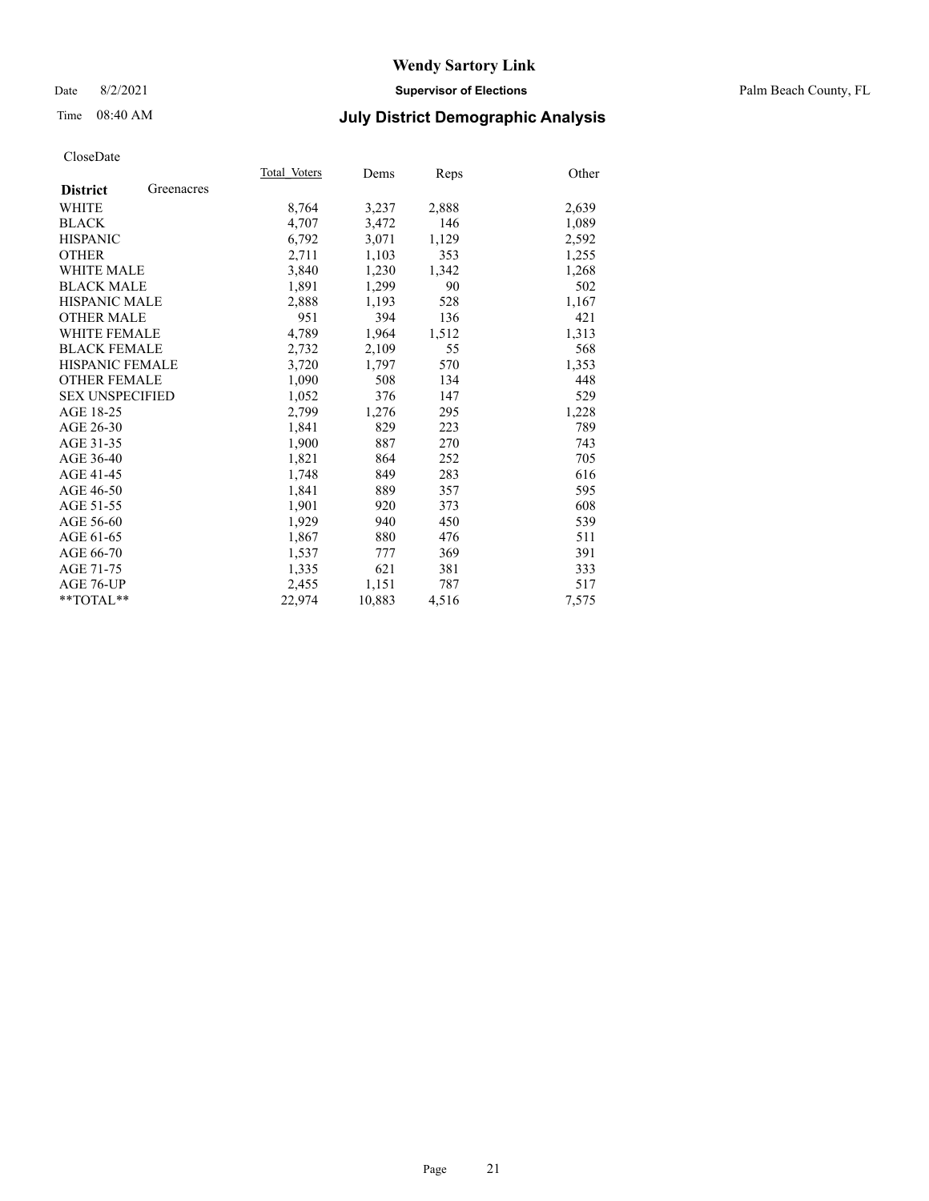CloseDate

| District | Greenacres | Total_Voters | Dems | Reps | Other |
|---|---|---|---|---|---|
| WHITE | | 8,764 | 3,237 | 2,888 | 2,639 |
| BLACK | | 4,707 | 3,472 | 146 | 1,089 |
| HISPANIC | | 6,792 | 3,071 | 1,129 | 2,592 |
| OTHER | | 2,711 | 1,103 | 353 | 1,255 |
| WHITE MALE | | 3,840 | 1,230 | 1,342 | 1,268 |
| BLACK MALE | | 1,891 | 1,299 | 90 | 502 |
| HISPANIC MALE | | 2,888 | 1,193 | 528 | 1,167 |
| OTHER MALE | | 951 | 394 | 136 | 421 |
| WHITE FEMALE | | 4,789 | 1,964 | 1,512 | 1,313 |
| BLACK FEMALE | | 2,732 | 2,109 | 55 | 568 |
| HISPANIC FEMALE | | 3,720 | 1,797 | 570 | 1,353 |
| OTHER FEMALE | | 1,090 | 508 | 134 | 448 |
| SEX UNSPECIFIED | | 1,052 | 376 | 147 | 529 |
| AGE 18-25 | | 2,799 | 1,276 | 295 | 1,228 |
| AGE 26-30 | | 1,841 | 829 | 223 | 789 |
| AGE 31-35 | | 1,900 | 887 | 270 | 743 |
| AGE 36-40 | | 1,821 | 864 | 252 | 705 |
| AGE 41-45 | | 1,748 | 849 | 283 | 616 |
| AGE 46-50 | | 1,841 | 889 | 357 | 595 |
| AGE 51-55 | | 1,901 | 920 | 373 | 608 |
| AGE 56-60 | | 1,929 | 940 | 450 | 539 |
| AGE 61-65 | | 1,867 | 880 | 476 | 511 |
| AGE 66-70 | | 1,537 | 777 | 369 | 391 |
| AGE 71-75 | | 1,335 | 621 | 381 | 333 |
| AGE 76-UP | | 2,455 | 1,151 | 787 | 517 |
| **TOTAL** | | 22,974 | 10,883 | 4,516 | 7,575 |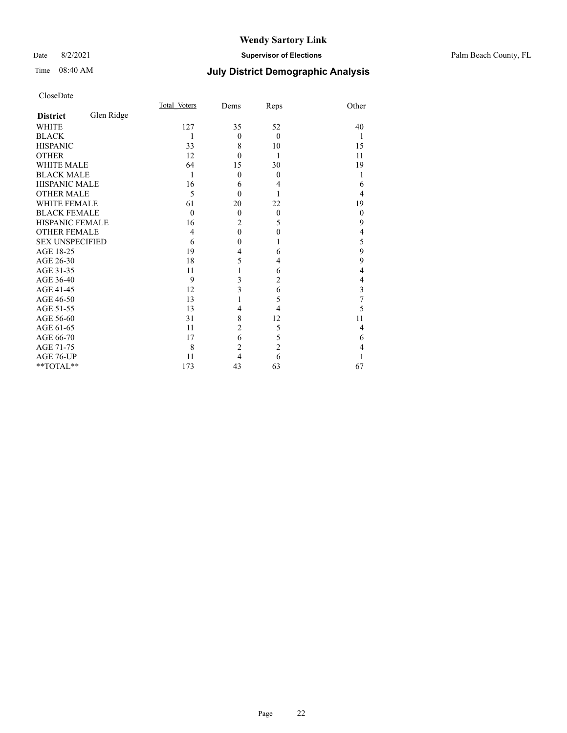# Wendy Sartory Link

Date 8/2/2021 **Supervisor of Elections** Palm Beach County, FL

Time 08:40 AM **July District Demographic Analysis**

CloseDate

| **District** Glen Ridge | Total_Voters | Dems | Reps | Other |
|---|---|---|---|---|
| WHITE | 127 | 35 | 52 | 40 |
| BLACK | 1 | 0 | 0 | 1 |
| HISPANIC | 33 | 8 | 10 | 15 |
| OTHER | 12 | 0 | 1 | 11 |
| WHITE MALE | 64 | 15 | 30 | 19 |
| BLACK MALE | 1 | 0 | 0 | 1 |
| HISPANIC MALE | 16 | 6 | 4 | 6 |
| OTHER MALE | 5 | 0 | 1 | 4 |
| WHITE FEMALE | 61 | 20 | 22 | 19 |
| BLACK FEMALE | 0 | 0 | 0 | 0 |
| HISPANIC FEMALE | 16 | 2 | 5 | 9 |
| OTHER FEMALE | 4 | 0 | 0 | 4 |
| SEX UNSPECIFIED | 6 | 0 | 1 | 5 |
| AGE 18-25 | 19 | 4 | 6 | 9 |
| AGE 26-30 | 18 | 5 | 4 | 9 |
| AGE 31-35 | 11 | 1 | 6 | 4 |
| AGE 36-40 | 9 | 3 | 2 | 4 |
| AGE 41-45 | 12 | 3 | 6 | 3 |
| AGE 46-50 | 13 | 1 | 5 | 7 |
| AGE 51-55 | 13 | 4 | 4 | 5 |
| AGE 56-60 | 31 | 8 | 12 | 11 |
| AGE 61-65 | 11 | 2 | 5 | 4 |
| AGE 66-70 | 17 | 6 | 5 | 6 |
| AGE 71-75 | 8 | 2 | 2 | 4 |
| AGE 76-UP | 11 | 4 | 6 | 1 |
| **TOTAL** | 173 | 43 | 63 | 67 |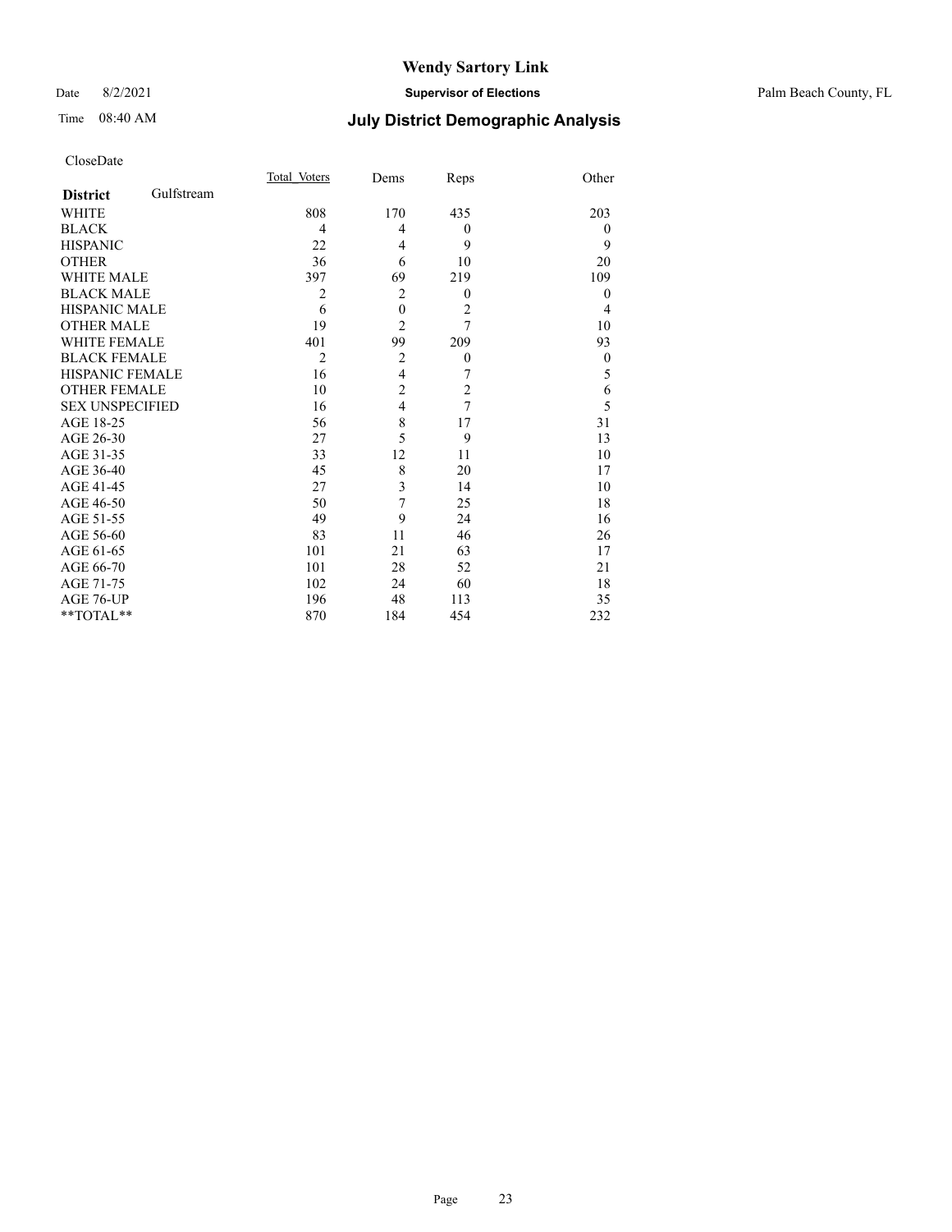# Wendy Sartory Link

Date 8/2/2021 **Supervisor of Elections** Palm Beach County, FL

Time 08:40 AM **July District Demographic Analysis**

CloseDate

| **District** Gulfstream | Total Voters | Dems | Reps | Other |
|---|---|---|---|---|
| WHITE | 808 | 170 | 435 | 203 |
| BLACK | 4 | 4 | 0 | 0 |
| HISPANIC | 22 | 4 | 9 | 9 |
| OTHER | 36 | 6 | 10 | 20 |
| WHITE MALE | 397 | 69 | 219 | 109 |
| BLACK MALE | 2 | 2 | 0 | 0 |
| HISPANIC MALE | 6 | 0 | 2 | 4 |
| OTHER MALE | 19 | 2 | 7 | 10 |
| WHITE FEMALE | 401 | 99 | 209 | 93 |
| BLACK FEMALE | 2 | 2 | 0 | 0 |
| HISPANIC FEMALE | 16 | 4 | 7 | 5 |
| OTHER FEMALE | 10 | 2 | 2 | 6 |
| SEX UNSPECIFIED | 16 | 4 | 7 | 5 |
| AGE 18-25 | 56 | 8 | 17 | 31 |
| AGE 26-30 | 27 | 5 | 9 | 13 |
| AGE 31-35 | 33 | 12 | 11 | 10 |
| AGE 36-40 | 45 | 8 | 20 | 17 |
| AGE 41-45 | 27 | 3 | 14 | 10 |
| AGE 46-50 | 50 | 7 | 25 | 18 |
| AGE 51-55 | 49 | 9 | 24 | 16 |
| AGE 56-60 | 83 | 11 | 46 | 26 |
| AGE 61-65 | 101 | 21 | 63 | 17 |
| AGE 66-70 | 101 | 28 | 52 | 21 |
| AGE 71-75 | 102 | 24 | 60 | 18 |
| AGE 76-UP | 196 | 48 | 113 | 35 |
| **TOTAL** | 870 | 184 | 454 | 232 |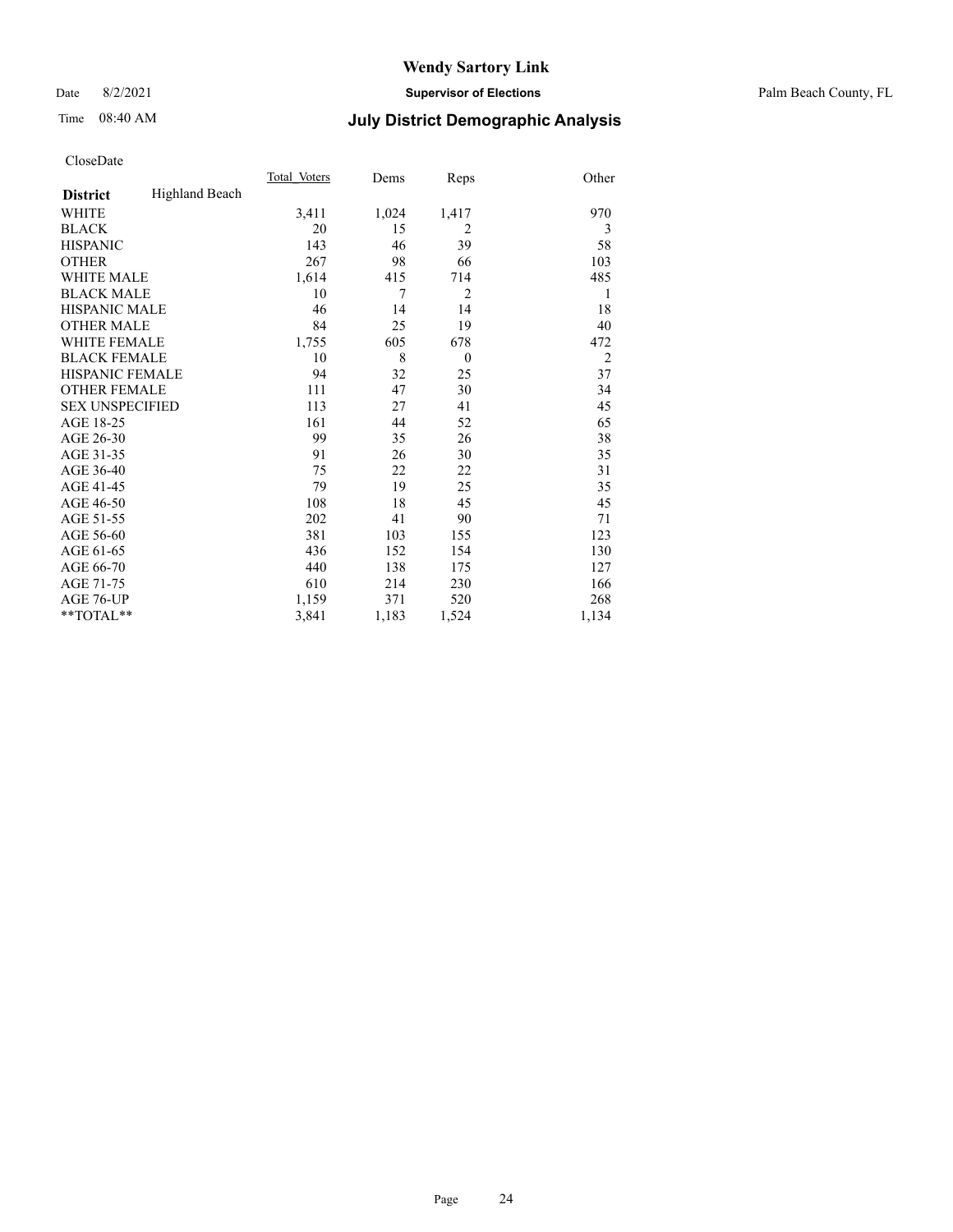# Wendy Sartory Link

Date 8/2/2021 **Supervisor of Elections** Palm Beach County, FL

Time 08:40 AM **July District Demographic Analysis**

CloseDate

| **District** Highland Beach | Total Voters | Dems | Reps | Other |
|---|---|---|---|---|
| WHITE | 3,411 | 1,024 | 1,417 | 970 |
| BLACK | 20 | 15 | 2 | 3 |
| HISPANIC | 143 | 46 | 39 | 58 |
| OTHER | 267 | 98 | 66 | 103 |
| WHITE MALE | 1,614 | 415 | 714 | 485 |
| BLACK MALE | 10 | 7 | 2 | 1 |
| HISPANIC MALE | 46 | 14 | 14 | 18 |
| OTHER MALE | 84 | 25 | 19 | 40 |
| WHITE FEMALE | 1,755 | 605 | 678 | 472 |
| BLACK FEMALE | 10 | 8 | 0 | 2 |
| HISPANIC FEMALE | 94 | 32 | 25 | 37 |
| OTHER FEMALE | 111 | 47 | 30 | 34 |
| SEX UNSPECIFIED | 113 | 27 | 41 | 45 |
| AGE 18-25 | 161 | 44 | 52 | 65 |
| AGE 26-30 | 99 | 35 | 26 | 38 |
| AGE 31-35 | 91 | 26 | 30 | 35 |
| AGE 36-40 | 75 | 22 | 22 | 31 |
| AGE 41-45 | 79 | 19 | 25 | 35 |
| AGE 46-50 | 108 | 18 | 45 | 45 |
| AGE 51-55 | 202 | 41 | 90 | 71 |
| AGE 56-60 | 381 | 103 | 155 | 123 |
| AGE 61-65 | 436 | 152 | 154 | 130 |
| AGE 66-70 | 440 | 138 | 175 | 127 |
| AGE 71-75 | 610 | 214 | 230 | 166 |
| AGE 76-UP | 1,159 | 371 | 520 | 268 |
| **TOTAL** | 3,841 | 1,183 | 1,524 | 1,134 |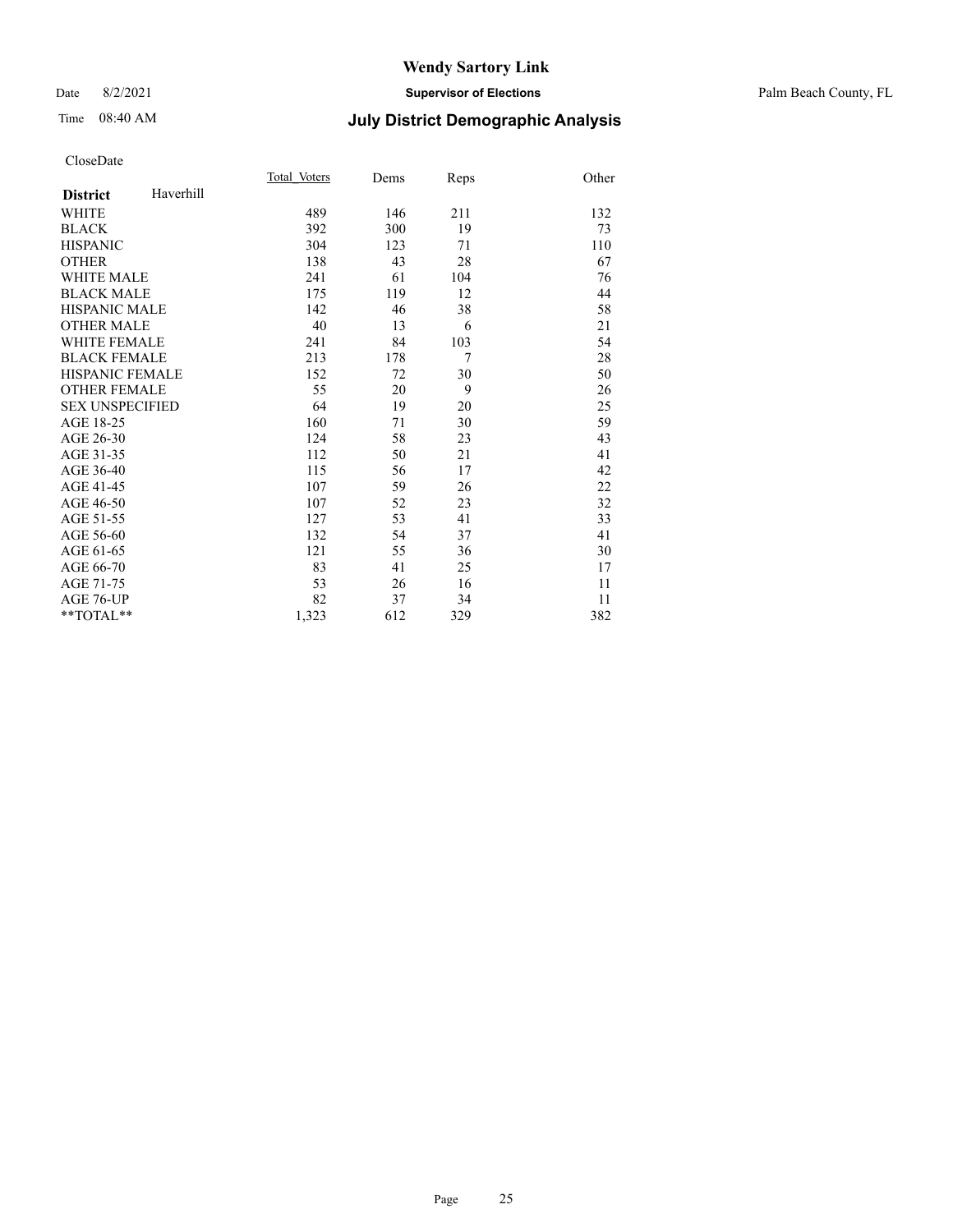# Wendy Sartory Link

Date 8/2/2021 **Supervisor of Elections** Palm Beach County, FL

Time 08:40 AM **July District Demographic Analysis**

CloseDate

| **District** Haverhill | Total_Voters | Dems | Reps | Other |
|---|---|---|---|---|
| WHITE | 489 | 146 | 211 | 132 |
| BLACK | 392 | 300 | 19 | 73 |
| HISPANIC | 304 | 123 | 71 | 110 |
| OTHER | 138 | 43 | 28 | 67 |
| WHITE MALE | 241 | 61 | 104 | 76 |
| BLACK MALE | 175 | 119 | 12 | 44 |
| HISPANIC MALE | 142 | 46 | 38 | 58 |
| OTHER MALE | 40 | 13 | 6 | 21 |
| WHITE FEMALE | 241 | 84 | 103 | 54 |
| BLACK FEMALE | 213 | 178 | 7 | 28 |
| HISPANIC FEMALE | 152 | 72 | 30 | 50 |
| OTHER FEMALE | 55 | 20 | 9 | 26 |
| SEX UNSPECIFIED | 64 | 19 | 20 | 25 |
| AGE 18-25 | 160 | 71 | 30 | 59 |
| AGE 26-30 | 124 | 58 | 23 | 43 |
| AGE 31-35 | 112 | 50 | 21 | 41 |
| AGE 36-40 | 115 | 56 | 17 | 42 |
| AGE 41-45 | 107 | 59 | 26 | 22 |
| AGE 46-50 | 107 | 52 | 23 | 32 |
| AGE 51-55 | 127 | 53 | 41 | 33 |
| AGE 56-60 | 132 | 54 | 37 | 41 |
| AGE 61-65 | 121 | 55 | 36 | 30 |
| AGE 66-70 | 83 | 41 | 25 | 17 |
| AGE 71-75 | 53 | 26 | 16 | 11 |
| AGE 76-UP | 82 | 37 | 34 | 11 |
| **TOTAL** | 1,323 | 612 | 329 | 382 |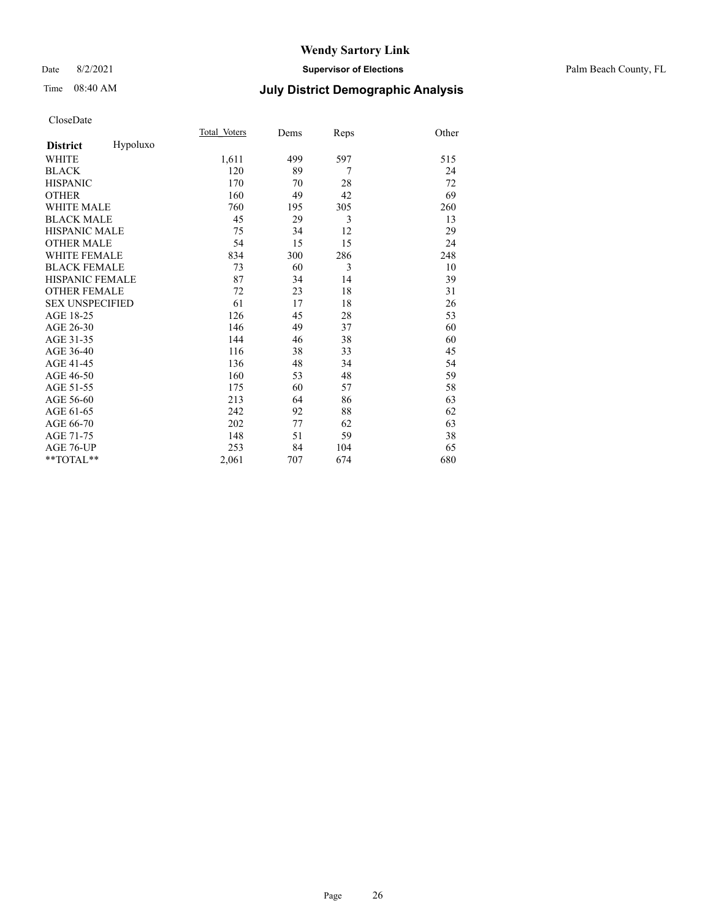# Wendy Sartory Link

Date 8/2/2021 **Supervisor of Elections** Palm Beach County, FL

Time 08:40 AM **July District Demographic Analysis**

CloseDate

| **District** Hypoluxo | Total Voters | Dems | Reps | Other |
|---|---|---|---|---|
| WHITE | 1,611 | 499 | 597 | 515 |
| BLACK | 120 | 89 | 7 | 24 |
| HISPANIC | 170 | 70 | 28 | 72 |
| OTHER | 160 | 49 | 42 | 69 |
| WHITE MALE | 760 | 195 | 305 | 260 |
| BLACK MALE | 45 | 29 | 3 | 13 |
| HISPANIC MALE | 75 | 34 | 12 | 29 |
| OTHER MALE | 54 | 15 | 15 | 24 |
| WHITE FEMALE | 834 | 300 | 286 | 248 |
| BLACK FEMALE | 73 | 60 | 3 | 10 |
| HISPANIC FEMALE | 87 | 34 | 14 | 39 |
| OTHER FEMALE | 72 | 23 | 18 | 31 |
| SEX UNSPECIFIED | 61 | 17 | 18 | 26 |
| AGE 18-25 | 126 | 45 | 28 | 53 |
| AGE 26-30 | 146 | 49 | 37 | 60 |
| AGE 31-35 | 144 | 46 | 38 | 60 |
| AGE 36-40 | 116 | 38 | 33 | 45 |
| AGE 41-45 | 136 | 48 | 34 | 54 |
| AGE 46-50 | 160 | 53 | 48 | 59 |
| AGE 51-55 | 175 | 60 | 57 | 58 |
| AGE 56-60 | 213 | 64 | 86 | 63 |
| AGE 61-65 | 242 | 92 | 88 | 62 |
| AGE 66-70 | 202 | 77 | 62 | 63 |
| AGE 71-75 | 148 | 51 | 59 | 38 |
| AGE 76-UP | 253 | 84 | 104 | 65 |
| **TOTAL** | 2,061 | 707 | 674 | 680 |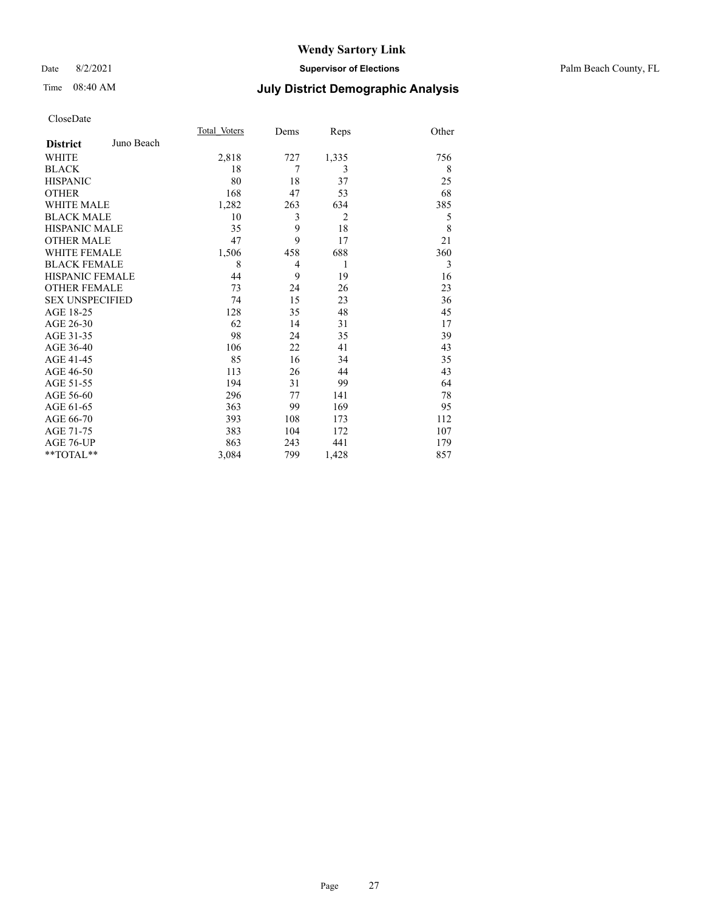# Wendy Sartory Link

Date 8/2/2021 **Supervisor of Elections** Palm Beach County, FL

Time 08:40 AM **July District Demographic Analysis**

CloseDate

| **District** Juno Beach | Total_Voters | Dems | Reps | Other |
|---|---|---|---|---|
| WHITE | 2,818 | 727 | 1,335 | 756 |
| BLACK | 18 | 7 | 3 | 8 |
| HISPANIC | 80 | 18 | 37 | 25 |
| OTHER | 168 | 47 | 53 | 68 |
| WHITE MALE | 1,282 | 263 | 634 | 385 |
| BLACK MALE | 10 | 3 | 2 | 5 |
| HISPANIC MALE | 35 | 9 | 18 | 8 |
| OTHER MALE | 47 | 9 | 17 | 21 |
| WHITE FEMALE | 1,506 | 458 | 688 | 360 |
| BLACK FEMALE | 8 | 4 | 1 | 3 |
| HISPANIC FEMALE | 44 | 9 | 19 | 16 |
| OTHER FEMALE | 73 | 24 | 26 | 23 |
| SEX UNSPECIFIED | 74 | 15 | 23 | 36 |
| AGE 18-25 | 128 | 35 | 48 | 45 |
| AGE 26-30 | 62 | 14 | 31 | 17 |
| AGE 31-35 | 98 | 24 | 35 | 39 |
| AGE 36-40 | 106 | 22 | 41 | 43 |
| AGE 41-45 | 85 | 16 | 34 | 35 |
| AGE 46-50 | 113 | 26 | 44 | 43 |
| AGE 51-55 | 194 | 31 | 99 | 64 |
| AGE 56-60 | 296 | 77 | 141 | 78 |
| AGE 61-65 | 363 | 99 | 169 | 95 |
| AGE 66-70 | 393 | 108 | 173 | 112 |
| AGE 71-75 | 383 | 104 | 172 | 107 |
| AGE 76-UP | 863 | 243 | 441 | 179 |
| **TOTAL** | 3,084 | 799 | 1,428 | 857 |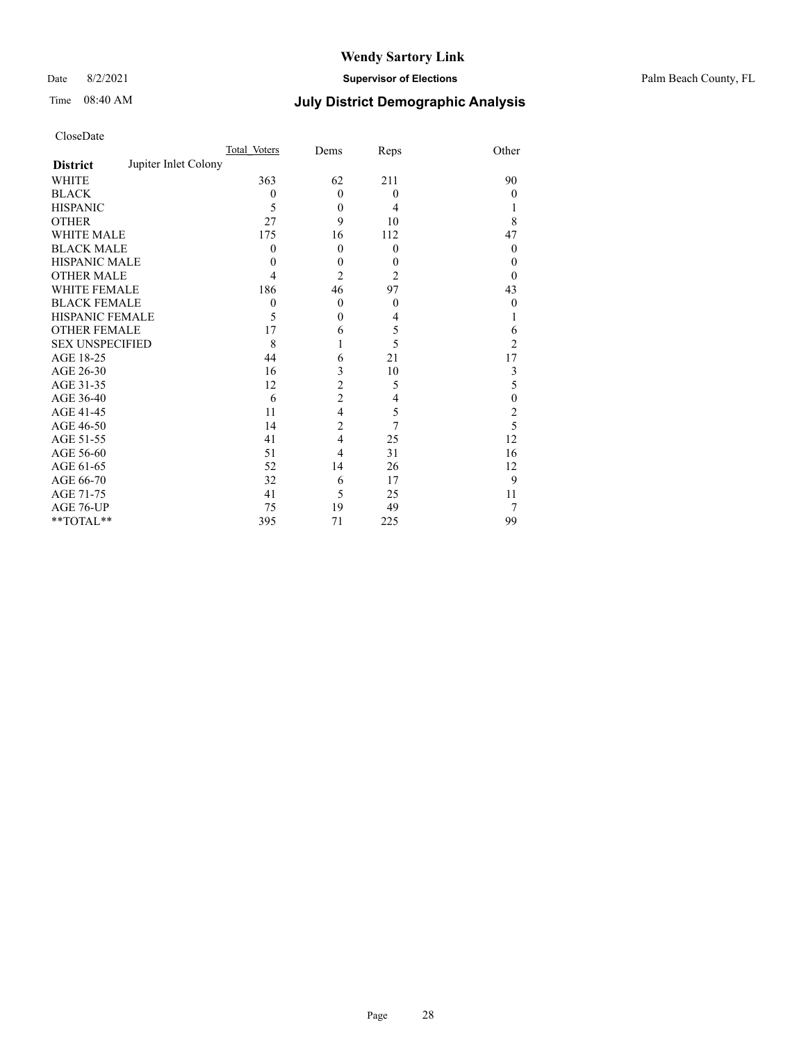# Wendy Sartory Link

Date 8/2/2021 **Supervisor of Elections** Palm Beach County, FL

Time 08:40 AM **July District Demographic Analysis**

CloseDate

| **District** Jupiter Inlet Colony | Total Voters | Dems | Reps | Other |
|---|---|---|---|---|
| WHITE | 363 | 62 | 211 | 90 |
| BLACK | 0 | 0 | 0 | 0 |
| HISPANIC | 5 | 0 | 4 | 1 |
| OTHER | 27 | 9 | 10 | 8 |
| WHITE MALE | 175 | 16 | 112 | 47 |
| BLACK MALE | 0 | 0 | 0 | 0 |
| HISPANIC MALE | 0 | 0 | 0 | 0 |
| OTHER MALE | 4 | 2 | 2 | 0 |
| WHITE FEMALE | 186 | 46 | 97 | 43 |
| BLACK FEMALE | 0 | 0 | 0 | 0 |
| HISPANIC FEMALE | 5 | 0 | 4 | 1 |
| OTHER FEMALE | 17 | 6 | 5 | 6 |
| SEX UNSPECIFIED | 8 | 1 | 5 | 2 |
| AGE 18-25 | 44 | 6 | 21 | 17 |
| AGE 26-30 | 16 | 3 | 10 | 3 |
| AGE 31-35 | 12 | 2 | 5 | 5 |
| AGE 36-40 | 6 | 2 | 4 | 0 |
| AGE 41-45 | 11 | 4 | 5 | 2 |
| AGE 46-50 | 14 | 2 | 7 | 5 |
| AGE 51-55 | 41 | 4 | 25 | 12 |
| AGE 56-60 | 51 | 4 | 31 | 16 |
| AGE 61-65 | 52 | 14 | 26 | 12 |
| AGE 66-70 | 32 | 6 | 17 | 9 |
| AGE 71-75 | 41 | 5 | 25 | 11 |
| AGE 76-UP | 75 | 19 | 49 | 7 |
| **TOTAL** | 395 | 71 | 225 | 99 |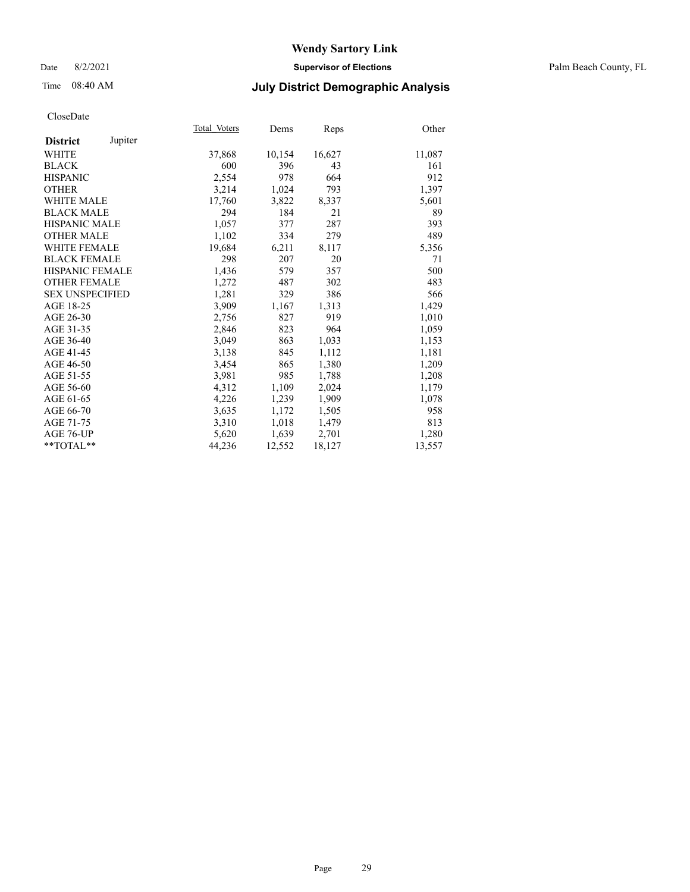# Wendy Sartory Link

Date 8/2/2021 — **Supervisor of Elections** — Palm Beach County, FL

Time 08:40 AM — **July District Demographic Analysis**

CloseDate

| **District** Jupiter | Total Voters | Dems | Reps | Other |
|---|---|---|---|---|
| WHITE | 37,868 | 10,154 | 16,627 | 11,087 |
| BLACK | 600 | 396 | 43 | 161 |
| HISPANIC | 2,554 | 978 | 664 | 912 |
| OTHER | 3,214 | 1,024 | 793 | 1,397 |
| WHITE MALE | 17,760 | 3,822 | 8,337 | 5,601 |
| BLACK MALE | 294 | 184 | 21 | 89 |
| HISPANIC MALE | 1,057 | 377 | 287 | 393 |
| OTHER MALE | 1,102 | 334 | 279 | 489 |
| WHITE FEMALE | 19,684 | 6,211 | 8,117 | 5,356 |
| BLACK FEMALE | 298 | 207 | 20 | 71 |
| HISPANIC FEMALE | 1,436 | 579 | 357 | 500 |
| OTHER FEMALE | 1,272 | 487 | 302 | 483 |
| SEX UNSPECIFIED | 1,281 | 329 | 386 | 566 |
| AGE 18-25 | 3,909 | 1,167 | 1,313 | 1,429 |
| AGE 26-30 | 2,756 | 827 | 919 | 1,010 |
| AGE 31-35 | 2,846 | 823 | 964 | 1,059 |
| AGE 36-40 | 3,049 | 863 | 1,033 | 1,153 |
| AGE 41-45 | 3,138 | 845 | 1,112 | 1,181 |
| AGE 46-50 | 3,454 | 865 | 1,380 | 1,209 |
| AGE 51-55 | 3,981 | 985 | 1,788 | 1,208 |
| AGE 56-60 | 4,312 | 1,109 | 2,024 | 1,179 |
| AGE 61-65 | 4,226 | 1,239 | 1,909 | 1,078 |
| AGE 66-70 | 3,635 | 1,172 | 1,505 | 958 |
| AGE 71-75 | 3,310 | 1,018 | 1,479 | 813 |
| AGE 76-UP | 5,620 | 1,639 | 2,701 | 1,280 |
| **TOTAL** | 44,236 | 12,552 | 18,127 | 13,557 |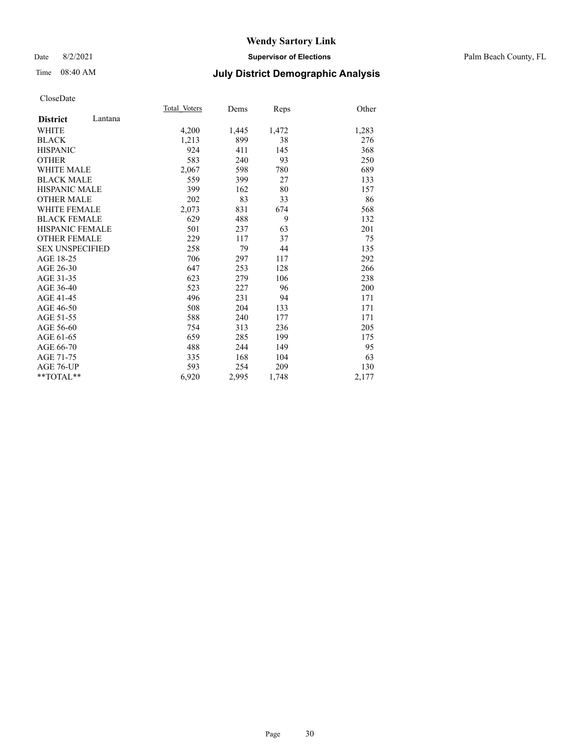# Wendy Sartory Link

Date 8/2/2021 **Supervisor of Elections** Palm Beach County, FL

Time 08:40 AM **July District Demographic Analysis**

CloseDate

| **District** Lantana | Total_Voters | Dems | Reps | Other |
|---|---|---|---|---|
| WHITE | 4,200 | 1,445 | 1,472 | 1,283 |
| BLACK | 1,213 | 899 | 38 | 276 |
| HISPANIC | 924 | 411 | 145 | 368 |
| OTHER | 583 | 240 | 93 | 250 |
| WHITE MALE | 2,067 | 598 | 780 | 689 |
| BLACK MALE | 559 | 399 | 27 | 133 |
| HISPANIC MALE | 399 | 162 | 80 | 157 |
| OTHER MALE | 202 | 83 | 33 | 86 |
| WHITE FEMALE | 2,073 | 831 | 674 | 568 |
| BLACK FEMALE | 629 | 488 | 9 | 132 |
| HISPANIC FEMALE | 501 | 237 | 63 | 201 |
| OTHER FEMALE | 229 | 117 | 37 | 75 |
| SEX UNSPECIFIED | 258 | 79 | 44 | 135 |
| AGE 18-25 | 706 | 297 | 117 | 292 |
| AGE 26-30 | 647 | 253 | 128 | 266 |
| AGE 31-35 | 623 | 279 | 106 | 238 |
| AGE 36-40 | 523 | 227 | 96 | 200 |
| AGE 41-45 | 496 | 231 | 94 | 171 |
| AGE 46-50 | 508 | 204 | 133 | 171 |
| AGE 51-55 | 588 | 240 | 177 | 171 |
| AGE 56-60 | 754 | 313 | 236 | 205 |
| AGE 61-65 | 659 | 285 | 199 | 175 |
| AGE 66-70 | 488 | 244 | 149 | 95 |
| AGE 71-75 | 335 | 168 | 104 | 63 |
| AGE 76-UP | 593 | 254 | 209 | 130 |
| **TOTAL** | 6,920 | 2,995 | 1,748 | 2,177 |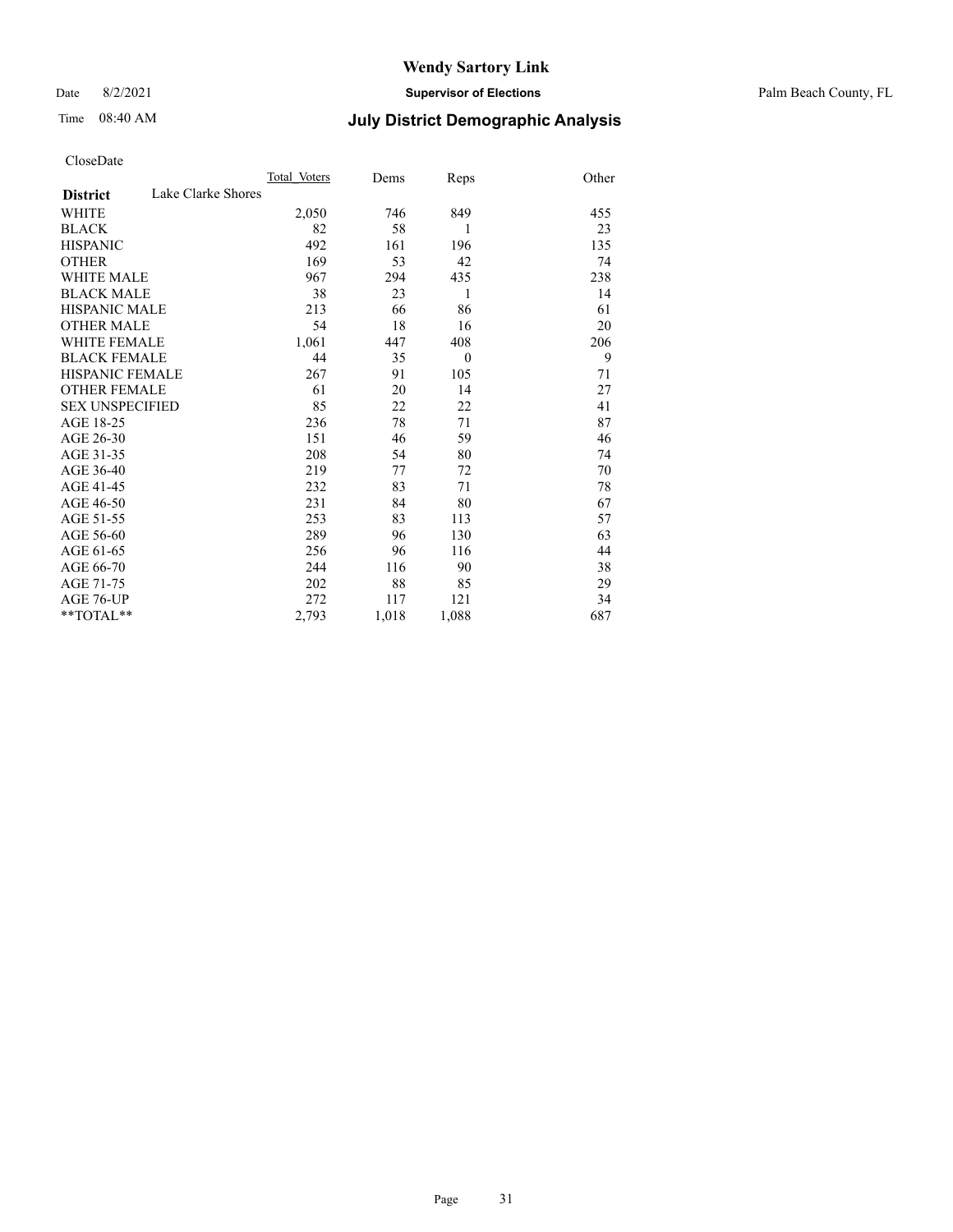# Wendy Sartory Link

Date 8/2/2021 **Supervisor of Elections** Palm Beach County, FL

Time 08:40 AM **July District Demographic Analysis**

CloseDate

| **District** Lake Clarke Shores | Total Voters | Dems | Reps | Other |
|---|---|---|---|---|
| WHITE | 2,050 | 746 | 849 | 455 |
| BLACK | 82 | 58 | 1 | 23 |
| HISPANIC | 492 | 161 | 196 | 135 |
| OTHER | 169 | 53 | 42 | 74 |
| WHITE MALE | 967 | 294 | 435 | 238 |
| BLACK MALE | 38 | 23 | 1 | 14 |
| HISPANIC MALE | 213 | 66 | 86 | 61 |
| OTHER MALE | 54 | 18 | 16 | 20 |
| WHITE FEMALE | 1,061 | 447 | 408 | 206 |
| BLACK FEMALE | 44 | 35 | 0 | 9 |
| HISPANIC FEMALE | 267 | 91 | 105 | 71 |
| OTHER FEMALE | 61 | 20 | 14 | 27 |
| SEX UNSPECIFIED | 85 | 22 | 22 | 41 |
| AGE 18-25 | 236 | 78 | 71 | 87 |
| AGE 26-30 | 151 | 46 | 59 | 46 |
| AGE 31-35 | 208 | 54 | 80 | 74 |
| AGE 36-40 | 219 | 77 | 72 | 70 |
| AGE 41-45 | 232 | 83 | 71 | 78 |
| AGE 46-50 | 231 | 84 | 80 | 67 |
| AGE 51-55 | 253 | 83 | 113 | 57 |
| AGE 56-60 | 289 | 96 | 130 | 63 |
| AGE 61-65 | 256 | 96 | 116 | 44 |
| AGE 66-70 | 244 | 116 | 90 | 38 |
| AGE 71-75 | 202 | 88 | 85 | 29 |
| AGE 76-UP | 272 | 117 | 121 | 34 |
| **TOTAL** | 2,793 | 1,018 | 1,088 | 687 |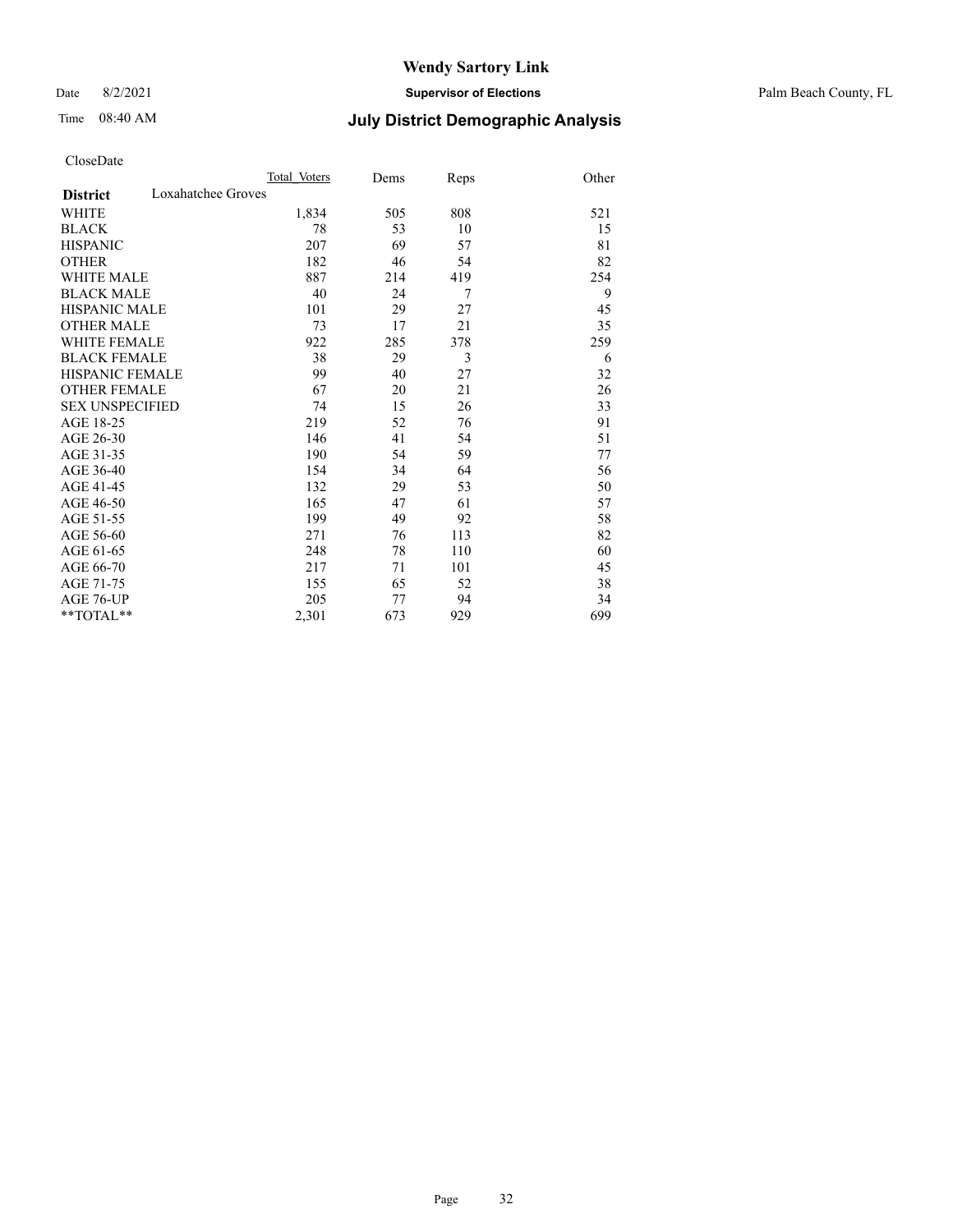# Wendy Sartory Link

Date 8/2/2021 **Supervisor of Elections** Palm Beach County, FL

Time 08:40 AM **July District Demographic Analysis**

CloseDate

| **District** Loxahatchee Groves | Total Voters | Dems | Reps | Other |
|---|---|---|---|---|
| WHITE | 1,834 | 505 | 808 | 521 |
| BLACK | 78 | 53 | 10 | 15 |
| HISPANIC | 207 | 69 | 57 | 81 |
| OTHER | 182 | 46 | 54 | 82 |
| WHITE MALE | 887 | 214 | 419 | 254 |
| BLACK MALE | 40 | 24 | 7 | 9 |
| HISPANIC MALE | 101 | 29 | 27 | 45 |
| OTHER MALE | 73 | 17 | 21 | 35 |
| WHITE FEMALE | 922 | 285 | 378 | 259 |
| BLACK FEMALE | 38 | 29 | 3 | 6 |
| HISPANIC FEMALE | 99 | 40 | 27 | 32 |
| OTHER FEMALE | 67 | 20 | 21 | 26 |
| SEX UNSPECIFIED | 74 | 15 | 26 | 33 |
| AGE 18-25 | 219 | 52 | 76 | 91 |
| AGE 26-30 | 146 | 41 | 54 | 51 |
| AGE 31-35 | 190 | 54 | 59 | 77 |
| AGE 36-40 | 154 | 34 | 64 | 56 |
| AGE 41-45 | 132 | 29 | 53 | 50 |
| AGE 46-50 | 165 | 47 | 61 | 57 |
| AGE 51-55 | 199 | 49 | 92 | 58 |
| AGE 56-60 | 271 | 76 | 113 | 82 |
| AGE 61-65 | 248 | 78 | 110 | 60 |
| AGE 66-70 | 217 | 71 | 101 | 45 |
| AGE 71-75 | 155 | 65 | 52 | 38 |
| AGE 76-UP | 205 | 77 | 94 | 34 |
| **TOTAL** | 2,301 | 673 | 929 | 699 |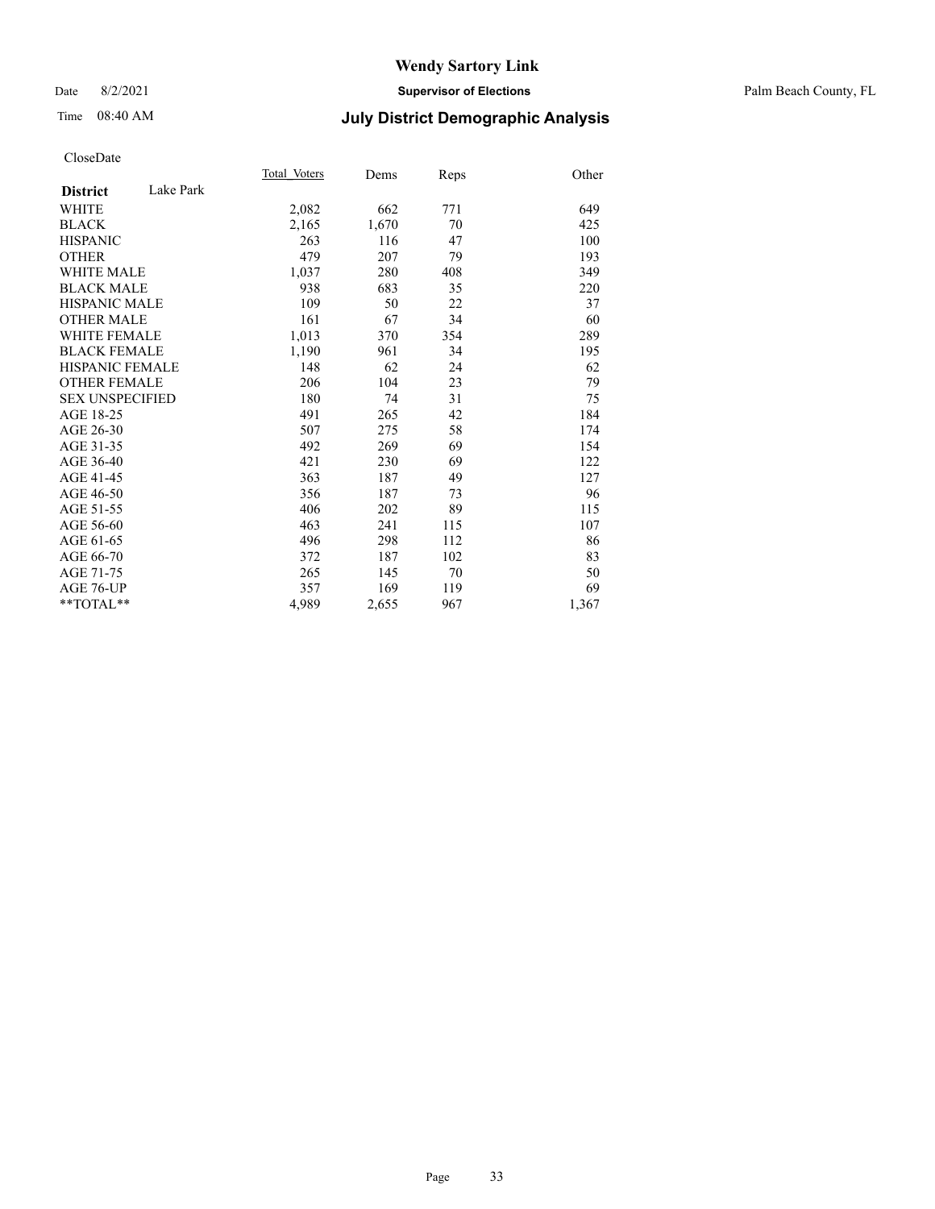# Wendy Sartory Link

Date 8/2/2021 **Supervisor of Elections** Palm Beach County, FL

Time 08:40 AM **July District Demographic Analysis**

CloseDate

| **District** Lake Park | Total Voters | Dems | Reps | Other |
|---|---|---|---|---|
| WHITE | 2,082 | 662 | 771 | 649 |
| BLACK | 2,165 | 1,670 | 70 | 425 |
| HISPANIC | 263 | 116 | 47 | 100 |
| OTHER | 479 | 207 | 79 | 193 |
| WHITE MALE | 1,037 | 280 | 408 | 349 |
| BLACK MALE | 938 | 683 | 35 | 220 |
| HISPANIC MALE | 109 | 50 | 22 | 37 |
| OTHER MALE | 161 | 67 | 34 | 60 |
| WHITE FEMALE | 1,013 | 370 | 354 | 289 |
| BLACK FEMALE | 1,190 | 961 | 34 | 195 |
| HISPANIC FEMALE | 148 | 62 | 24 | 62 |
| OTHER FEMALE | 206 | 104 | 23 | 79 |
| SEX UNSPECIFIED | 180 | 74 | 31 | 75 |
| AGE 18-25 | 491 | 265 | 42 | 184 |
| AGE 26-30 | 507 | 275 | 58 | 174 |
| AGE 31-35 | 492 | 269 | 69 | 154 |
| AGE 36-40 | 421 | 230 | 69 | 122 |
| AGE 41-45 | 363 | 187 | 49 | 127 |
| AGE 46-50 | 356 | 187 | 73 | 96 |
| AGE 51-55 | 406 | 202 | 89 | 115 |
| AGE 56-60 | 463 | 241 | 115 | 107 |
| AGE 61-65 | 496 | 298 | 112 | 86 |
| AGE 66-70 | 372 | 187 | 102 | 83 |
| AGE 71-75 | 265 | 145 | 70 | 50 |
| AGE 76-UP | 357 | 169 | 119 | 69 |
| **TOTAL** | 4,989 | 2,655 | 967 | 1,367 |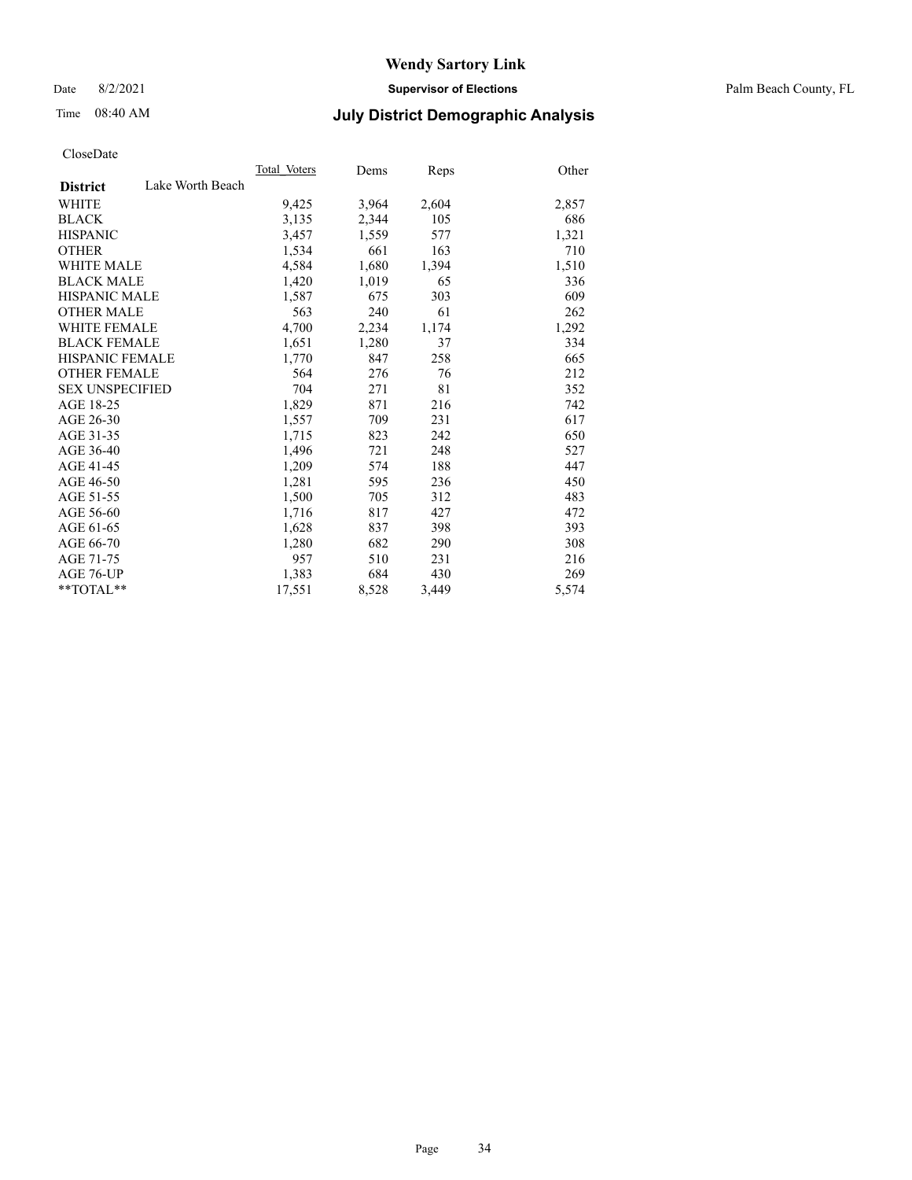Date 8/2/2021

Time 08:40 AM

# Wendy Sartory Link

## Supervisor of Elections

Palm Beach County, FL

## July District Demographic Analysis

CloseDate

| | Total_Voters | Dems | Reps | Other |
|---|---|---|---|---|
| **District** Lake Worth Beach | | | | |
| WHITE | 9,425 | 3,964 | 2,604 | 2,857 |
| BLACK | 3,135 | 2,344 | 105 | 686 |
| HISPANIC | 3,457 | 1,559 | 577 | 1,321 |
| OTHER | 1,534 | 661 | 163 | 710 |
| WHITE MALE | 4,584 | 1,680 | 1,394 | 1,510 |
| BLACK MALE | 1,420 | 1,019 | 65 | 336 |
| HISPANIC MALE | 1,587 | 675 | 303 | 609 |
| OTHER MALE | 563 | 240 | 61 | 262 |
| WHITE FEMALE | 4,700 | 2,234 | 1,174 | 1,292 |
| BLACK FEMALE | 1,651 | 1,280 | 37 | 334 |
| HISPANIC FEMALE | 1,770 | 847 | 258 | 665 |
| OTHER FEMALE | 564 | 276 | 76 | 212 |
| SEX UNSPECIFIED | 704 | 271 | 81 | 352 |
| AGE 18-25 | 1,829 | 871 | 216 | 742 |
| AGE 26-30 | 1,557 | 709 | 231 | 617 |
| AGE 31-35 | 1,715 | 823 | 242 | 650 |
| AGE 36-40 | 1,496 | 721 | 248 | 527 |
| AGE 41-45 | 1,209 | 574 | 188 | 447 |
| AGE 46-50 | 1,281 | 595 | 236 | 450 |
| AGE 51-55 | 1,500 | 705 | 312 | 483 |
| AGE 56-60 | 1,716 | 817 | 427 | 472 |
| AGE 61-65 | 1,628 | 837 | 398 | 393 |
| AGE 66-70 | 1,280 | 682 | 290 | 308 |
| AGE 71-75 | 957 | 510 | 231 | 216 |
| AGE 76-UP | 1,383 | 684 | 430 | 269 |
| **TOTAL** | 17,551 | 8,528 | 3,449 | 5,574 |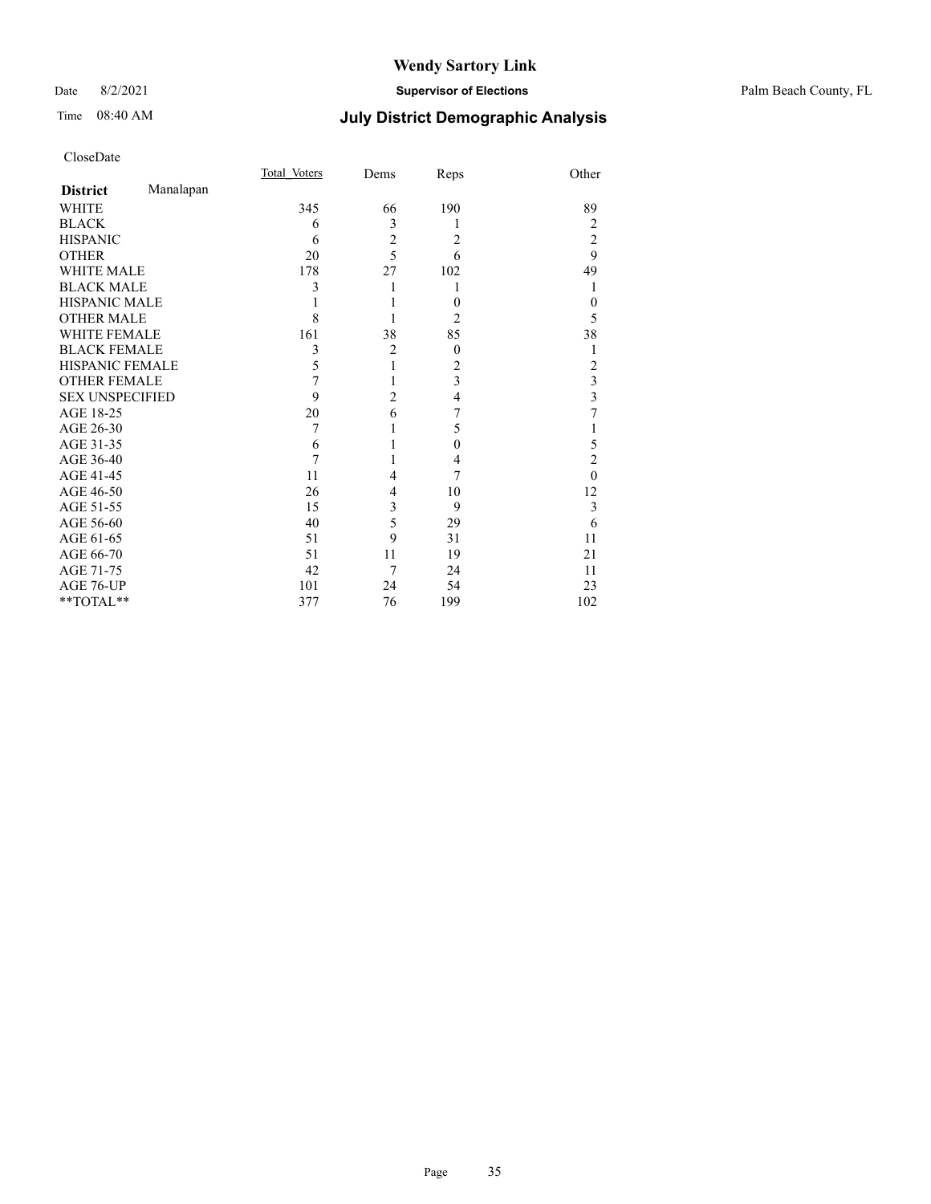# Wendy Sartory Link

Date 8/2/2021 **Supervisor of Elections** Palm Beach County, FL

Time 08:40 AM **July District Demographic Analysis**

CloseDate

| **District** Manalapan | Total Voters | Dems | Reps | Other |
|---|---|---|---|---|
| WHITE | 345 | 66 | 190 | 89 |
| BLACK | 6 | 3 | 1 | 2 |
| HISPANIC | 6 | 2 | 2 | 2 |
| OTHER | 20 | 5 | 6 | 9 |
| WHITE MALE | 178 | 27 | 102 | 49 |
| BLACK MALE | 3 | 1 | 1 | 1 |
| HISPANIC MALE | 1 | 1 | 0 | 0 |
| OTHER MALE | 8 | 1 | 2 | 5 |
| WHITE FEMALE | 161 | 38 | 85 | 38 |
| BLACK FEMALE | 3 | 2 | 0 | 1 |
| HISPANIC FEMALE | 5 | 1 | 2 | 2 |
| OTHER FEMALE | 7 | 1 | 3 | 3 |
| SEX UNSPECIFIED | 9 | 2 | 4 | 3 |
| AGE 18-25 | 20 | 6 | 7 | 7 |
| AGE 26-30 | 7 | 1 | 5 | 1 |
| AGE 31-35 | 6 | 1 | 0 | 5 |
| AGE 36-40 | 7 | 1 | 4 | 2 |
| AGE 41-45 | 11 | 4 | 7 | 0 |
| AGE 46-50 | 26 | 4 | 10 | 12 |
| AGE 51-55 | 15 | 3 | 9 | 3 |
| AGE 56-60 | 40 | 5 | 29 | 6 |
| AGE 61-65 | 51 | 9 | 31 | 11 |
| AGE 66-70 | 51 | 11 | 19 | 21 |
| AGE 71-75 | 42 | 7 | 24 | 11 |
| AGE 76-UP | 101 | 24 | 54 | 23 |
| **TOTAL** | 377 | 76 | 199 | 102 |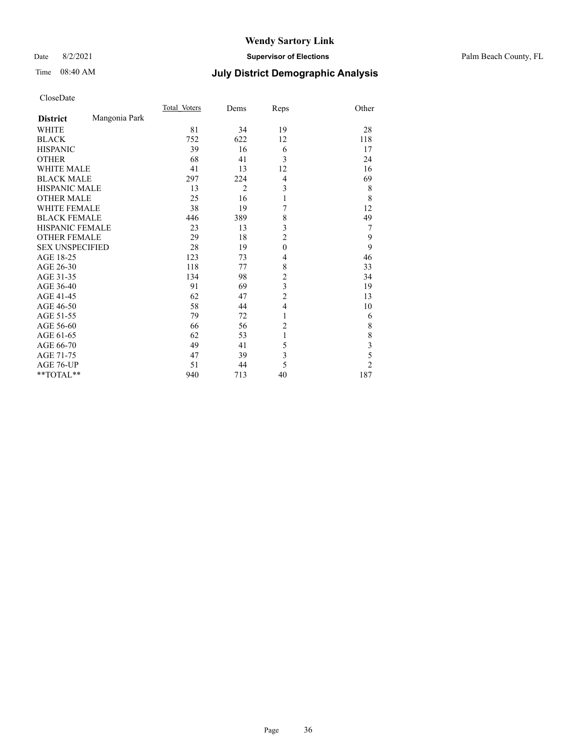# Wendy Sartory Link

Date 8/2/2021 **Supervisor of Elections** Palm Beach County, FL

Time 08:40 AM **July District Demographic Analysis**

CloseDate

| **District** Mangonia Park | Total Voters | Dems | Reps | Other |
|---|---|---|---|---|
| WHITE | 81 | 34 | 19 | 28 |
| BLACK | 752 | 622 | 12 | 118 |
| HISPANIC | 39 | 16 | 6 | 17 |
| OTHER | 68 | 41 | 3 | 24 |
| WHITE MALE | 41 | 13 | 12 | 16 |
| BLACK MALE | 297 | 224 | 4 | 69 |
| HISPANIC MALE | 13 | 2 | 3 | 8 |
| OTHER MALE | 25 | 16 | 1 | 8 |
| WHITE FEMALE | 38 | 19 | 7 | 12 |
| BLACK FEMALE | 446 | 389 | 8 | 49 |
| HISPANIC FEMALE | 23 | 13 | 3 | 7 |
| OTHER FEMALE | 29 | 18 | 2 | 9 |
| SEX UNSPECIFIED | 28 | 19 | 0 | 9 |
| AGE 18-25 | 123 | 73 | 4 | 46 |
| AGE 26-30 | 118 | 77 | 8 | 33 |
| AGE 31-35 | 134 | 98 | 2 | 34 |
| AGE 36-40 | 91 | 69 | 3 | 19 |
| AGE 41-45 | 62 | 47 | 2 | 13 |
| AGE 46-50 | 58 | 44 | 4 | 10 |
| AGE 51-55 | 79 | 72 | 1 | 6 |
| AGE 56-60 | 66 | 56 | 2 | 8 |
| AGE 61-65 | 62 | 53 | 1 | 8 |
| AGE 66-70 | 49 | 41 | 5 | 3 |
| AGE 71-75 | 47 | 39 | 3 | 5 |
| AGE 76-UP | 51 | 44 | 5 | 2 |
| **TOTAL** | 940 | 713 | 40 | 187 |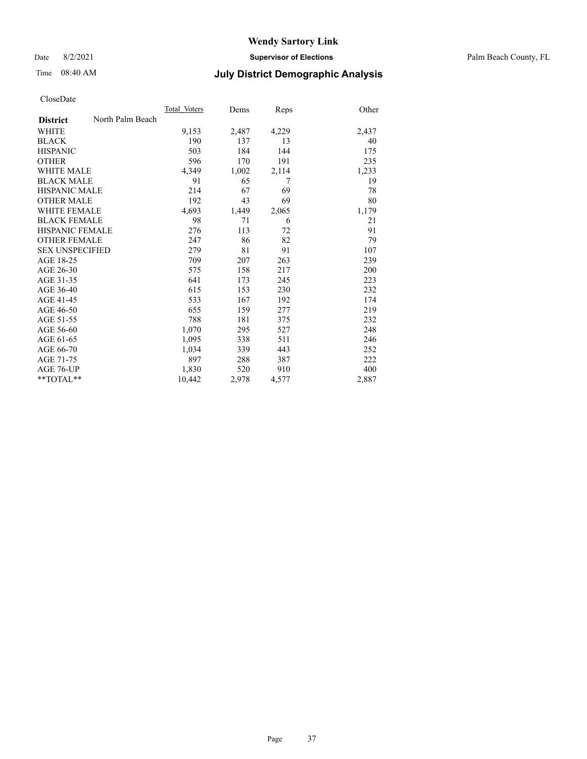CloseDate

| District | North Palm Beach | Total_Voters | Dems | Reps | Other |
|---|---|---|---|---|---|
| WHITE | | 9,153 | 2,487 | 4,229 | 2,437 |
| BLACK | | 190 | 137 | 13 | 40 |
| HISPANIC | | 503 | 184 | 144 | 175 |
| OTHER | | 596 | 170 | 191 | 235 |
| WHITE MALE | | 4,349 | 1,002 | 2,114 | 1,233 |
| BLACK MALE | | 91 | 65 | 7 | 19 |
| HISPANIC MALE | | 214 | 67 | 69 | 78 |
| OTHER MALE | | 192 | 43 | 69 | 80 |
| WHITE FEMALE | | 4,693 | 1,449 | 2,065 | 1,179 |
| BLACK FEMALE | | 98 | 71 | 6 | 21 |
| HISPANIC FEMALE | | 276 | 113 | 72 | 91 |
| OTHER FEMALE | | 247 | 86 | 82 | 79 |
| SEX UNSPECIFIED | | 279 | 81 | 91 | 107 |
| AGE 18-25 | | 709 | 207 | 263 | 239 |
| AGE 26-30 | | 575 | 158 | 217 | 200 |
| AGE 31-35 | | 641 | 173 | 245 | 223 |
| AGE 36-40 | | 615 | 153 | 230 | 232 |
| AGE 41-45 | | 533 | 167 | 192 | 174 |
| AGE 46-50 | | 655 | 159 | 277 | 219 |
| AGE 51-55 | | 788 | 181 | 375 | 232 |
| AGE 56-60 | | 1,070 | 295 | 527 | 248 |
| AGE 61-65 | | 1,095 | 338 | 511 | 246 |
| AGE 66-70 | | 1,034 | 339 | 443 | 252 |
| AGE 71-75 | | 897 | 288 | 387 | 222 |
| AGE 76-UP | | 1,830 | 520 | 910 | 400 |
| **TOTAL** | | 10,442 | 2,978 | 4,577 | 2,887 |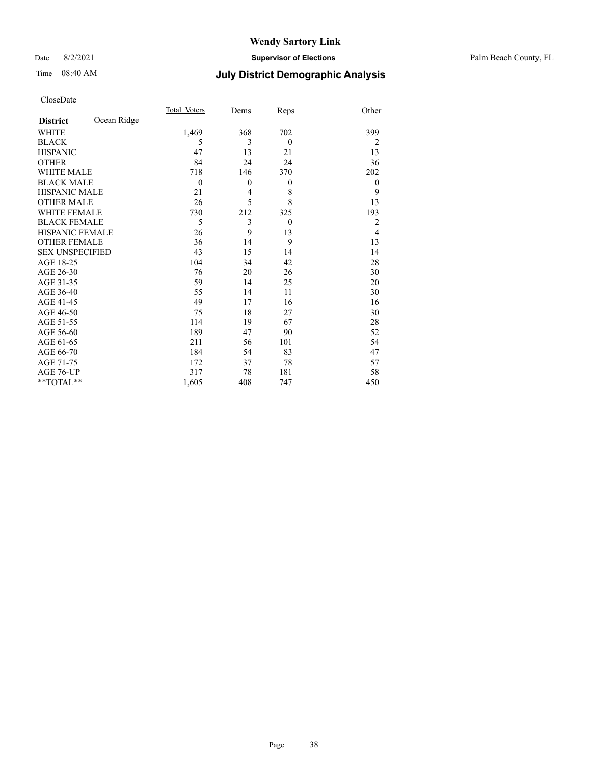# Wendy Sartory Link

Date 8/2/2021 **Supervisor of Elections** Palm Beach County, FL

Time 08:40 AM **July District Demographic Analysis**

CloseDate

| **District** Ocean Ridge | Total Voters | Dems | Reps | Other |
|---|---|---|---|---|
| WHITE | 1,469 | 368 | 702 | 399 |
| BLACK | 5 | 3 | 0 | 2 |
| HISPANIC | 47 | 13 | 21 | 13 |
| OTHER | 84 | 24 | 24 | 36 |
| WHITE MALE | 718 | 146 | 370 | 202 |
| BLACK MALE | 0 | 0 | 0 | 0 |
| HISPANIC MALE | 21 | 4 | 8 | 9 |
| OTHER MALE | 26 | 5 | 8 | 13 |
| WHITE FEMALE | 730 | 212 | 325 | 193 |
| BLACK FEMALE | 5 | 3 | 0 | 2 |
| HISPANIC FEMALE | 26 | 9 | 13 | 4 |
| OTHER FEMALE | 36 | 14 | 9 | 13 |
| SEX UNSPECIFIED | 43 | 15 | 14 | 14 |
| AGE 18-25 | 104 | 34 | 42 | 28 |
| AGE 26-30 | 76 | 20 | 26 | 30 |
| AGE 31-35 | 59 | 14 | 25 | 20 |
| AGE 36-40 | 55 | 14 | 11 | 30 |
| AGE 41-45 | 49 | 17 | 16 | 16 |
| AGE 46-50 | 75 | 18 | 27 | 30 |
| AGE 51-55 | 114 | 19 | 67 | 28 |
| AGE 56-60 | 189 | 47 | 90 | 52 |
| AGE 61-65 | 211 | 56 | 101 | 54 |
| AGE 66-70 | 184 | 54 | 83 | 47 |
| AGE 71-75 | 172 | 37 | 78 | 57 |
| AGE 76-UP | 317 | 78 | 181 | 58 |
| **TOTAL** | 1,605 | 408 | 747 | 450 |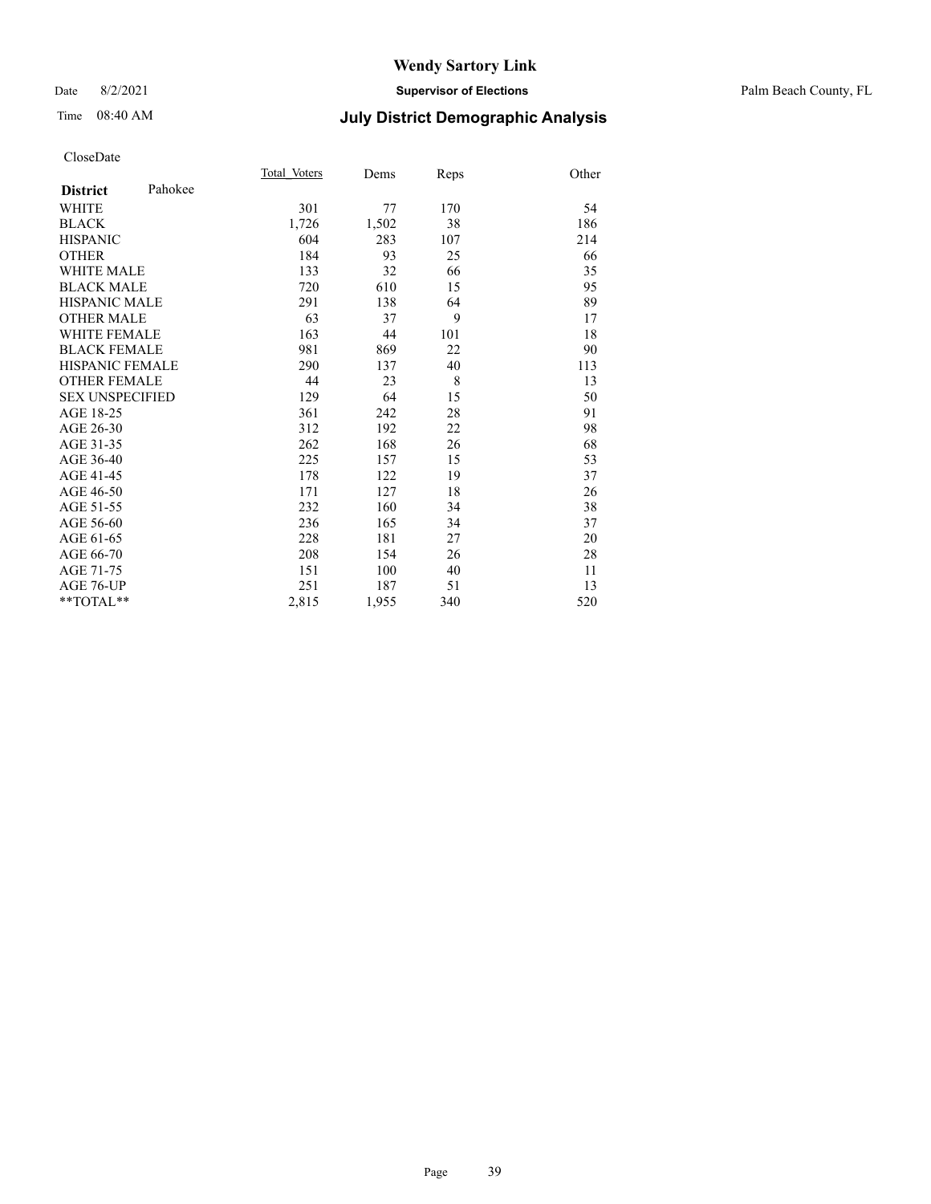# Wendy Sartory Link

Date 8/2/2021 **Supervisor of Elections** Palm Beach County, FL

Time 08:40 AM **July District Demographic Analysis**

CloseDate

| **District** Pahokee | Total Voters | Dems | Reps | Other |
|---|---|---|---|---|
| WHITE | 301 | 77 | 170 | 54 |
| BLACK | 1,726 | 1,502 | 38 | 186 |
| HISPANIC | 604 | 283 | 107 | 214 |
| OTHER | 184 | 93 | 25 | 66 |
| WHITE MALE | 133 | 32 | 66 | 35 |
| BLACK MALE | 720 | 610 | 15 | 95 |
| HISPANIC MALE | 291 | 138 | 64 | 89 |
| OTHER MALE | 63 | 37 | 9 | 17 |
| WHITE FEMALE | 163 | 44 | 101 | 18 |
| BLACK FEMALE | 981 | 869 | 22 | 90 |
| HISPANIC FEMALE | 290 | 137 | 40 | 113 |
| OTHER FEMALE | 44 | 23 | 8 | 13 |
| SEX UNSPECIFIED | 129 | 64 | 15 | 50 |
| AGE 18-25 | 361 | 242 | 28 | 91 |
| AGE 26-30 | 312 | 192 | 22 | 98 |
| AGE 31-35 | 262 | 168 | 26 | 68 |
| AGE 36-40 | 225 | 157 | 15 | 53 |
| AGE 41-45 | 178 | 122 | 19 | 37 |
| AGE 46-50 | 171 | 127 | 18 | 26 |
| AGE 51-55 | 232 | 160 | 34 | 38 |
| AGE 56-60 | 236 | 165 | 34 | 37 |
| AGE 61-65 | 228 | 181 | 27 | 20 |
| AGE 66-70 | 208 | 154 | 26 | 28 |
| AGE 71-75 | 151 | 100 | 40 | 11 |
| AGE 76-UP | 251 | 187 | 51 | 13 |
| **TOTAL** | 2,815 | 1,955 | 340 | 520 |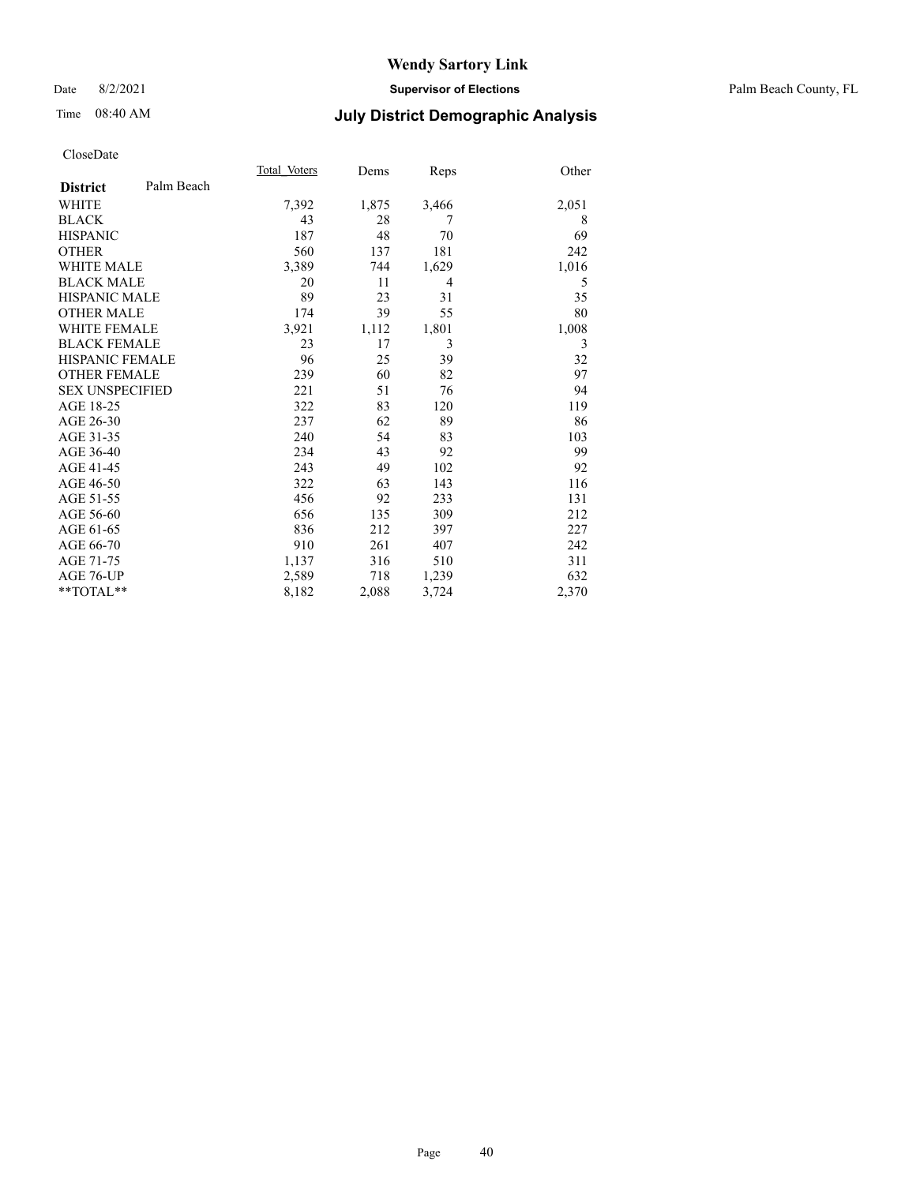# Wendy Sartory Link

Date 8/2/2021 **Supervisor of Elections** Palm Beach County, FL

Time 08:40 AM **July District Demographic Analysis**

CloseDate

| **District** Palm Beach | Total Voters | Dems | Reps | Other |
|---|---|---|---|---|
| WHITE | 7,392 | 1,875 | 3,466 | 2,051 |
| BLACK | 43 | 28 | 7 | 8 |
| HISPANIC | 187 | 48 | 70 | 69 |
| OTHER | 560 | 137 | 181 | 242 |
| WHITE MALE | 3,389 | 744 | 1,629 | 1,016 |
| BLACK MALE | 20 | 11 | 4 | 5 |
| HISPANIC MALE | 89 | 23 | 31 | 35 |
| OTHER MALE | 174 | 39 | 55 | 80 |
| WHITE FEMALE | 3,921 | 1,112 | 1,801 | 1,008 |
| BLACK FEMALE | 23 | 17 | 3 | 3 |
| HISPANIC FEMALE | 96 | 25 | 39 | 32 |
| OTHER FEMALE | 239 | 60 | 82 | 97 |
| SEX UNSPECIFIED | 221 | 51 | 76 | 94 |
| AGE 18-25 | 322 | 83 | 120 | 119 |
| AGE 26-30 | 237 | 62 | 89 | 86 |
| AGE 31-35 | 240 | 54 | 83 | 103 |
| AGE 36-40 | 234 | 43 | 92 | 99 |
| AGE 41-45 | 243 | 49 | 102 | 92 |
| AGE 46-50 | 322 | 63 | 143 | 116 |
| AGE 51-55 | 456 | 92 | 233 | 131 |
| AGE 56-60 | 656 | 135 | 309 | 212 |
| AGE 61-65 | 836 | 212 | 397 | 227 |
| AGE 66-70 | 910 | 261 | 407 | 242 |
| AGE 71-75 | 1,137 | 316 | 510 | 311 |
| AGE 76-UP | 2,589 | 718 | 1,239 | 632 |
| **TOTAL** | 8,182 | 2,088 | 3,724 | 2,370 |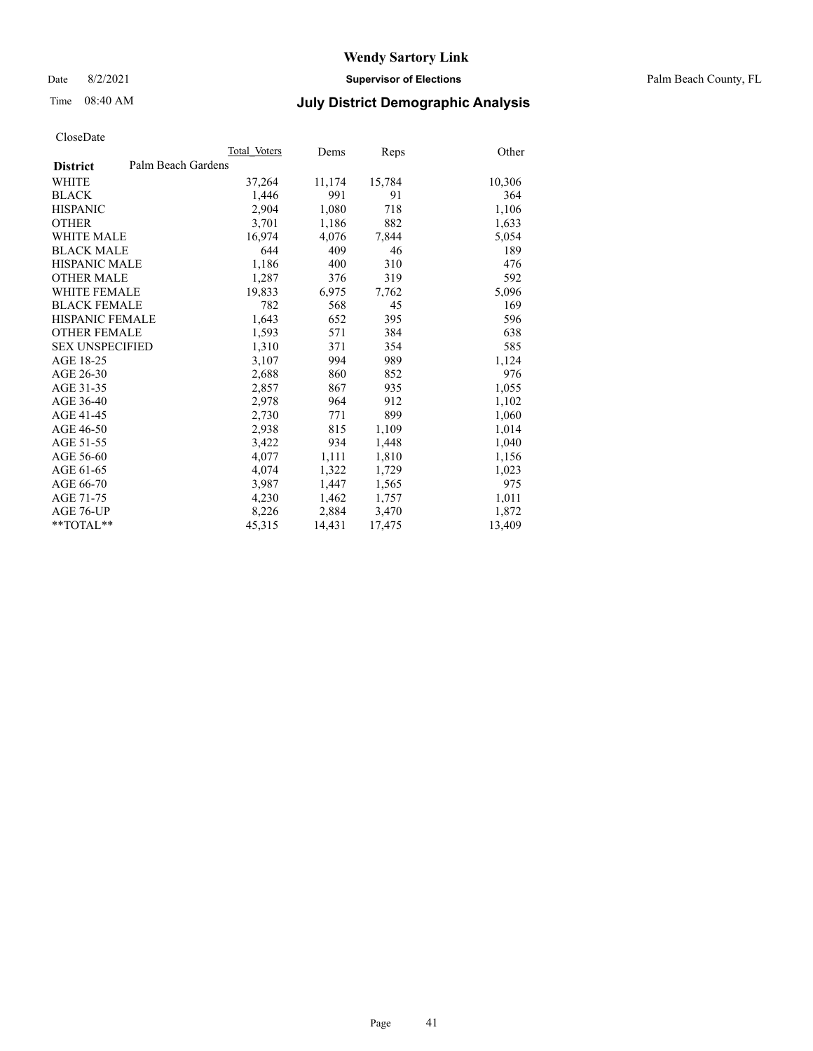# Wendy Sartory Link

Date 8/2/2021 **Supervisor of Elections** Palm Beach County, FL

Time 08:40 AM **July District Demographic Analysis**

CloseDate

| **District** Palm Beach Gardens | Total Voters | Dems | Reps | Other |
|---|---|---|---|---|
| WHITE | 37,264 | 11,174 | 15,784 | 10,306 |
| BLACK | 1,446 | 991 | 91 | 364 |
| HISPANIC | 2,904 | 1,080 | 718 | 1,106 |
| OTHER | 3,701 | 1,186 | 882 | 1,633 |
| WHITE MALE | 16,974 | 4,076 | 7,844 | 5,054 |
| BLACK MALE | 644 | 409 | 46 | 189 |
| HISPANIC MALE | 1,186 | 400 | 310 | 476 |
| OTHER MALE | 1,287 | 376 | 319 | 592 |
| WHITE FEMALE | 19,833 | 6,975 | 7,762 | 5,096 |
| BLACK FEMALE | 782 | 568 | 45 | 169 |
| HISPANIC FEMALE | 1,643 | 652 | 395 | 596 |
| OTHER FEMALE | 1,593 | 571 | 384 | 638 |
| SEX UNSPECIFIED | 1,310 | 371 | 354 | 585 |
| AGE 18-25 | 3,107 | 994 | 989 | 1,124 |
| AGE 26-30 | 2,688 | 860 | 852 | 976 |
| AGE 31-35 | 2,857 | 867 | 935 | 1,055 |
| AGE 36-40 | 2,978 | 964 | 912 | 1,102 |
| AGE 41-45 | 2,730 | 771 | 899 | 1,060 |
| AGE 46-50 | 2,938 | 815 | 1,109 | 1,014 |
| AGE 51-55 | 3,422 | 934 | 1,448 | 1,040 |
| AGE 56-60 | 4,077 | 1,111 | 1,810 | 1,156 |
| AGE 61-65 | 4,074 | 1,322 | 1,729 | 1,023 |
| AGE 66-70 | 3,987 | 1,447 | 1,565 | 975 |
| AGE 71-75 | 4,230 | 1,462 | 1,757 | 1,011 |
| AGE 76-UP | 8,226 | 2,884 | 3,470 | 1,872 |
| **TOTAL** | 45,315 | 14,431 | 17,475 | 13,409 |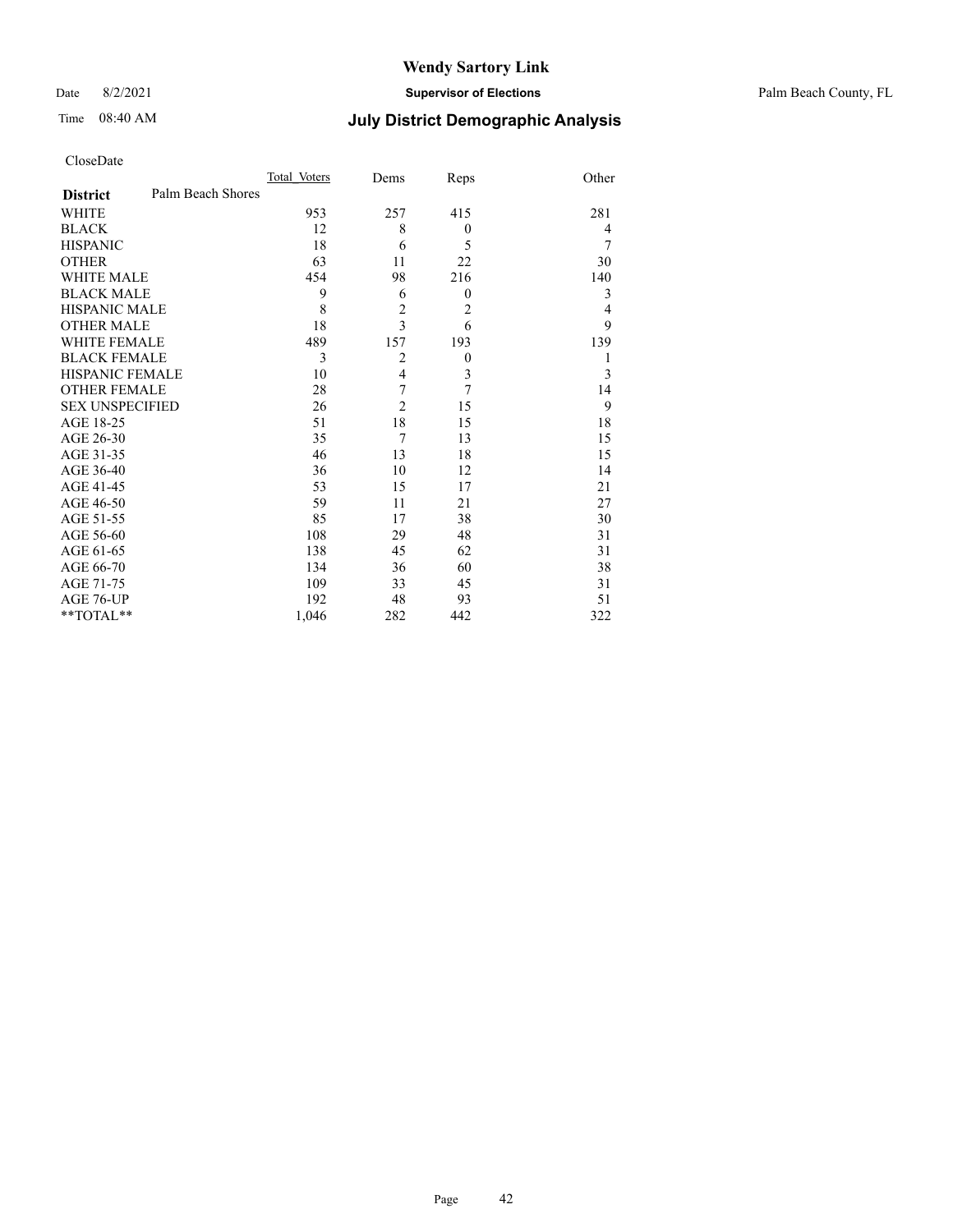# Wendy Sartory Link

Date 8/2/2021 **Supervisor of Elections** Palm Beach County, FL

Time 08:40 AM **July District Demographic Analysis**

CloseDate

| **District** Palm Beach Shores | Total Voters | Dems | Reps | Other |
|---|---|---|---|---|
| WHITE | 953 | 257 | 415 | 281 |
| BLACK | 12 | 8 | 0 | 4 |
| HISPANIC | 18 | 6 | 5 | 7 |
| OTHER | 63 | 11 | 22 | 30 |
| WHITE MALE | 454 | 98 | 216 | 140 |
| BLACK MALE | 9 | 6 | 0 | 3 |
| HISPANIC MALE | 8 | 2 | 2 | 4 |
| OTHER MALE | 18 | 3 | 6 | 9 |
| WHITE FEMALE | 489 | 157 | 193 | 139 |
| BLACK FEMALE | 3 | 2 | 0 | 1 |
| HISPANIC FEMALE | 10 | 4 | 3 | 3 |
| OTHER FEMALE | 28 | 7 | 7 | 14 |
| SEX UNSPECIFIED | 26 | 2 | 15 | 9 |
| AGE 18-25 | 51 | 18 | 15 | 18 |
| AGE 26-30 | 35 | 7 | 13 | 15 |
| AGE 31-35 | 46 | 13 | 18 | 15 |
| AGE 36-40 | 36 | 10 | 12 | 14 |
| AGE 41-45 | 53 | 15 | 17 | 21 |
| AGE 46-50 | 59 | 11 | 21 | 27 |
| AGE 51-55 | 85 | 17 | 38 | 30 |
| AGE 56-60 | 108 | 29 | 48 | 31 |
| AGE 61-65 | 138 | 45 | 62 | 31 |
| AGE 66-70 | 134 | 36 | 60 | 38 |
| AGE 71-75 | 109 | 33 | 45 | 31 |
| AGE 76-UP | 192 | 48 | 93 | 51 |
| **TOTAL** | 1,046 | 282 | 442 | 322 |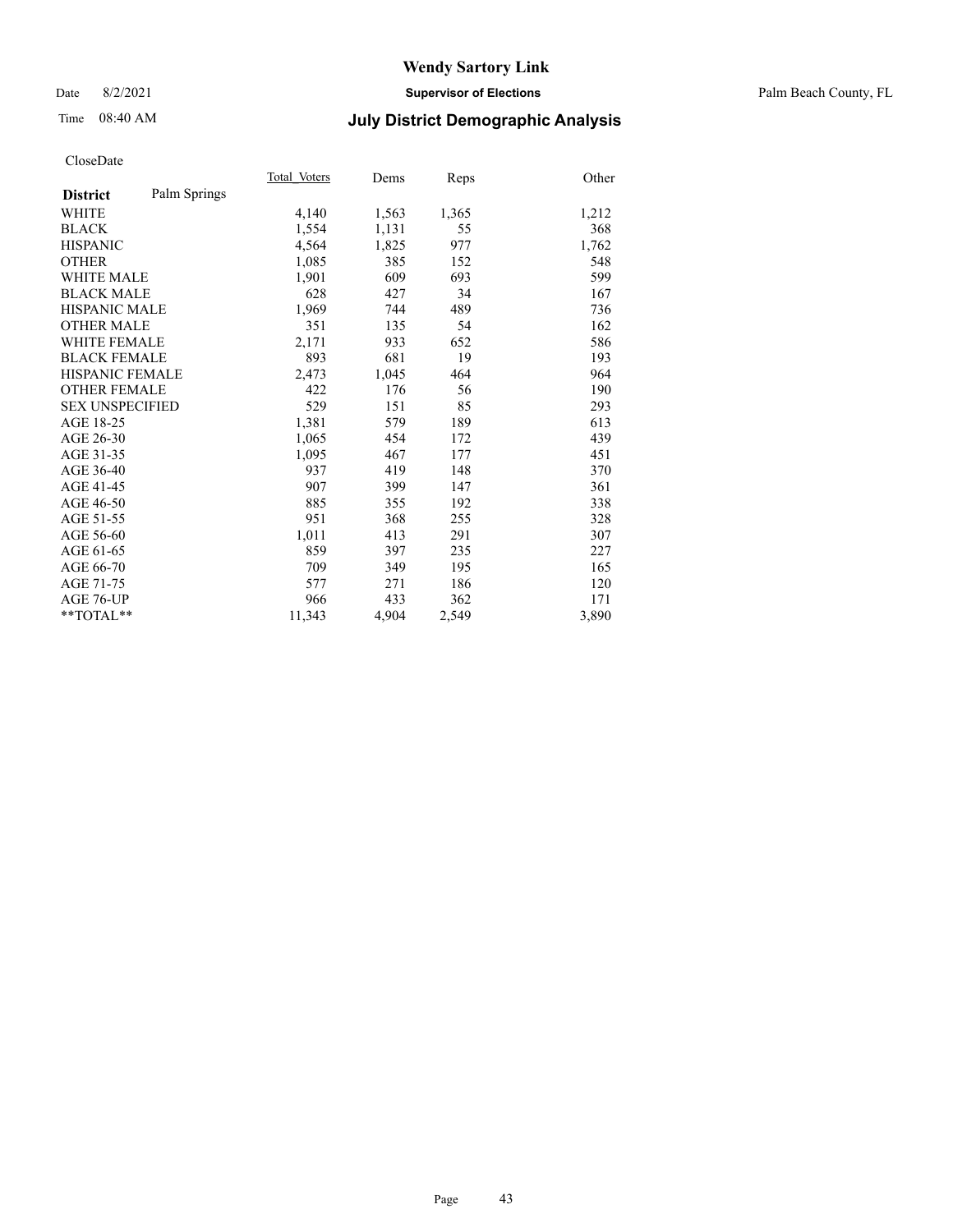# Wendy Sartory Link

Date 8/2/2021 **Supervisor of Elections** Palm Beach County, FL

Time 08:40 AM **July District Demographic Analysis**

CloseDate

| **District** Palm Springs | Total Voters | Dems | Reps | Other |
|---|---|---|---|---|
| WHITE | 4,140 | 1,563 | 1,365 | 1,212 |
| BLACK | 1,554 | 1,131 | 55 | 368 |
| HISPANIC | 4,564 | 1,825 | 977 | 1,762 |
| OTHER | 1,085 | 385 | 152 | 548 |
| WHITE MALE | 1,901 | 609 | 693 | 599 |
| BLACK MALE | 628 | 427 | 34 | 167 |
| HISPANIC MALE | 1,969 | 744 | 489 | 736 |
| OTHER MALE | 351 | 135 | 54 | 162 |
| WHITE FEMALE | 2,171 | 933 | 652 | 586 |
| BLACK FEMALE | 893 | 681 | 19 | 193 |
| HISPANIC FEMALE | 2,473 | 1,045 | 464 | 964 |
| OTHER FEMALE | 422 | 176 | 56 | 190 |
| SEX UNSPECIFIED | 529 | 151 | 85 | 293 |
| AGE 18-25 | 1,381 | 579 | 189 | 613 |
| AGE 26-30 | 1,065 | 454 | 172 | 439 |
| AGE 31-35 | 1,095 | 467 | 177 | 451 |
| AGE 36-40 | 937 | 419 | 148 | 370 |
| AGE 41-45 | 907 | 399 | 147 | 361 |
| AGE 46-50 | 885 | 355 | 192 | 338 |
| AGE 51-55 | 951 | 368 | 255 | 328 |
| AGE 56-60 | 1,011 | 413 | 291 | 307 |
| AGE 61-65 | 859 | 397 | 235 | 227 |
| AGE 66-70 | 709 | 349 | 195 | 165 |
| AGE 71-75 | 577 | 271 | 186 | 120 |
| AGE 76-UP | 966 | 433 | 362 | 171 |
| **TOTAL** | 11,343 | 4,904 | 2,549 | 3,890 |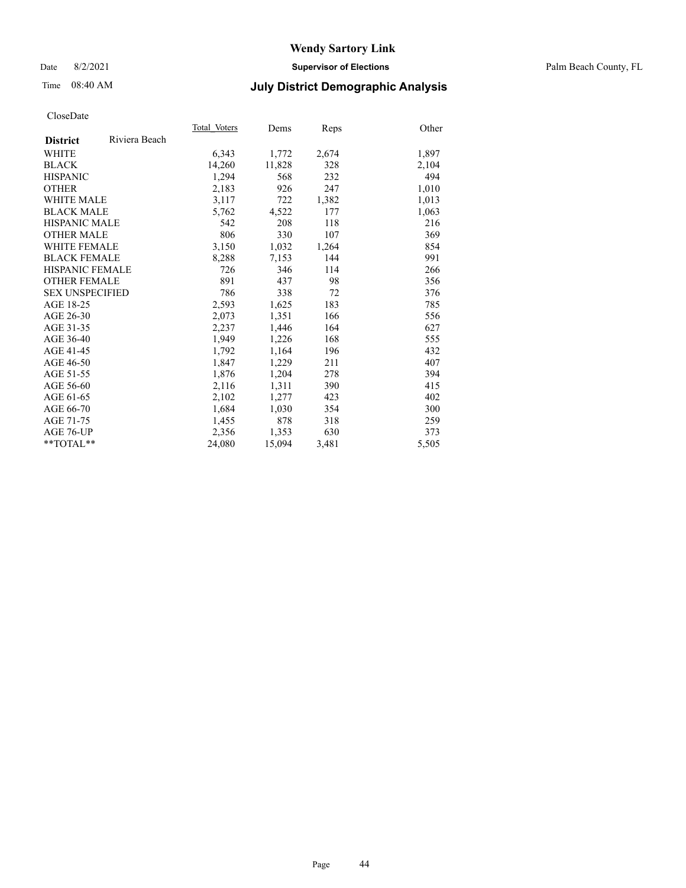CloseDate

| District | Riviera Beach | Total_Voters | Dems | Reps | Other |
|---|---|---|---|---|---|
| WHITE | | 6,343 | 1,772 | 2,674 | 1,897 |
| BLACK | | 14,260 | 11,828 | 328 | 2,104 |
| HISPANIC | | 1,294 | 568 | 232 | 494 |
| OTHER | | 2,183 | 926 | 247 | 1,010 |
| WHITE MALE | | 3,117 | 722 | 1,382 | 1,013 |
| BLACK MALE | | 5,762 | 4,522 | 177 | 1,063 |
| HISPANIC MALE | | 542 | 208 | 118 | 216 |
| OTHER MALE | | 806 | 330 | 107 | 369 |
| WHITE FEMALE | | 3,150 | 1,032 | 1,264 | 854 |
| BLACK FEMALE | | 8,288 | 7,153 | 144 | 991 |
| HISPANIC FEMALE | | 726 | 346 | 114 | 266 |
| OTHER FEMALE | | 891 | 437 | 98 | 356 |
| SEX UNSPECIFIED | | 786 | 338 | 72 | 376 |
| AGE 18-25 | | 2,593 | 1,625 | 183 | 785 |
| AGE 26-30 | | 2,073 | 1,351 | 166 | 556 |
| AGE 31-35 | | 2,237 | 1,446 | 164 | 627 |
| AGE 36-40 | | 1,949 | 1,226 | 168 | 555 |
| AGE 41-45 | | 1,792 | 1,164 | 196 | 432 |
| AGE 46-50 | | 1,847 | 1,229 | 211 | 407 |
| AGE 51-55 | | 1,876 | 1,204 | 278 | 394 |
| AGE 56-60 | | 2,116 | 1,311 | 390 | 415 |
| AGE 61-65 | | 2,102 | 1,277 | 423 | 402 |
| AGE 66-70 | | 1,684 | 1,030 | 354 | 300 |
| AGE 71-75 | | 1,455 | 878 | 318 | 259 |
| AGE 76-UP | | 2,356 | 1,353 | 630 | 373 |
| **TOTAL** | | 24,080 | 15,094 | 3,481 | 5,505 |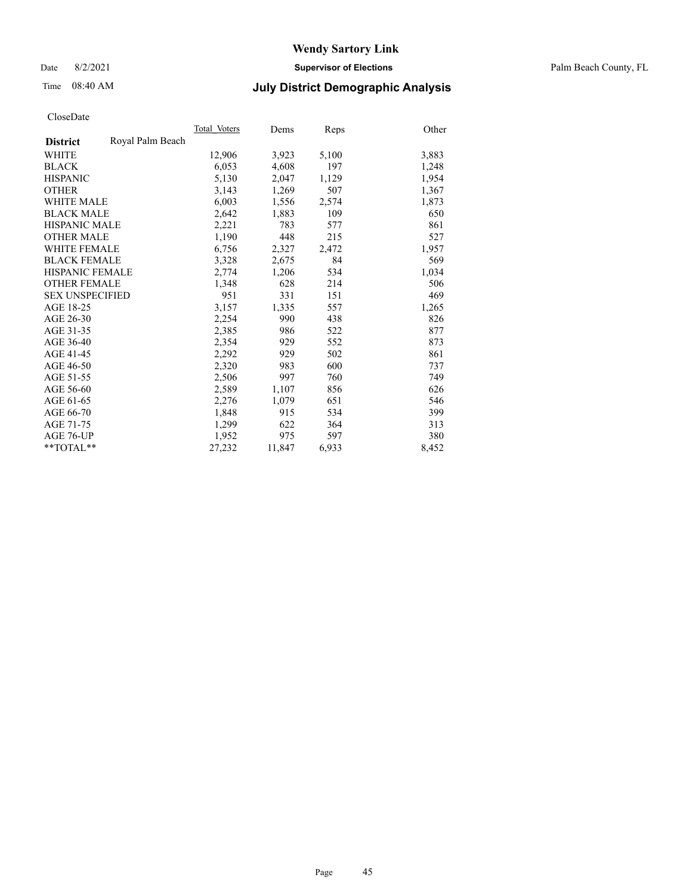# Wendy Sartory Link

Date 8/2/2021 **Supervisor of Elections** Palm Beach County, FL

Time 08:40 AM **July District Demographic Analysis**

CloseDate

| **District** Royal Palm Beach | Total Voters | Dems | Reps | Other |
|---|---|---|---|---|
| WHITE | 12,906 | 3,923 | 5,100 | 3,883 |
| BLACK | 6,053 | 4,608 | 197 | 1,248 |
| HISPANIC | 5,130 | 2,047 | 1,129 | 1,954 |
| OTHER | 3,143 | 1,269 | 507 | 1,367 |
| WHITE MALE | 6,003 | 1,556 | 2,574 | 1,873 |
| BLACK MALE | 2,642 | 1,883 | 109 | 650 |
| HISPANIC MALE | 2,221 | 783 | 577 | 861 |
| OTHER MALE | 1,190 | 448 | 215 | 527 |
| WHITE FEMALE | 6,756 | 2,327 | 2,472 | 1,957 |
| BLACK FEMALE | 3,328 | 2,675 | 84 | 569 |
| HISPANIC FEMALE | 2,774 | 1,206 | 534 | 1,034 |
| OTHER FEMALE | 1,348 | 628 | 214 | 506 |
| SEX UNSPECIFIED | 951 | 331 | 151 | 469 |
| AGE 18-25 | 3,157 | 1,335 | 557 | 1,265 |
| AGE 26-30 | 2,254 | 990 | 438 | 826 |
| AGE 31-35 | 2,385 | 986 | 522 | 877 |
| AGE 36-40 | 2,354 | 929 | 552 | 873 |
| AGE 41-45 | 2,292 | 929 | 502 | 861 |
| AGE 46-50 | 2,320 | 983 | 600 | 737 |
| AGE 51-55 | 2,506 | 997 | 760 | 749 |
| AGE 56-60 | 2,589 | 1,107 | 856 | 626 |
| AGE 61-65 | 2,276 | 1,079 | 651 | 546 |
| AGE 66-70 | 1,848 | 915 | 534 | 399 |
| AGE 71-75 | 1,299 | 622 | 364 | 313 |
| AGE 76-UP | 1,952 | 975 | 597 | 380 |
| **TOTAL** | 27,232 | 11,847 | 6,933 | 8,452 |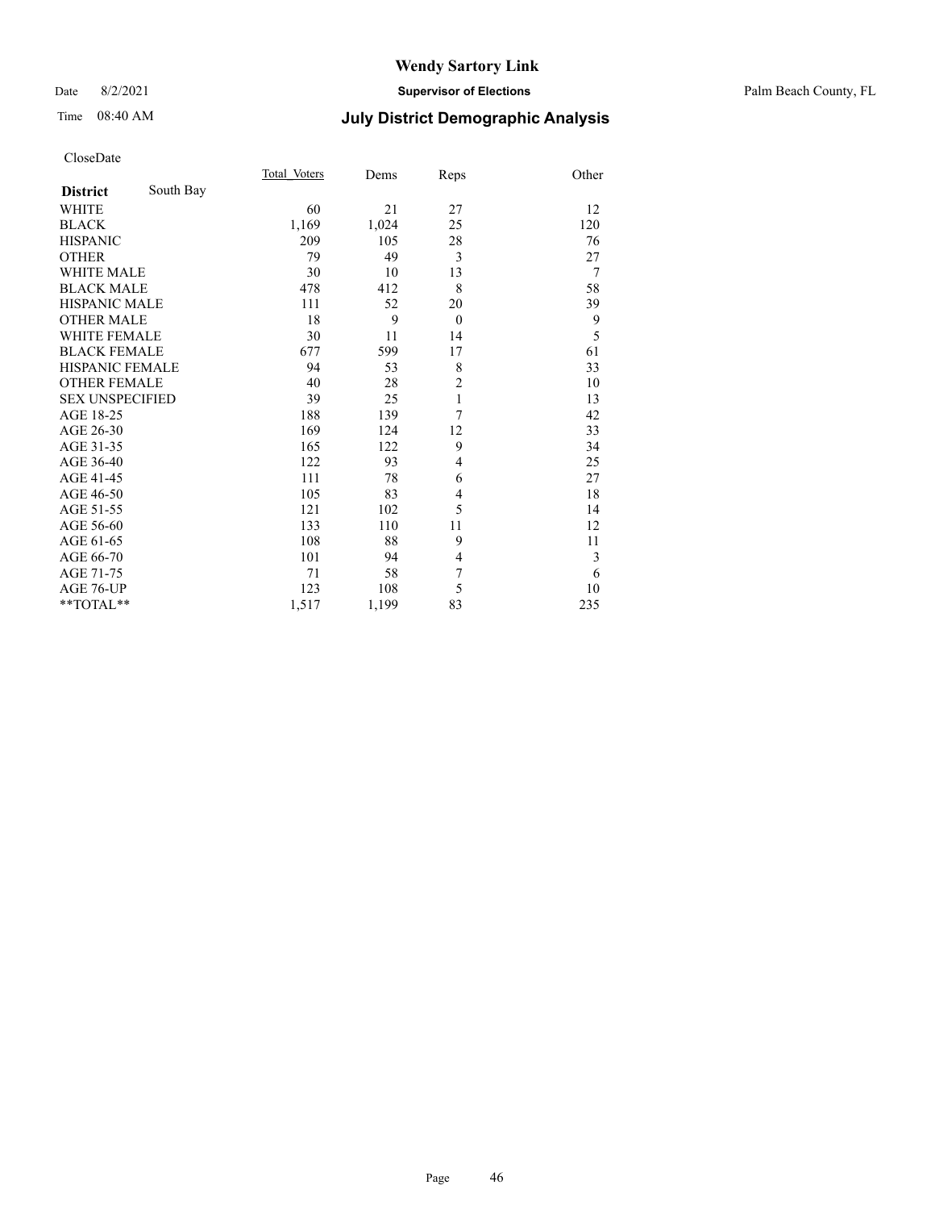CloseDate

| District | South Bay | Total_Voters | Dems | Reps | Other |
|---|---|---|---|---|---|
| WHITE | | 60 | 21 | 27 | 12 |
| BLACK | | 1,169 | 1,024 | 25 | 120 |
| HISPANIC | | 209 | 105 | 28 | 76 |
| OTHER | | 79 | 49 | 3 | 27 |
| WHITE MALE | | 30 | 10 | 13 | 7 |
| BLACK MALE | | 478 | 412 | 8 | 58 |
| HISPANIC MALE | | 111 | 52 | 20 | 39 |
| OTHER MALE | | 18 | 9 | 0 | 9 |
| WHITE FEMALE | | 30 | 11 | 14 | 5 |
| BLACK FEMALE | | 677 | 599 | 17 | 61 |
| HISPANIC FEMALE | | 94 | 53 | 8 | 33 |
| OTHER FEMALE | | 40 | 28 | 2 | 10 |
| SEX UNSPECIFIED | | 39 | 25 | 1 | 13 |
| AGE 18-25 | | 188 | 139 | 7 | 42 |
| AGE 26-30 | | 169 | 124 | 12 | 33 |
| AGE 31-35 | | 165 | 122 | 9 | 34 |
| AGE 36-40 | | 122 | 93 | 4 | 25 |
| AGE 41-45 | | 111 | 78 | 6 | 27 |
| AGE 46-50 | | 105 | 83 | 4 | 18 |
| AGE 51-55 | | 121 | 102 | 5 | 14 |
| AGE 56-60 | | 133 | 110 | 11 | 12 |
| AGE 61-65 | | 108 | 88 | 9 | 11 |
| AGE 66-70 | | 101 | 94 | 4 | 3 |
| AGE 71-75 | | 71 | 58 | 7 | 6 |
| AGE 76-UP | | 123 | 108 | 5 | 10 |
| **TOTAL** | | 1,517 | 1,199 | 83 | 235 |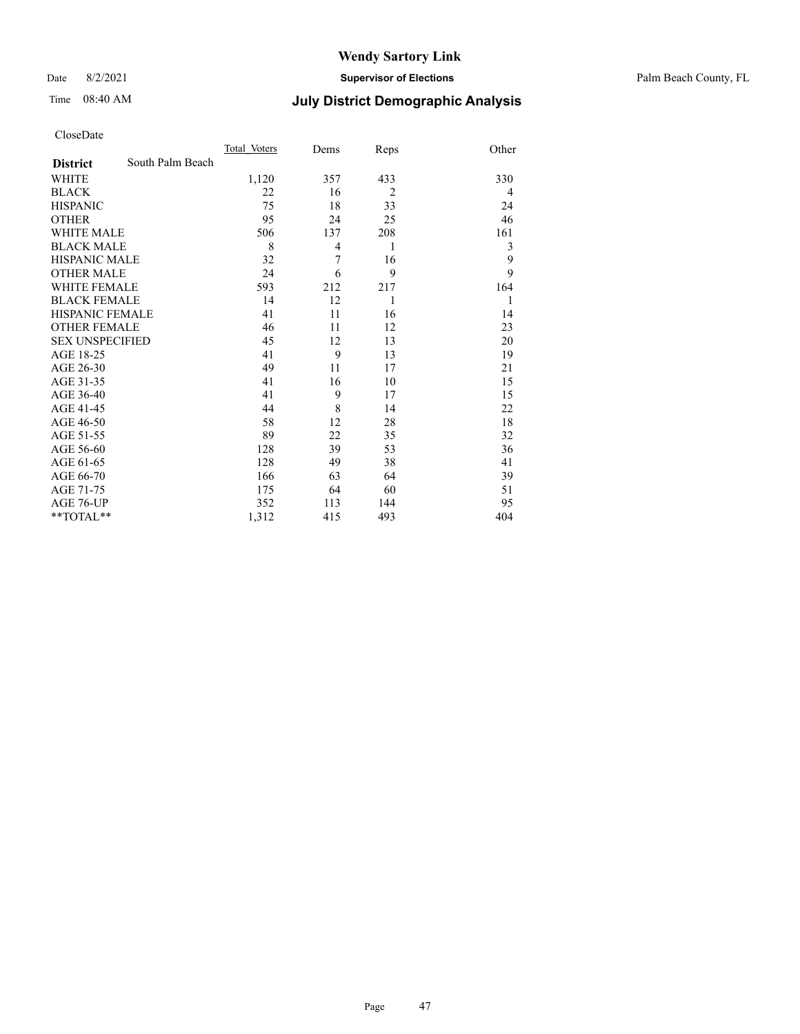# Wendy Sartory Link

Date 8/2/2021 **Supervisor of Elections** Palm Beach County, FL

Time 08:40 AM **July District Demographic Analysis**

CloseDate

| **District** South Palm Beach | Total_Voters | Dems | Reps | Other |
|---|---|---|---|---|
| WHITE | 1,120 | 357 | 433 | 330 |
| BLACK | 22 | 16 | 2 | 4 |
| HISPANIC | 75 | 18 | 33 | 24 |
| OTHER | 95 | 24 | 25 | 46 |
| WHITE MALE | 506 | 137 | 208 | 161 |
| BLACK MALE | 8 | 4 | 1 | 3 |
| HISPANIC MALE | 32 | 7 | 16 | 9 |
| OTHER MALE | 24 | 6 | 9 | 9 |
| WHITE FEMALE | 593 | 212 | 217 | 164 |
| BLACK FEMALE | 14 | 12 | 1 | 1 |
| HISPANIC FEMALE | 41 | 11 | 16 | 14 |
| OTHER FEMALE | 46 | 11 | 12 | 23 |
| SEX UNSPECIFIED | 45 | 12 | 13 | 20 |
| AGE 18-25 | 41 | 9 | 13 | 19 |
| AGE 26-30 | 49 | 11 | 17 | 21 |
| AGE 31-35 | 41 | 16 | 10 | 15 |
| AGE 36-40 | 41 | 9 | 17 | 15 |
| AGE 41-45 | 44 | 8 | 14 | 22 |
| AGE 46-50 | 58 | 12 | 28 | 18 |
| AGE 51-55 | 89 | 22 | 35 | 32 |
| AGE 56-60 | 128 | 39 | 53 | 36 |
| AGE 61-65 | 128 | 49 | 38 | 41 |
| AGE 66-70 | 166 | 63 | 64 | 39 |
| AGE 71-75 | 175 | 64 | 60 | 51 |
| AGE 76-UP | 352 | 113 | 144 | 95 |
| **TOTAL** | 1,312 | 415 | 493 | 404 |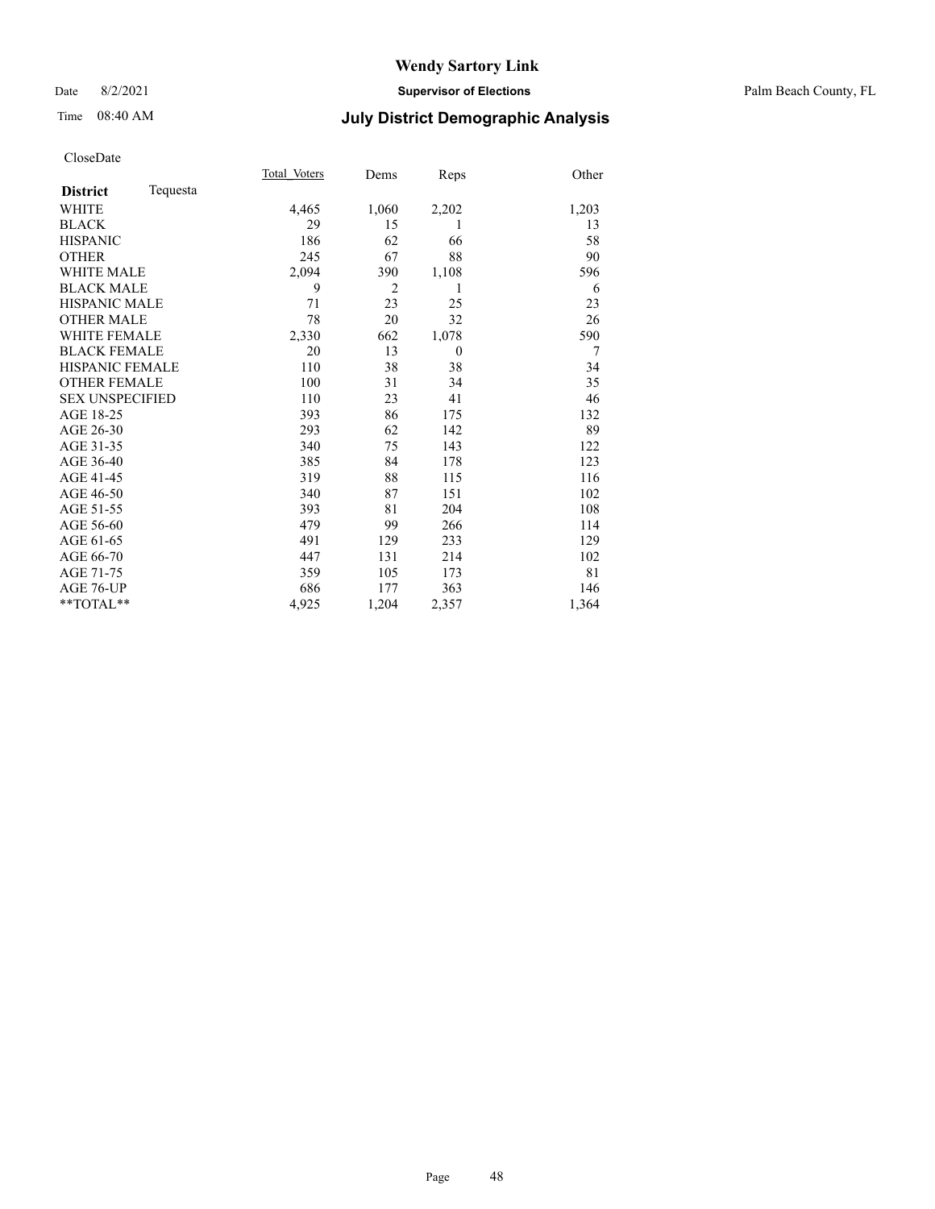CloseDate

| District Tequesta | Total_Voters | Dems | Reps | Other |
|---|---|---|---|---|
| WHITE | 4,465 | 1,060 | 2,202 | 1,203 |
| BLACK | 29 | 15 | 1 | 13 |
| HISPANIC | 186 | 62 | 66 | 58 |
| OTHER | 245 | 67 | 88 | 90 |
| WHITE MALE | 2,094 | 390 | 1,108 | 596 |
| BLACK MALE | 9 | 2 | 1 | 6 |
| HISPANIC MALE | 71 | 23 | 25 | 23 |
| OTHER MALE | 78 | 20 | 32 | 26 |
| WHITE FEMALE | 2,330 | 662 | 1,078 | 590 |
| BLACK FEMALE | 20 | 13 | 0 | 7 |
| HISPANIC FEMALE | 110 | 38 | 38 | 34 |
| OTHER FEMALE | 100 | 31 | 34 | 35 |
| SEX UNSPECIFIED | 110 | 23 | 41 | 46 |
| AGE 18-25 | 393 | 86 | 175 | 132 |
| AGE 26-30 | 293 | 62 | 142 | 89 |
| AGE 31-35 | 340 | 75 | 143 | 122 |
| AGE 36-40 | 385 | 84 | 178 | 123 |
| AGE 41-45 | 319 | 88 | 115 | 116 |
| AGE 46-50 | 340 | 87 | 151 | 102 |
| AGE 51-55 | 393 | 81 | 204 | 108 |
| AGE 56-60 | 479 | 99 | 266 | 114 |
| AGE 61-65 | 491 | 129 | 233 | 129 |
| AGE 66-70 | 447 | 131 | 214 | 102 |
| AGE 71-75 | 359 | 105 | 173 | 81 |
| AGE 76-UP | 686 | 177 | 363 | 146 |
| **TOTAL** | 4,925 | 1,204 | 2,357 | 1,364 |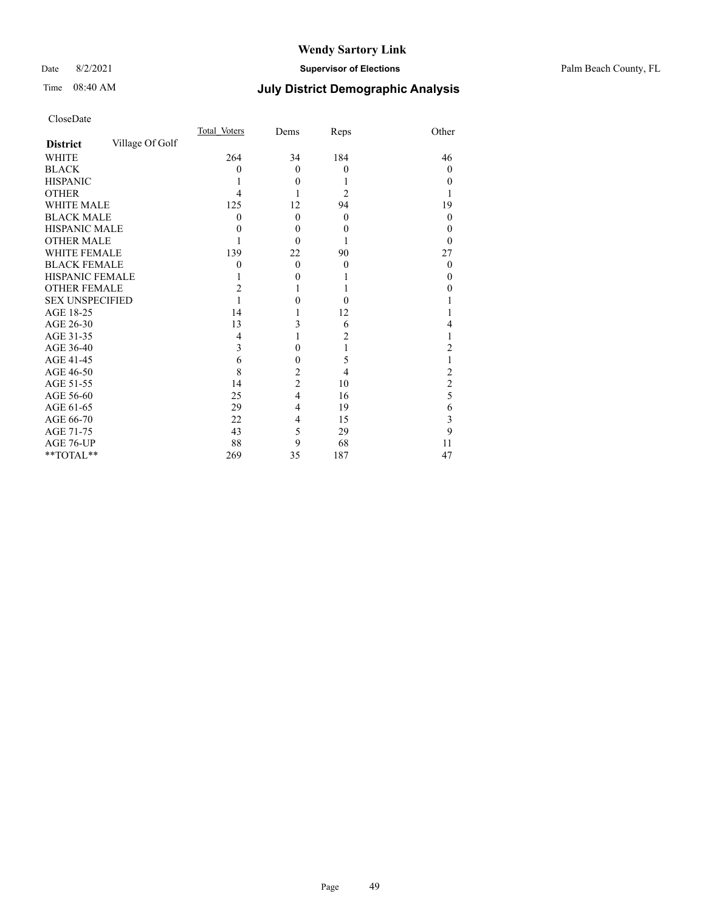# Wendy Sartory Link

Date 8/2/2021 **Supervisor of Elections** Palm Beach County, FL

Time 08:40 AM **July District Demographic Analysis**

CloseDate

| **District** Village Of Golf | Total Voters | Dems | Reps | Other |
|---|---|---|---|---|
| WHITE | 264 | 34 | 184 | 46 |
| BLACK | 0 | 0 | 0 | 0 |
| HISPANIC | 1 | 0 | 1 | 0 |
| OTHER | 4 | 1 | 2 | 1 |
| WHITE MALE | 125 | 12 | 94 | 19 |
| BLACK MALE | 0 | 0 | 0 | 0 |
| HISPANIC MALE | 0 | 0 | 0 | 0 |
| OTHER MALE | 1 | 0 | 1 | 0 |
| WHITE FEMALE | 139 | 22 | 90 | 27 |
| BLACK FEMALE | 0 | 0 | 0 | 0 |
| HISPANIC FEMALE | 1 | 0 | 1 | 0 |
| OTHER FEMALE | 2 | 1 | 1 | 0 |
| SEX UNSPECIFIED | 1 | 0 | 0 | 1 |
| AGE 18-25 | 14 | 1 | 12 | 1 |
| AGE 26-30 | 13 | 3 | 6 | 4 |
| AGE 31-35 | 4 | 1 | 2 | 1 |
| AGE 36-40 | 3 | 0 | 1 | 2 |
| AGE 41-45 | 6 | 0 | 5 | 1 |
| AGE 46-50 | 8 | 2 | 4 | 2 |
| AGE 51-55 | 14 | 2 | 10 | 2 |
| AGE 56-60 | 25 | 4 | 16 | 5 |
| AGE 61-65 | 29 | 4 | 19 | 6 |
| AGE 66-70 | 22 | 4 | 15 | 3 |
| AGE 71-75 | 43 | 5 | 29 | 9 |
| AGE 76-UP | 88 | 9 | 68 | 11 |
| **TOTAL** | 269 | 35 | 187 | 47 |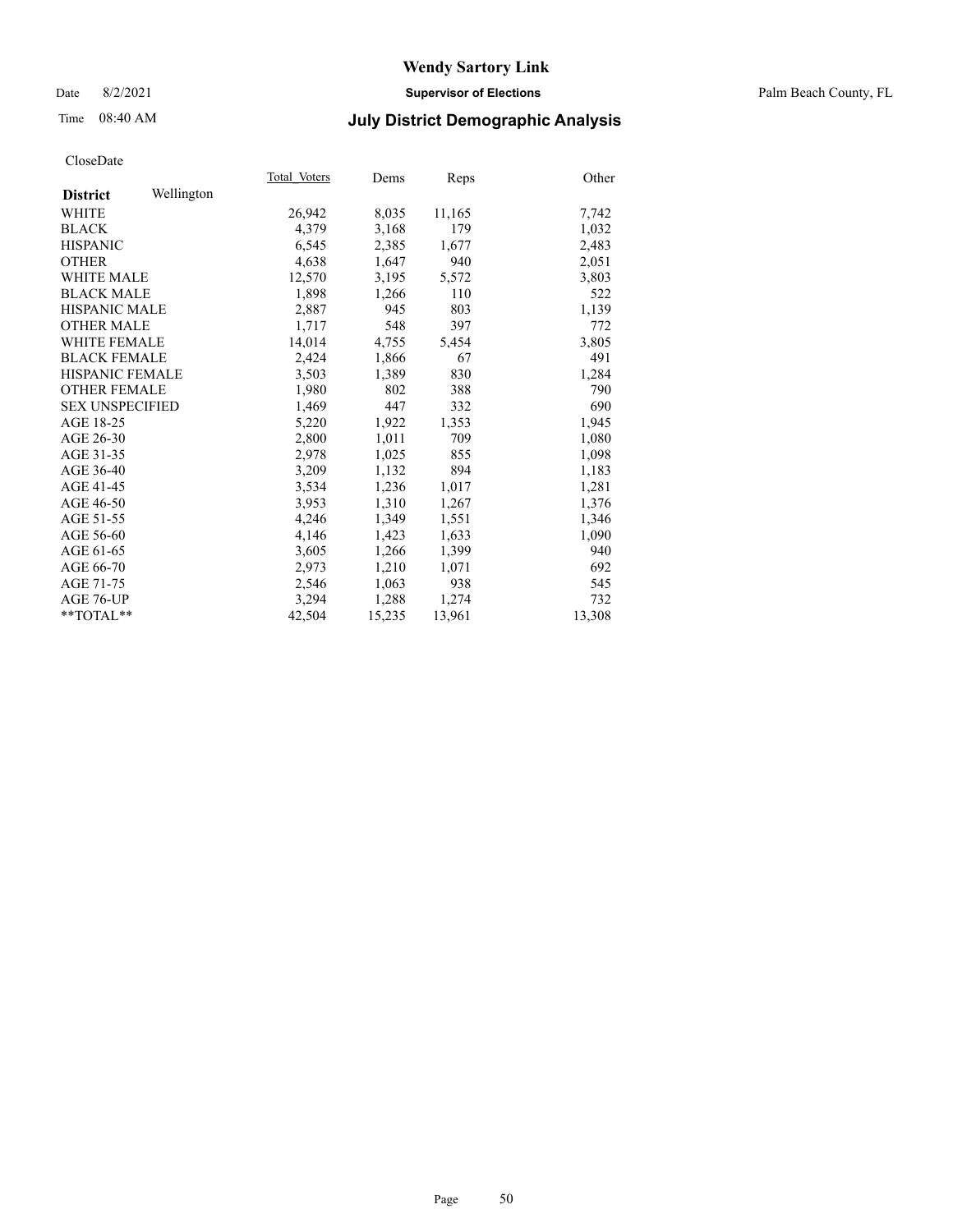# Wendy Sartory Link

Date 8/2/2021 **Supervisor of Elections** Palm Beach County, FL

Time 08:40 AM **July District Demographic Analysis**

CloseDate

| **District** Wellington | Total Voters | Dems | Reps | Other |
|---|---|---|---|---|
| WHITE | 26,942 | 8,035 | 11,165 | 7,742 |
| BLACK | 4,379 | 3,168 | 179 | 1,032 |
| HISPANIC | 6,545 | 2,385 | 1,677 | 2,483 |
| OTHER | 4,638 | 1,647 | 940 | 2,051 |
| WHITE MALE | 12,570 | 3,195 | 5,572 | 3,803 |
| BLACK MALE | 1,898 | 1,266 | 110 | 522 |
| HISPANIC MALE | 2,887 | 945 | 803 | 1,139 |
| OTHER MALE | 1,717 | 548 | 397 | 772 |
| WHITE FEMALE | 14,014 | 4,755 | 5,454 | 3,805 |
| BLACK FEMALE | 2,424 | 1,866 | 67 | 491 |
| HISPANIC FEMALE | 3,503 | 1,389 | 830 | 1,284 |
| OTHER FEMALE | 1,980 | 802 | 388 | 790 |
| SEX UNSPECIFIED | 1,469 | 447 | 332 | 690 |
| AGE 18-25 | 5,220 | 1,922 | 1,353 | 1,945 |
| AGE 26-30 | 2,800 | 1,011 | 709 | 1,080 |
| AGE 31-35 | 2,978 | 1,025 | 855 | 1,098 |
| AGE 36-40 | 3,209 | 1,132 | 894 | 1,183 |
| AGE 41-45 | 3,534 | 1,236 | 1,017 | 1,281 |
| AGE 46-50 | 3,953 | 1,310 | 1,267 | 1,376 |
| AGE 51-55 | 4,246 | 1,349 | 1,551 | 1,346 |
| AGE 56-60 | 4,146 | 1,423 | 1,633 | 1,090 |
| AGE 61-65 | 3,605 | 1,266 | 1,399 | 940 |
| AGE 66-70 | 2,973 | 1,210 | 1,071 | 692 |
| AGE 71-75 | 2,546 | 1,063 | 938 | 545 |
| AGE 76-UP | 3,294 | 1,288 | 1,274 | 732 |
| **TOTAL** | 42,504 | 15,235 | 13,961 | 13,308 |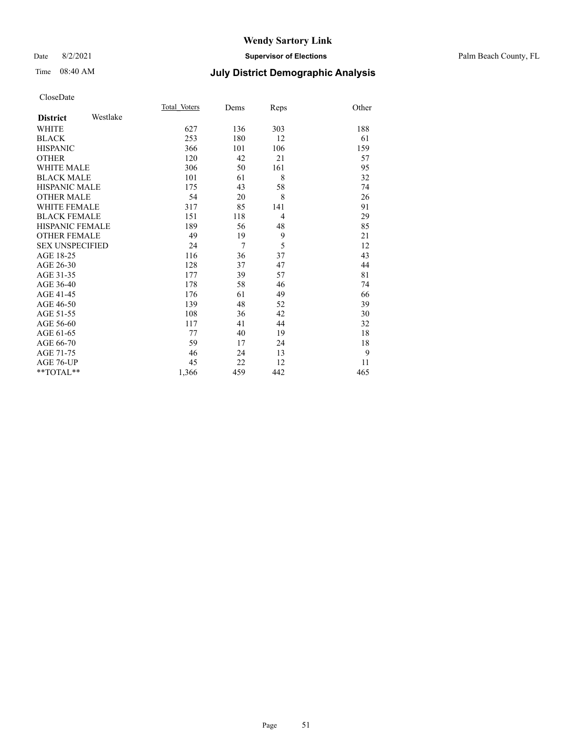# Wendy Sartory Link

Date 8/2/2021 **Supervisor of Elections** Palm Beach County, FL

Time 08:40 AM **July District Demographic Analysis**

CloseDate

| **District** Westlake | Total Voters | Dems | Reps | Other |
|---|---|---|---|---|
| WHITE | 627 | 136 | 303 | 188 |
| BLACK | 253 | 180 | 12 | 61 |
| HISPANIC | 366 | 101 | 106 | 159 |
| OTHER | 120 | 42 | 21 | 57 |
| WHITE MALE | 306 | 50 | 161 | 95 |
| BLACK MALE | 101 | 61 | 8 | 32 |
| HISPANIC MALE | 175 | 43 | 58 | 74 |
| OTHER MALE | 54 | 20 | 8 | 26 |
| WHITE FEMALE | 317 | 85 | 141 | 91 |
| BLACK FEMALE | 151 | 118 | 4 | 29 |
| HISPANIC FEMALE | 189 | 56 | 48 | 85 |
| OTHER FEMALE | 49 | 19 | 9 | 21 |
| SEX UNSPECIFIED | 24 | 7 | 5 | 12 |
| AGE 18-25 | 116 | 36 | 37 | 43 |
| AGE 26-30 | 128 | 37 | 47 | 44 |
| AGE 31-35 | 177 | 39 | 57 | 81 |
| AGE 36-40 | 178 | 58 | 46 | 74 |
| AGE 41-45 | 176 | 61 | 49 | 66 |
| AGE 46-50 | 139 | 48 | 52 | 39 |
| AGE 51-55 | 108 | 36 | 42 | 30 |
| AGE 56-60 | 117 | 41 | 44 | 32 |
| AGE 61-65 | 77 | 40 | 19 | 18 |
| AGE 66-70 | 59 | 17 | 24 | 18 |
| AGE 71-75 | 46 | 24 | 13 | 9 |
| AGE 76-UP | 45 | 22 | 12 | 11 |
| **TOTAL** | 1,366 | 459 | 442 | 465 |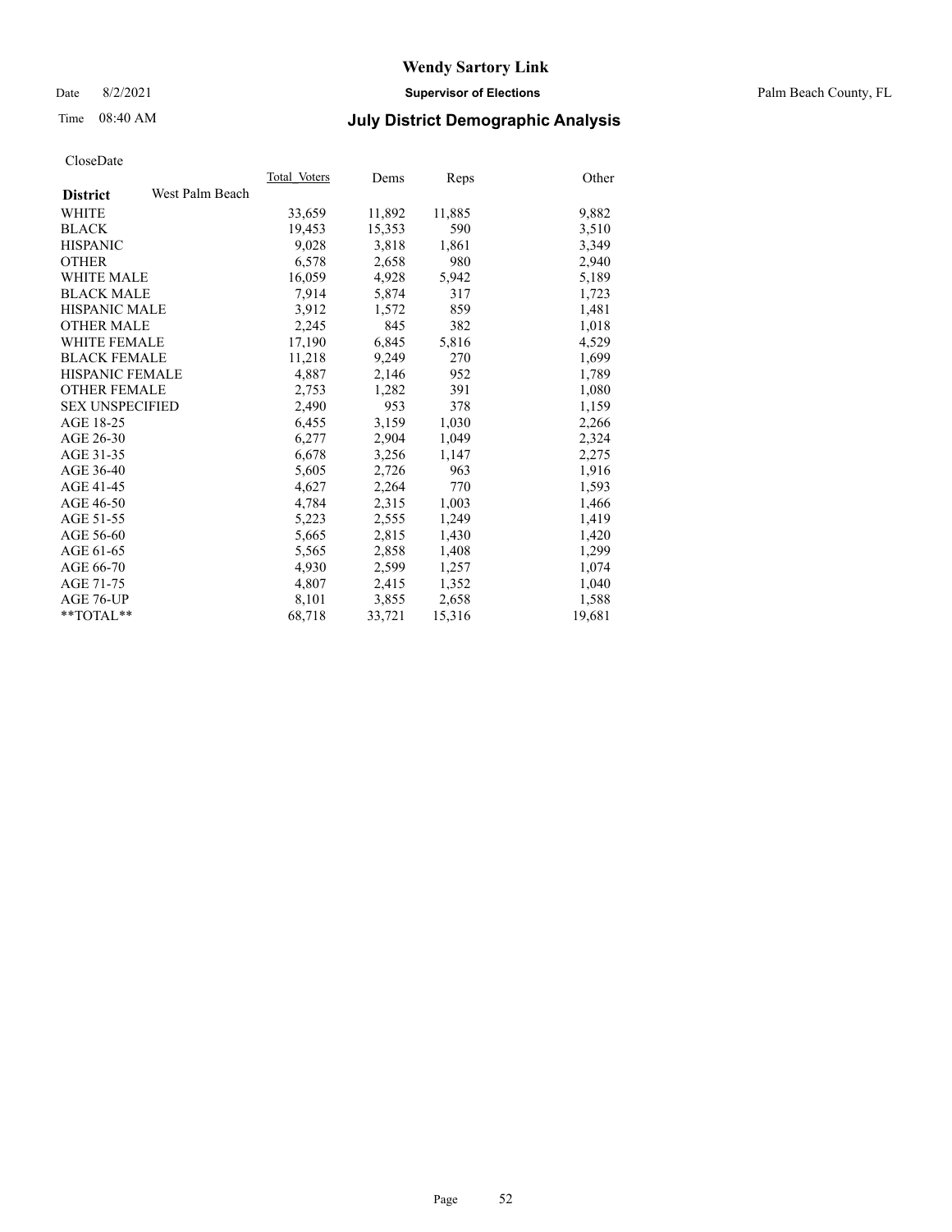# Wendy Sartory Link

Date 8/2/2021 **Supervisor of Elections** Palm Beach County, FL

Time 08:40 AM **July District Demographic Analysis**

CloseDate

| **District** West Palm Beach | Total_Voters | Dems | Reps | Other |
|---|---|---|---|---|
| WHITE | 33,659 | 11,892 | 11,885 | 9,882 |
| BLACK | 19,453 | 15,353 | 590 | 3,510 |
| HISPANIC | 9,028 | 3,818 | 1,861 | 3,349 |
| OTHER | 6,578 | 2,658 | 980 | 2,940 |
| WHITE MALE | 16,059 | 4,928 | 5,942 | 5,189 |
| BLACK MALE | 7,914 | 5,874 | 317 | 1,723 |
| HISPANIC MALE | 3,912 | 1,572 | 859 | 1,481 |
| OTHER MALE | 2,245 | 845 | 382 | 1,018 |
| WHITE FEMALE | 17,190 | 6,845 | 5,816 | 4,529 |
| BLACK FEMALE | 11,218 | 9,249 | 270 | 1,699 |
| HISPANIC FEMALE | 4,887 | 2,146 | 952 | 1,789 |
| OTHER FEMALE | 2,753 | 1,282 | 391 | 1,080 |
| SEX UNSPECIFIED | 2,490 | 953 | 378 | 1,159 |
| AGE 18-25 | 6,455 | 3,159 | 1,030 | 2,266 |
| AGE 26-30 | 6,277 | 2,904 | 1,049 | 2,324 |
| AGE 31-35 | 6,678 | 3,256 | 1,147 | 2,275 |
| AGE 36-40 | 5,605 | 2,726 | 963 | 1,916 |
| AGE 41-45 | 4,627 | 2,264 | 770 | 1,593 |
| AGE 46-50 | 4,784 | 2,315 | 1,003 | 1,466 |
| AGE 51-55 | 5,223 | 2,555 | 1,249 | 1,419 |
| AGE 56-60 | 5,665 | 2,815 | 1,430 | 1,420 |
| AGE 61-65 | 5,565 | 2,858 | 1,408 | 1,299 |
| AGE 66-70 | 4,930 | 2,599 | 1,257 | 1,074 |
| AGE 71-75 | 4,807 | 2,415 | 1,352 | 1,040 |
| AGE 76-UP | 8,101 | 3,855 | 2,658 | 1,588 |
| **TOTAL** | 68,718 | 33,721 | 15,316 | 19,681 |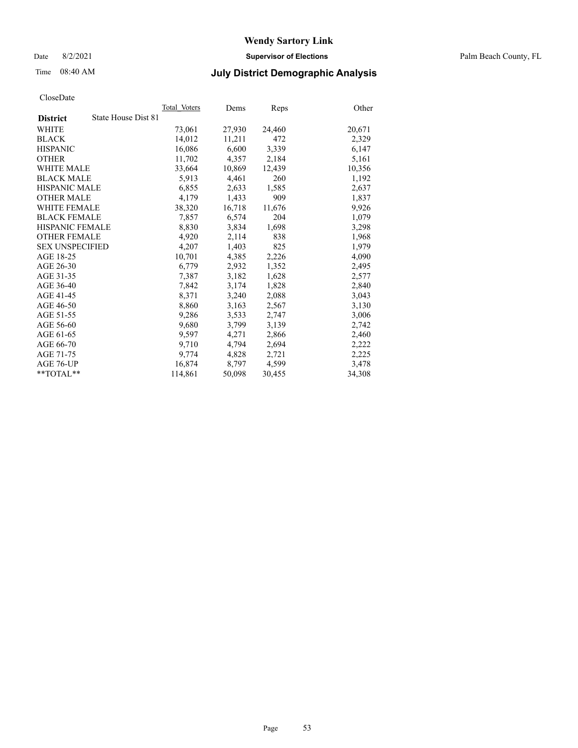CloseDate

| District | State House Dist 81 | Total_Voters | Dems | Reps | Other |
|---|---|---|---|---|---|
| WHITE | | 73,061 | 27,930 | 24,460 | 20,671 |
| BLACK | | 14,012 | 11,211 | 472 | 2,329 |
| HISPANIC | | 16,086 | 6,600 | 3,339 | 6,147 |
| OTHER | | 11,702 | 4,357 | 2,184 | 5,161 |
| WHITE MALE | | 33,664 | 10,869 | 12,439 | 10,356 |
| BLACK MALE | | 5,913 | 4,461 | 260 | 1,192 |
| HISPANIC MALE | | 6,855 | 2,633 | 1,585 | 2,637 |
| OTHER MALE | | 4,179 | 1,433 | 909 | 1,837 |
| WHITE FEMALE | | 38,320 | 16,718 | 11,676 | 9,926 |
| BLACK FEMALE | | 7,857 | 6,574 | 204 | 1,079 |
| HISPANIC FEMALE | | 8,830 | 3,834 | 1,698 | 3,298 |
| OTHER FEMALE | | 4,920 | 2,114 | 838 | 1,968 |
| SEX UNSPECIFIED | | 4,207 | 1,403 | 825 | 1,979 |
| AGE 18-25 | | 10,701 | 4,385 | 2,226 | 4,090 |
| AGE 26-30 | | 6,779 | 2,932 | 1,352 | 2,495 |
| AGE 31-35 | | 7,387 | 3,182 | 1,628 | 2,577 |
| AGE 36-40 | | 7,842 | 3,174 | 1,828 | 2,840 |
| AGE 41-45 | | 8,371 | 3,240 | 2,088 | 3,043 |
| AGE 46-50 | | 8,860 | 3,163 | 2,567 | 3,130 |
| AGE 51-55 | | 9,286 | 3,533 | 2,747 | 3,006 |
| AGE 56-60 | | 9,680 | 3,799 | 3,139 | 2,742 |
| AGE 61-65 | | 9,597 | 4,271 | 2,866 | 2,460 |
| AGE 66-70 | | 9,710 | 4,794 | 2,694 | 2,222 |
| AGE 71-75 | | 9,774 | 4,828 | 2,721 | 2,225 |
| AGE 76-UP | | 16,874 | 8,797 | 4,599 | 3,478 |
| **TOTAL** | | 114,861 | 50,098 | 30,455 | 34,308 |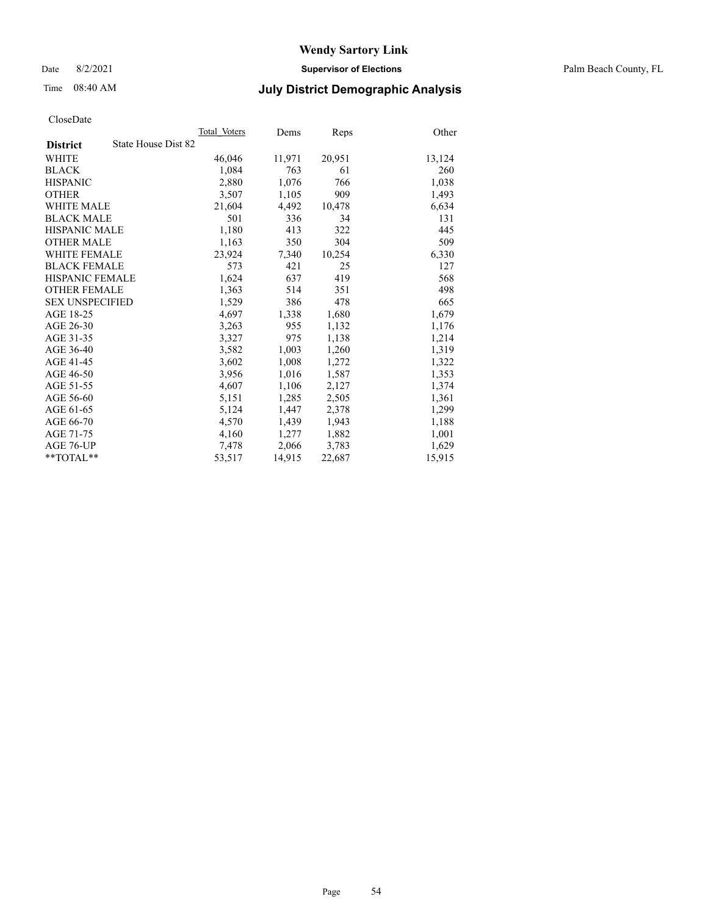# Wendy Sartory Link

Date 8/2/2021 **Supervisor of Elections** Palm Beach County, FL

Time 08:40 AM **July District Demographic Analysis**

CloseDate

| **District** State House Dist 82 | Total Voters | Dems | Reps | Other |
|---|---|---|---|---|
| WHITE | 46,046 | 11,971 | 20,951 | 13,124 |
| BLACK | 1,084 | 763 | 61 | 260 |
| HISPANIC | 2,880 | 1,076 | 766 | 1,038 |
| OTHER | 3,507 | 1,105 | 909 | 1,493 |
| WHITE MALE | 21,604 | 4,492 | 10,478 | 6,634 |
| BLACK MALE | 501 | 336 | 34 | 131 |
| HISPANIC MALE | 1,180 | 413 | 322 | 445 |
| OTHER MALE | 1,163 | 350 | 304 | 509 |
| WHITE FEMALE | 23,924 | 7,340 | 10,254 | 6,330 |
| BLACK FEMALE | 573 | 421 | 25 | 127 |
| HISPANIC FEMALE | 1,624 | 637 | 419 | 568 |
| OTHER FEMALE | 1,363 | 514 | 351 | 498 |
| SEX UNSPECIFIED | 1,529 | 386 | 478 | 665 |
| AGE 18-25 | 4,697 | 1,338 | 1,680 | 1,679 |
| AGE 26-30 | 3,263 | 955 | 1,132 | 1,176 |
| AGE 31-35 | 3,327 | 975 | 1,138 | 1,214 |
| AGE 36-40 | 3,582 | 1,003 | 1,260 | 1,319 |
| AGE 41-45 | 3,602 | 1,008 | 1,272 | 1,322 |
| AGE 46-50 | 3,956 | 1,016 | 1,587 | 1,353 |
| AGE 51-55 | 4,607 | 1,106 | 2,127 | 1,374 |
| AGE 56-60 | 5,151 | 1,285 | 2,505 | 1,361 |
| AGE 61-65 | 5,124 | 1,447 | 2,378 | 1,299 |
| AGE 66-70 | 4,570 | 1,439 | 1,943 | 1,188 |
| AGE 71-75 | 4,160 | 1,277 | 1,882 | 1,001 |
| AGE 76-UP | 7,478 | 2,066 | 3,783 | 1,629 |
| **TOTAL** | 53,517 | 14,915 | 22,687 | 15,915 |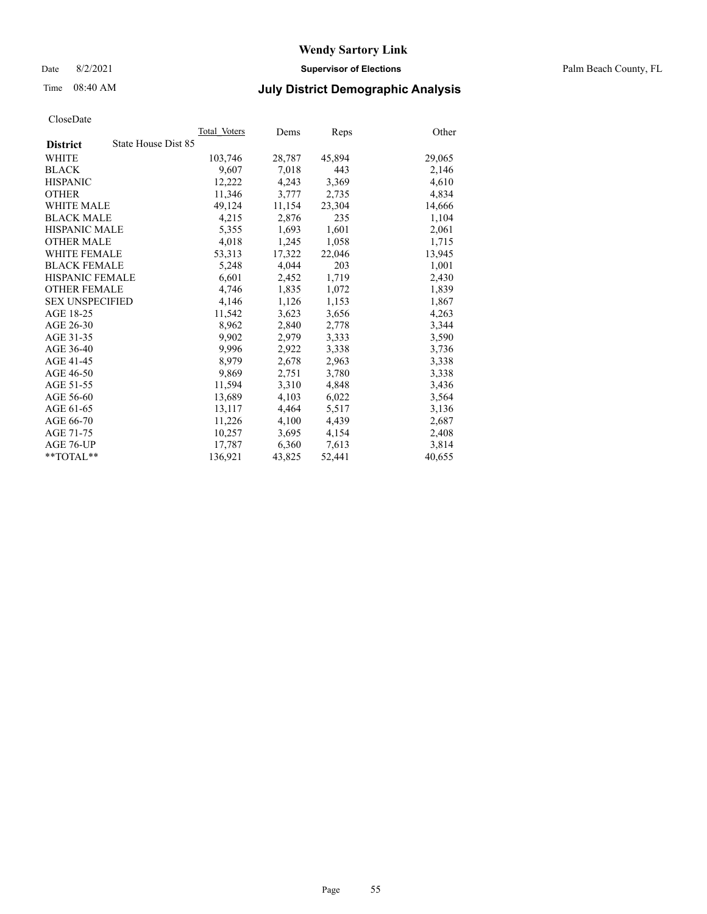# Wendy Sartory Link

Date 8/2/2021 **Supervisor of Elections** Palm Beach County, FL

Time 08:40 AM **July District Demographic Analysis**

CloseDate

| **District** State House Dist 85 | Total Voters | Dems | Reps | Other |
|---|---|---|---|---|
| WHITE | 103,746 | 28,787 | 45,894 | 29,065 |
| BLACK | 9,607 | 7,018 | 443 | 2,146 |
| HISPANIC | 12,222 | 4,243 | 3,369 | 4,610 |
| OTHER | 11,346 | 3,777 | 2,735 | 4,834 |
| WHITE MALE | 49,124 | 11,154 | 23,304 | 14,666 |
| BLACK MALE | 4,215 | 2,876 | 235 | 1,104 |
| HISPANIC MALE | 5,355 | 1,693 | 1,601 | 2,061 |
| OTHER MALE | 4,018 | 1,245 | 1,058 | 1,715 |
| WHITE FEMALE | 53,313 | 17,322 | 22,046 | 13,945 |
| BLACK FEMALE | 5,248 | 4,044 | 203 | 1,001 |
| HISPANIC FEMALE | 6,601 | 2,452 | 1,719 | 2,430 |
| OTHER FEMALE | 4,746 | 1,835 | 1,072 | 1,839 |
| SEX UNSPECIFIED | 4,146 | 1,126 | 1,153 | 1,867 |
| AGE 18-25 | 11,542 | 3,623 | 3,656 | 4,263 |
| AGE 26-30 | 8,962 | 2,840 | 2,778 | 3,344 |
| AGE 31-35 | 9,902 | 2,979 | 3,333 | 3,590 |
| AGE 36-40 | 9,996 | 2,922 | 3,338 | 3,736 |
| AGE 41-45 | 8,979 | 2,678 | 2,963 | 3,338 |
| AGE 46-50 | 9,869 | 2,751 | 3,780 | 3,338 |
| AGE 51-55 | 11,594 | 3,310 | 4,848 | 3,436 |
| AGE 56-60 | 13,689 | 4,103 | 6,022 | 3,564 |
| AGE 61-65 | 13,117 | 4,464 | 5,517 | 3,136 |
| AGE 66-70 | 11,226 | 4,100 | 4,439 | 2,687 |
| AGE 71-75 | 10,257 | 3,695 | 4,154 | 2,408 |
| AGE 76-UP | 17,787 | 6,360 | 7,613 | 3,814 |
| **TOTAL** | 136,921 | 43,825 | 52,441 | 40,655 |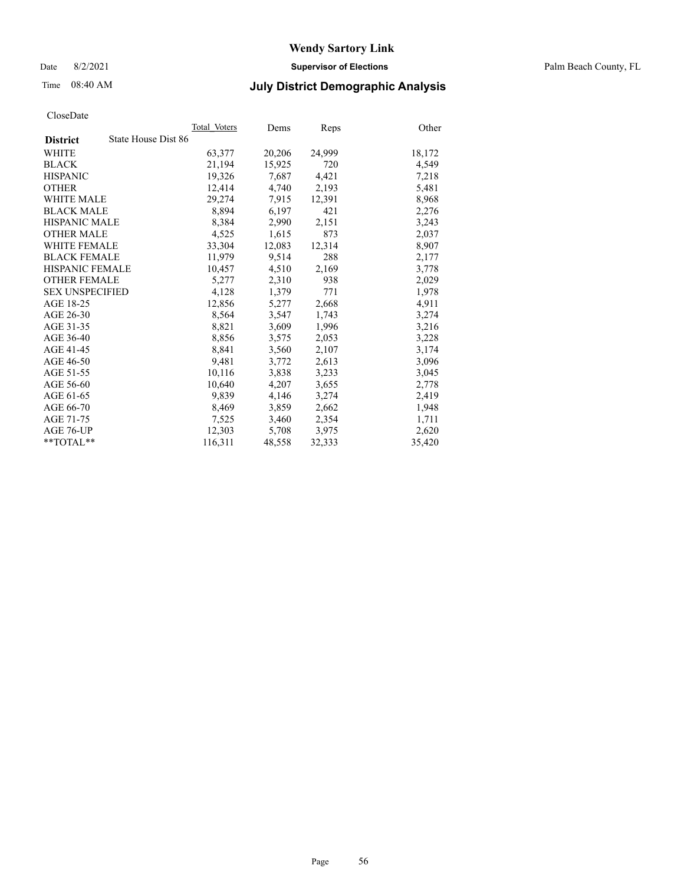CloseDate

| District | State House Dist 86 | Total_Voters | Dems | Reps | Other |
|---|---|---|---|---|---|
| WHITE | | 63,377 | 20,206 | 24,999 | 18,172 |
| BLACK | | 21,194 | 15,925 | 720 | 4,549 |
| HISPANIC | | 19,326 | 7,687 | 4,421 | 7,218 |
| OTHER | | 12,414 | 4,740 | 2,193 | 5,481 |
| WHITE MALE | | 29,274 | 7,915 | 12,391 | 8,968 |
| BLACK MALE | | 8,894 | 6,197 | 421 | 2,276 |
| HISPANIC MALE | | 8,384 | 2,990 | 2,151 | 3,243 |
| OTHER MALE | | 4,525 | 1,615 | 873 | 2,037 |
| WHITE FEMALE | | 33,304 | 12,083 | 12,314 | 8,907 |
| BLACK FEMALE | | 11,979 | 9,514 | 288 | 2,177 |
| HISPANIC FEMALE | | 10,457 | 4,510 | 2,169 | 3,778 |
| OTHER FEMALE | | 5,277 | 2,310 | 938 | 2,029 |
| SEX UNSPECIFIED | | 4,128 | 1,379 | 771 | 1,978 |
| AGE 18-25 | | 12,856 | 5,277 | 2,668 | 4,911 |
| AGE 26-30 | | 8,564 | 3,547 | 1,743 | 3,274 |
| AGE 31-35 | | 8,821 | 3,609 | 1,996 | 3,216 |
| AGE 36-40 | | 8,856 | 3,575 | 2,053 | 3,228 |
| AGE 41-45 | | 8,841 | 3,560 | 2,107 | 3,174 |
| AGE 46-50 | | 9,481 | 3,772 | 2,613 | 3,096 |
| AGE 51-55 | | 10,116 | 3,838 | 3,233 | 3,045 |
| AGE 56-60 | | 10,640 | 4,207 | 3,655 | 2,778 |
| AGE 61-65 | | 9,839 | 4,146 | 3,274 | 2,419 |
| AGE 66-70 | | 8,469 | 3,859 | 2,662 | 1,948 |
| AGE 71-75 | | 7,525 | 3,460 | 2,354 | 1,711 |
| AGE 76-UP | | 12,303 | 5,708 | 3,975 | 2,620 |
| **TOTAL** | | 116,311 | 48,558 | 32,333 | 35,420 |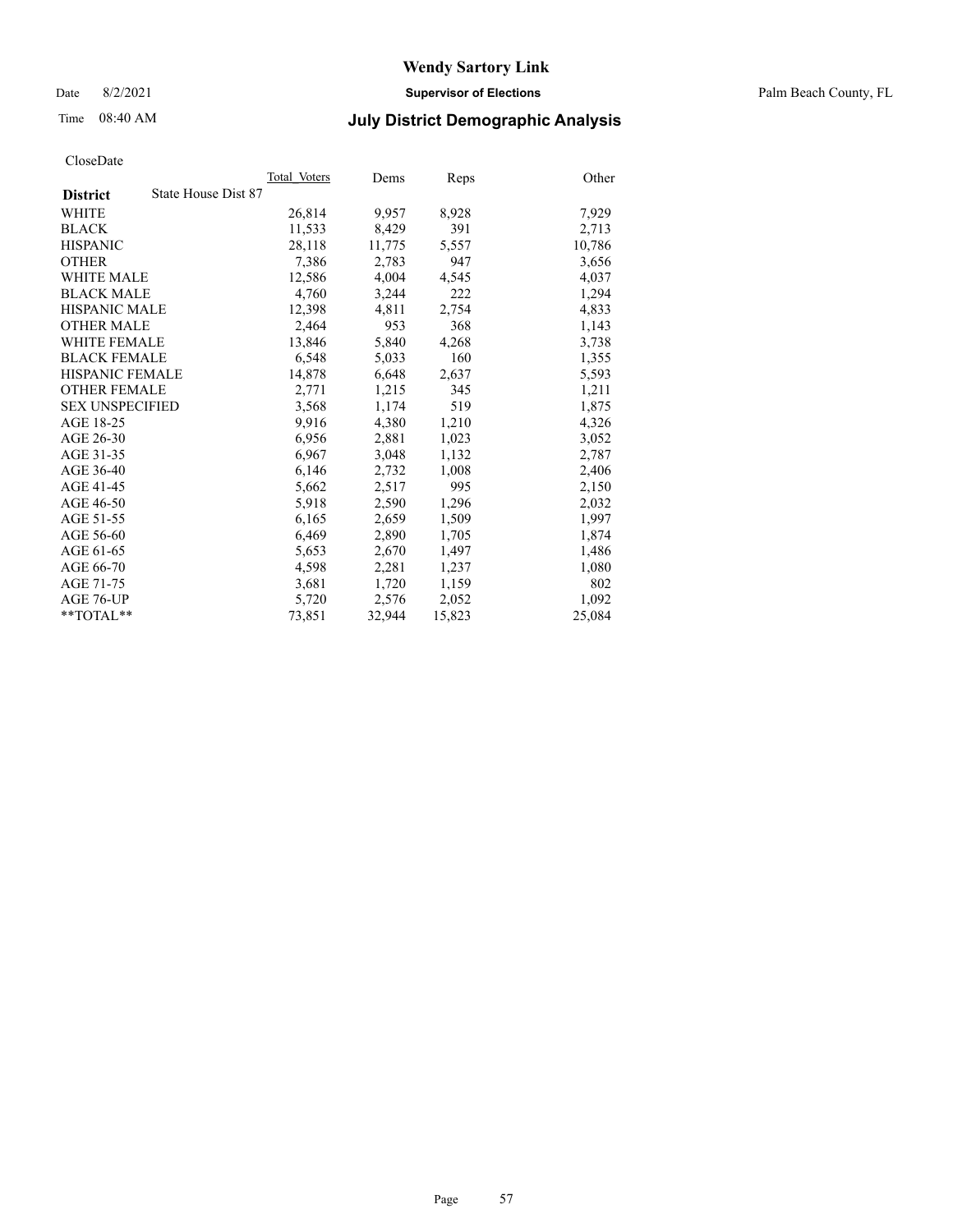# Wendy Sartory Link

Date 8/2/2021 **Supervisor of Elections** Palm Beach County, FL

Time 08:40 AM **July District Demographic Analysis**

CloseDate

| **District** State House Dist 87 | Total Voters | Dems | Reps | Other |
|---|---|---|---|---|
| WHITE | 26,814 | 9,957 | 8,928 | 7,929 |
| BLACK | 11,533 | 8,429 | 391 | 2,713 |
| HISPANIC | 28,118 | 11,775 | 5,557 | 10,786 |
| OTHER | 7,386 | 2,783 | 947 | 3,656 |
| WHITE MALE | 12,586 | 4,004 | 4,545 | 4,037 |
| BLACK MALE | 4,760 | 3,244 | 222 | 1,294 |
| HISPANIC MALE | 12,398 | 4,811 | 2,754 | 4,833 |
| OTHER MALE | 2,464 | 953 | 368 | 1,143 |
| WHITE FEMALE | 13,846 | 5,840 | 4,268 | 3,738 |
| BLACK FEMALE | 6,548 | 5,033 | 160 | 1,355 |
| HISPANIC FEMALE | 14,878 | 6,648 | 2,637 | 5,593 |
| OTHER FEMALE | 2,771 | 1,215 | 345 | 1,211 |
| SEX UNSPECIFIED | 3,568 | 1,174 | 519 | 1,875 |
| AGE 18-25 | 9,916 | 4,380 | 1,210 | 4,326 |
| AGE 26-30 | 6,956 | 2,881 | 1,023 | 3,052 |
| AGE 31-35 | 6,967 | 3,048 | 1,132 | 2,787 |
| AGE 36-40 | 6,146 | 2,732 | 1,008 | 2,406 |
| AGE 41-45 | 5,662 | 2,517 | 995 | 2,150 |
| AGE 46-50 | 5,918 | 2,590 | 1,296 | 2,032 |
| AGE 51-55 | 6,165 | 2,659 | 1,509 | 1,997 |
| AGE 56-60 | 6,469 | 2,890 | 1,705 | 1,874 |
| AGE 61-65 | 5,653 | 2,670 | 1,497 | 1,486 |
| AGE 66-70 | 4,598 | 2,281 | 1,237 | 1,080 |
| AGE 71-75 | 3,681 | 1,720 | 1,159 | 802 |
| AGE 76-UP | 5,720 | 2,576 | 2,052 | 1,092 |
| **TOTAL** | 73,851 | 32,944 | 15,823 | 25,084 |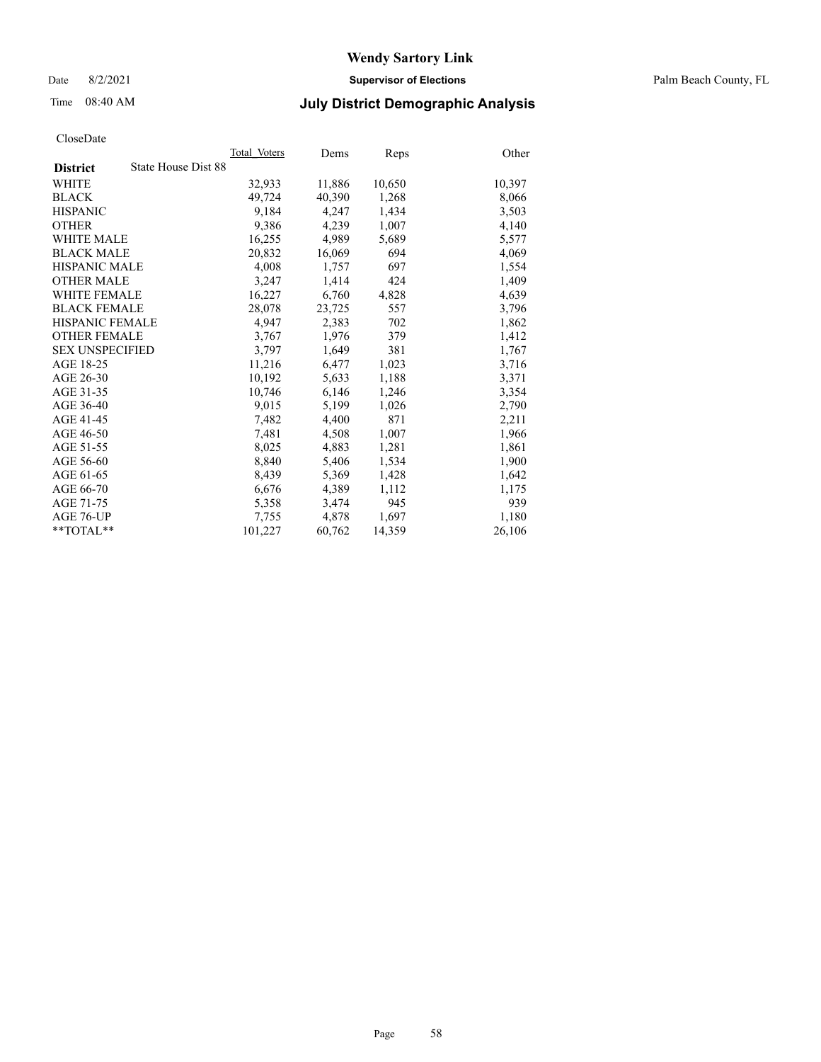CloseDate

| District | State House Dist 88 | Total_Voters | Dems | Reps | Other |
|---|---|---|---|---|---|
| WHITE | | 32,933 | 11,886 | 10,650 | 10,397 |
| BLACK | | 49,724 | 40,390 | 1,268 | 8,066 |
| HISPANIC | | 9,184 | 4,247 | 1,434 | 3,503 |
| OTHER | | 9,386 | 4,239 | 1,007 | 4,140 |
| WHITE MALE | | 16,255 | 4,989 | 5,689 | 5,577 |
| BLACK MALE | | 20,832 | 16,069 | 694 | 4,069 |
| HISPANIC MALE | | 4,008 | 1,757 | 697 | 1,554 |
| OTHER MALE | | 3,247 | 1,414 | 424 | 1,409 |
| WHITE FEMALE | | 16,227 | 6,760 | 4,828 | 4,639 |
| BLACK FEMALE | | 28,078 | 23,725 | 557 | 3,796 |
| HISPANIC FEMALE | | 4,947 | 2,383 | 702 | 1,862 |
| OTHER FEMALE | | 3,767 | 1,976 | 379 | 1,412 |
| SEX UNSPECIFIED | | 3,797 | 1,649 | 381 | 1,767 |
| AGE 18-25 | | 11,216 | 6,477 | 1,023 | 3,716 |
| AGE 26-30 | | 10,192 | 5,633 | 1,188 | 3,371 |
| AGE 31-35 | | 10,746 | 6,146 | 1,246 | 3,354 |
| AGE 36-40 | | 9,015 | 5,199 | 1,026 | 2,790 |
| AGE 41-45 | | 7,482 | 4,400 | 871 | 2,211 |
| AGE 46-50 | | 7,481 | 4,508 | 1,007 | 1,966 |
| AGE 51-55 | | 8,025 | 4,883 | 1,281 | 1,861 |
| AGE 56-60 | | 8,840 | 5,406 | 1,534 | 1,900 |
| AGE 61-65 | | 8,439 | 5,369 | 1,428 | 1,642 |
| AGE 66-70 | | 6,676 | 4,389 | 1,112 | 1,175 |
| AGE 71-75 | | 5,358 | 3,474 | 945 | 939 |
| AGE 76-UP | | 7,755 | 4,878 | 1,697 | 1,180 |
| **TOTAL** | | 101,227 | 60,762 | 14,359 | 26,106 |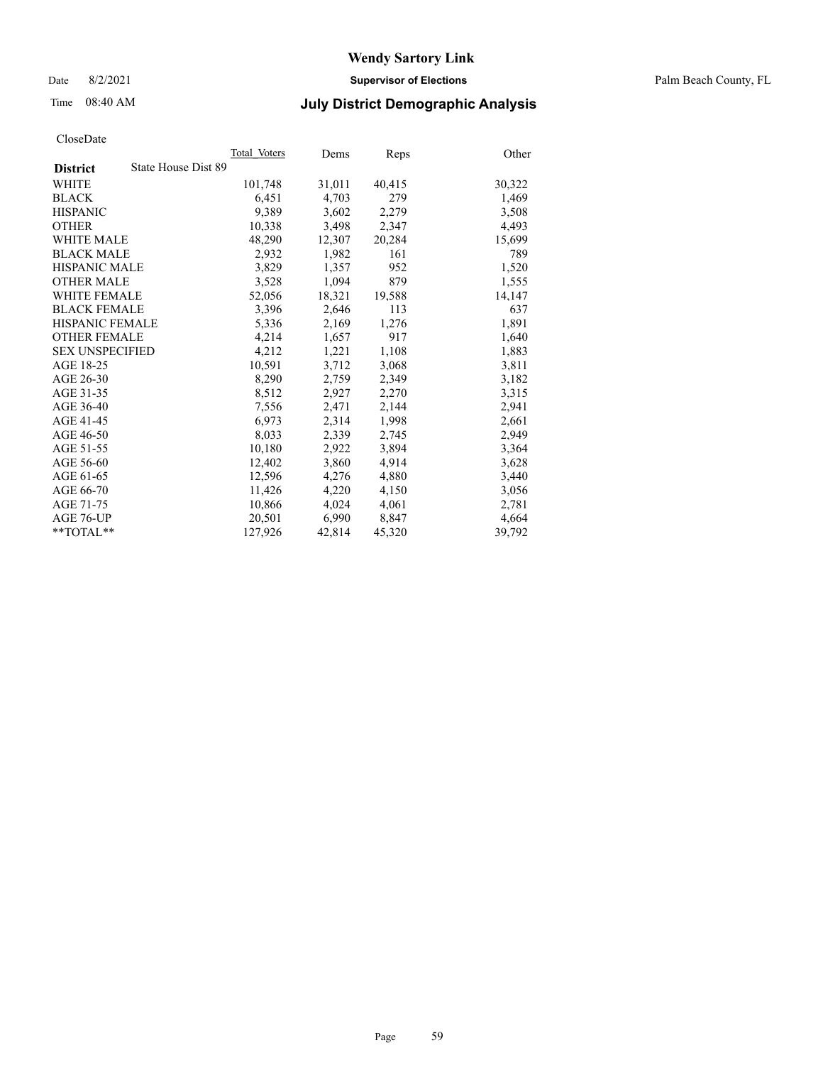# Wendy Sartory Link

Date 8/2/2021 **Supervisor of Elections** Palm Beach County, FL

Time 08:40 AM **July District Demographic Analysis**

CloseDate

| **District** | State House Dist 89 | Total_Voters | Dems | Reps | Other |
|---|---|---|---|---|---|
| WHITE | | 101,748 | 31,011 | 40,415 | 30,322 |
| BLACK | | 6,451 | 4,703 | 279 | 1,469 |
| HISPANIC | | 9,389 | 3,602 | 2,279 | 3,508 |
| OTHER | | 10,338 | 3,498 | 2,347 | 4,493 |
| WHITE MALE | | 48,290 | 12,307 | 20,284 | 15,699 |
| BLACK MALE | | 2,932 | 1,982 | 161 | 789 |
| HISPANIC MALE | | 3,829 | 1,357 | 952 | 1,520 |
| OTHER MALE | | 3,528 | 1,094 | 879 | 1,555 |
| WHITE FEMALE | | 52,056 | 18,321 | 19,588 | 14,147 |
| BLACK FEMALE | | 3,396 | 2,646 | 113 | 637 |
| HISPANIC FEMALE | | 5,336 | 2,169 | 1,276 | 1,891 |
| OTHER FEMALE | | 4,214 | 1,657 | 917 | 1,640 |
| SEX UNSPECIFIED | | 4,212 | 1,221 | 1,108 | 1,883 |
| AGE 18-25 | | 10,591 | 3,712 | 3,068 | 3,811 |
| AGE 26-30 | | 8,290 | 2,759 | 2,349 | 3,182 |
| AGE 31-35 | | 8,512 | 2,927 | 2,270 | 3,315 |
| AGE 36-40 | | 7,556 | 2,471 | 2,144 | 2,941 |
| AGE 41-45 | | 6,973 | 2,314 | 1,998 | 2,661 |
| AGE 46-50 | | 8,033 | 2,339 | 2,745 | 2,949 |
| AGE 51-55 | | 10,180 | 2,922 | 3,894 | 3,364 |
| AGE 56-60 | | 12,402 | 3,860 | 4,914 | 3,628 |
| AGE 61-65 | | 12,596 | 4,276 | 4,880 | 3,440 |
| AGE 66-70 | | 11,426 | 4,220 | 4,150 | 3,056 |
| AGE 71-75 | | 10,866 | 4,024 | 4,061 | 2,781 |
| AGE 76-UP | | 20,501 | 6,990 | 8,847 | 4,664 |
| **TOTAL** | | 127,926 | 42,814 | 45,320 | 39,792 |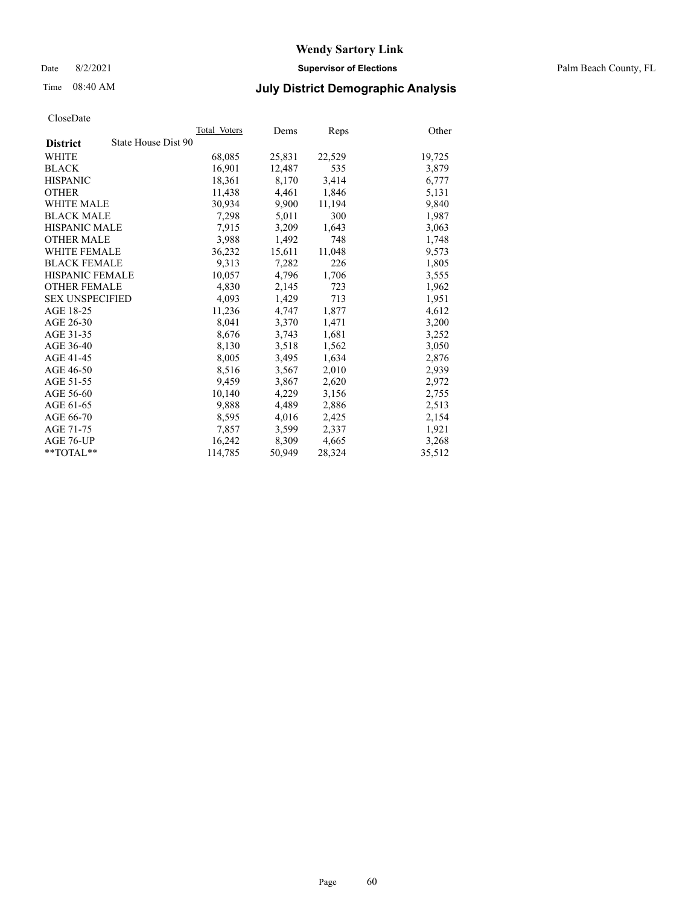# Wendy Sartory Link

Date 8/2/2021 **Supervisor of Elections** Palm Beach County, FL

Time 08:40 AM **July District Demographic Analysis**

CloseDate

| **District** State House Dist 90 | Total Voters | Dems | Reps | Other |
|---|---|---|---|---|
| WHITE | 68,085 | 25,831 | 22,529 | 19,725 |
| BLACK | 16,901 | 12,487 | 535 | 3,879 |
| HISPANIC | 18,361 | 8,170 | 3,414 | 6,777 |
| OTHER | 11,438 | 4,461 | 1,846 | 5,131 |
| WHITE MALE | 30,934 | 9,900 | 11,194 | 9,840 |
| BLACK MALE | 7,298 | 5,011 | 300 | 1,987 |
| HISPANIC MALE | 7,915 | 3,209 | 1,643 | 3,063 |
| OTHER MALE | 3,988 | 1,492 | 748 | 1,748 |
| WHITE FEMALE | 36,232 | 15,611 | 11,048 | 9,573 |
| BLACK FEMALE | 9,313 | 7,282 | 226 | 1,805 |
| HISPANIC FEMALE | 10,057 | 4,796 | 1,706 | 3,555 |
| OTHER FEMALE | 4,830 | 2,145 | 723 | 1,962 |
| SEX UNSPECIFIED | 4,093 | 1,429 | 713 | 1,951 |
| AGE 18-25 | 11,236 | 4,747 | 1,877 | 4,612 |
| AGE 26-30 | 8,041 | 3,370 | 1,471 | 3,200 |
| AGE 31-35 | 8,676 | 3,743 | 1,681 | 3,252 |
| AGE 36-40 | 8,130 | 3,518 | 1,562 | 3,050 |
| AGE 41-45 | 8,005 | 3,495 | 1,634 | 2,876 |
| AGE 46-50 | 8,516 | 3,567 | 2,010 | 2,939 |
| AGE 51-55 | 9,459 | 3,867 | 2,620 | 2,972 |
| AGE 56-60 | 10,140 | 4,229 | 3,156 | 2,755 |
| AGE 61-65 | 9,888 | 4,489 | 2,886 | 2,513 |
| AGE 66-70 | 8,595 | 4,016 | 2,425 | 2,154 |
| AGE 71-75 | 7,857 | 3,599 | 2,337 | 1,921 |
| AGE 76-UP | 16,242 | 8,309 | 4,665 | 3,268 |
| **TOTAL** | 114,785 | 50,949 | 28,324 | 35,512 |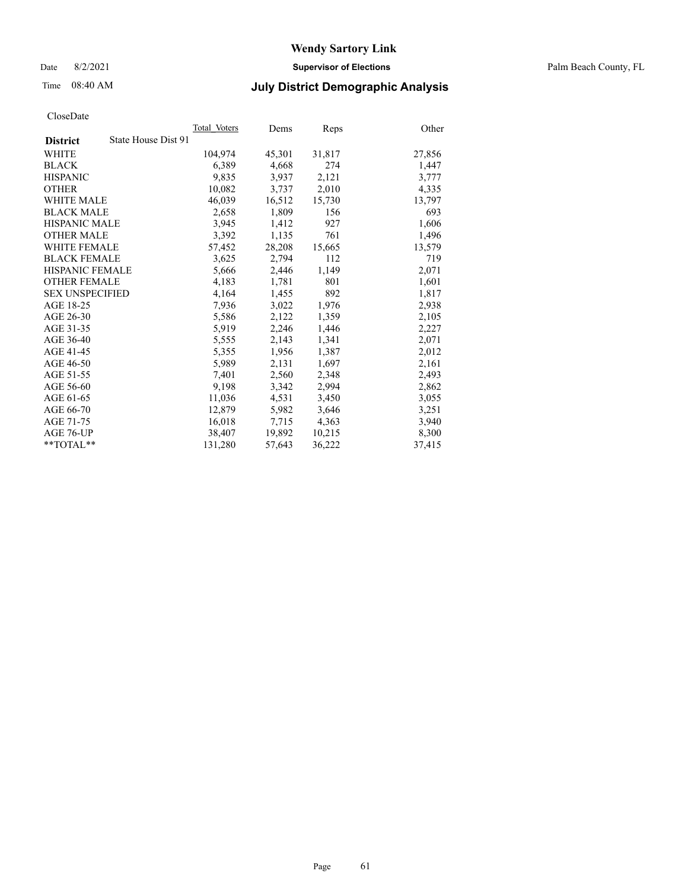# Wendy Sartory Link

Date 8/2/2021 **Supervisor of Elections** Palm Beach County, FL

Time 08:40 AM **July District Demographic Analysis**

CloseDate

| **District** State House Dist 91 | Total_Voters | Dems | Reps | Other |
|---|---|---|---|---|
| WHITE | 104,974 | 45,301 | 31,817 | 27,856 |
| BLACK | 6,389 | 4,668 | 274 | 1,447 |
| HISPANIC | 9,835 | 3,937 | 2,121 | 3,777 |
| OTHER | 10,082 | 3,737 | 2,010 | 4,335 |
| WHITE MALE | 46,039 | 16,512 | 15,730 | 13,797 |
| BLACK MALE | 2,658 | 1,809 | 156 | 693 |
| HISPANIC MALE | 3,945 | 1,412 | 927 | 1,606 |
| OTHER MALE | 3,392 | 1,135 | 761 | 1,496 |
| WHITE FEMALE | 57,452 | 28,208 | 15,665 | 13,579 |
| BLACK FEMALE | 3,625 | 2,794 | 112 | 719 |
| HISPANIC FEMALE | 5,666 | 2,446 | 1,149 | 2,071 |
| OTHER FEMALE | 4,183 | 1,781 | 801 | 1,601 |
| SEX UNSPECIFIED | 4,164 | 1,455 | 892 | 1,817 |
| AGE 18-25 | 7,936 | 3,022 | 1,976 | 2,938 |
| AGE 26-30 | 5,586 | 2,122 | 1,359 | 2,105 |
| AGE 31-35 | 5,919 | 2,246 | 1,446 | 2,227 |
| AGE 36-40 | 5,555 | 2,143 | 1,341 | 2,071 |
| AGE 41-45 | 5,355 | 1,956 | 1,387 | 2,012 |
| AGE 46-50 | 5,989 | 2,131 | 1,697 | 2,161 |
| AGE 51-55 | 7,401 | 2,560 | 2,348 | 2,493 |
| AGE 56-60 | 9,198 | 3,342 | 2,994 | 2,862 |
| AGE 61-65 | 11,036 | 4,531 | 3,450 | 3,055 |
| AGE 66-70 | 12,879 | 5,982 | 3,646 | 3,251 |
| AGE 71-75 | 16,018 | 7,715 | 4,363 | 3,940 |
| AGE 76-UP | 38,407 | 19,892 | 10,215 | 8,300 |
| **TOTAL** | 131,280 | 57,643 | 36,222 | 37,415 |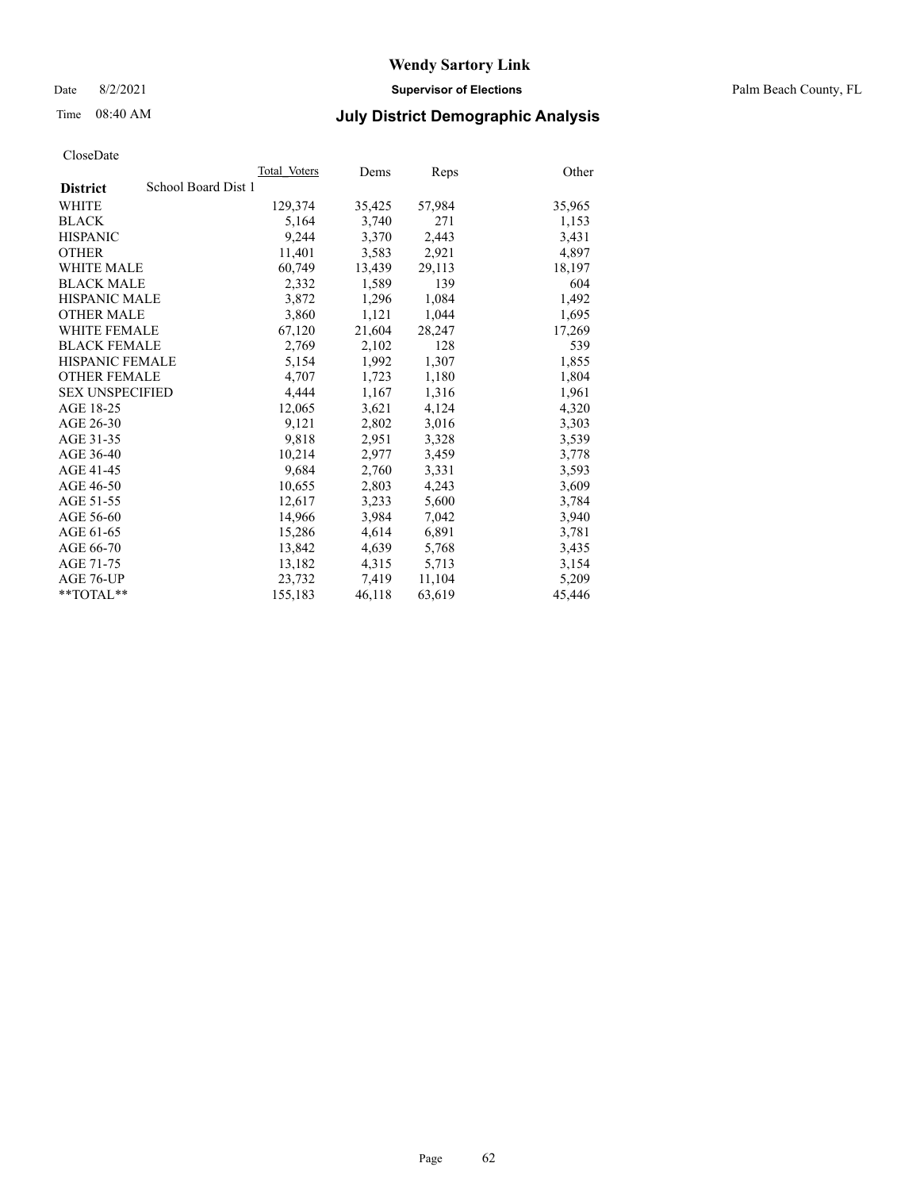# Wendy Sartory Link

Date 8/2/2021 **Supervisor of Elections** Palm Beach County, FL

Time 08:40 AM **July District Demographic Analysis**

CloseDate

| **District** School Board Dist 1 | Total_Voters | Dems | Reps | Other |
|---|---|---|---|---|
| WHITE | 129,374 | 35,425 | 57,984 | 35,965 |
| BLACK | 5,164 | 3,740 | 271 | 1,153 |
| HISPANIC | 9,244 | 3,370 | 2,443 | 3,431 |
| OTHER | 11,401 | 3,583 | 2,921 | 4,897 |
| WHITE MALE | 60,749 | 13,439 | 29,113 | 18,197 |
| BLACK MALE | 2,332 | 1,589 | 139 | 604 |
| HISPANIC MALE | 3,872 | 1,296 | 1,084 | 1,492 |
| OTHER MALE | 3,860 | 1,121 | 1,044 | 1,695 |
| WHITE FEMALE | 67,120 | 21,604 | 28,247 | 17,269 |
| BLACK FEMALE | 2,769 | 2,102 | 128 | 539 |
| HISPANIC FEMALE | 5,154 | 1,992 | 1,307 | 1,855 |
| OTHER FEMALE | 4,707 | 1,723 | 1,180 | 1,804 |
| SEX UNSPECIFIED | 4,444 | 1,167 | 1,316 | 1,961 |
| AGE 18-25 | 12,065 | 3,621 | 4,124 | 4,320 |
| AGE 26-30 | 9,121 | 2,802 | 3,016 | 3,303 |
| AGE 31-35 | 9,818 | 2,951 | 3,328 | 3,539 |
| AGE 36-40 | 10,214 | 2,977 | 3,459 | 3,778 |
| AGE 41-45 | 9,684 | 2,760 | 3,331 | 3,593 |
| AGE 46-50 | 10,655 | 2,803 | 4,243 | 3,609 |
| AGE 51-55 | 12,617 | 3,233 | 5,600 | 3,784 |
| AGE 56-60 | 14,966 | 3,984 | 7,042 | 3,940 |
| AGE 61-65 | 15,286 | 4,614 | 6,891 | 3,781 |
| AGE 66-70 | 13,842 | 4,639 | 5,768 | 3,435 |
| AGE 71-75 | 13,182 | 4,315 | 5,713 | 3,154 |
| AGE 76-UP | 23,732 | 7,419 | 11,104 | 5,209 |
| **TOTAL** | 155,183 | 46,118 | 63,619 | 45,446 |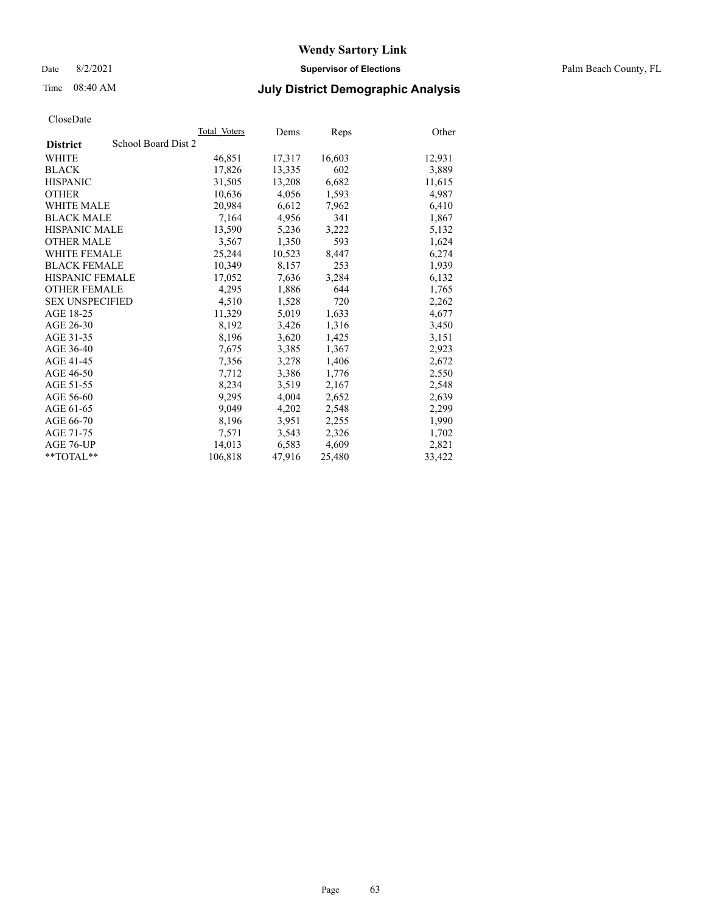# Wendy Sartory Link

Date 8/2/2021 **Supervisor of Elections** Palm Beach County, FL

Time 08:40 AM **July District Demographic Analysis**

CloseDate

| **District** | School Board Dist 2 | Total_Voters | Dems | Reps | Other |
|---|---|---|---|---|---|
| WHITE | | 46,851 | 17,317 | 16,603 | 12,931 |
| BLACK | | 17,826 | 13,335 | 602 | 3,889 |
| HISPANIC | | 31,505 | 13,208 | 6,682 | 11,615 |
| OTHER | | 10,636 | 4,056 | 1,593 | 4,987 |
| WHITE MALE | | 20,984 | 6,612 | 7,962 | 6,410 |
| BLACK MALE | | 7,164 | 4,956 | 341 | 1,867 |
| HISPANIC MALE | | 13,590 | 5,236 | 3,222 | 5,132 |
| OTHER MALE | | 3,567 | 1,350 | 593 | 1,624 |
| WHITE FEMALE | | 25,244 | 10,523 | 8,447 | 6,274 |
| BLACK FEMALE | | 10,349 | 8,157 | 253 | 1,939 |
| HISPANIC FEMALE | | 17,052 | 7,636 | 3,284 | 6,132 |
| OTHER FEMALE | | 4,295 | 1,886 | 644 | 1,765 |
| SEX UNSPECIFIED | | 4,510 | 1,528 | 720 | 2,262 |
| AGE 18-25 | | 11,329 | 5,019 | 1,633 | 4,677 |
| AGE 26-30 | | 8,192 | 3,426 | 1,316 | 3,450 |
| AGE 31-35 | | 8,196 | 3,620 | 1,425 | 3,151 |
| AGE 36-40 | | 7,675 | 3,385 | 1,367 | 2,923 |
| AGE 41-45 | | 7,356 | 3,278 | 1,406 | 2,672 |
| AGE 46-50 | | 7,712 | 3,386 | 1,776 | 2,550 |
| AGE 51-55 | | 8,234 | 3,519 | 2,167 | 2,548 |
| AGE 56-60 | | 9,295 | 4,004 | 2,652 | 2,639 |
| AGE 61-65 | | 9,049 | 4,202 | 2,548 | 2,299 |
| AGE 66-70 | | 8,196 | 3,951 | 2,255 | 1,990 |
| AGE 71-75 | | 7,571 | 3,543 | 2,326 | 1,702 |
| AGE 76-UP | | 14,013 | 6,583 | 4,609 | 2,821 |
| **TOTAL** | | 106,818 | 47,916 | 25,480 | 33,422 |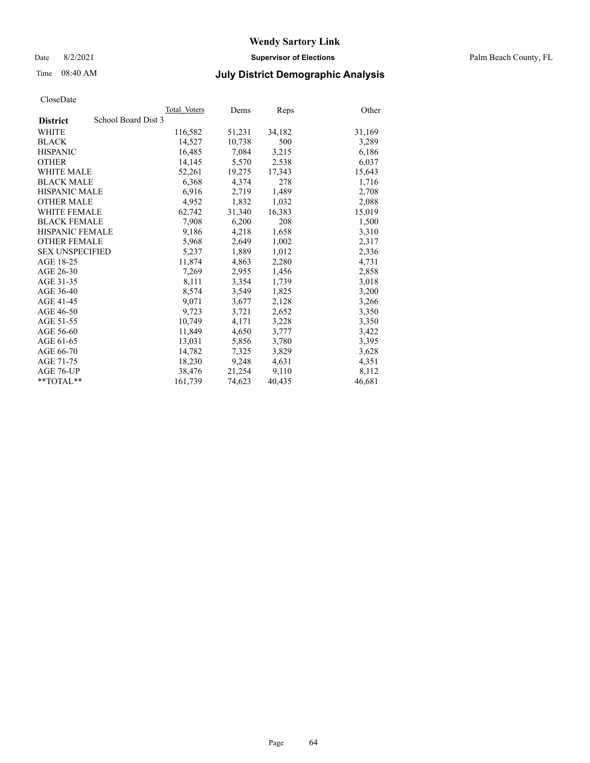# Wendy Sartory Link

Date 8/2/2021 **Supervisor of Elections** Palm Beach County, FL

Time 08:40 AM **July District Demographic Analysis**

CloseDate

| **District** School Board Dist 3 | Total Voters | Dems | Reps | Other |
|---|---|---|---|---|
| WHITE | 116,582 | 51,231 | 34,182 | 31,169 |
| BLACK | 14,527 | 10,738 | 500 | 3,289 |
| HISPANIC | 16,485 | 7,084 | 3,215 | 6,186 |
| OTHER | 14,145 | 5,570 | 2,538 | 6,037 |
| WHITE MALE | 52,261 | 19,275 | 17,343 | 15,643 |
| BLACK MALE | 6,368 | 4,374 | 278 | 1,716 |
| HISPANIC MALE | 6,916 | 2,719 | 1,489 | 2,708 |
| OTHER MALE | 4,952 | 1,832 | 1,032 | 2,088 |
| WHITE FEMALE | 62,742 | 31,340 | 16,383 | 15,019 |
| BLACK FEMALE | 7,908 | 6,200 | 208 | 1,500 |
| HISPANIC FEMALE | 9,186 | 4,218 | 1,658 | 3,310 |
| OTHER FEMALE | 5,968 | 2,649 | 1,002 | 2,317 |
| SEX UNSPECIFIED | 5,237 | 1,889 | 1,012 | 2,336 |
| AGE 18-25 | 11,874 | 4,863 | 2,280 | 4,731 |
| AGE 26-30 | 7,269 | 2,955 | 1,456 | 2,858 |
| AGE 31-35 | 8,111 | 3,354 | 1,739 | 3,018 |
| AGE 36-40 | 8,574 | 3,549 | 1,825 | 3,200 |
| AGE 41-45 | 9,071 | 3,677 | 2,128 | 3,266 |
| AGE 46-50 | 9,723 | 3,721 | 2,652 | 3,350 |
| AGE 51-55 | 10,749 | 4,171 | 3,228 | 3,350 |
| AGE 56-60 | 11,849 | 4,650 | 3,777 | 3,422 |
| AGE 61-65 | 13,031 | 5,856 | 3,780 | 3,395 |
| AGE 66-70 | 14,782 | 7,325 | 3,829 | 3,628 |
| AGE 71-75 | 18,230 | 9,248 | 4,631 | 4,351 |
| AGE 76-UP | 38,476 | 21,254 | 9,110 | 8,112 |
| **TOTAL** | 161,739 | 74,623 | 40,435 | 46,681 |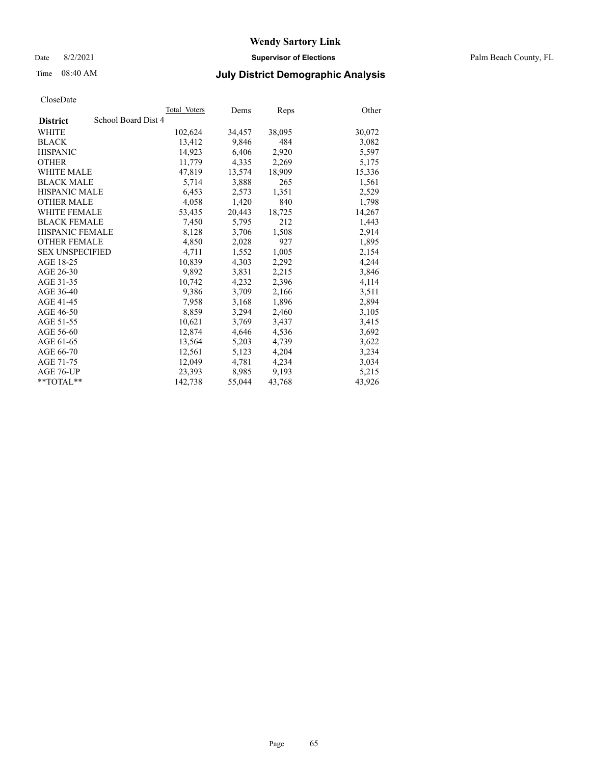# Wendy Sartory Link

Date 8/2/2021 **Supervisor of Elections** Palm Beach County, FL

Time 08:40 AM **July District Demographic Analysis**

CloseDate

| **District** School Board Dist 4 | Total Voters | Dems | Reps | Other |
|---|---|---|---|---|
| WHITE | 102,624 | 34,457 | 38,095 | 30,072 |
| BLACK | 13,412 | 9,846 | 484 | 3,082 |
| HISPANIC | 14,923 | 6,406 | 2,920 | 5,597 |
| OTHER | 11,779 | 4,335 | 2,269 | 5,175 |
| WHITE MALE | 47,819 | 13,574 | 18,909 | 15,336 |
| BLACK MALE | 5,714 | 3,888 | 265 | 1,561 |
| HISPANIC MALE | 6,453 | 2,573 | 1,351 | 2,529 |
| OTHER MALE | 4,058 | 1,420 | 840 | 1,798 |
| WHITE FEMALE | 53,435 | 20,443 | 18,725 | 14,267 |
| BLACK FEMALE | 7,450 | 5,795 | 212 | 1,443 |
| HISPANIC FEMALE | 8,128 | 3,706 | 1,508 | 2,914 |
| OTHER FEMALE | 4,850 | 2,028 | 927 | 1,895 |
| SEX UNSPECIFIED | 4,711 | 1,552 | 1,005 | 2,154 |
| AGE 18-25 | 10,839 | 4,303 | 2,292 | 4,244 |
| AGE 26-30 | 9,892 | 3,831 | 2,215 | 3,846 |
| AGE 31-35 | 10,742 | 4,232 | 2,396 | 4,114 |
| AGE 36-40 | 9,386 | 3,709 | 2,166 | 3,511 |
| AGE 41-45 | 7,958 | 3,168 | 1,896 | 2,894 |
| AGE 46-50 | 8,859 | 3,294 | 2,460 | 3,105 |
| AGE 51-55 | 10,621 | 3,769 | 3,437 | 3,415 |
| AGE 56-60 | 12,874 | 4,646 | 4,536 | 3,692 |
| AGE 61-65 | 13,564 | 5,203 | 4,739 | 3,622 |
| AGE 66-70 | 12,561 | 5,123 | 4,204 | 3,234 |
| AGE 71-75 | 12,049 | 4,781 | 4,234 | 3,034 |
| AGE 76-UP | 23,393 | 8,985 | 9,193 | 5,215 |
| **TOTAL** | 142,738 | 55,044 | 43,768 | 43,926 |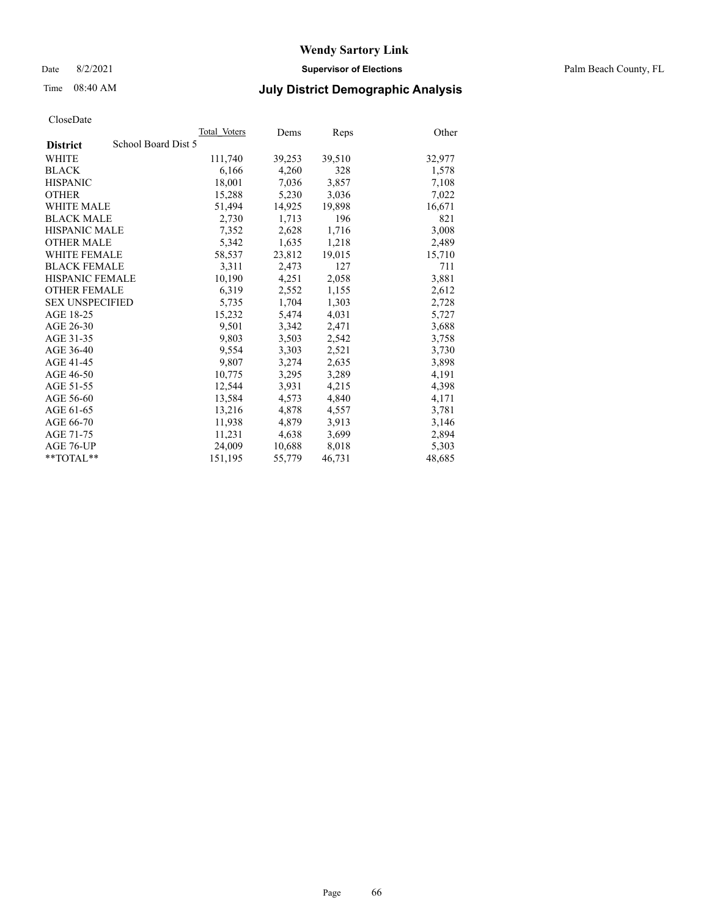# Wendy Sartory Link

Date 8/2/2021 **Supervisor of Elections** Palm Beach County, FL

Time 08:40 AM **July District Demographic Analysis**

CloseDate

| **District** School Board Dist 5 | Total Voters | Dems | Reps | Other |
|---|---|---|---|---|
| WHITE | 111,740 | 39,253 | 39,510 | 32,977 |
| BLACK | 6,166 | 4,260 | 328 | 1,578 |
| HISPANIC | 18,001 | 7,036 | 3,857 | 7,108 |
| OTHER | 15,288 | 5,230 | 3,036 | 7,022 |
| WHITE MALE | 51,494 | 14,925 | 19,898 | 16,671 |
| BLACK MALE | 2,730 | 1,713 | 196 | 821 |
| HISPANIC MALE | 7,352 | 2,628 | 1,716 | 3,008 |
| OTHER MALE | 5,342 | 1,635 | 1,218 | 2,489 |
| WHITE FEMALE | 58,537 | 23,812 | 19,015 | 15,710 |
| BLACK FEMALE | 3,311 | 2,473 | 127 | 711 |
| HISPANIC FEMALE | 10,190 | 4,251 | 2,058 | 3,881 |
| OTHER FEMALE | 6,319 | 2,552 | 1,155 | 2,612 |
| SEX UNSPECIFIED | 5,735 | 1,704 | 1,303 | 2,728 |
| AGE 18-25 | 15,232 | 5,474 | 4,031 | 5,727 |
| AGE 26-30 | 9,501 | 3,342 | 2,471 | 3,688 |
| AGE 31-35 | 9,803 | 3,503 | 2,542 | 3,758 |
| AGE 36-40 | 9,554 | 3,303 | 2,521 | 3,730 |
| AGE 41-45 | 9,807 | 3,274 | 2,635 | 3,898 |
| AGE 46-50 | 10,775 | 3,295 | 3,289 | 4,191 |
| AGE 51-55 | 12,544 | 3,931 | 4,215 | 4,398 |
| AGE 56-60 | 13,584 | 4,573 | 4,840 | 4,171 |
| AGE 61-65 | 13,216 | 4,878 | 4,557 | 3,781 |
| AGE 66-70 | 11,938 | 4,879 | 3,913 | 3,146 |
| AGE 71-75 | 11,231 | 4,638 | 3,699 | 2,894 |
| AGE 76-UP | 24,009 | 10,688 | 8,018 | 5,303 |
| **TOTAL** | 151,195 | 55,779 | 46,731 | 48,685 |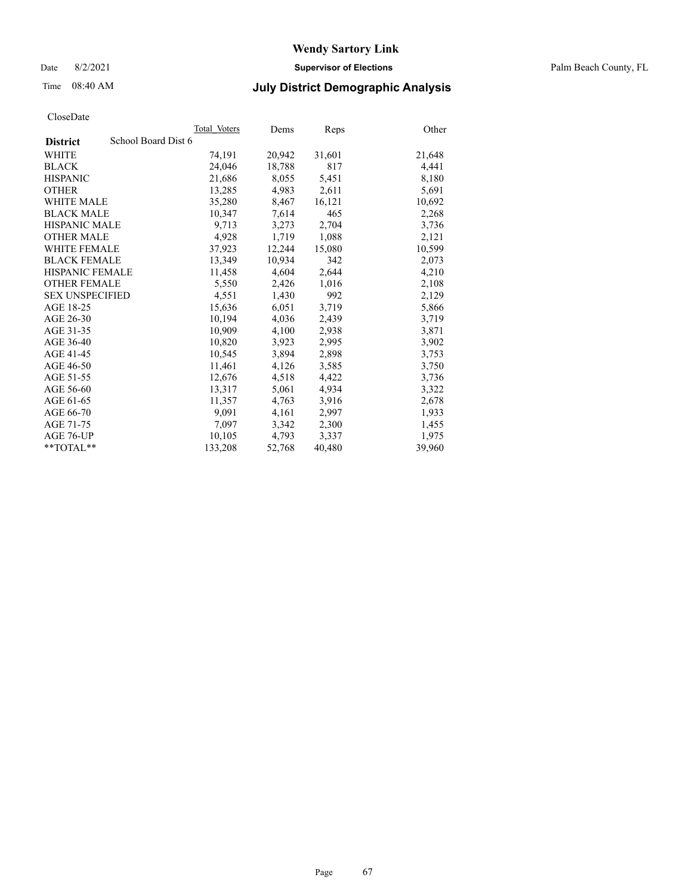CloseDate

| District | School Board Dist 6 | Total_Voters | Dems | Reps | Other |
|---|---|---|---|---|---|
| WHITE | | 74,191 | 20,942 | 31,601 | 21,648 |
| BLACK | | 24,046 | 18,788 | 817 | 4,441 |
| HISPANIC | | 21,686 | 8,055 | 5,451 | 8,180 |
| OTHER | | 13,285 | 4,983 | 2,611 | 5,691 |
| WHITE MALE | | 35,280 | 8,467 | 16,121 | 10,692 |
| BLACK MALE | | 10,347 | 7,614 | 465 | 2,268 |
| HISPANIC MALE | | 9,713 | 3,273 | 2,704 | 3,736 |
| OTHER MALE | | 4,928 | 1,719 | 1,088 | 2,121 |
| WHITE FEMALE | | 37,923 | 12,244 | 15,080 | 10,599 |
| BLACK FEMALE | | 13,349 | 10,934 | 342 | 2,073 |
| HISPANIC FEMALE | | 11,458 | 4,604 | 2,644 | 4,210 |
| OTHER FEMALE | | 5,550 | 2,426 | 1,016 | 2,108 |
| SEX UNSPECIFIED | | 4,551 | 1,430 | 992 | 2,129 |
| AGE 18-25 | | 15,636 | 6,051 | 3,719 | 5,866 |
| AGE 26-30 | | 10,194 | 4,036 | 2,439 | 3,719 |
| AGE 31-35 | | 10,909 | 4,100 | 2,938 | 3,871 |
| AGE 36-40 | | 10,820 | 3,923 | 2,995 | 3,902 |
| AGE 41-45 | | 10,545 | 3,894 | 2,898 | 3,753 |
| AGE 46-50 | | 11,461 | 4,126 | 3,585 | 3,750 |
| AGE 51-55 | | 12,676 | 4,518 | 4,422 | 3,736 |
| AGE 56-60 | | 13,317 | 5,061 | 4,934 | 3,322 |
| AGE 61-65 | | 11,357 | 4,763 | 3,916 | 2,678 |
| AGE 66-70 | | 9,091 | 4,161 | 2,997 | 1,933 |
| AGE 71-75 | | 7,097 | 3,342 | 2,300 | 1,455 |
| AGE 76-UP | | 10,105 | 4,793 | 3,337 | 1,975 |
| **TOTAL** | | 133,208 | 52,768 | 40,480 | 39,960 |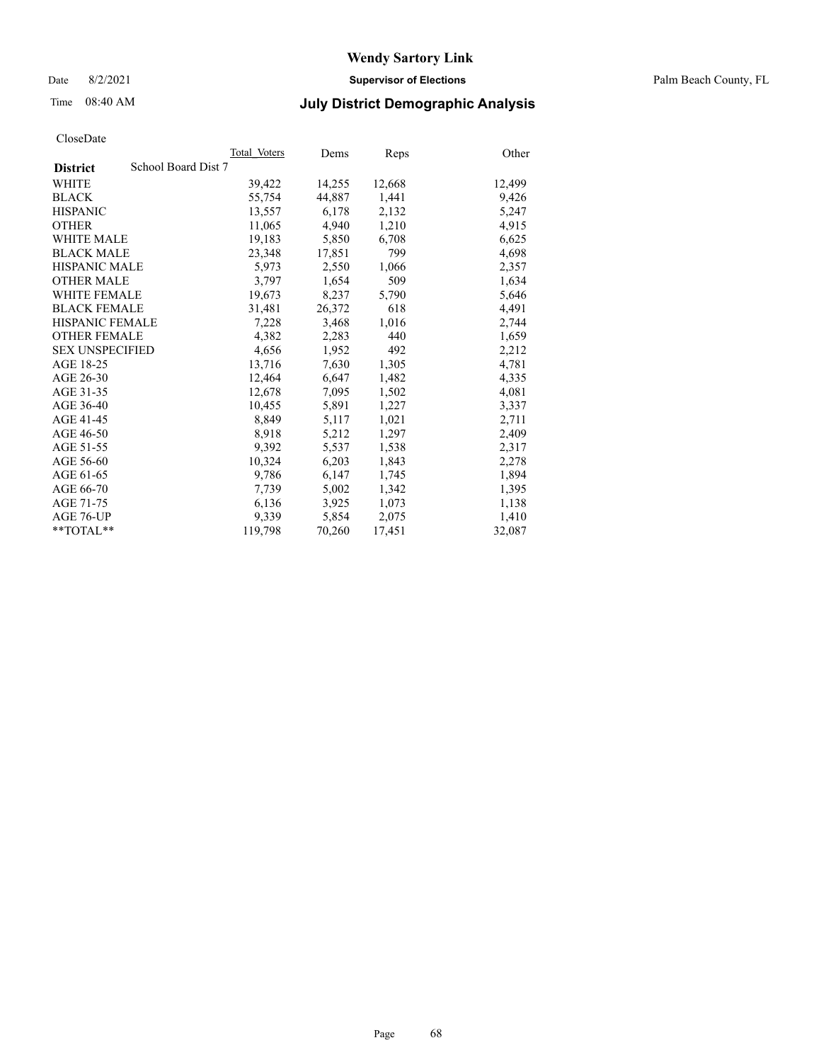# Wendy Sartory Link

Date 8/2/2021 **Supervisor of Elections** Palm Beach County, FL

Time 08:40 AM **July District Demographic Analysis**

CloseDate

| **District** | School Board Dist 7 | Total Voters | Dems | Reps | Other |
|---|---|---|---|---|---|
| WHITE | | 39,422 | 14,255 | 12,668 | 12,499 |
| BLACK | | 55,754 | 44,887 | 1,441 | 9,426 |
| HISPANIC | | 13,557 | 6,178 | 2,132 | 5,247 |
| OTHER | | 11,065 | 4,940 | 1,210 | 4,915 |
| WHITE MALE | | 19,183 | 5,850 | 6,708 | 6,625 |
| BLACK MALE | | 23,348 | 17,851 | 799 | 4,698 |
| HISPANIC MALE | | 5,973 | 2,550 | 1,066 | 2,357 |
| OTHER MALE | | 3,797 | 1,654 | 509 | 1,634 |
| WHITE FEMALE | | 19,673 | 8,237 | 5,790 | 5,646 |
| BLACK FEMALE | | 31,481 | 26,372 | 618 | 4,491 |
| HISPANIC FEMALE | | 7,228 | 3,468 | 1,016 | 2,744 |
| OTHER FEMALE | | 4,382 | 2,283 | 440 | 1,659 |
| SEX UNSPECIFIED | | 4,656 | 1,952 | 492 | 2,212 |
| AGE 18-25 | | 13,716 | 7,630 | 1,305 | 4,781 |
| AGE 26-30 | | 12,464 | 6,647 | 1,482 | 4,335 |
| AGE 31-35 | | 12,678 | 7,095 | 1,502 | 4,081 |
| AGE 36-40 | | 10,455 | 5,891 | 1,227 | 3,337 |
| AGE 41-45 | | 8,849 | 5,117 | 1,021 | 2,711 |
| AGE 46-50 | | 8,918 | 5,212 | 1,297 | 2,409 |
| AGE 51-55 | | 9,392 | 5,537 | 1,538 | 2,317 |
| AGE 56-60 | | 10,324 | 6,203 | 1,843 | 2,278 |
| AGE 61-65 | | 9,786 | 6,147 | 1,745 | 1,894 |
| AGE 66-70 | | 7,739 | 5,002 | 1,342 | 1,395 |
| AGE 71-75 | | 6,136 | 3,925 | 1,073 | 1,138 |
| AGE 76-UP | | 9,339 | 5,854 | 2,075 | 1,410 |
| **TOTAL** | | 119,798 | 70,260 | 17,451 | 32,087 |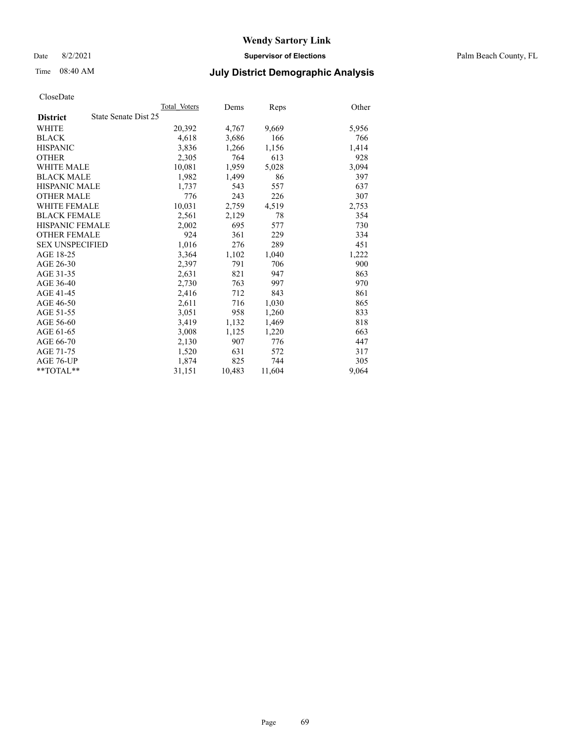# Wendy Sartory Link

Date 8/2/2021 **Supervisor of Elections** Palm Beach County, FL

Time 08:40 AM **July District Demographic Analysis**

CloseDate

| **District** State Senate Dist 25 | Total_Voters | Dems | Reps | Other |
|---|---|---|---|---|
| WHITE | 20,392 | 4,767 | 9,669 | 5,956 |
| BLACK | 4,618 | 3,686 | 166 | 766 |
| HISPANIC | 3,836 | 1,266 | 1,156 | 1,414 |
| OTHER | 2,305 | 764 | 613 | 928 |
| WHITE MALE | 10,081 | 1,959 | 5,028 | 3,094 |
| BLACK MALE | 1,982 | 1,499 | 86 | 397 |
| HISPANIC MALE | 1,737 | 543 | 557 | 637 |
| OTHER MALE | 776 | 243 | 226 | 307 |
| WHITE FEMALE | 10,031 | 2,759 | 4,519 | 2,753 |
| BLACK FEMALE | 2,561 | 2,129 | 78 | 354 |
| HISPANIC FEMALE | 2,002 | 695 | 577 | 730 |
| OTHER FEMALE | 924 | 361 | 229 | 334 |
| SEX UNSPECIFIED | 1,016 | 276 | 289 | 451 |
| AGE 18-25 | 3,364 | 1,102 | 1,040 | 1,222 |
| AGE 26-30 | 2,397 | 791 | 706 | 900 |
| AGE 31-35 | 2,631 | 821 | 947 | 863 |
| AGE 36-40 | 2,730 | 763 | 997 | 970 |
| AGE 41-45 | 2,416 | 712 | 843 | 861 |
| AGE 46-50 | 2,611 | 716 | 1,030 | 865 |
| AGE 51-55 | 3,051 | 958 | 1,260 | 833 |
| AGE 56-60 | 3,419 | 1,132 | 1,469 | 818 |
| AGE 61-65 | 3,008 | 1,125 | 1,220 | 663 |
| AGE 66-70 | 2,130 | 907 | 776 | 447 |
| AGE 71-75 | 1,520 | 631 | 572 | 317 |
| AGE 76-UP | 1,874 | 825 | 744 | 305 |
| **TOTAL** | 31,151 | 10,483 | 11,604 | 9,064 |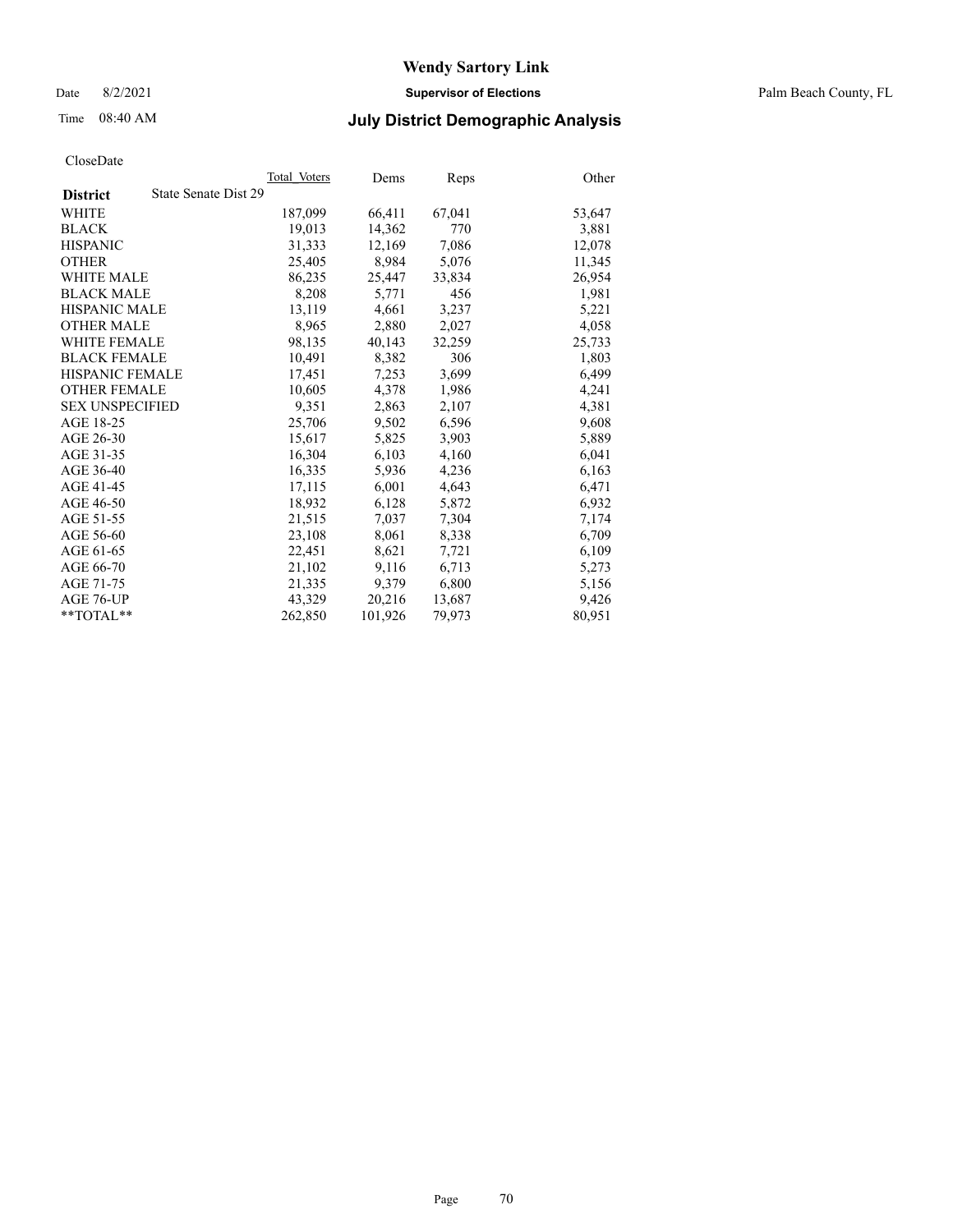# Wendy Sartory Link

Date 8/2/2021 **Supervisor of Elections** Palm Beach County, FL

Time 08:40 AM **July District Demographic Analysis**

CloseDate

| District | State Senate Dist 29 | Total Voters | Dems | Reps | Other |
|---|---|---|---|---|---|
| WHITE | | 187,099 | 66,411 | 67,041 | 53,647 |
| BLACK | | 19,013 | 14,362 | 770 | 3,881 |
| HISPANIC | | 31,333 | 12,169 | 7,086 | 12,078 |
| OTHER | | 25,405 | 8,984 | 5,076 | 11,345 |
| WHITE MALE | | 86,235 | 25,447 | 33,834 | 26,954 |
| BLACK MALE | | 8,208 | 5,771 | 456 | 1,981 |
| HISPANIC MALE | | 13,119 | 4,661 | 3,237 | 5,221 |
| OTHER MALE | | 8,965 | 2,880 | 2,027 | 4,058 |
| WHITE FEMALE | | 98,135 | 40,143 | 32,259 | 25,733 |
| BLACK FEMALE | | 10,491 | 8,382 | 306 | 1,803 |
| HISPANIC FEMALE | | 17,451 | 7,253 | 3,699 | 6,499 |
| OTHER FEMALE | | 10,605 | 4,378 | 1,986 | 4,241 |
| SEX UNSPECIFIED | | 9,351 | 2,863 | 2,107 | 4,381 |
| AGE 18-25 | | 25,706 | 9,502 | 6,596 | 9,608 |
| AGE 26-30 | | 15,617 | 5,825 | 3,903 | 5,889 |
| AGE 31-35 | | 16,304 | 6,103 | 4,160 | 6,041 |
| AGE 36-40 | | 16,335 | 5,936 | 4,236 | 6,163 |
| AGE 41-45 | | 17,115 | 6,001 | 4,643 | 6,471 |
| AGE 46-50 | | 18,932 | 6,128 | 5,872 | 6,932 |
| AGE 51-55 | | 21,515 | 7,037 | 7,304 | 7,174 |
| AGE 56-60 | | 23,108 | 8,061 | 8,338 | 6,709 |
| AGE 61-65 | | 22,451 | 8,621 | 7,721 | 6,109 |
| AGE 66-70 | | 21,102 | 9,116 | 6,713 | 5,273 |
| AGE 71-75 | | 21,335 | 9,379 | 6,800 | 5,156 |
| AGE 76-UP | | 43,329 | 20,216 | 13,687 | 9,426 |
| **TOTAL** | | 262,850 | 101,926 | 79,973 | 80,951 |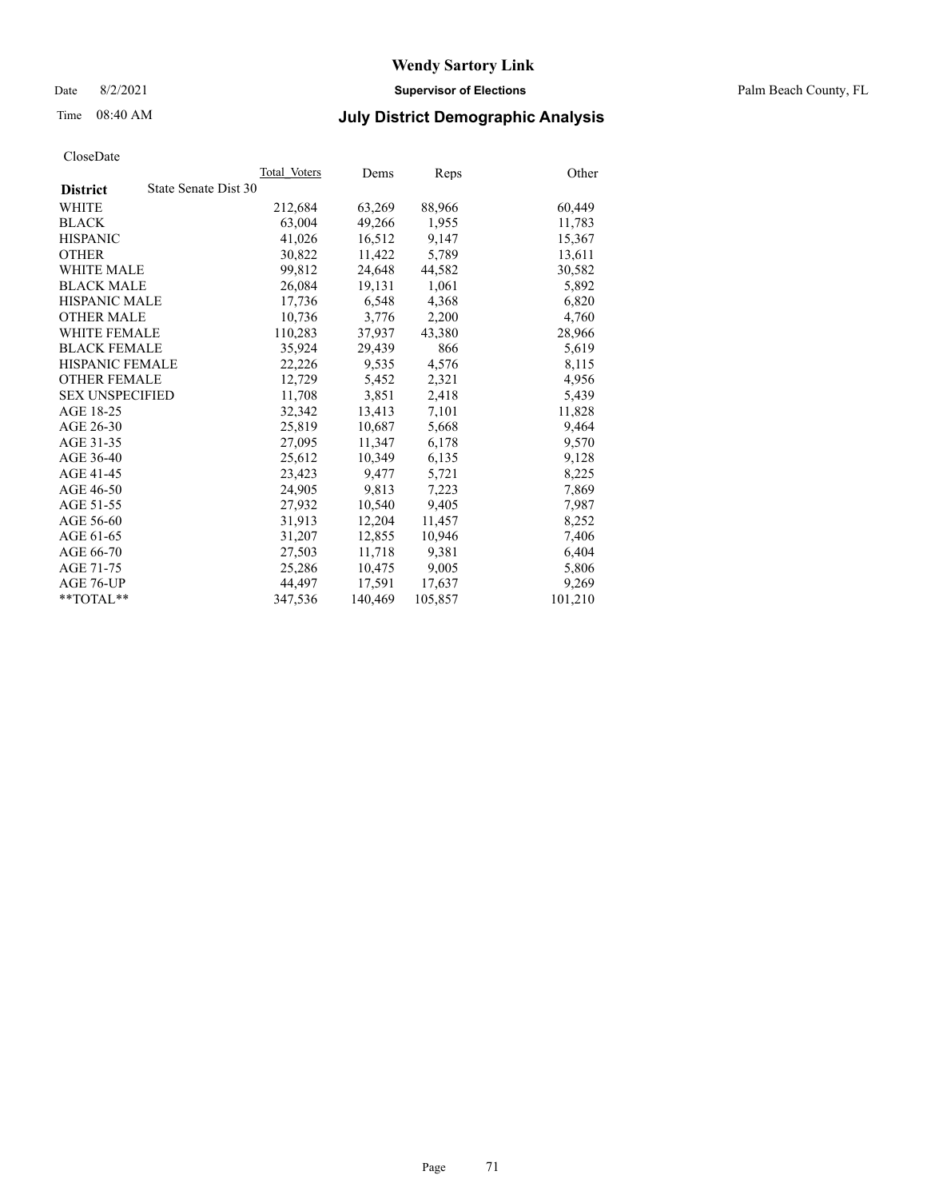# Wendy Sartory Link

Date 8/2/2021 **Supervisor of Elections** Palm Beach County, FL

Time 08:40 AM **July District Demographic Analysis**

CloseDate

| **District** State Senate Dist 30 | Total Voters | Dems | Reps | Other |
|---|---|---|---|---|
| WHITE | 212,684 | 63,269 | 88,966 | 60,449 |
| BLACK | 63,004 | 49,266 | 1,955 | 11,783 |
| HISPANIC | 41,026 | 16,512 | 9,147 | 15,367 |
| OTHER | 30,822 | 11,422 | 5,789 | 13,611 |
| WHITE MALE | 99,812 | 24,648 | 44,582 | 30,582 |
| BLACK MALE | 26,084 | 19,131 | 1,061 | 5,892 |
| HISPANIC MALE | 17,736 | 6,548 | 4,368 | 6,820 |
| OTHER MALE | 10,736 | 3,776 | 2,200 | 4,760 |
| WHITE FEMALE | 110,283 | 37,937 | 43,380 | 28,966 |
| BLACK FEMALE | 35,924 | 29,439 | 866 | 5,619 |
| HISPANIC FEMALE | 22,226 | 9,535 | 4,576 | 8,115 |
| OTHER FEMALE | 12,729 | 5,452 | 2,321 | 4,956 |
| SEX UNSPECIFIED | 11,708 | 3,851 | 2,418 | 5,439 |
| AGE 18-25 | 32,342 | 13,413 | 7,101 | 11,828 |
| AGE 26-30 | 25,819 | 10,687 | 5,668 | 9,464 |
| AGE 31-35 | 27,095 | 11,347 | 6,178 | 9,570 |
| AGE 36-40 | 25,612 | 10,349 | 6,135 | 9,128 |
| AGE 41-45 | 23,423 | 9,477 | 5,721 | 8,225 |
| AGE 46-50 | 24,905 | 9,813 | 7,223 | 7,869 |
| AGE 51-55 | 27,932 | 10,540 | 9,405 | 7,987 |
| AGE 56-60 | 31,913 | 12,204 | 11,457 | 8,252 |
| AGE 61-65 | 31,207 | 12,855 | 10,946 | 7,406 |
| AGE 66-70 | 27,503 | 11,718 | 9,381 | 6,404 |
| AGE 71-75 | 25,286 | 10,475 | 9,005 | 5,806 |
| AGE 76-UP | 44,497 | 17,591 | 17,637 | 9,269 |
| **TOTAL** | 347,536 | 140,469 | 105,857 | 101,210 |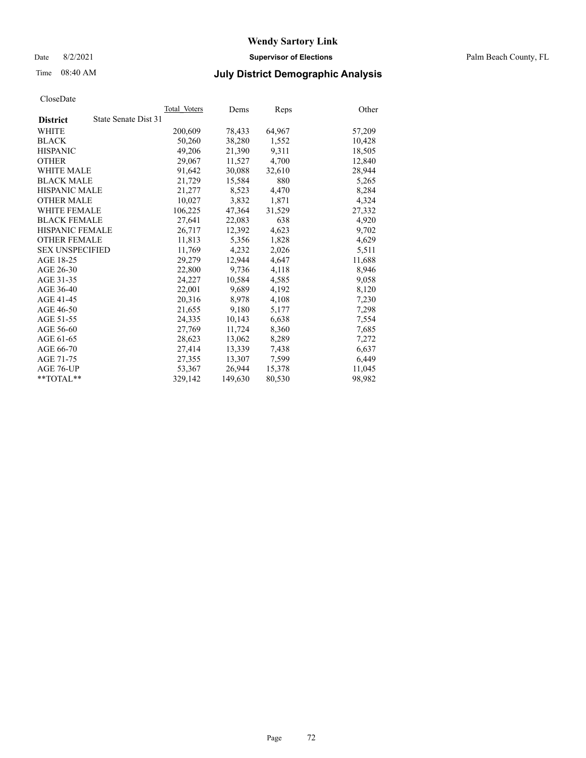# Wendy Sartory Link

Date 8/2/2021 **Supervisor of Elections** Palm Beach County, FL

Time 08:40 AM **July District Demographic Analysis**

CloseDate

| **District** State Senate Dist 31 | Total Voters | Dems | Reps | Other |
|---|---|---|---|---|
| WHITE | 200,609 | 78,433 | 64,967 | 57,209 |
| BLACK | 50,260 | 38,280 | 1,552 | 10,428 |
| HISPANIC | 49,206 | 21,390 | 9,311 | 18,505 |
| OTHER | 29,067 | 11,527 | 4,700 | 12,840 |
| WHITE MALE | 91,642 | 30,088 | 32,610 | 28,944 |
| BLACK MALE | 21,729 | 15,584 | 880 | 5,265 |
| HISPANIC MALE | 21,277 | 8,523 | 4,470 | 8,284 |
| OTHER MALE | 10,027 | 3,832 | 1,871 | 4,324 |
| WHITE FEMALE | 106,225 | 47,364 | 31,529 | 27,332 |
| BLACK FEMALE | 27,641 | 22,083 | 638 | 4,920 |
| HISPANIC FEMALE | 26,717 | 12,392 | 4,623 | 9,702 |
| OTHER FEMALE | 11,813 | 5,356 | 1,828 | 4,629 |
| SEX UNSPECIFIED | 11,769 | 4,232 | 2,026 | 5,511 |
| AGE 18-25 | 29,279 | 12,944 | 4,647 | 11,688 |
| AGE 26-30 | 22,800 | 9,736 | 4,118 | 8,946 |
| AGE 31-35 | 24,227 | 10,584 | 4,585 | 9,058 |
| AGE 36-40 | 22,001 | 9,689 | 4,192 | 8,120 |
| AGE 41-45 | 20,316 | 8,978 | 4,108 | 7,230 |
| AGE 46-50 | 21,655 | 9,180 | 5,177 | 7,298 |
| AGE 51-55 | 24,335 | 10,143 | 6,638 | 7,554 |
| AGE 56-60 | 27,769 | 11,724 | 8,360 | 7,685 |
| AGE 61-65 | 28,623 | 13,062 | 8,289 | 7,272 |
| AGE 66-70 | 27,414 | 13,339 | 7,438 | 6,637 |
| AGE 71-75 | 27,355 | 13,307 | 7,599 | 6,449 |
| AGE 76-UP | 53,367 | 26,944 | 15,378 | 11,045 |
| **TOTAL** | 329,142 | 149,630 | 80,530 | 98,982 |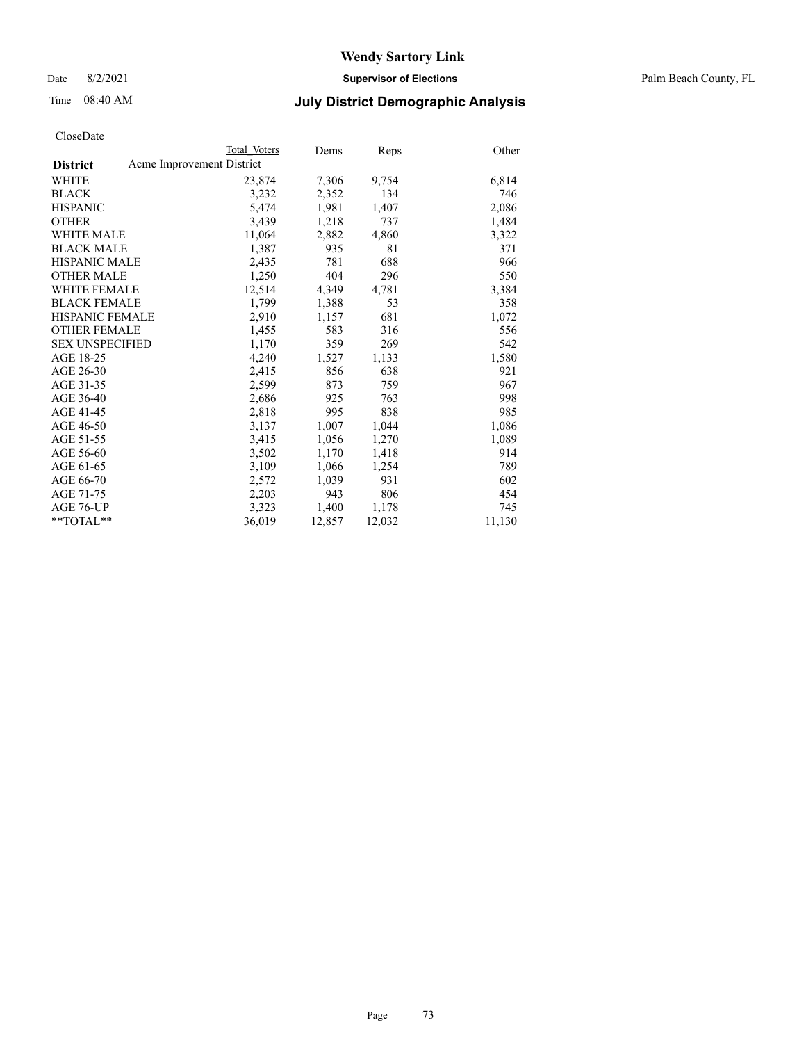CloseDate

| District | Total Voters | Dems | Reps | Other |
|---|---|---|---|---|
| Acme Improvement District | | | | |
| WHITE | 23,874 | 7,306 | 9,754 | 6,814 |
| BLACK | 3,232 | 2,352 | 134 | 746 |
| HISPANIC | 5,474 | 1,981 | 1,407 | 2,086 |
| OTHER | 3,439 | 1,218 | 737 | 1,484 |
| WHITE MALE | 11,064 | 2,882 | 4,860 | 3,322 |
| BLACK MALE | 1,387 | 935 | 81 | 371 |
| HISPANIC MALE | 2,435 | 781 | 688 | 966 |
| OTHER MALE | 1,250 | 404 | 296 | 550 |
| WHITE FEMALE | 12,514 | 4,349 | 4,781 | 3,384 |
| BLACK FEMALE | 1,799 | 1,388 | 53 | 358 |
| HISPANIC FEMALE | 2,910 | 1,157 | 681 | 1,072 |
| OTHER FEMALE | 1,455 | 583 | 316 | 556 |
| SEX UNSPECIFIED | 1,170 | 359 | 269 | 542 |
| AGE 18-25 | 4,240 | 1,527 | 1,133 | 1,580 |
| AGE 26-30 | 2,415 | 856 | 638 | 921 |
| AGE 31-35 | 2,599 | 873 | 759 | 967 |
| AGE 36-40 | 2,686 | 925 | 763 | 998 |
| AGE 41-45 | 2,818 | 995 | 838 | 985 |
| AGE 46-50 | 3,137 | 1,007 | 1,044 | 1,086 |
| AGE 51-55 | 3,415 | 1,056 | 1,270 | 1,089 |
| AGE 56-60 | 3,502 | 1,170 | 1,418 | 914 |
| AGE 61-65 | 3,109 | 1,066 | 1,254 | 789 |
| AGE 66-70 | 2,572 | 1,039 | 931 | 602 |
| AGE 71-75 | 2,203 | 943 | 806 | 454 |
| AGE 76-UP | 3,323 | 1,400 | 1,178 | 745 |
| **TOTAL** | 36,019 | 12,857 | 12,032 | 11,130 |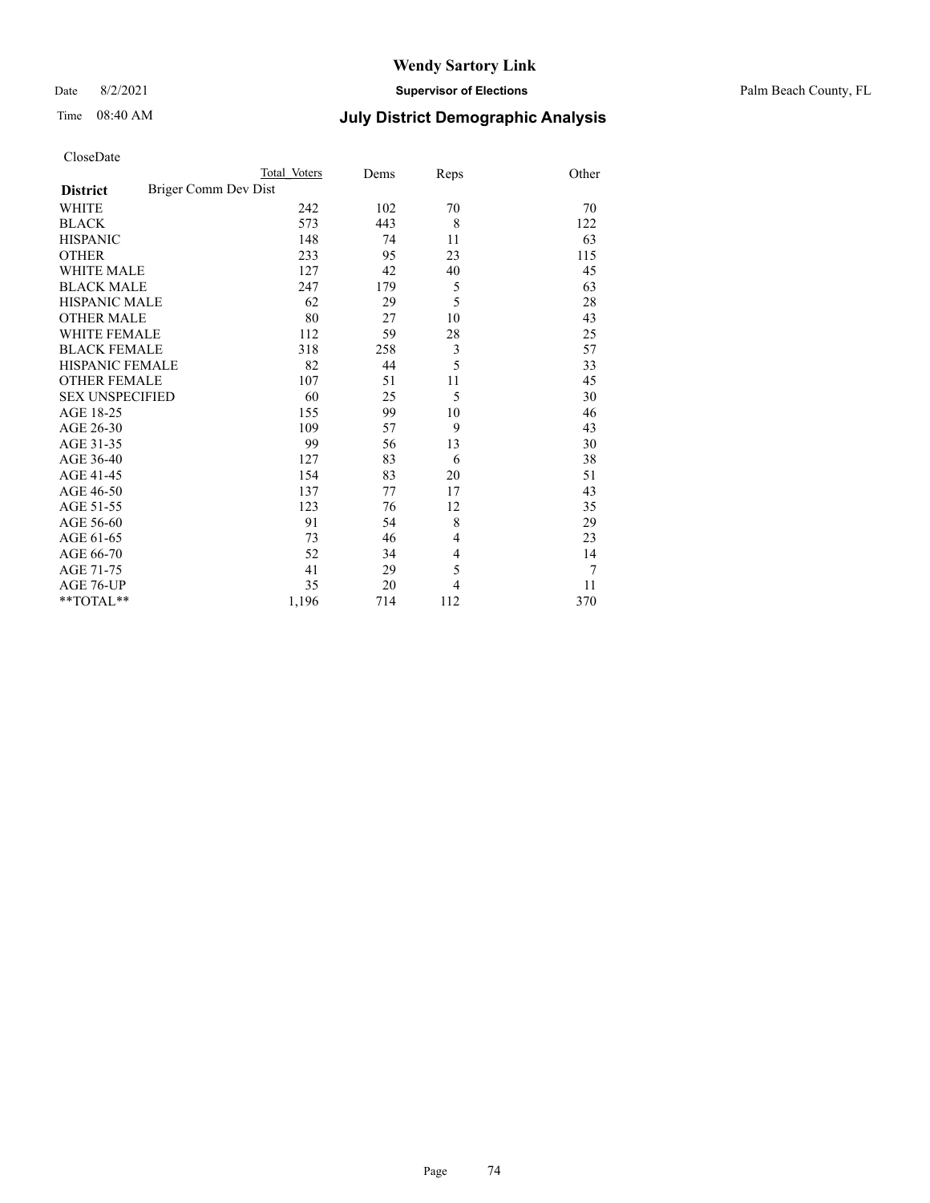# Wendy Sartory Link

Date 8/2/2021 **Supervisor of Elections** Palm Beach County, FL

Time 08:40 AM **July District Demographic Analysis**

CloseDate

| **District** | Briger Comm Dev Dist | Total Voters | Dems | Reps | Other |
|---|---|---|---|---|---|
| WHITE | | 242 | 102 | 70 | 70 |
| BLACK | | 573 | 443 | 8 | 122 |
| HISPANIC | | 148 | 74 | 11 | 63 |
| OTHER | | 233 | 95 | 23 | 115 |
| WHITE MALE | | 127 | 42 | 40 | 45 |
| BLACK MALE | | 247 | 179 | 5 | 63 |
| HISPANIC MALE | | 62 | 29 | 5 | 28 |
| OTHER MALE | | 80 | 27 | 10 | 43 |
| WHITE FEMALE | | 112 | 59 | 28 | 25 |
| BLACK FEMALE | | 318 | 258 | 3 | 57 |
| HISPANIC FEMALE | | 82 | 44 | 5 | 33 |
| OTHER FEMALE | | 107 | 51 | 11 | 45 |
| SEX UNSPECIFIED | | 60 | 25 | 5 | 30 |
| AGE 18-25 | | 155 | 99 | 10 | 46 |
| AGE 26-30 | | 109 | 57 | 9 | 43 |
| AGE 31-35 | | 99 | 56 | 13 | 30 |
| AGE 36-40 | | 127 | 83 | 6 | 38 |
| AGE 41-45 | | 154 | 83 | 20 | 51 |
| AGE 46-50 | | 137 | 77 | 17 | 43 |
| AGE 51-55 | | 123 | 76 | 12 | 35 |
| AGE 56-60 | | 91 | 54 | 8 | 29 |
| AGE 61-65 | | 73 | 46 | 4 | 23 |
| AGE 66-70 | | 52 | 34 | 4 | 14 |
| AGE 71-75 | | 41 | 29 | 5 | 7 |
| AGE 76-UP | | 35 | 20 | 4 | 11 |
| **TOTAL** | | 1,196 | 714 | 112 | 370 |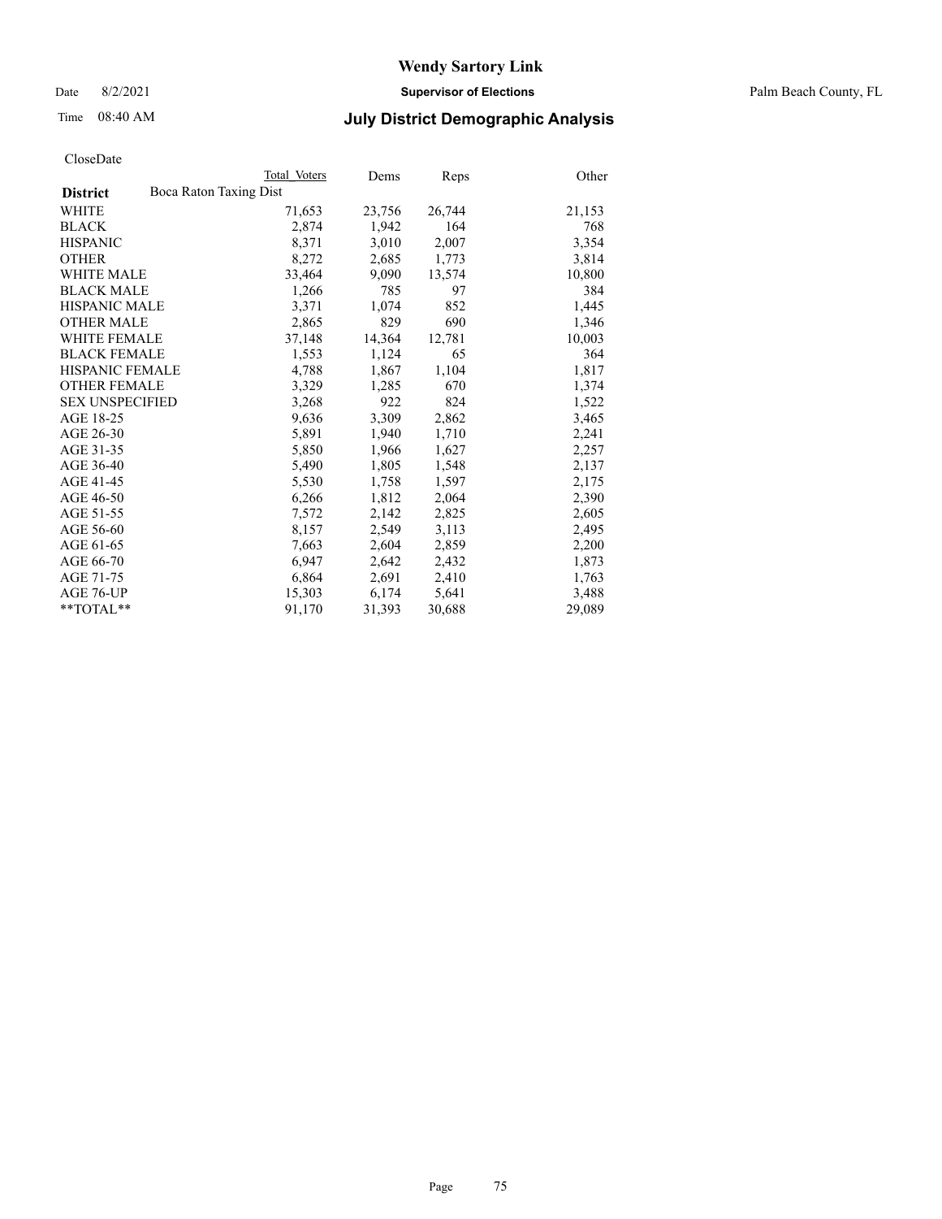# Wendy Sartory Link

Date 8/2/2021 **Supervisor of Elections** Palm Beach County, FL

Time 08:40 AM **July District Demographic Analysis**

CloseDate

| **District** | Total Voters | Dems | Reps | Other |
|---|---|---|---|---|
| Boca Raton Taxing Dist | | | | |
| WHITE | 71,653 | 23,756 | 26,744 | 21,153 |
| BLACK | 2,874 | 1,942 | 164 | 768 |
| HISPANIC | 8,371 | 3,010 | 2,007 | 3,354 |
| OTHER | 8,272 | 2,685 | 1,773 | 3,814 |
| WHITE MALE | 33,464 | 9,090 | 13,574 | 10,800 |
| BLACK MALE | 1,266 | 785 | 97 | 384 |
| HISPANIC MALE | 3,371 | 1,074 | 852 | 1,445 |
| OTHER MALE | 2,865 | 829 | 690 | 1,346 |
| WHITE FEMALE | 37,148 | 14,364 | 12,781 | 10,003 |
| BLACK FEMALE | 1,553 | 1,124 | 65 | 364 |
| HISPANIC FEMALE | 4,788 | 1,867 | 1,104 | 1,817 |
| OTHER FEMALE | 3,329 | 1,285 | 670 | 1,374 |
| SEX UNSPECIFIED | 3,268 | 922 | 824 | 1,522 |
| AGE 18-25 | 9,636 | 3,309 | 2,862 | 3,465 |
| AGE 26-30 | 5,891 | 1,940 | 1,710 | 2,241 |
| AGE 31-35 | 5,850 | 1,966 | 1,627 | 2,257 |
| AGE 36-40 | 5,490 | 1,805 | 1,548 | 2,137 |
| AGE 41-45 | 5,530 | 1,758 | 1,597 | 2,175 |
| AGE 46-50 | 6,266 | 1,812 | 2,064 | 2,390 |
| AGE 51-55 | 7,572 | 2,142 | 2,825 | 2,605 |
| AGE 56-60 | 8,157 | 2,549 | 3,113 | 2,495 |
| AGE 61-65 | 7,663 | 2,604 | 2,859 | 2,200 |
| AGE 66-70 | 6,947 | 2,642 | 2,432 | 1,873 |
| AGE 71-75 | 6,864 | 2,691 | 2,410 | 1,763 |
| AGE 76-UP | 15,303 | 6,174 | 5,641 | 3,488 |
| **TOTAL** | 91,170 | 31,393 | 30,688 | 29,089 |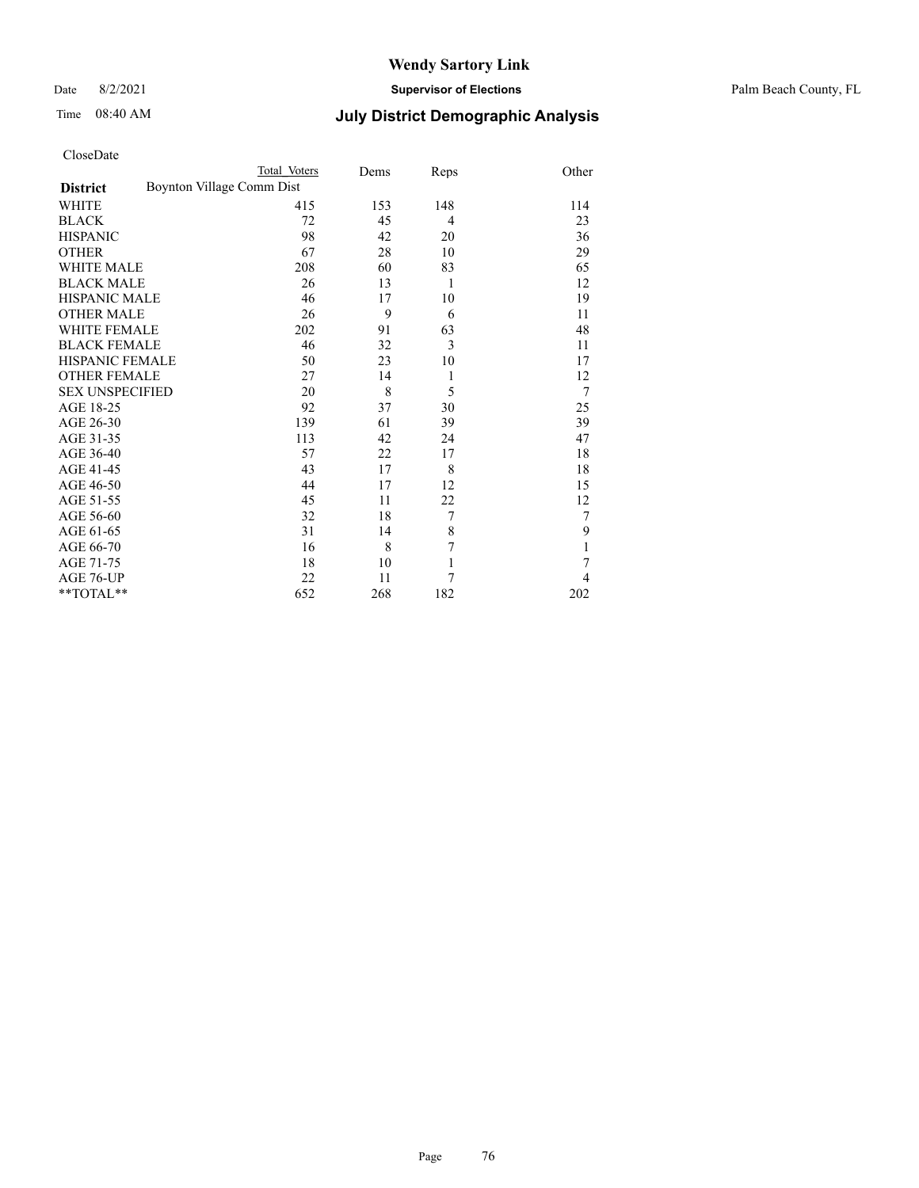CloseDate

| District | Boynton Village Comm Dist Total Voters | Dems | Reps | Other |
|---|---|---|---|---|
| WHITE | 415 | 153 | 148 | 114 |
| BLACK | 72 | 45 | 4 | 23 |
| HISPANIC | 98 | 42 | 20 | 36 |
| OTHER | 67 | 28 | 10 | 29 |
| WHITE MALE | 208 | 60 | 83 | 65 |
| BLACK MALE | 26 | 13 | 1 | 12 |
| HISPANIC MALE | 46 | 17 | 10 | 19 |
| OTHER MALE | 26 | 9 | 6 | 11 |
| WHITE FEMALE | 202 | 91 | 63 | 48 |
| BLACK FEMALE | 46 | 32 | 3 | 11 |
| HISPANIC FEMALE | 50 | 23 | 10 | 17 |
| OTHER FEMALE | 27 | 14 | 1 | 12 |
| SEX UNSPECIFIED | 20 | 8 | 5 | 7 |
| AGE 18-25 | 92 | 37 | 30 | 25 |
| AGE 26-30 | 139 | 61 | 39 | 39 |
| AGE 31-35 | 113 | 42 | 24 | 47 |
| AGE 36-40 | 57 | 22 | 17 | 18 |
| AGE 41-45 | 43 | 17 | 8 | 18 |
| AGE 46-50 | 44 | 17 | 12 | 15 |
| AGE 51-55 | 45 | 11 | 22 | 12 |
| AGE 56-60 | 32 | 18 | 7 | 7 |
| AGE 61-65 | 31 | 14 | 8 | 9 |
| AGE 66-70 | 16 | 8 | 7 | 1 |
| AGE 71-75 | 18 | 10 | 1 | 7 |
| AGE 76-UP | 22 | 11 | 7 | 4 |
| **TOTAL** | 652 | 268 | 182 | 202 |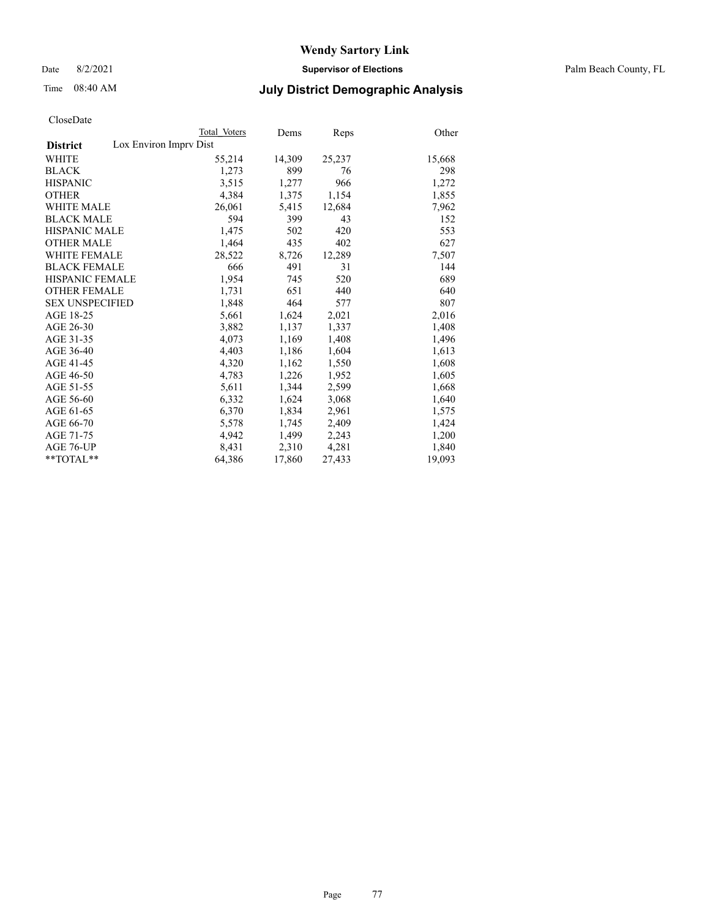# Wendy Sartory Link

Date 8/2/2021 **Supervisor of Elections** Palm Beach County, FL

Time 08:40 AM **July District Demographic Analysis**

CloseDate

| | Total Voters | Dems | Reps | Other |
|---|---|---|---|---|
| **District** Lox Environ Imprv Dist | | | | |
| WHITE | 55,214 | 14,309 | 25,237 | 15,668 |
| BLACK | 1,273 | 899 | 76 | 298 |
| HISPANIC | 3,515 | 1,277 | 966 | 1,272 |
| OTHER | 4,384 | 1,375 | 1,154 | 1,855 |
| WHITE MALE | 26,061 | 5,415 | 12,684 | 7,962 |
| BLACK MALE | 594 | 399 | 43 | 152 |
| HISPANIC MALE | 1,475 | 502 | 420 | 553 |
| OTHER MALE | 1,464 | 435 | 402 | 627 |
| WHITE FEMALE | 28,522 | 8,726 | 12,289 | 7,507 |
| BLACK FEMALE | 666 | 491 | 31 | 144 |
| HISPANIC FEMALE | 1,954 | 745 | 520 | 689 |
| OTHER FEMALE | 1,731 | 651 | 440 | 640 |
| SEX UNSPECIFIED | 1,848 | 464 | 577 | 807 |
| AGE 18-25 | 5,661 | 1,624 | 2,021 | 2,016 |
| AGE 26-30 | 3,882 | 1,137 | 1,337 | 1,408 |
| AGE 31-35 | 4,073 | 1,169 | 1,408 | 1,496 |
| AGE 36-40 | 4,403 | 1,186 | 1,604 | 1,613 |
| AGE 41-45 | 4,320 | 1,162 | 1,550 | 1,608 |
| AGE 46-50 | 4,783 | 1,226 | 1,952 | 1,605 |
| AGE 51-55 | 5,611 | 1,344 | 2,599 | 1,668 |
| AGE 56-60 | 6,332 | 1,624 | 3,068 | 1,640 |
| AGE 61-65 | 6,370 | 1,834 | 2,961 | 1,575 |
| AGE 66-70 | 5,578 | 1,745 | 2,409 | 1,424 |
| AGE 71-75 | 4,942 | 1,499 | 2,243 | 1,200 |
| AGE 76-UP | 8,431 | 2,310 | 4,281 | 1,840 |
| **TOTAL** | 64,386 | 17,860 | 27,433 | 19,093 |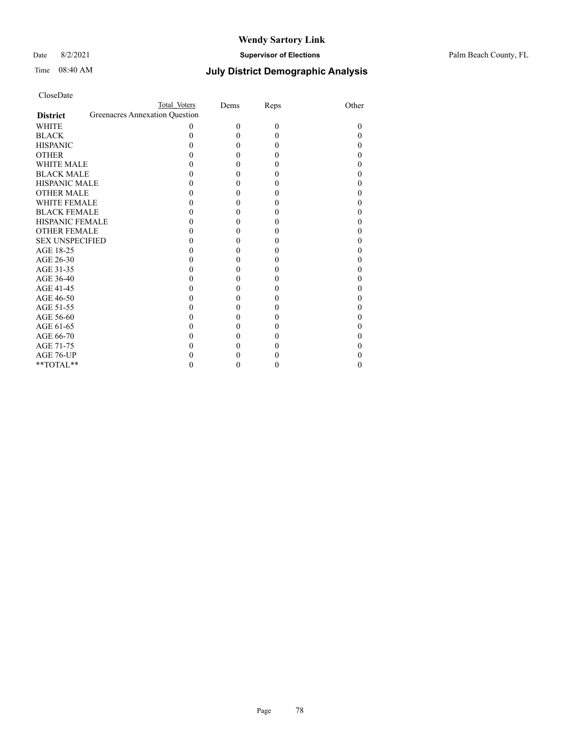CloseDate

| District | Total Voters | Dems | Reps | Other |
|---|---|---|---|---|
| Greenacres Annexation Question | | | | |
| WHITE | 0 | 0 | 0 | 0 |
| BLACK | 0 | 0 | 0 | 0 |
| HISPANIC | 0 | 0 | 0 | 0 |
| OTHER | 0 | 0 | 0 | 0 |
| WHITE MALE | 0 | 0 | 0 | 0 |
| BLACK MALE | 0 | 0 | 0 | 0 |
| HISPANIC MALE | 0 | 0 | 0 | 0 |
| OTHER MALE | 0 | 0 | 0 | 0 |
| WHITE FEMALE | 0 | 0 | 0 | 0 |
| BLACK FEMALE | 0 | 0 | 0 | 0 |
| HISPANIC FEMALE | 0 | 0 | 0 | 0 |
| OTHER FEMALE | 0 | 0 | 0 | 0 |
| SEX UNSPECIFIED | 0 | 0 | 0 | 0 |
| AGE 18-25 | 0 | 0 | 0 | 0 |
| AGE 26-30 | 0 | 0 | 0 | 0 |
| AGE 31-35 | 0 | 0 | 0 | 0 |
| AGE 36-40 | 0 | 0 | 0 | 0 |
| AGE 41-45 | 0 | 0 | 0 | 0 |
| AGE 46-50 | 0 | 0 | 0 | 0 |
| AGE 51-55 | 0 | 0 | 0 | 0 |
| AGE 56-60 | 0 | 0 | 0 | 0 |
| AGE 61-65 | 0 | 0 | 0 | 0 |
| AGE 66-70 | 0 | 0 | 0 | 0 |
| AGE 71-75 | 0 | 0 | 0 | 0 |
| AGE 76-UP | 0 | 0 | 0 | 0 |
| **TOTAL** | 0 | 0 | 0 | 0 |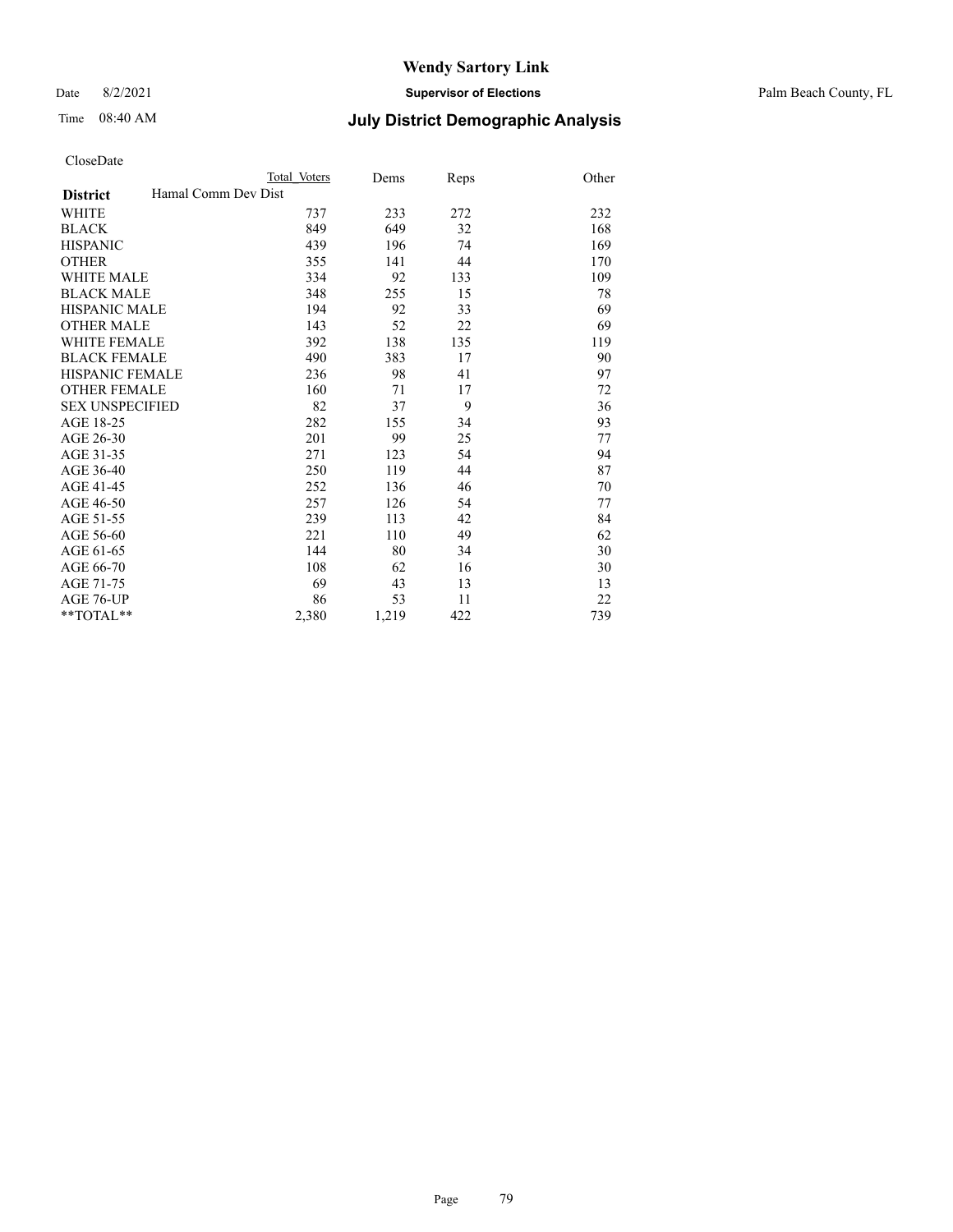# Wendy Sartory Link

Date 8/2/2021 **Supervisor of Elections** Palm Beach County, FL

Time 08:40 AM **July District Demographic Analysis**

CloseDate

| **District** Hamal Comm Dev Dist | Total Voters | Dems | Reps | Other |
|---|---|---|---|---|
| WHITE | 737 | 233 | 272 | 232 |
| BLACK | 849 | 649 | 32 | 168 |
| HISPANIC | 439 | 196 | 74 | 169 |
| OTHER | 355 | 141 | 44 | 170 |
| WHITE MALE | 334 | 92 | 133 | 109 |
| BLACK MALE | 348 | 255 | 15 | 78 |
| HISPANIC MALE | 194 | 92 | 33 | 69 |
| OTHER MALE | 143 | 52 | 22 | 69 |
| WHITE FEMALE | 392 | 138 | 135 | 119 |
| BLACK FEMALE | 490 | 383 | 17 | 90 |
| HISPANIC FEMALE | 236 | 98 | 41 | 97 |
| OTHER FEMALE | 160 | 71 | 17 | 72 |
| SEX UNSPECIFIED | 82 | 37 | 9 | 36 |
| AGE 18-25 | 282 | 155 | 34 | 93 |
| AGE 26-30 | 201 | 99 | 25 | 77 |
| AGE 31-35 | 271 | 123 | 54 | 94 |
| AGE 36-40 | 250 | 119 | 44 | 87 |
| AGE 41-45 | 252 | 136 | 46 | 70 |
| AGE 46-50 | 257 | 126 | 54 | 77 |
| AGE 51-55 | 239 | 113 | 42 | 84 |
| AGE 56-60 | 221 | 110 | 49 | 62 |
| AGE 61-65 | 144 | 80 | 34 | 30 |
| AGE 66-70 | 108 | 62 | 16 | 30 |
| AGE 71-75 | 69 | 43 | 13 | 13 |
| AGE 76-UP | 86 | 53 | 11 | 22 |
| **TOTAL** | 2,380 | 1,219 | 422 | 739 |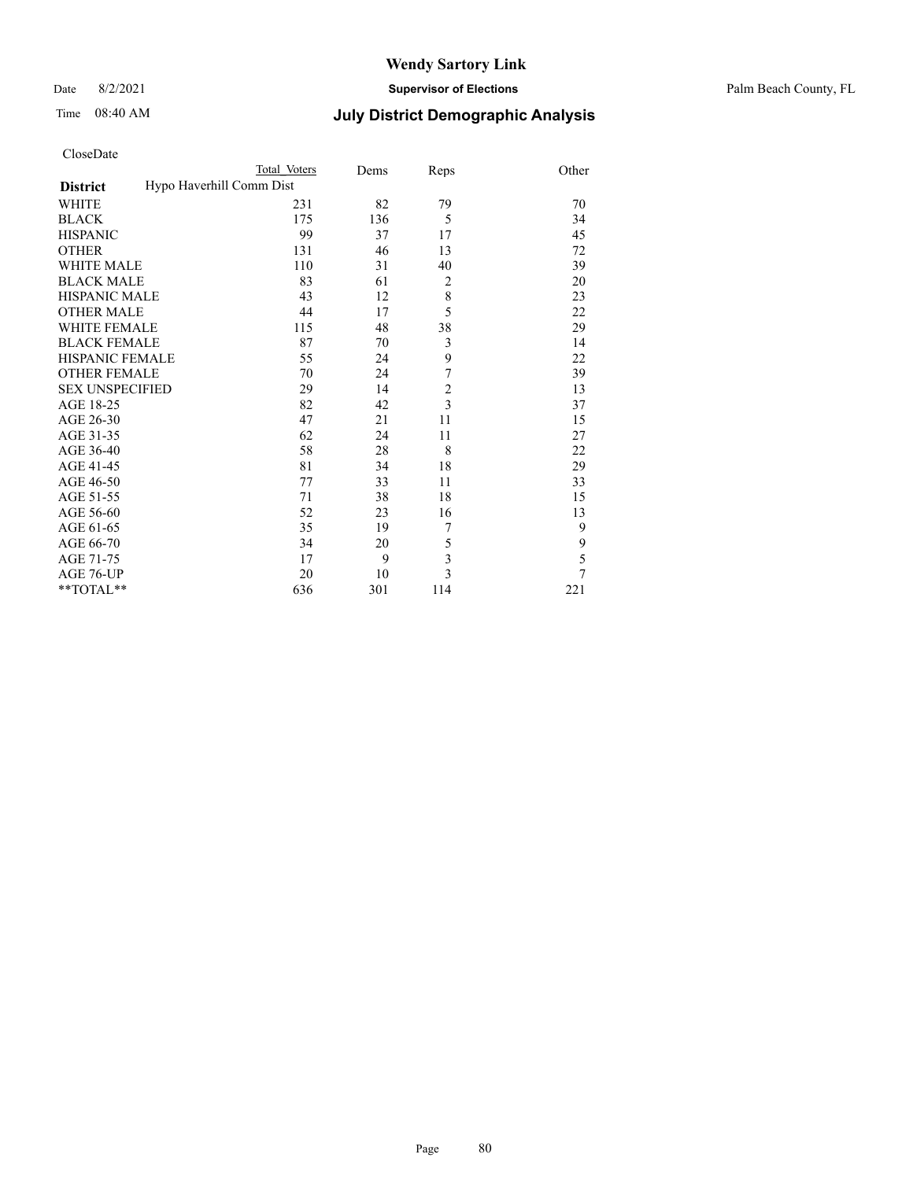# Wendy Sartory Link

Date 8/2/2021 **Supervisor of Elections** Palm Beach County, FL

Time 08:40 AM **July District Demographic Analysis**

CloseDate

| | Total Voters | Dems | Reps | Other |
|---|---|---|---|---|
| **District** | Hypo Haverhill Comm Dist | | | |
| WHITE | 231 | 82 | 79 | 70 |
| BLACK | 175 | 136 | 5 | 34 |
| HISPANIC | 99 | 37 | 17 | 45 |
| OTHER | 131 | 46 | 13 | 72 |
| WHITE MALE | 110 | 31 | 40 | 39 |
| BLACK MALE | 83 | 61 | 2 | 20 |
| HISPANIC MALE | 43 | 12 | 8 | 23 |
| OTHER MALE | 44 | 17 | 5 | 22 |
| WHITE FEMALE | 115 | 48 | 38 | 29 |
| BLACK FEMALE | 87 | 70 | 3 | 14 |
| HISPANIC FEMALE | 55 | 24 | 9 | 22 |
| OTHER FEMALE | 70 | 24 | 7 | 39 |
| SEX UNSPECIFIED | 29 | 14 | 2 | 13 |
| AGE 18-25 | 82 | 42 | 3 | 37 |
| AGE 26-30 | 47 | 21 | 11 | 15 |
| AGE 31-35 | 62 | 24 | 11 | 27 |
| AGE 36-40 | 58 | 28 | 8 | 22 |
| AGE 41-45 | 81 | 34 | 18 | 29 |
| AGE 46-50 | 77 | 33 | 11 | 33 |
| AGE 51-55 | 71 | 38 | 18 | 15 |
| AGE 56-60 | 52 | 23 | 16 | 13 |
| AGE 61-65 | 35 | 19 | 7 | 9 |
| AGE 66-70 | 34 | 20 | 5 | 9 |
| AGE 71-75 | 17 | 9 | 3 | 5 |
| AGE 76-UP | 20 | 10 | 3 | 7 |
| **TOTAL** | 636 | 301 | 114 | 221 |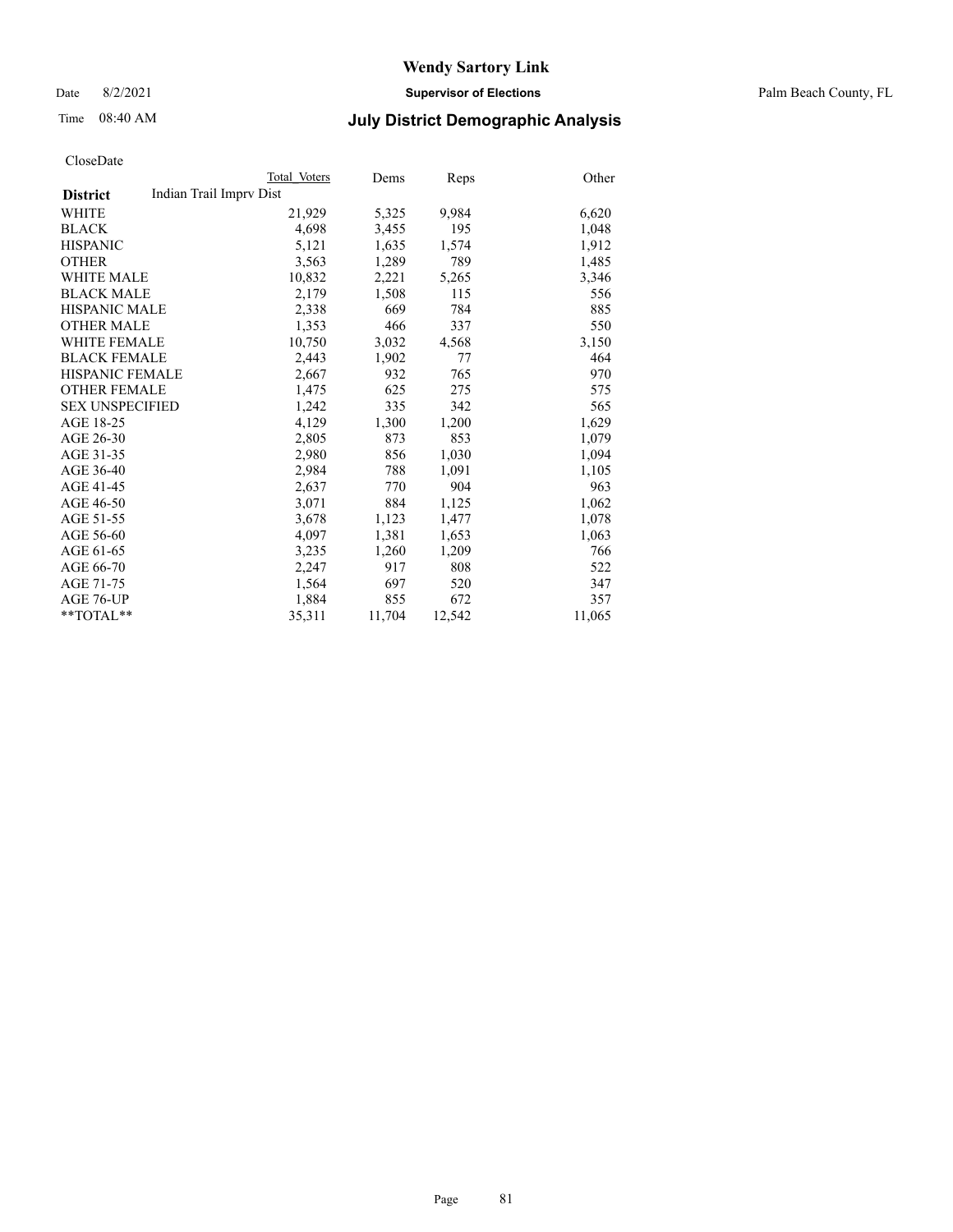# Wendy Sartory Link

Date 8/2/2021 **Supervisor of Elections** Palm Beach County, FL

Time 08:40 AM **July District Demographic Analysis**

CloseDate

| District | Total Voters | Dems | Reps | Other |
|---|---|---|---|---|
| Indian Trail Imprv Dist | | | | |
| WHITE | 21,929 | 5,325 | 9,984 | 6,620 |
| BLACK | 4,698 | 3,455 | 195 | 1,048 |
| HISPANIC | 5,121 | 1,635 | 1,574 | 1,912 |
| OTHER | 3,563 | 1,289 | 789 | 1,485 |
| WHITE MALE | 10,832 | 2,221 | 5,265 | 3,346 |
| BLACK MALE | 2,179 | 1,508 | 115 | 556 |
| HISPANIC MALE | 2,338 | 669 | 784 | 885 |
| OTHER MALE | 1,353 | 466 | 337 | 550 |
| WHITE FEMALE | 10,750 | 3,032 | 4,568 | 3,150 |
| BLACK FEMALE | 2,443 | 1,902 | 77 | 464 |
| HISPANIC FEMALE | 2,667 | 932 | 765 | 970 |
| OTHER FEMALE | 1,475 | 625 | 275 | 575 |
| SEX UNSPECIFIED | 1,242 | 335 | 342 | 565 |
| AGE 18-25 | 4,129 | 1,300 | 1,200 | 1,629 |
| AGE 26-30 | 2,805 | 873 | 853 | 1,079 |
| AGE 31-35 | 2,980 | 856 | 1,030 | 1,094 |
| AGE 36-40 | 2,984 | 788 | 1,091 | 1,105 |
| AGE 41-45 | 2,637 | 770 | 904 | 963 |
| AGE 46-50 | 3,071 | 884 | 1,125 | 1,062 |
| AGE 51-55 | 3,678 | 1,123 | 1,477 | 1,078 |
| AGE 56-60 | 4,097 | 1,381 | 1,653 | 1,063 |
| AGE 61-65 | 3,235 | 1,260 | 1,209 | 766 |
| AGE 66-70 | 2,247 | 917 | 808 | 522 |
| AGE 71-75 | 1,564 | 697 | 520 | 347 |
| AGE 76-UP | 1,884 | 855 | 672 | 357 |
| **TOTAL** | 35,311 | 11,704 | 12,542 | 11,065 |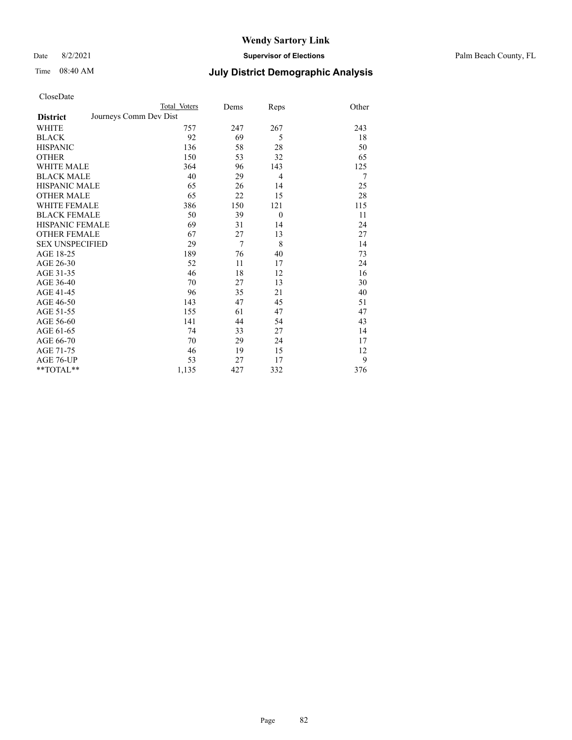# Wendy Sartory Link

Date 8/2/2021 **Supervisor of Elections** Palm Beach County, FL

Time 08:40 AM **July District Demographic Analysis**

CloseDate

| **District** | Total Voters | Dems | Reps | Other |
|---|---|---|---|---|
| Journeys Comm Dev Dist | | | | |
| WHITE | 757 | 247 | 267 | 243 |
| BLACK | 92 | 69 | 5 | 18 |
| HISPANIC | 136 | 58 | 28 | 50 |
| OTHER | 150 | 53 | 32 | 65 |
| WHITE MALE | 364 | 96 | 143 | 125 |
| BLACK MALE | 40 | 29 | 4 | 7 |
| HISPANIC MALE | 65 | 26 | 14 | 25 |
| OTHER MALE | 65 | 22 | 15 | 28 |
| WHITE FEMALE | 386 | 150 | 121 | 115 |
| BLACK FEMALE | 50 | 39 | 0 | 11 |
| HISPANIC FEMALE | 69 | 31 | 14 | 24 |
| OTHER FEMALE | 67 | 27 | 13 | 27 |
| SEX UNSPECIFIED | 29 | 7 | 8 | 14 |
| AGE 18-25 | 189 | 76 | 40 | 73 |
| AGE 26-30 | 52 | 11 | 17 | 24 |
| AGE 31-35 | 46 | 18 | 12 | 16 |
| AGE 36-40 | 70 | 27 | 13 | 30 |
| AGE 41-45 | 96 | 35 | 21 | 40 |
| AGE 46-50 | 143 | 47 | 45 | 51 |
| AGE 51-55 | 155 | 61 | 47 | 47 |
| AGE 56-60 | 141 | 44 | 54 | 43 |
| AGE 61-65 | 74 | 33 | 27 | 14 |
| AGE 66-70 | 70 | 29 | 24 | 17 |
| AGE 71-75 | 46 | 19 | 15 | 12 |
| AGE 76-UP | 53 | 27 | 17 | 9 |
| **TOTAL** | 1,135 | 427 | 332 | 376 |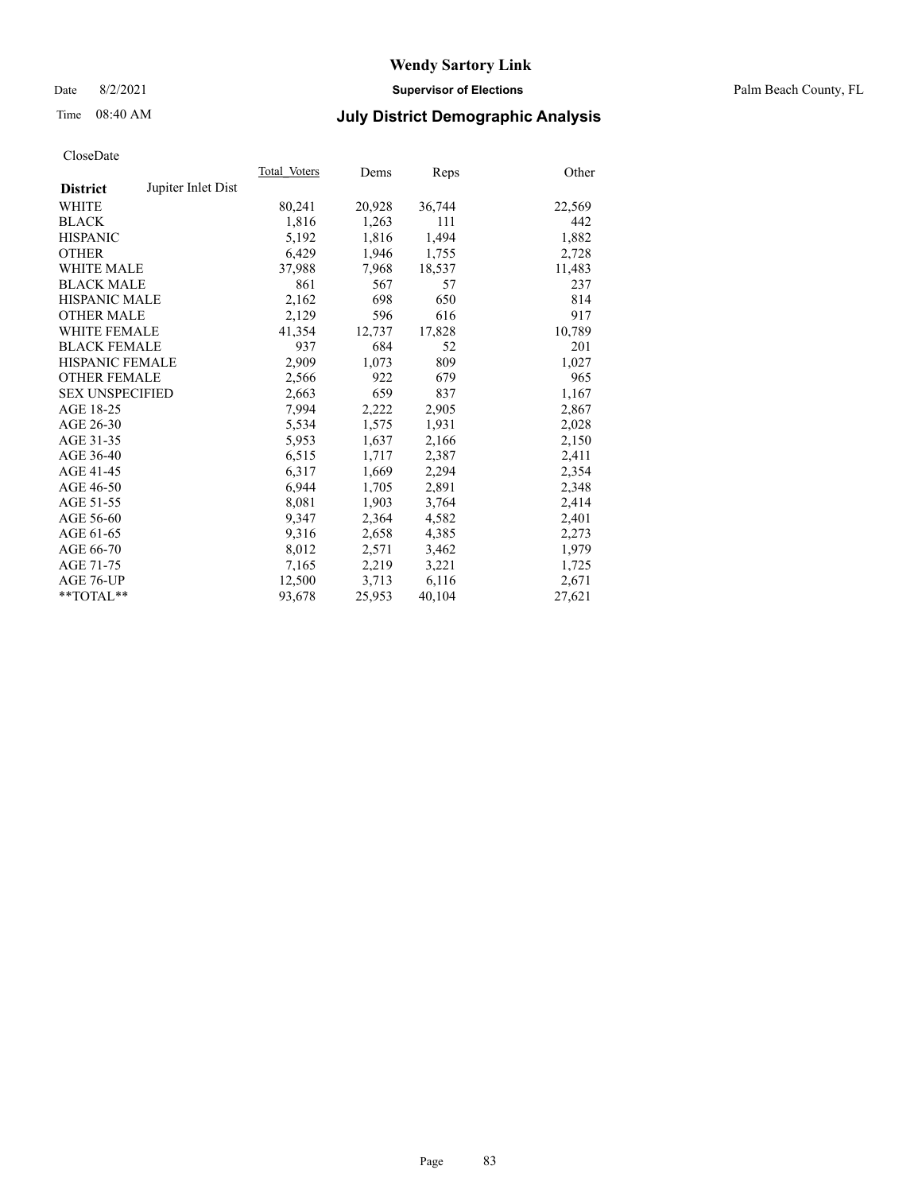CloseDate

| District | Jupiter Inlet Dist | Total_Voters | Dems | Reps | Other |
|---|---|---|---|---|---|
| WHITE | | 80,241 | 20,928 | 36,744 | 22,569 |
| BLACK | | 1,816 | 1,263 | 111 | 442 |
| HISPANIC | | 5,192 | 1,816 | 1,494 | 1,882 |
| OTHER | | 6,429 | 1,946 | 1,755 | 2,728 |
| WHITE MALE | | 37,988 | 7,968 | 18,537 | 11,483 |
| BLACK MALE | | 861 | 567 | 57 | 237 |
| HISPANIC MALE | | 2,162 | 698 | 650 | 814 |
| OTHER MALE | | 2,129 | 596 | 616 | 917 |
| WHITE FEMALE | | 41,354 | 12,737 | 17,828 | 10,789 |
| BLACK FEMALE | | 937 | 684 | 52 | 201 |
| HISPANIC FEMALE | | 2,909 | 1,073 | 809 | 1,027 |
| OTHER FEMALE | | 2,566 | 922 | 679 | 965 |
| SEX UNSPECIFIED | | 2,663 | 659 | 837 | 1,167 |
| AGE 18-25 | | 7,994 | 2,222 | 2,905 | 2,867 |
| AGE 26-30 | | 5,534 | 1,575 | 1,931 | 2,028 |
| AGE 31-35 | | 5,953 | 1,637 | 2,166 | 2,150 |
| AGE 36-40 | | 6,515 | 1,717 | 2,387 | 2,411 |
| AGE 41-45 | | 6,317 | 1,669 | 2,294 | 2,354 |
| AGE 46-50 | | 6,944 | 1,705 | 2,891 | 2,348 |
| AGE 51-55 | | 8,081 | 1,903 | 3,764 | 2,414 |
| AGE 56-60 | | 9,347 | 2,364 | 4,582 | 2,401 |
| AGE 61-65 | | 9,316 | 2,658 | 4,385 | 2,273 |
| AGE 66-70 | | 8,012 | 2,571 | 3,462 | 1,979 |
| AGE 71-75 | | 7,165 | 2,219 | 3,221 | 1,725 |
| AGE 76-UP | | 12,500 | 3,713 | 6,116 | 2,671 |
| **TOTAL** | | 93,678 | 25,953 | 40,104 | 27,621 |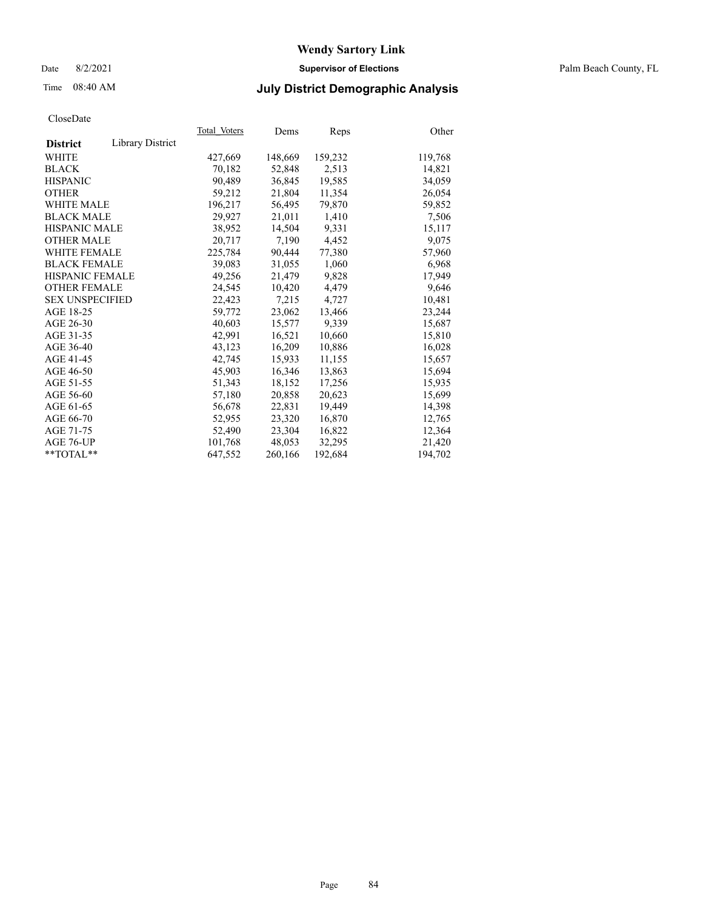# Wendy Sartory Link

Date 8/2/2021 **Supervisor of Elections** Palm Beach County, FL

Time 08:40 AM **July District Demographic Analysis**

CloseDate

| **District** Library District | Total Voters | Dems | Reps | Other |
|---|---|---|---|---|
| WHITE | 427,669 | 148,669 | 159,232 | 119,768 |
| BLACK | 70,182 | 52,848 | 2,513 | 14,821 |
| HISPANIC | 90,489 | 36,845 | 19,585 | 34,059 |
| OTHER | 59,212 | 21,804 | 11,354 | 26,054 |
| WHITE MALE | 196,217 | 56,495 | 79,870 | 59,852 |
| BLACK MALE | 29,927 | 21,011 | 1,410 | 7,506 |
| HISPANIC MALE | 38,952 | 14,504 | 9,331 | 15,117 |
| OTHER MALE | 20,717 | 7,190 | 4,452 | 9,075 |
| WHITE FEMALE | 225,784 | 90,444 | 77,380 | 57,960 |
| BLACK FEMALE | 39,083 | 31,055 | 1,060 | 6,968 |
| HISPANIC FEMALE | 49,256 | 21,479 | 9,828 | 17,949 |
| OTHER FEMALE | 24,545 | 10,420 | 4,479 | 9,646 |
| SEX UNSPECIFIED | 22,423 | 7,215 | 4,727 | 10,481 |
| AGE 18-25 | 59,772 | 23,062 | 13,466 | 23,244 |
| AGE 26-30 | 40,603 | 15,577 | 9,339 | 15,687 |
| AGE 31-35 | 42,991 | 16,521 | 10,660 | 15,810 |
| AGE 36-40 | 43,123 | 16,209 | 10,886 | 16,028 |
| AGE 41-45 | 42,745 | 15,933 | 11,155 | 15,657 |
| AGE 46-50 | 45,903 | 16,346 | 13,863 | 15,694 |
| AGE 51-55 | 51,343 | 18,152 | 17,256 | 15,935 |
| AGE 56-60 | 57,180 | 20,858 | 20,623 | 15,699 |
| AGE 61-65 | 56,678 | 22,831 | 19,449 | 14,398 |
| AGE 66-70 | 52,955 | 23,320 | 16,870 | 12,765 |
| AGE 71-75 | 52,490 | 23,304 | 16,822 | 12,364 |
| AGE 76-UP | 101,768 | 48,053 | 32,295 | 21,420 |
| **TOTAL** | 647,552 | 260,166 | 192,684 | 194,702 |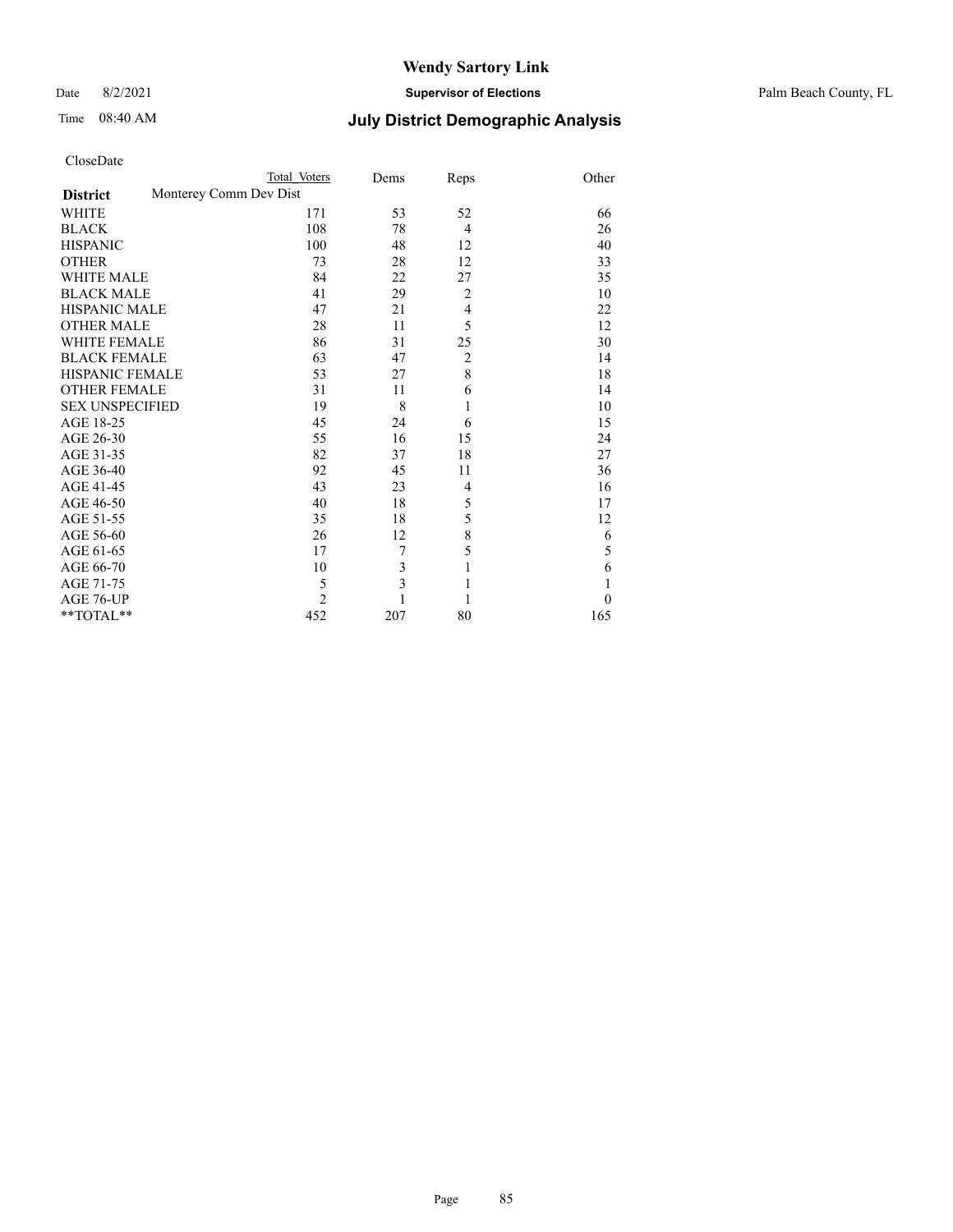# Wendy Sartory Link

Date 8/2/2021 **Supervisor of Elections** Palm Beach County, FL

Time 08:40 AM **July District Demographic Analysis**

CloseDate

| **District** | Total Voters | Dems | Reps | Other |
|---|---|---|---|---|
| Monterey Comm Dev Dist | | | | |
| WHITE | 171 | 53 | 52 | 66 |
| BLACK | 108 | 78 | 4 | 26 |
| HISPANIC | 100 | 48 | 12 | 40 |
| OTHER | 73 | 28 | 12 | 33 |
| WHITE MALE | 84 | 22 | 27 | 35 |
| BLACK MALE | 41 | 29 | 2 | 10 |
| HISPANIC MALE | 47 | 21 | 4 | 22 |
| OTHER MALE | 28 | 11 | 5 | 12 |
| WHITE FEMALE | 86 | 31 | 25 | 30 |
| BLACK FEMALE | 63 | 47 | 2 | 14 |
| HISPANIC FEMALE | 53 | 27 | 8 | 18 |
| OTHER FEMALE | 31 | 11 | 6 | 14 |
| SEX UNSPECIFIED | 19 | 8 | 1 | 10 |
| AGE 18-25 | 45 | 24 | 6 | 15 |
| AGE 26-30 | 55 | 16 | 15 | 24 |
| AGE 31-35 | 82 | 37 | 18 | 27 |
| AGE 36-40 | 92 | 45 | 11 | 36 |
| AGE 41-45 | 43 | 23 | 4 | 16 |
| AGE 46-50 | 40 | 18 | 5 | 17 |
| AGE 51-55 | 35 | 18 | 5 | 12 |
| AGE 56-60 | 26 | 12 | 8 | 6 |
| AGE 61-65 | 17 | 7 | 5 | 5 |
| AGE 66-70 | 10 | 3 | 1 | 6 |
| AGE 71-75 | 5 | 3 | 1 | 1 |
| AGE 76-UP | 2 | 1 | 1 | 0 |
| **TOTAL** | 452 | 207 | 80 | 165 |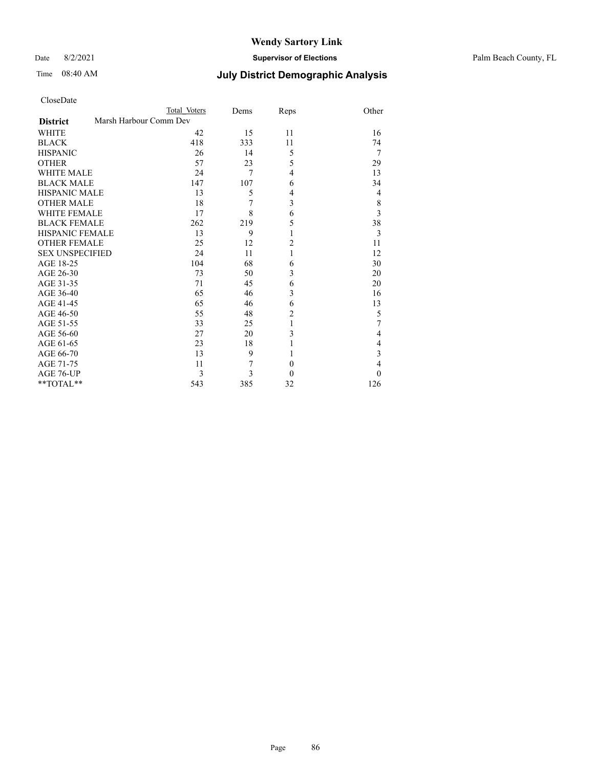# Wendy Sartory Link

Date 8/2/2021 **Supervisor of Elections** Palm Beach County, FL

Time 08:40 AM **July District Demographic Analysis**

CloseDate

| **District** | Total Voters | Dems | Reps | Other |
|---|---|---|---|---|
| Marsh Harbour Comm Dev | | | | |
| WHITE | 42 | 15 | 11 | 16 |
| BLACK | 418 | 333 | 11 | 74 |
| HISPANIC | 26 | 14 | 5 | 7 |
| OTHER | 57 | 23 | 5 | 29 |
| WHITE MALE | 24 | 7 | 4 | 13 |
| BLACK MALE | 147 | 107 | 6 | 34 |
| HISPANIC MALE | 13 | 5 | 4 | 4 |
| OTHER MALE | 18 | 7 | 3 | 8 |
| WHITE FEMALE | 17 | 8 | 6 | 3 |
| BLACK FEMALE | 262 | 219 | 5 | 38 |
| HISPANIC FEMALE | 13 | 9 | 1 | 3 |
| OTHER FEMALE | 25 | 12 | 2 | 11 |
| SEX UNSPECIFIED | 24 | 11 | 1 | 12 |
| AGE 18-25 | 104 | 68 | 6 | 30 |
| AGE 26-30 | 73 | 50 | 3 | 20 |
| AGE 31-35 | 71 | 45 | 6 | 20 |
| AGE 36-40 | 65 | 46 | 3 | 16 |
| AGE 41-45 | 65 | 46 | 6 | 13 |
| AGE 46-50 | 55 | 48 | 2 | 5 |
| AGE 51-55 | 33 | 25 | 1 | 7 |
| AGE 56-60 | 27 | 20 | 3 | 4 |
| AGE 61-65 | 23 | 18 | 1 | 4 |
| AGE 66-70 | 13 | 9 | 1 | 3 |
| AGE 71-75 | 11 | 7 | 0 | 4 |
| AGE 76-UP | 3 | 3 | 0 | 0 |
| **TOTAL** | 543 | 385 | 32 | 126 |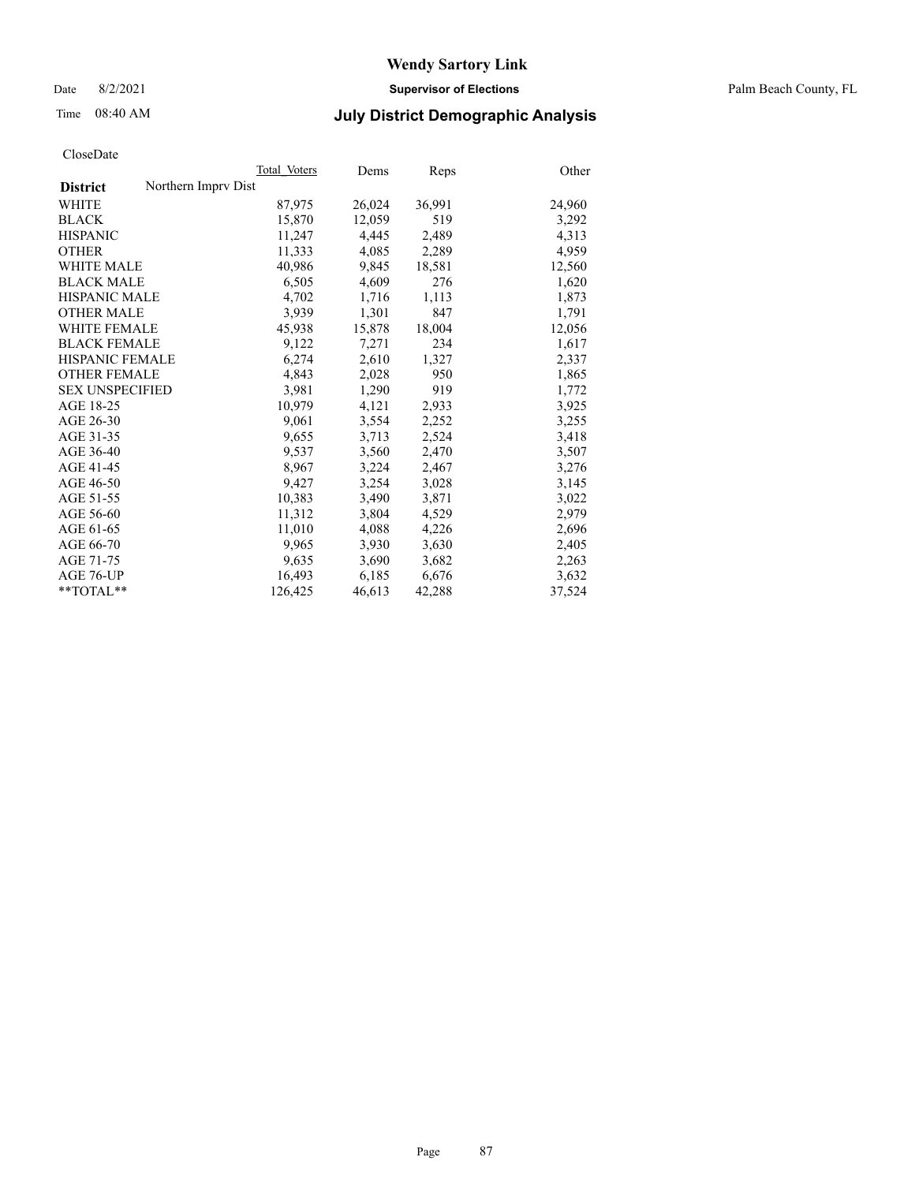CloseDate

| District | Northern Imprv Dist | Total Voters | Dems | Reps | Other |
|---|---|---|---|---|---|
| WHITE | | 87,975 | 26,024 | 36,991 | 24,960 |
| BLACK | | 15,870 | 12,059 | 519 | 3,292 |
| HISPANIC | | 11,247 | 4,445 | 2,489 | 4,313 |
| OTHER | | 11,333 | 4,085 | 2,289 | 4,959 |
| WHITE MALE | | 40,986 | 9,845 | 18,581 | 12,560 |
| BLACK MALE | | 6,505 | 4,609 | 276 | 1,620 |
| HISPANIC MALE | | 4,702 | 1,716 | 1,113 | 1,873 |
| OTHER MALE | | 3,939 | 1,301 | 847 | 1,791 |
| WHITE FEMALE | | 45,938 | 15,878 | 18,004 | 12,056 |
| BLACK FEMALE | | 9,122 | 7,271 | 234 | 1,617 |
| HISPANIC FEMALE | | 6,274 | 2,610 | 1,327 | 2,337 |
| OTHER FEMALE | | 4,843 | 2,028 | 950 | 1,865 |
| SEX UNSPECIFIED | | 3,981 | 1,290 | 919 | 1,772 |
| AGE 18-25 | | 10,979 | 4,121 | 2,933 | 3,925 |
| AGE 26-30 | | 9,061 | 3,554 | 2,252 | 3,255 |
| AGE 31-35 | | 9,655 | 3,713 | 2,524 | 3,418 |
| AGE 36-40 | | 9,537 | 3,560 | 2,470 | 3,507 |
| AGE 41-45 | | 8,967 | 3,224 | 2,467 | 3,276 |
| AGE 46-50 | | 9,427 | 3,254 | 3,028 | 3,145 |
| AGE 51-55 | | 10,383 | 3,490 | 3,871 | 3,022 |
| AGE 56-60 | | 11,312 | 3,804 | 4,529 | 2,979 |
| AGE 61-65 | | 11,010 | 4,088 | 4,226 | 2,696 |
| AGE 66-70 | | 9,965 | 3,930 | 3,630 | 2,405 |
| AGE 71-75 | | 9,635 | 3,690 | 3,682 | 2,263 |
| AGE 76-UP | | 16,493 | 6,185 | 6,676 | 3,632 |
| **TOTAL** | | 126,425 | 46,613 | 42,288 | 37,524 |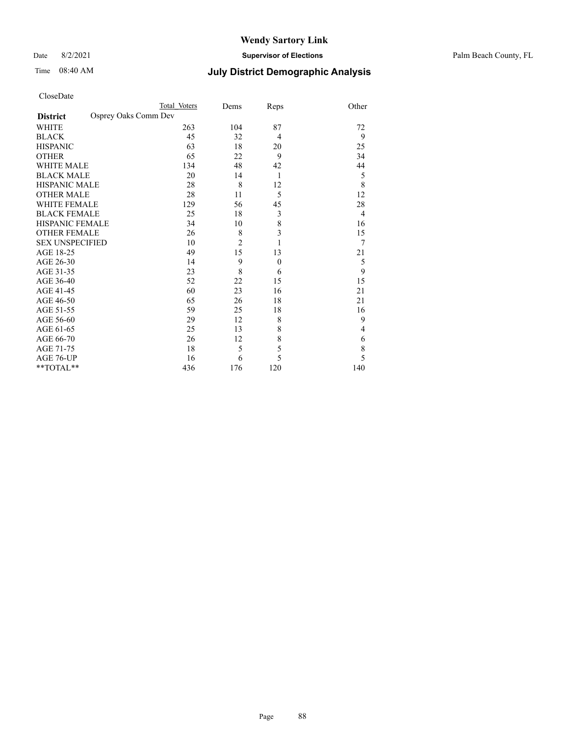# Wendy Sartory Link

Date 8/2/2021 **Supervisor of Elections** Palm Beach County, FL

Time 08:40 AM **July District Demographic Analysis**

CloseDate

| **District** | Osprey Oaks Comm Dev Total Voters | Dems | Reps | Other |
|---|---|---|---|---|
| WHITE | 263 | 104 | 87 | 72 |
| BLACK | 45 | 32 | 4 | 9 |
| HISPANIC | 63 | 18 | 20 | 25 |
| OTHER | 65 | 22 | 9 | 34 |
| WHITE MALE | 134 | 48 | 42 | 44 |
| BLACK MALE | 20 | 14 | 1 | 5 |
| HISPANIC MALE | 28 | 8 | 12 | 8 |
| OTHER MALE | 28 | 11 | 5 | 12 |
| WHITE FEMALE | 129 | 56 | 45 | 28 |
| BLACK FEMALE | 25 | 18 | 3 | 4 |
| HISPANIC FEMALE | 34 | 10 | 8 | 16 |
| OTHER FEMALE | 26 | 8 | 3 | 15 |
| SEX UNSPECIFIED | 10 | 2 | 1 | 7 |
| AGE 18-25 | 49 | 15 | 13 | 21 |
| AGE 26-30 | 14 | 9 | 0 | 5 |
| AGE 31-35 | 23 | 8 | 6 | 9 |
| AGE 36-40 | 52 | 22 | 15 | 15 |
| AGE 41-45 | 60 | 23 | 16 | 21 |
| AGE 46-50 | 65 | 26 | 18 | 21 |
| AGE 51-55 | 59 | 25 | 18 | 16 |
| AGE 56-60 | 29 | 12 | 8 | 9 |
| AGE 61-65 | 25 | 13 | 8 | 4 |
| AGE 66-70 | 26 | 12 | 8 | 6 |
| AGE 71-75 | 18 | 5 | 5 | 8 |
| AGE 76-UP | 16 | 6 | 5 | 5 |
| **TOTAL** | 436 | 176 | 120 | 140 |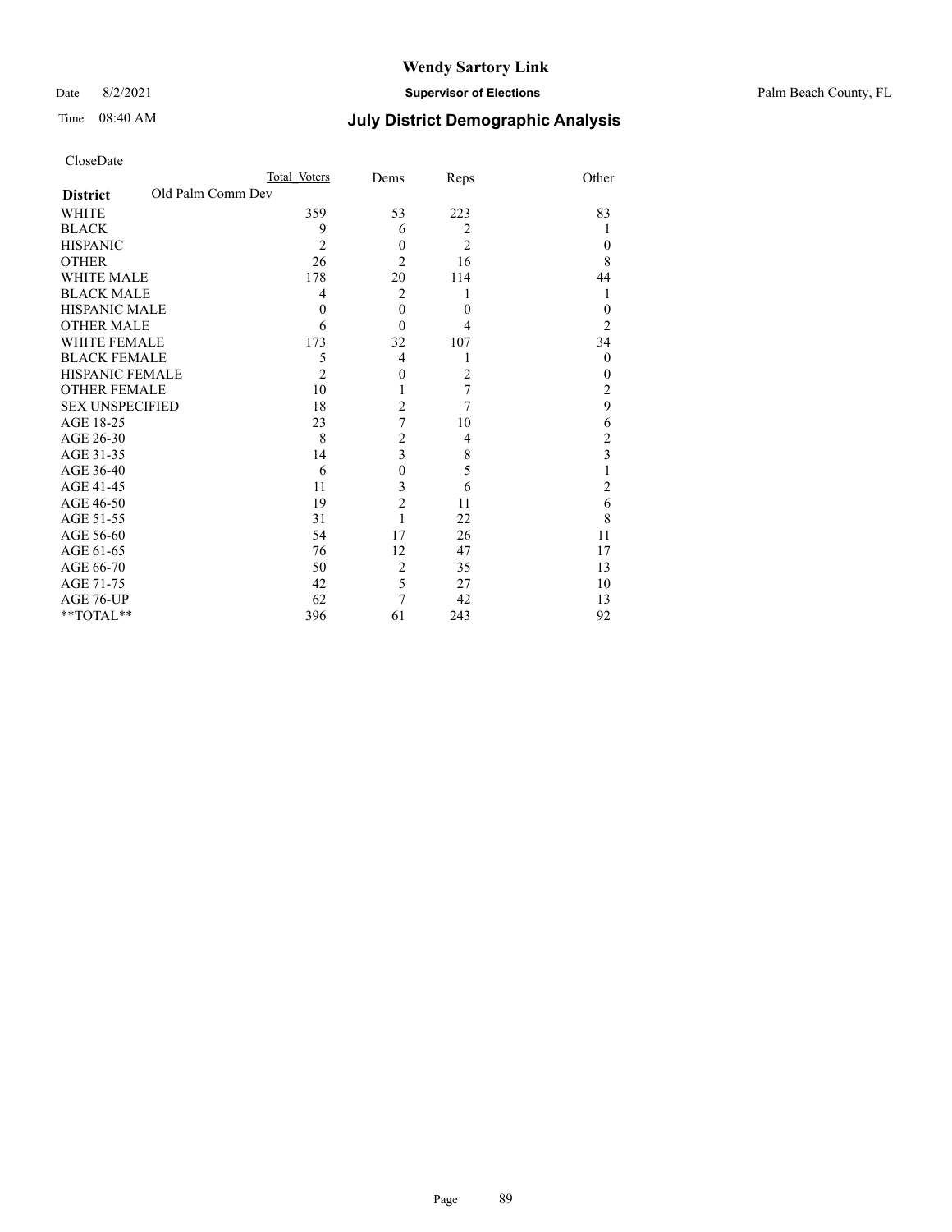CloseDate

| District | Total Voters | Dems | Reps | Other |
|---|---|---|---|---|
| Old Palm Comm Dev | | | | |
| WHITE | 359 | 53 | 223 | 83 |
| BLACK | 9 | 6 | 2 | 1 |
| HISPANIC | 2 | 0 | 2 | 0 |
| OTHER | 26 | 2 | 16 | 8 |
| WHITE MALE | 178 | 20 | 114 | 44 |
| BLACK MALE | 4 | 2 | 1 | 1 |
| HISPANIC MALE | 0 | 0 | 0 | 0 |
| OTHER MALE | 6 | 0 | 4 | 2 |
| WHITE FEMALE | 173 | 32 | 107 | 34 |
| BLACK FEMALE | 5 | 4 | 1 | 0 |
| HISPANIC FEMALE | 2 | 0 | 2 | 0 |
| OTHER FEMALE | 10 | 1 | 7 | 2 |
| SEX UNSPECIFIED | 18 | 2 | 7 | 9 |
| AGE 18-25 | 23 | 7 | 10 | 6 |
| AGE 26-30 | 8 | 2 | 4 | 2 |
| AGE 31-35 | 14 | 3 | 8 | 3 |
| AGE 36-40 | 6 | 0 | 5 | 1 |
| AGE 41-45 | 11 | 3 | 6 | 2 |
| AGE 46-50 | 19 | 2 | 11 | 6 |
| AGE 51-55 | 31 | 1 | 22 | 8 |
| AGE 56-60 | 54 | 17 | 26 | 11 |
| AGE 61-65 | 76 | 12 | 47 | 17 |
| AGE 66-70 | 50 | 2 | 35 | 13 |
| AGE 71-75 | 42 | 5 | 27 | 10 |
| AGE 76-UP | 62 | 7 | 42 | 13 |
| **TOTAL** | 396 | 61 | 243 | 92 |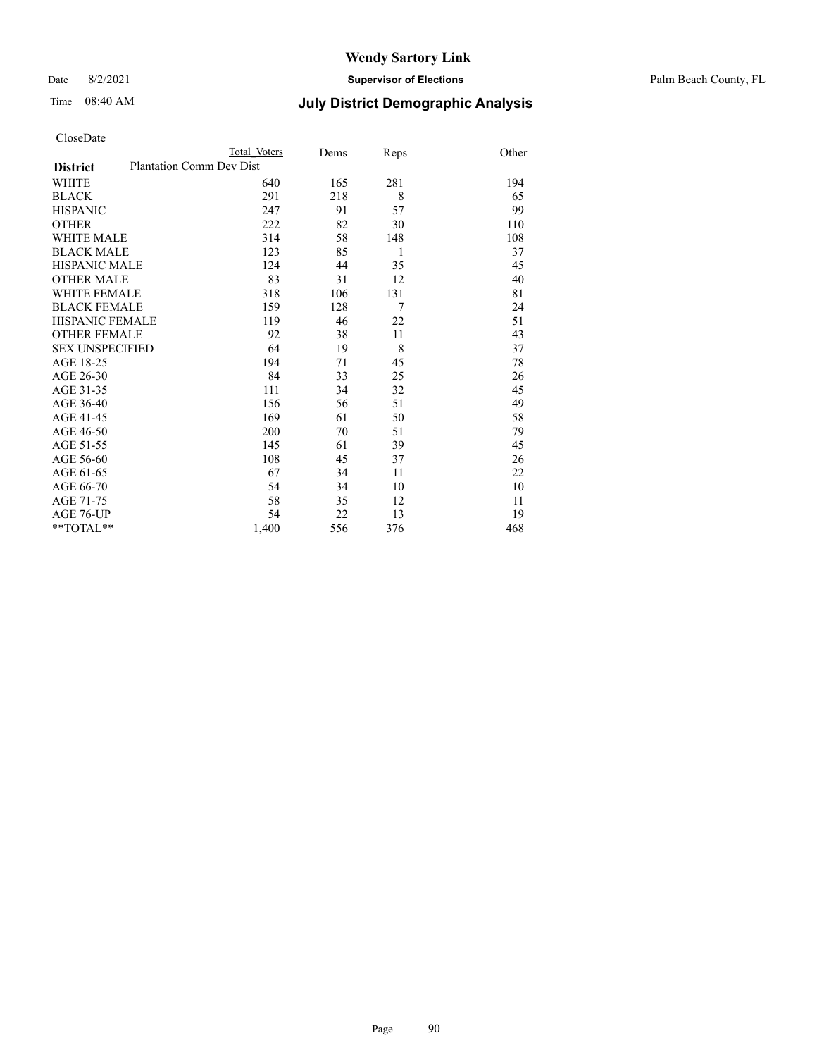# Wendy Sartory Link

Date 8/2/2021 **Supervisor of Elections** Palm Beach County, FL

Time 08:40 AM **July District Demographic Analysis**

CloseDate

| **District** | Plantation Comm Dev Dist | Total Voters | Dems | Reps | Other |
|---|---|---|---|---|---|
| WHITE | | 640 | 165 | 281 | 194 |
| BLACK | | 291 | 218 | 8 | 65 |
| HISPANIC | | 247 | 91 | 57 | 99 |
| OTHER | | 222 | 82 | 30 | 110 |
| WHITE MALE | | 314 | 58 | 148 | 108 |
| BLACK MALE | | 123 | 85 | 1 | 37 |
| HISPANIC MALE | | 124 | 44 | 35 | 45 |
| OTHER MALE | | 83 | 31 | 12 | 40 |
| WHITE FEMALE | | 318 | 106 | 131 | 81 |
| BLACK FEMALE | | 159 | 128 | 7 | 24 |
| HISPANIC FEMALE | | 119 | 46 | 22 | 51 |
| OTHER FEMALE | | 92 | 38 | 11 | 43 |
| SEX UNSPECIFIED | | 64 | 19 | 8 | 37 |
| AGE 18-25 | | 194 | 71 | 45 | 78 |
| AGE 26-30 | | 84 | 33 | 25 | 26 |
| AGE 31-35 | | 111 | 34 | 32 | 45 |
| AGE 36-40 | | 156 | 56 | 51 | 49 |
| AGE 41-45 | | 169 | 61 | 50 | 58 |
| AGE 46-50 | | 200 | 70 | 51 | 79 |
| AGE 51-55 | | 145 | 61 | 39 | 45 |
| AGE 56-60 | | 108 | 45 | 37 | 26 |
| AGE 61-65 | | 67 | 34 | 11 | 22 |
| AGE 66-70 | | 54 | 34 | 10 | 10 |
| AGE 71-75 | | 58 | 35 | 12 | 11 |
| AGE 76-UP | | 54 | 22 | 13 | 19 |
| **TOTAL** | | 1,400 | 556 | 376 | 468 |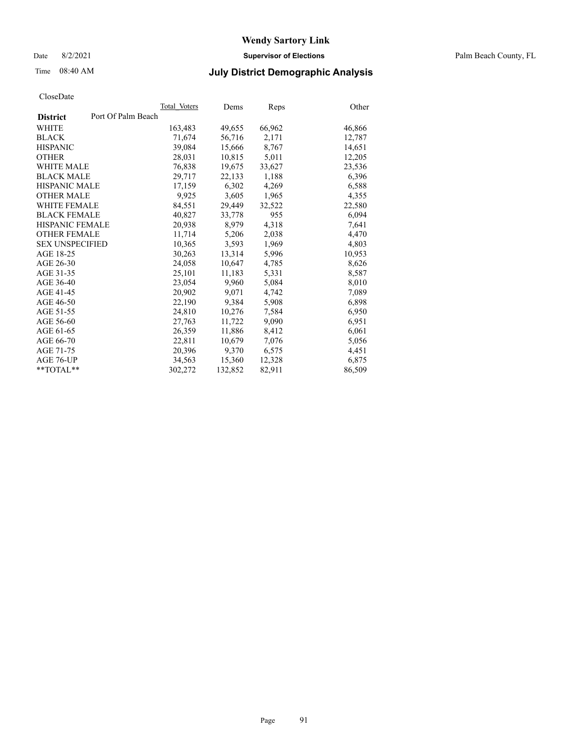**Wendy Sartory Link**

Date 8/2/2021 **Supervisor of Elections** Palm Beach County, FL

Time 08:40 AM

## July District Demographic Analysis

CloseDate

| | Total_Voters | Dems | Reps | Other |
|---|---|---|---|---|
| **District** Port Of Palm Beach | | | | |
| WHITE | 163,483 | 49,655 | 66,962 | 46,866 |
| BLACK | 71,674 | 56,716 | 2,171 | 12,787 |
| HISPANIC | 39,084 | 15,666 | 8,767 | 14,651 |
| OTHER | 28,031 | 10,815 | 5,011 | 12,205 |
| WHITE MALE | 76,838 | 19,675 | 33,627 | 23,536 |
| BLACK MALE | 29,717 | 22,133 | 1,188 | 6,396 |
| HISPANIC MALE | 17,159 | 6,302 | 4,269 | 6,588 |
| OTHER MALE | 9,925 | 3,605 | 1,965 | 4,355 |
| WHITE FEMALE | 84,551 | 29,449 | 32,522 | 22,580 |
| BLACK FEMALE | 40,827 | 33,778 | 955 | 6,094 |
| HISPANIC FEMALE | 20,938 | 8,979 | 4,318 | 7,641 |
| OTHER FEMALE | 11,714 | 5,206 | 2,038 | 4,470 |
| SEX UNSPECIFIED | 10,365 | 3,593 | 1,969 | 4,803 |
| AGE 18-25 | 30,263 | 13,314 | 5,996 | 10,953 |
| AGE 26-30 | 24,058 | 10,647 | 4,785 | 8,626 |
| AGE 31-35 | 25,101 | 11,183 | 5,331 | 8,587 |
| AGE 36-40 | 23,054 | 9,960 | 5,084 | 8,010 |
| AGE 41-45 | 20,902 | 9,071 | 4,742 | 7,089 |
| AGE 46-50 | 22,190 | 9,384 | 5,908 | 6,898 |
| AGE 51-55 | 24,810 | 10,276 | 7,584 | 6,950 |
| AGE 56-60 | 27,763 | 11,722 | 9,090 | 6,951 |
| AGE 61-65 | 26,359 | 11,886 | 8,412 | 6,061 |
| AGE 66-70 | 22,811 | 10,679 | 7,076 | 5,056 |
| AGE 71-75 | 20,396 | 9,370 | 6,575 | 4,451 |
| AGE 76-UP | 34,563 | 15,360 | 12,328 | 6,875 |
| **TOTAL** | 302,272 | 132,852 | 82,911 | 86,509 |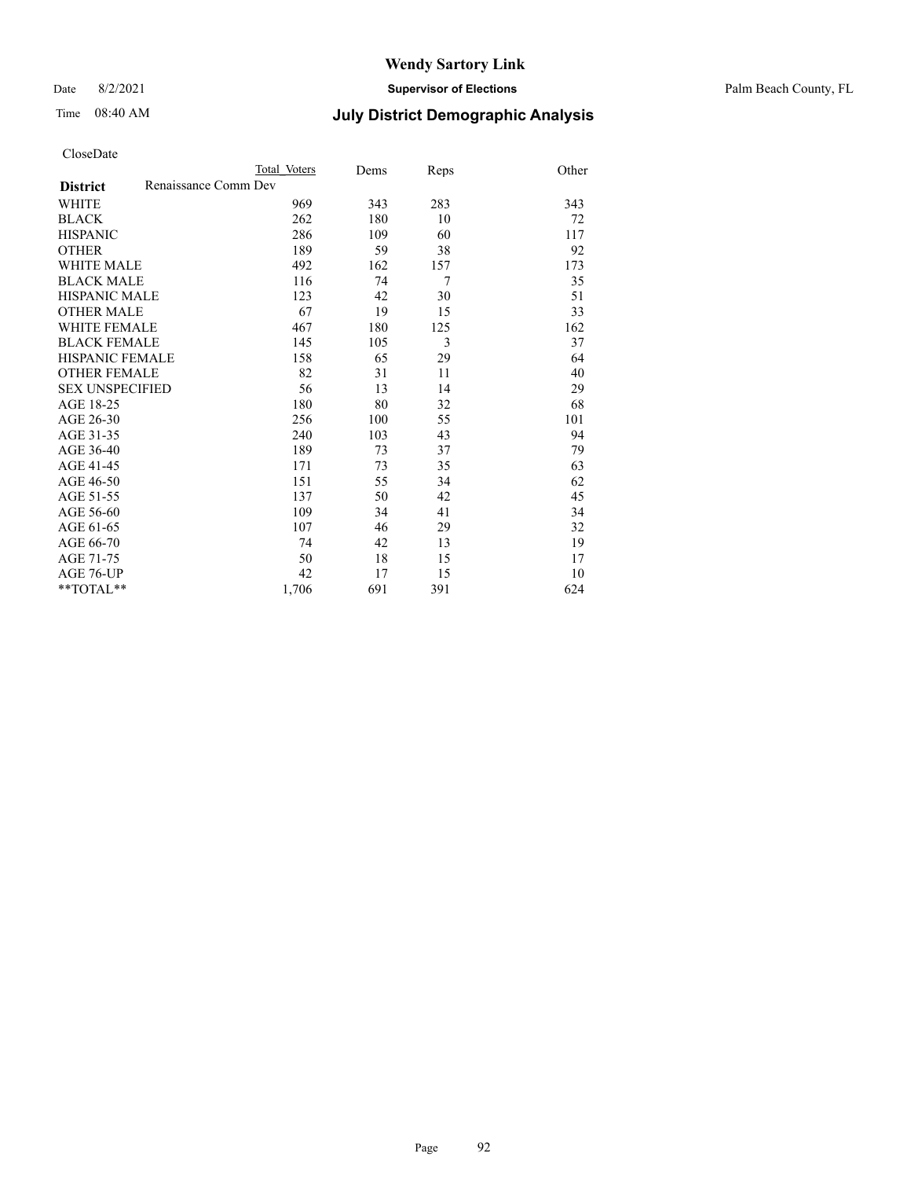# Wendy Sartory Link

Date 8/2/2021 **Supervisor of Elections** Palm Beach County, FL

Time 08:40 AM **July District Demographic Analysis**

CloseDate

| **District** | Renaissance Comm Dev | Total Voters | Dems | Reps | Other |
|---|---|---|---|---|---|
| WHITE | | 969 | 343 | 283 | 343 |
| BLACK | | 262 | 180 | 10 | 72 |
| HISPANIC | | 286 | 109 | 60 | 117 |
| OTHER | | 189 | 59 | 38 | 92 |
| WHITE MALE | | 492 | 162 | 157 | 173 |
| BLACK MALE | | 116 | 74 | 7 | 35 |
| HISPANIC MALE | | 123 | 42 | 30 | 51 |
| OTHER MALE | | 67 | 19 | 15 | 33 |
| WHITE FEMALE | | 467 | 180 | 125 | 162 |
| BLACK FEMALE | | 145 | 105 | 3 | 37 |
| HISPANIC FEMALE | | 158 | 65 | 29 | 64 |
| OTHER FEMALE | | 82 | 31 | 11 | 40 |
| SEX UNSPECIFIED | | 56 | 13 | 14 | 29 |
| AGE 18-25 | | 180 | 80 | 32 | 68 |
| AGE 26-30 | | 256 | 100 | 55 | 101 |
| AGE 31-35 | | 240 | 103 | 43 | 94 |
| AGE 36-40 | | 189 | 73 | 37 | 79 |
| AGE 41-45 | | 171 | 73 | 35 | 63 |
| AGE 46-50 | | 151 | 55 | 34 | 62 |
| AGE 51-55 | | 137 | 50 | 42 | 45 |
| AGE 56-60 | | 109 | 34 | 41 | 34 |
| AGE 61-65 | | 107 | 46 | 29 | 32 |
| AGE 66-70 | | 74 | 42 | 13 | 19 |
| AGE 71-75 | | 50 | 18 | 15 | 17 |
| AGE 76-UP | | 42 | 17 | 15 | 10 |
| **TOTAL** | | 1,706 | 691 | 391 | 624 |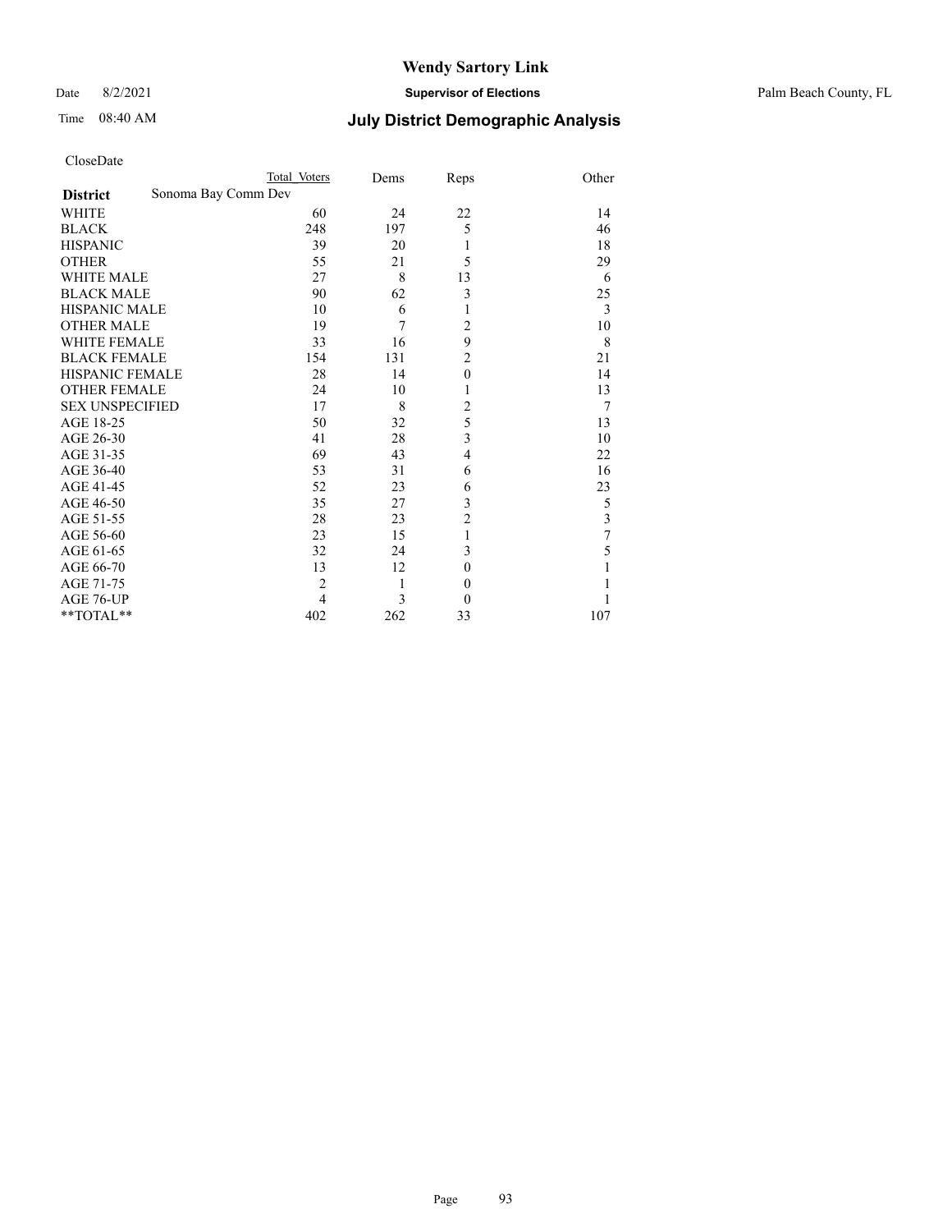# Wendy Sartory Link

Date 8/2/2021 **Supervisor of Elections** Palm Beach County, FL

Time 08:40 AM **July District Demographic Analysis**

CloseDate

| **District** | Total Voters | Dems | Reps | Other |
|---|---|---|---|---|
| Sonoma Bay Comm Dev | | | | |
| WHITE | 60 | 24 | 22 | 14 |
| BLACK | 248 | 197 | 5 | 46 |
| HISPANIC | 39 | 20 | 1 | 18 |
| OTHER | 55 | 21 | 5 | 29 |
| WHITE MALE | 27 | 8 | 13 | 6 |
| BLACK MALE | 90 | 62 | 3 | 25 |
| HISPANIC MALE | 10 | 6 | 1 | 3 |
| OTHER MALE | 19 | 7 | 2 | 10 |
| WHITE FEMALE | 33 | 16 | 9 | 8 |
| BLACK FEMALE | 154 | 131 | 2 | 21 |
| HISPANIC FEMALE | 28 | 14 | 0 | 14 |
| OTHER FEMALE | 24 | 10 | 1 | 13 |
| SEX UNSPECIFIED | 17 | 8 | 2 | 7 |
| AGE 18-25 | 50 | 32 | 5 | 13 |
| AGE 26-30 | 41 | 28 | 3 | 10 |
| AGE 31-35 | 69 | 43 | 4 | 22 |
| AGE 36-40 | 53 | 31 | 6 | 16 |
| AGE 41-45 | 52 | 23 | 6 | 23 |
| AGE 46-50 | 35 | 27 | 3 | 5 |
| AGE 51-55 | 28 | 23 | 2 | 3 |
| AGE 56-60 | 23 | 15 | 1 | 7 |
| AGE 61-65 | 32 | 24 | 3 | 5 |
| AGE 66-70 | 13 | 12 | 0 | 1 |
| AGE 71-75 | 2 | 1 | 0 | 1 |
| AGE 76-UP | 4 | 3 | 0 | 1 |
| **TOTAL** | 402 | 262 | 33 | 107 |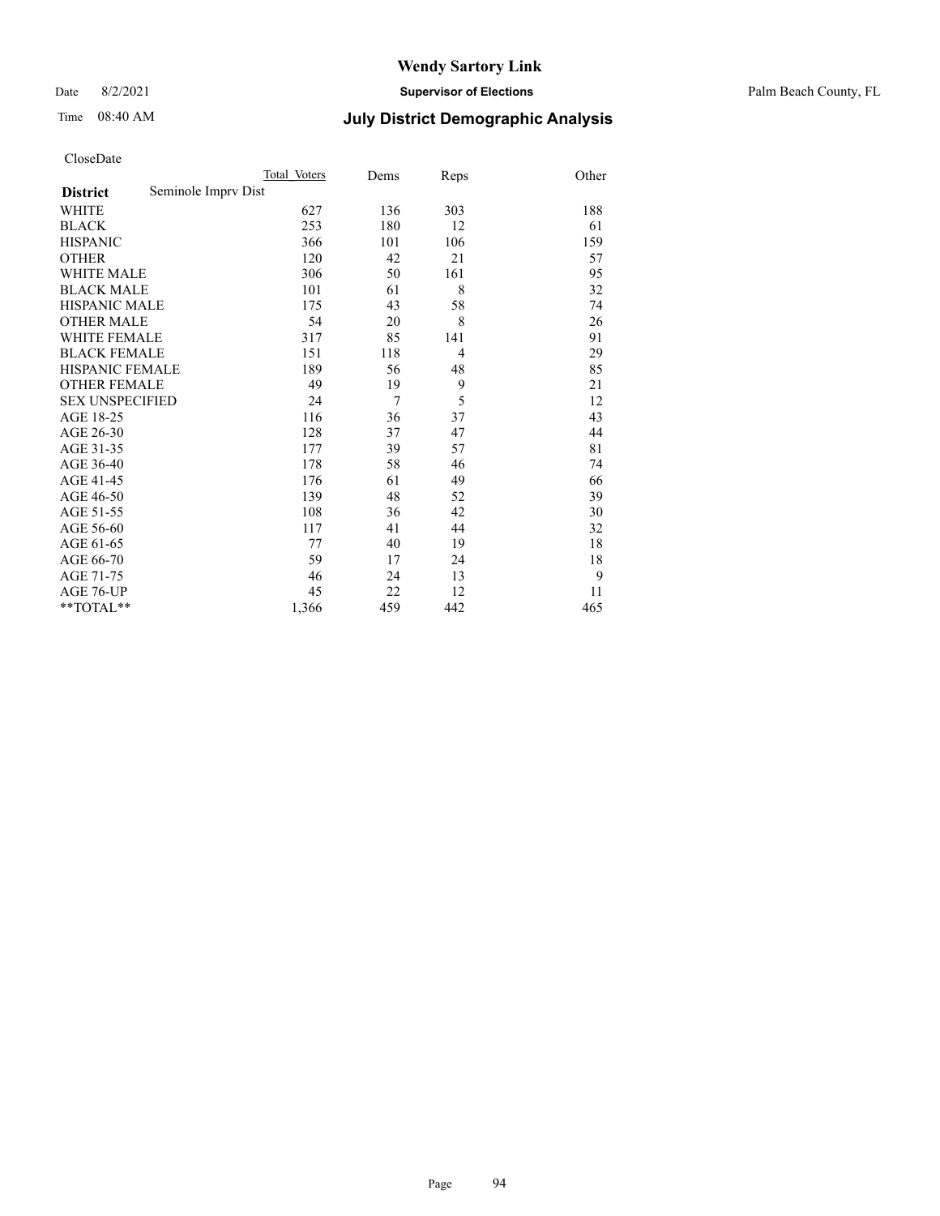# Wendy Sartory Link

Date 8/2/2021 **Supervisor of Elections** Palm Beach County, FL

Time 08:40 AM **July District Demographic Analysis**

CloseDate

| **District** | Seminole Imprv Dist | Total Voters | Dems | Reps | Other |
|---|---|---|---|---|---|
| WHITE | | 627 | 136 | 303 | 188 |
| BLACK | | 253 | 180 | 12 | 61 |
| HISPANIC | | 366 | 101 | 106 | 159 |
| OTHER | | 120 | 42 | 21 | 57 |
| WHITE MALE | | 306 | 50 | 161 | 95 |
| BLACK MALE | | 101 | 61 | 8 | 32 |
| HISPANIC MALE | | 175 | 43 | 58 | 74 |
| OTHER MALE | | 54 | 20 | 8 | 26 |
| WHITE FEMALE | | 317 | 85 | 141 | 91 |
| BLACK FEMALE | | 151 | 118 | 4 | 29 |
| HISPANIC FEMALE | | 189 | 56 | 48 | 85 |
| OTHER FEMALE | | 49 | 19 | 9 | 21 |
| SEX UNSPECIFIED | | 24 | 7 | 5 | 12 |
| AGE 18-25 | | 116 | 36 | 37 | 43 |
| AGE 26-30 | | 128 | 37 | 47 | 44 |
| AGE 31-35 | | 177 | 39 | 57 | 81 |
| AGE 36-40 | | 178 | 58 | 46 | 74 |
| AGE 41-45 | | 176 | 61 | 49 | 66 |
| AGE 46-50 | | 139 | 48 | 52 | 39 |
| AGE 51-55 | | 108 | 36 | 42 | 30 |
| AGE 56-60 | | 117 | 41 | 44 | 32 |
| AGE 61-65 | | 77 | 40 | 19 | 18 |
| AGE 66-70 | | 59 | 17 | 24 | 18 |
| AGE 71-75 | | 46 | 24 | 13 | 9 |
| AGE 76-UP | | 45 | 22 | 12 | 11 |
| **TOTAL** | | 1,366 | 459 | 442 | 465 |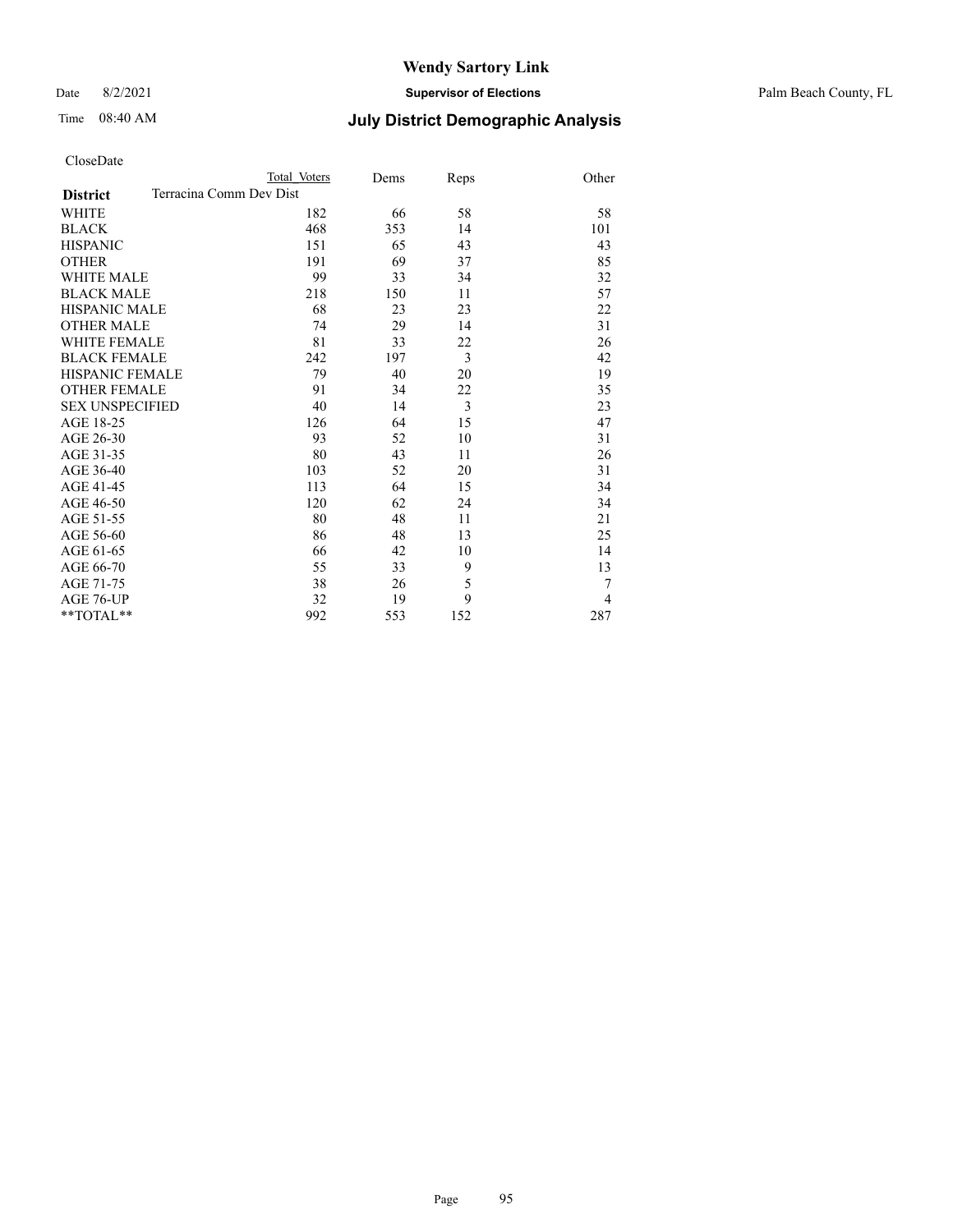# Wendy Sartory Link

Date 8/2/2021 **Supervisor of Elections** Palm Beach County, FL

Time 08:40 AM **July District Demographic Analysis**

CloseDate

| | Total Voters | Dems | Reps | Other |
|---|---|---|---|---|
| **District** Terracina Comm Dev Dist | | | | |
| WHITE | 182 | 66 | 58 | 58 |
| BLACK | 468 | 353 | 14 | 101 |
| HISPANIC | 151 | 65 | 43 | 43 |
| OTHER | 191 | 69 | 37 | 85 |
| WHITE MALE | 99 | 33 | 34 | 32 |
| BLACK MALE | 218 | 150 | 11 | 57 |
| HISPANIC MALE | 68 | 23 | 23 | 22 |
| OTHER MALE | 74 | 29 | 14 | 31 |
| WHITE FEMALE | 81 | 33 | 22 | 26 |
| BLACK FEMALE | 242 | 197 | 3 | 42 |
| HISPANIC FEMALE | 79 | 40 | 20 | 19 |
| OTHER FEMALE | 91 | 34 | 22 | 35 |
| SEX UNSPECIFIED | 40 | 14 | 3 | 23 |
| AGE 18-25 | 126 | 64 | 15 | 47 |
| AGE 26-30 | 93 | 52 | 10 | 31 |
| AGE 31-35 | 80 | 43 | 11 | 26 |
| AGE 36-40 | 103 | 52 | 20 | 31 |
| AGE 41-45 | 113 | 64 | 15 | 34 |
| AGE 46-50 | 120 | 62 | 24 | 34 |
| AGE 51-55 | 80 | 48 | 11 | 21 |
| AGE 56-60 | 86 | 48 | 13 | 25 |
| AGE 61-65 | 66 | 42 | 10 | 14 |
| AGE 66-70 | 55 | 33 | 9 | 13 |
| AGE 71-75 | 38 | 26 | 5 | 7 |
| AGE 76-UP | 32 | 19 | 9 | 4 |
| **TOTAL** | 992 | 553 | 152 | 287 |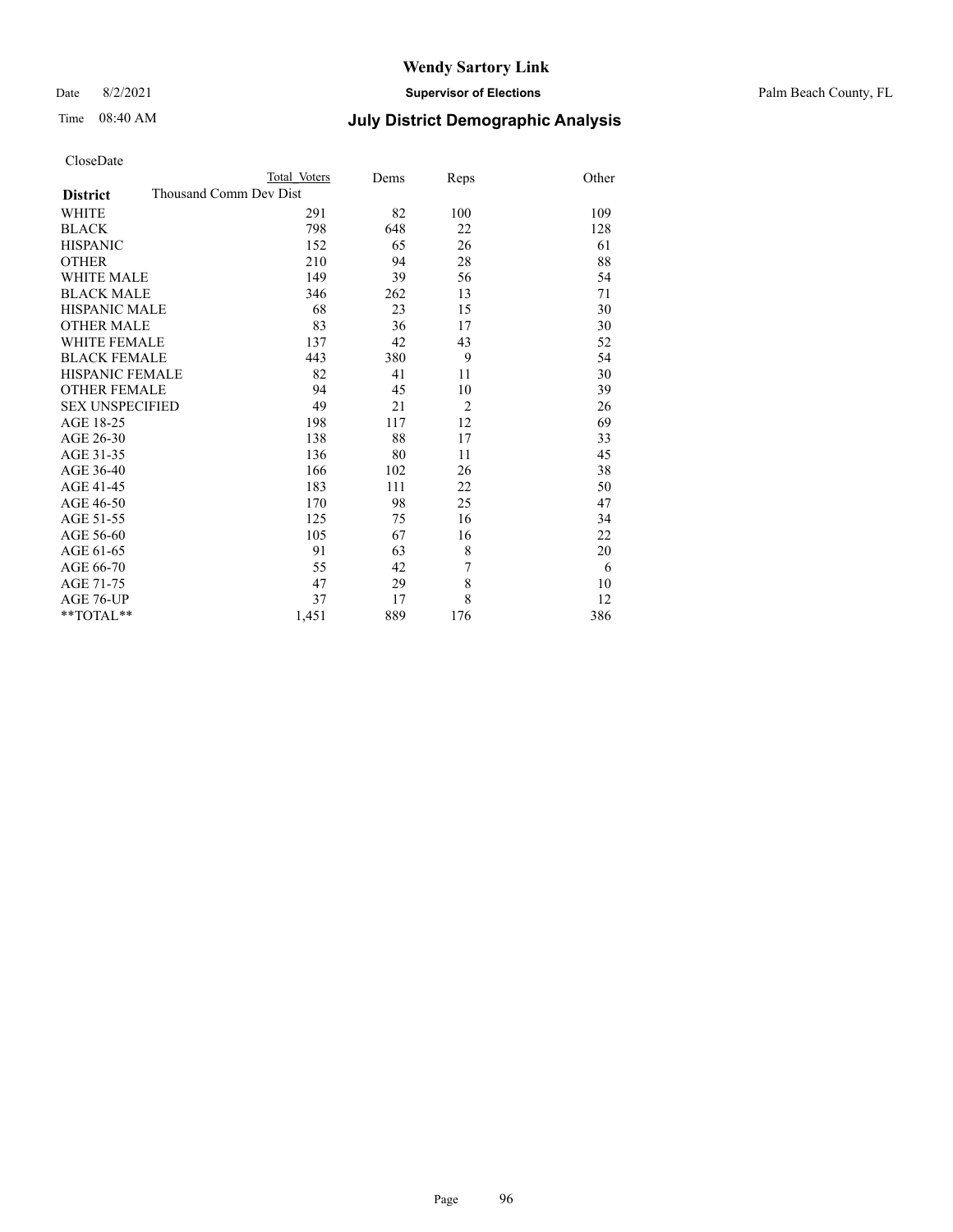# Wendy Sartory Link

Date 8/2/2021 **Supervisor of Elections** Palm Beach County, FL

Time 08:40 AM **July District Demographic Analysis**

CloseDate

| **District** | Total Voters | Dems | Reps | Other |
|---|---|---|---|---|
| Thousand Comm Dev Dist | | | | |
| WHITE | 291 | 82 | 100 | 109 |
| BLACK | 798 | 648 | 22 | 128 |
| HISPANIC | 152 | 65 | 26 | 61 |
| OTHER | 210 | 94 | 28 | 88 |
| WHITE MALE | 149 | 39 | 56 | 54 |
| BLACK MALE | 346 | 262 | 13 | 71 |
| HISPANIC MALE | 68 | 23 | 15 | 30 |
| OTHER MALE | 83 | 36 | 17 | 30 |
| WHITE FEMALE | 137 | 42 | 43 | 52 |
| BLACK FEMALE | 443 | 380 | 9 | 54 |
| HISPANIC FEMALE | 82 | 41 | 11 | 30 |
| OTHER FEMALE | 94 | 45 | 10 | 39 |
| SEX UNSPECIFIED | 49 | 21 | 2 | 26 |
| AGE 18-25 | 198 | 117 | 12 | 69 |
| AGE 26-30 | 138 | 88 | 17 | 33 |
| AGE 31-35 | 136 | 80 | 11 | 45 |
| AGE 36-40 | 166 | 102 | 26 | 38 |
| AGE 41-45 | 183 | 111 | 22 | 50 |
| AGE 46-50 | 170 | 98 | 25 | 47 |
| AGE 51-55 | 125 | 75 | 16 | 34 |
| AGE 56-60 | 105 | 67 | 16 | 22 |
| AGE 61-65 | 91 | 63 | 8 | 20 |
| AGE 66-70 | 55 | 42 | 7 | 6 |
| AGE 71-75 | 47 | 29 | 8 | 10 |
| AGE 76-UP | 37 | 17 | 8 | 12 |
| **TOTAL** | 1,451 | 889 | 176 | 386 |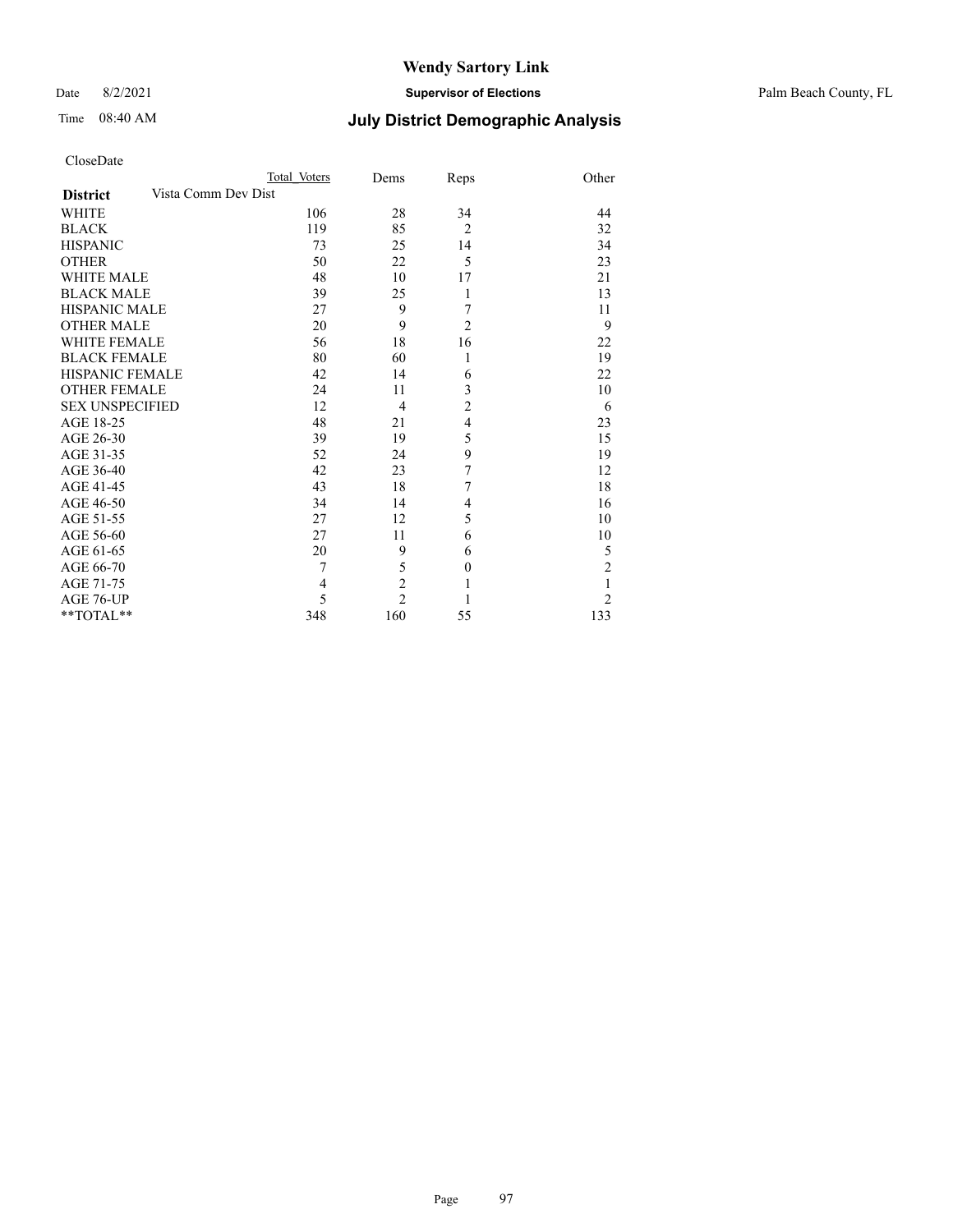# Wendy Sartory Link

Date 8/2/2021 **Supervisor of Elections** Palm Beach County, FL

Time 08:40 AM **July District Demographic Analysis**

CloseDate

| **District** | Vista Comm Dev Dist | Total Voters | Dems | Reps | Other |
|---|---|---|---|---|---|
| WHITE | | 106 | 28 | 34 | 44 |
| BLACK | | 119 | 85 | 2 | 32 |
| HISPANIC | | 73 | 25 | 14 | 34 |
| OTHER | | 50 | 22 | 5 | 23 |
| WHITE MALE | | 48 | 10 | 17 | 21 |
| BLACK MALE | | 39 | 25 | 1 | 13 |
| HISPANIC MALE | | 27 | 9 | 7 | 11 |
| OTHER MALE | | 20 | 9 | 2 | 9 |
| WHITE FEMALE | | 56 | 18 | 16 | 22 |
| BLACK FEMALE | | 80 | 60 | 1 | 19 |
| HISPANIC FEMALE | | 42 | 14 | 6 | 22 |
| OTHER FEMALE | | 24 | 11 | 3 | 10 |
| SEX UNSPECIFIED | | 12 | 4 | 2 | 6 |
| AGE 18-25 | | 48 | 21 | 4 | 23 |
| AGE 26-30 | | 39 | 19 | 5 | 15 |
| AGE 31-35 | | 52 | 24 | 9 | 19 |
| AGE 36-40 | | 42 | 23 | 7 | 12 |
| AGE 41-45 | | 43 | 18 | 7 | 18 |
| AGE 46-50 | | 34 | 14 | 4 | 16 |
| AGE 51-55 | | 27 | 12 | 5 | 10 |
| AGE 56-60 | | 27 | 11 | 6 | 10 |
| AGE 61-65 | | 20 | 9 | 6 | 5 |
| AGE 66-70 | | 7 | 5 | 0 | 2 |
| AGE 71-75 | | 4 | 2 | 1 | 1 |
| AGE 76-UP | | 5 | 2 | 1 | 2 |
| **TOTAL** | | 348 | 160 | 55 | 133 |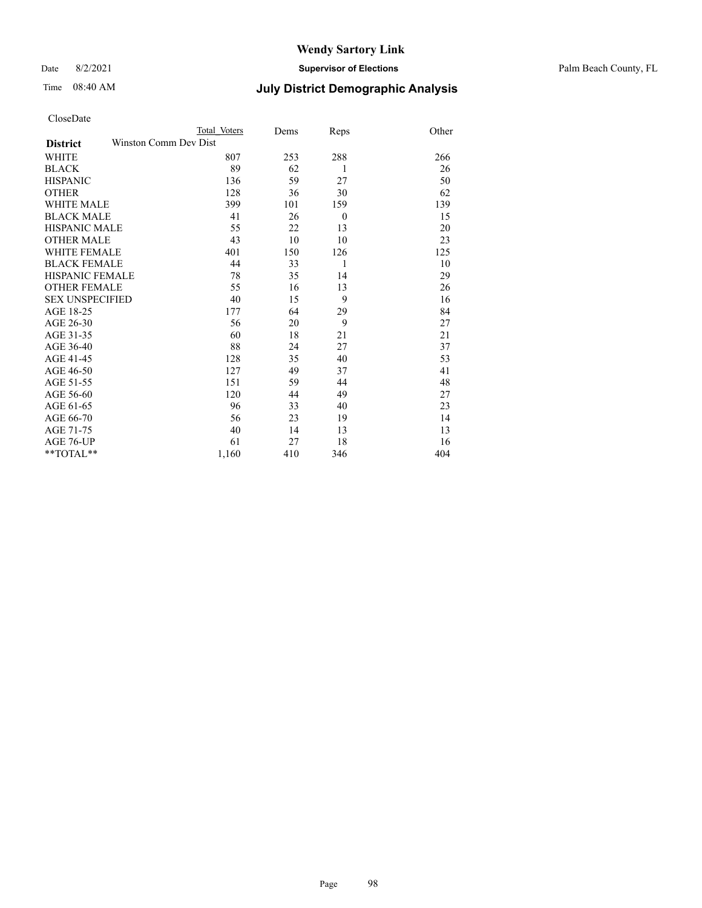# Wendy Sartory Link

Date 8/2/2021 **Supervisor of Elections** Palm Beach County, FL

Time 08:40 AM **July District Demographic Analysis**

CloseDate

| District | Total Voters | Dems | Reps | Other |
|---|---|---|---|---|
| Winston Comm Dev Dist | | | | |
| WHITE | 807 | 253 | 288 | 266 |
| BLACK | 89 | 62 | 1 | 26 |
| HISPANIC | 136 | 59 | 27 | 50 |
| OTHER | 128 | 36 | 30 | 62 |
| WHITE MALE | 399 | 101 | 159 | 139 |
| BLACK MALE | 41 | 26 | 0 | 15 |
| HISPANIC MALE | 55 | 22 | 13 | 20 |
| OTHER MALE | 43 | 10 | 10 | 23 |
| WHITE FEMALE | 401 | 150 | 126 | 125 |
| BLACK FEMALE | 44 | 33 | 1 | 10 |
| HISPANIC FEMALE | 78 | 35 | 14 | 29 |
| OTHER FEMALE | 55 | 16 | 13 | 26 |
| SEX UNSPECIFIED | 40 | 15 | 9 | 16 |
| AGE 18-25 | 177 | 64 | 29 | 84 |
| AGE 26-30 | 56 | 20 | 9 | 27 |
| AGE 31-35 | 60 | 18 | 21 | 21 |
| AGE 36-40 | 88 | 24 | 27 | 37 |
| AGE 41-45 | 128 | 35 | 40 | 53 |
| AGE 46-50 | 127 | 49 | 37 | 41 |
| AGE 51-55 | 151 | 59 | 44 | 48 |
| AGE 56-60 | 120 | 44 | 49 | 27 |
| AGE 61-65 | 96 | 33 | 40 | 23 |
| AGE 66-70 | 56 | 23 | 19 | 14 |
| AGE 71-75 | 40 | 14 | 13 | 13 |
| AGE 76-UP | 61 | 27 | 18 | 16 |
| **TOTAL** | 1,160 | 410 | 346 | 404 |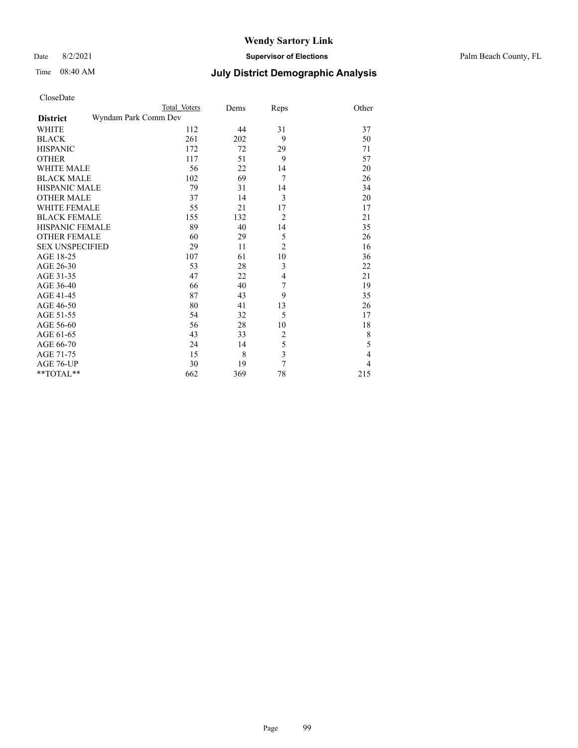# Wendy Sartory Link

Date 8/2/2021 **Supervisor of Elections** Palm Beach County, FL

Time 08:40 AM **July District Demographic Analysis**

CloseDate

| **District** | Total Voters | Dems | Reps | Other |
|---|---|---|---|---|
| Wyndam Park Comm Dev | | | | |
| WHITE | 112 | 44 | 31 | 37 |
| BLACK | 261 | 202 | 9 | 50 |
| HISPANIC | 172 | 72 | 29 | 71 |
| OTHER | 117 | 51 | 9 | 57 |
| WHITE MALE | 56 | 22 | 14 | 20 |
| BLACK MALE | 102 | 69 | 7 | 26 |
| HISPANIC MALE | 79 | 31 | 14 | 34 |
| OTHER MALE | 37 | 14 | 3 | 20 |
| WHITE FEMALE | 55 | 21 | 17 | 17 |
| BLACK FEMALE | 155 | 132 | 2 | 21 |
| HISPANIC FEMALE | 89 | 40 | 14 | 35 |
| OTHER FEMALE | 60 | 29 | 5 | 26 |
| SEX UNSPECIFIED | 29 | 11 | 2 | 16 |
| AGE 18-25 | 107 | 61 | 10 | 36 |
| AGE 26-30 | 53 | 28 | 3 | 22 |
| AGE 31-35 | 47 | 22 | 4 | 21 |
| AGE 36-40 | 66 | 40 | 7 | 19 |
| AGE 41-45 | 87 | 43 | 9 | 35 |
| AGE 46-50 | 80 | 41 | 13 | 26 |
| AGE 51-55 | 54 | 32 | 5 | 17 |
| AGE 56-60 | 56 | 28 | 10 | 18 |
| AGE 61-65 | 43 | 33 | 2 | 8 |
| AGE 66-70 | 24 | 14 | 5 | 5 |
| AGE 71-75 | 15 | 8 | 3 | 4 |
| AGE 76-UP | 30 | 19 | 7 | 4 |
| **TOTAL** | 662 | 369 | 78 | 215 |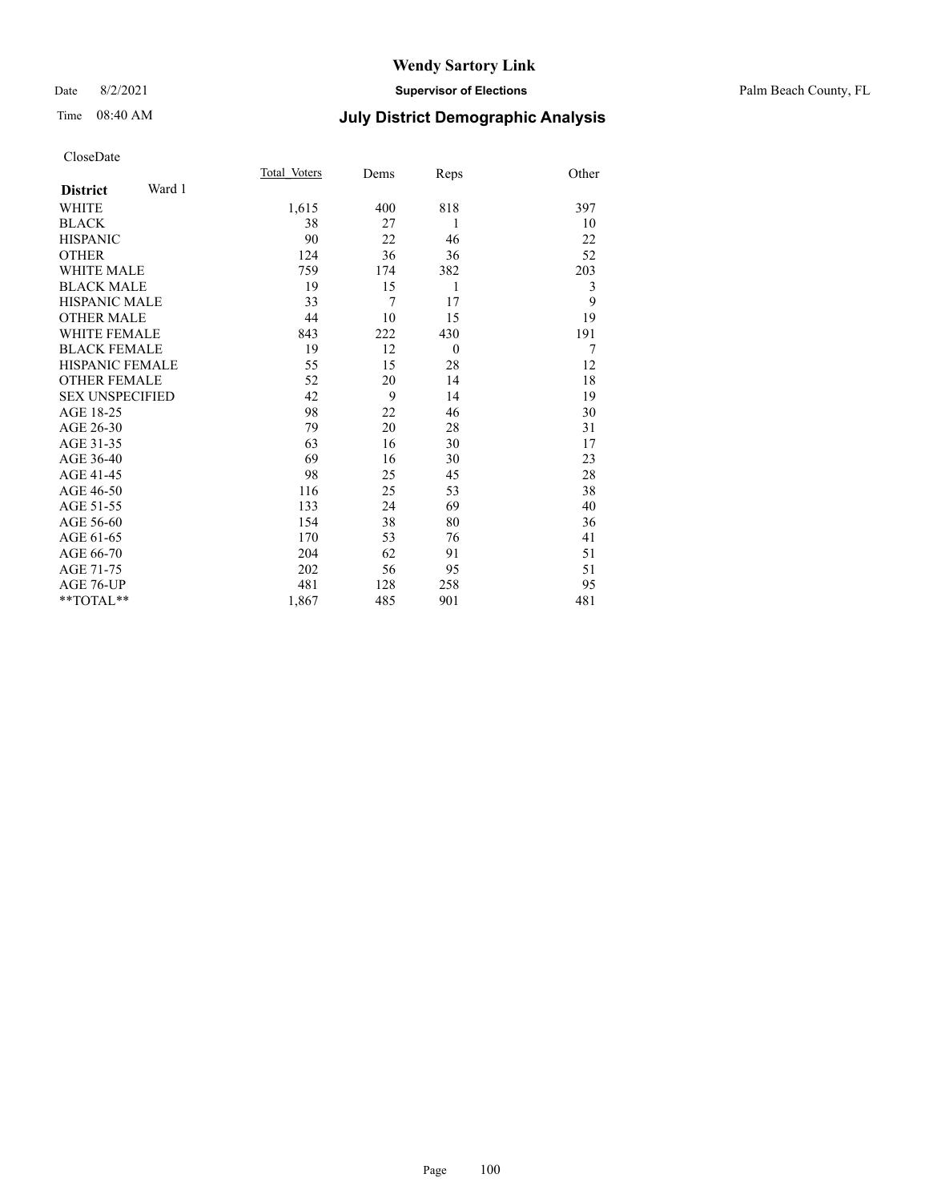# Wendy Sartory Link

Date 8/2/2021 **Supervisor of Elections** Palm Beach County, FL

Time 08:40 AM **July District Demographic Analysis**

CloseDate

| **District** Ward 1 | Total_Voters | Dems | Reps | Other |
|---|---|---|---|---|
| WHITE | 1,615 | 400 | 818 | 397 |
| BLACK | 38 | 27 | 1 | 10 |
| HISPANIC | 90 | 22 | 46 | 22 |
| OTHER | 124 | 36 | 36 | 52 |
| WHITE MALE | 759 | 174 | 382 | 203 |
| BLACK MALE | 19 | 15 | 1 | 3 |
| HISPANIC MALE | 33 | 7 | 17 | 9 |
| OTHER MALE | 44 | 10 | 15 | 19 |
| WHITE FEMALE | 843 | 222 | 430 | 191 |
| BLACK FEMALE | 19 | 12 | 0 | 7 |
| HISPANIC FEMALE | 55 | 15 | 28 | 12 |
| OTHER FEMALE | 52 | 20 | 14 | 18 |
| SEX UNSPECIFIED | 42 | 9 | 14 | 19 |
| AGE 18-25 | 98 | 22 | 46 | 30 |
| AGE 26-30 | 79 | 20 | 28 | 31 |
| AGE 31-35 | 63 | 16 | 30 | 17 |
| AGE 36-40 | 69 | 16 | 30 | 23 |
| AGE 41-45 | 98 | 25 | 45 | 28 |
| AGE 46-50 | 116 | 25 | 53 | 38 |
| AGE 51-55 | 133 | 24 | 69 | 40 |
| AGE 56-60 | 154 | 38 | 80 | 36 |
| AGE 61-65 | 170 | 53 | 76 | 41 |
| AGE 66-70 | 204 | 62 | 91 | 51 |
| AGE 71-75 | 202 | 56 | 95 | 51 |
| AGE 76-UP | 481 | 128 | 258 | 95 |
| **TOTAL** | 1,867 | 485 | 901 | 481 |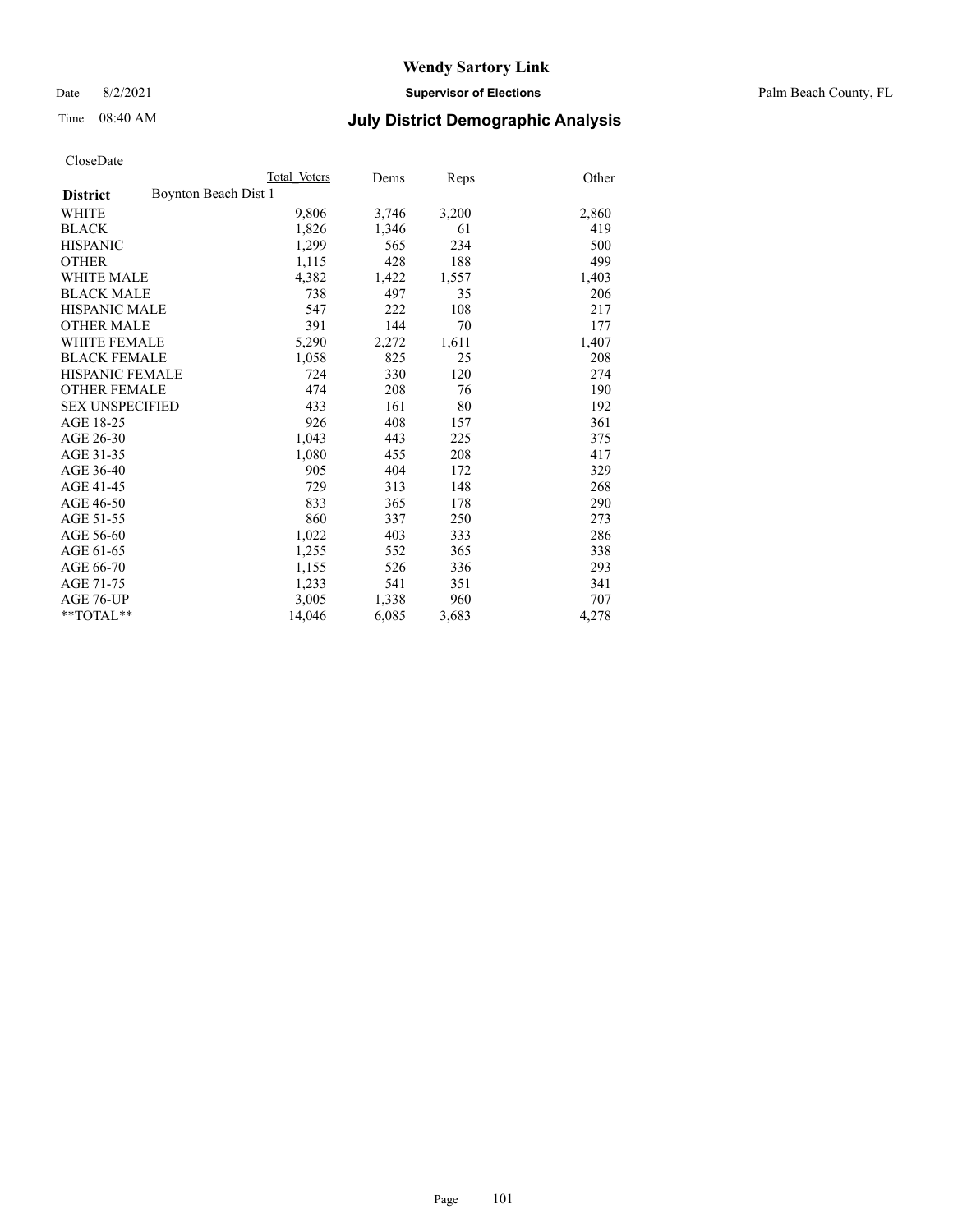# Wendy Sartory Link

Date 8/2/2021 **Supervisor of Elections** Palm Beach County, FL

Time 08:40 AM **July District Demographic Analysis**

CloseDate

| District | Boynton Beach Dist 1 | Total Voters | Dems | Reps | Other |
|---|---|---|---|---|---|
| WHITE | | 9,806 | 3,746 | 3,200 | 2,860 |
| BLACK | | 1,826 | 1,346 | 61 | 419 |
| HISPANIC | | 1,299 | 565 | 234 | 500 |
| OTHER | | 1,115 | 428 | 188 | 499 |
| WHITE MALE | | 4,382 | 1,422 | 1,557 | 1,403 |
| BLACK MALE | | 738 | 497 | 35 | 206 |
| HISPANIC MALE | | 547 | 222 | 108 | 217 |
| OTHER MALE | | 391 | 144 | 70 | 177 |
| WHITE FEMALE | | 5,290 | 2,272 | 1,611 | 1,407 |
| BLACK FEMALE | | 1,058 | 825 | 25 | 208 |
| HISPANIC FEMALE | | 724 | 330 | 120 | 274 |
| OTHER FEMALE | | 474 | 208 | 76 | 190 |
| SEX UNSPECIFIED | | 433 | 161 | 80 | 192 |
| AGE 18-25 | | 926 | 408 | 157 | 361 |
| AGE 26-30 | | 1,043 | 443 | 225 | 375 |
| AGE 31-35 | | 1,080 | 455 | 208 | 417 |
| AGE 36-40 | | 905 | 404 | 172 | 329 |
| AGE 41-45 | | 729 | 313 | 148 | 268 |
| AGE 46-50 | | 833 | 365 | 178 | 290 |
| AGE 51-55 | | 860 | 337 | 250 | 273 |
| AGE 56-60 | | 1,022 | 403 | 333 | 286 |
| AGE 61-65 | | 1,255 | 552 | 365 | 338 |
| AGE 66-70 | | 1,155 | 526 | 336 | 293 |
| AGE 71-75 | | 1,233 | 541 | 351 | 341 |
| AGE 76-UP | | 3,005 | 1,338 | 960 | 707 |
| **TOTAL** | | 14,046 | 6,085 | 3,683 | 4,278 |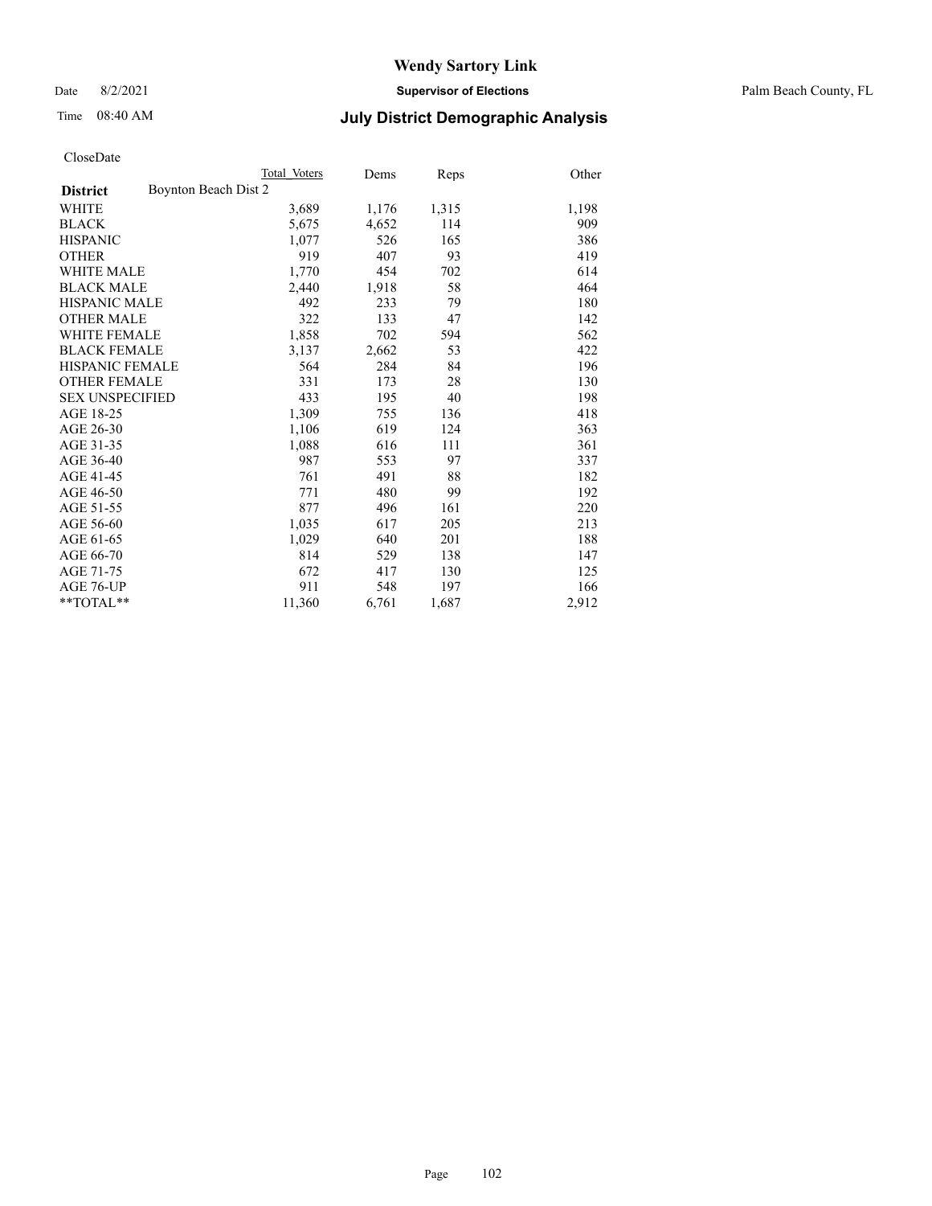CloseDate

| District | Boynton Beach Dist 2 | Total Voters | Dems | Reps | Other |
|---|---|---|---|---|---|
| WHITE | | 3,689 | 1,176 | 1,315 | 1,198 |
| BLACK | | 5,675 | 4,652 | 114 | 909 |
| HISPANIC | | 1,077 | 526 | 165 | 386 |
| OTHER | | 919 | 407 | 93 | 419 |
| WHITE MALE | | 1,770 | 454 | 702 | 614 |
| BLACK MALE | | 2,440 | 1,918 | 58 | 464 |
| HISPANIC MALE | | 492 | 233 | 79 | 180 |
| OTHER MALE | | 322 | 133 | 47 | 142 |
| WHITE FEMALE | | 1,858 | 702 | 594 | 562 |
| BLACK FEMALE | | 3,137 | 2,662 | 53 | 422 |
| HISPANIC FEMALE | | 564 | 284 | 84 | 196 |
| OTHER FEMALE | | 331 | 173 | 28 | 130 |
| SEX UNSPECIFIED | | 433 | 195 | 40 | 198 |
| AGE 18-25 | | 1,309 | 755 | 136 | 418 |
| AGE 26-30 | | 1,106 | 619 | 124 | 363 |
| AGE 31-35 | | 1,088 | 616 | 111 | 361 |
| AGE 36-40 | | 987 | 553 | 97 | 337 |
| AGE 41-45 | | 761 | 491 | 88 | 182 |
| AGE 46-50 | | 771 | 480 | 99 | 192 |
| AGE 51-55 | | 877 | 496 | 161 | 220 |
| AGE 56-60 | | 1,035 | 617 | 205 | 213 |
| AGE 61-65 | | 1,029 | 640 | 201 | 188 |
| AGE 66-70 | | 814 | 529 | 138 | 147 |
| AGE 71-75 | | 672 | 417 | 130 | 125 |
| AGE 76-UP | | 911 | 548 | 197 | 166 |
| **TOTAL** | | 11,360 | 6,761 | 1,687 | 2,912 |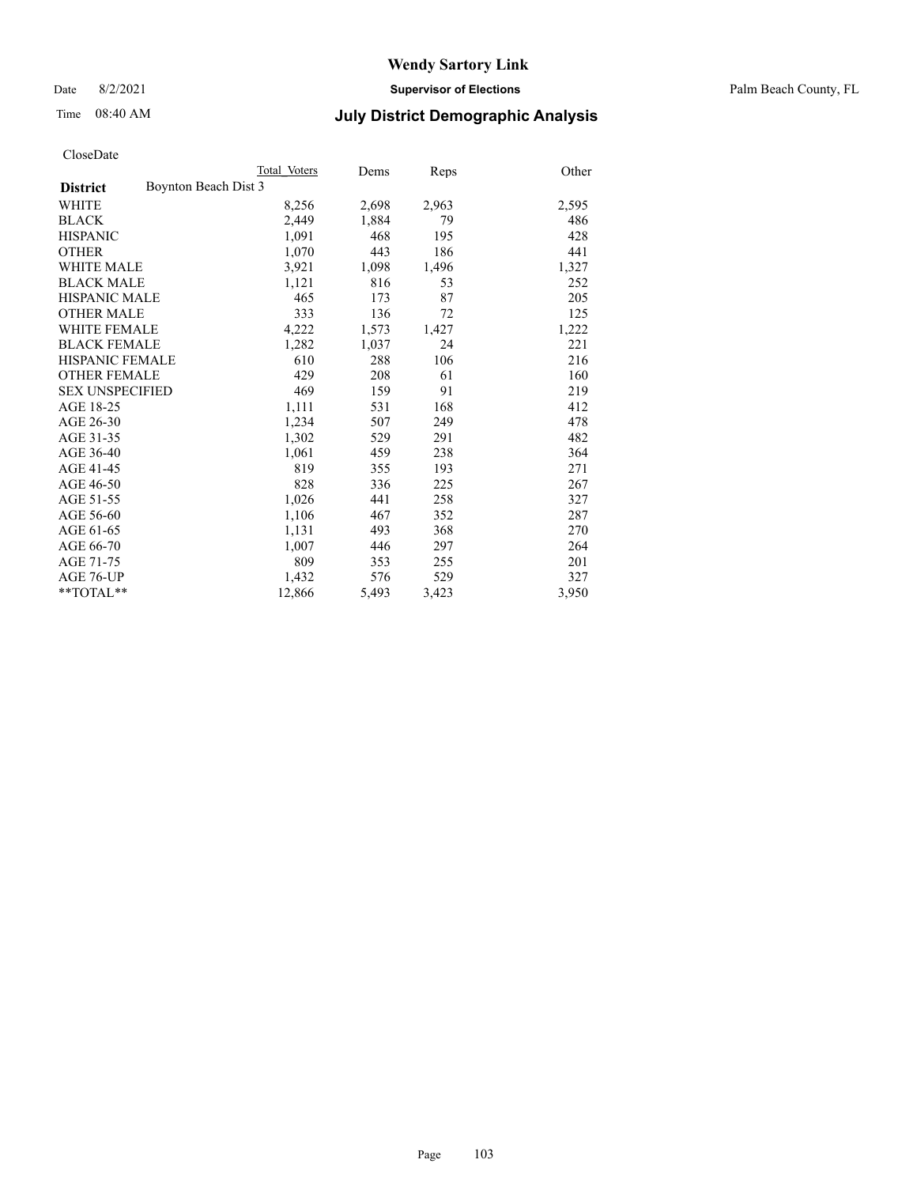# Wendy Sartory Link

Date 8/2/2021 **Supervisor of Elections** Palm Beach County, FL

Time 08:40 AM **July District Demographic Analysis**

CloseDate

| District | Boynton Beach Dist 3 | Total Voters | Dems | Reps | Other |
|---|---|---|---|---|---|
| WHITE | | 8,256 | 2,698 | 2,963 | 2,595 |
| BLACK | | 2,449 | 1,884 | 79 | 486 |
| HISPANIC | | 1,091 | 468 | 195 | 428 |
| OTHER | | 1,070 | 443 | 186 | 441 |
| WHITE MALE | | 3,921 | 1,098 | 1,496 | 1,327 |
| BLACK MALE | | 1,121 | 816 | 53 | 252 |
| HISPANIC MALE | | 465 | 173 | 87 | 205 |
| OTHER MALE | | 333 | 136 | 72 | 125 |
| WHITE FEMALE | | 4,222 | 1,573 | 1,427 | 1,222 |
| BLACK FEMALE | | 1,282 | 1,037 | 24 | 221 |
| HISPANIC FEMALE | | 610 | 288 | 106 | 216 |
| OTHER FEMALE | | 429 | 208 | 61 | 160 |
| SEX UNSPECIFIED | | 469 | 159 | 91 | 219 |
| AGE 18-25 | | 1,111 | 531 | 168 | 412 |
| AGE 26-30 | | 1,234 | 507 | 249 | 478 |
| AGE 31-35 | | 1,302 | 529 | 291 | 482 |
| AGE 36-40 | | 1,061 | 459 | 238 | 364 |
| AGE 41-45 | | 819 | 355 | 193 | 271 |
| AGE 46-50 | | 828 | 336 | 225 | 267 |
| AGE 51-55 | | 1,026 | 441 | 258 | 327 |
| AGE 56-60 | | 1,106 | 467 | 352 | 287 |
| AGE 61-65 | | 1,131 | 493 | 368 | 270 |
| AGE 66-70 | | 1,007 | 446 | 297 | 264 |
| AGE 71-75 | | 809 | 353 | 255 | 201 |
| AGE 76-UP | | 1,432 | 576 | 529 | 327 |
| **TOTAL** | | 12,866 | 5,493 | 3,423 | 3,950 |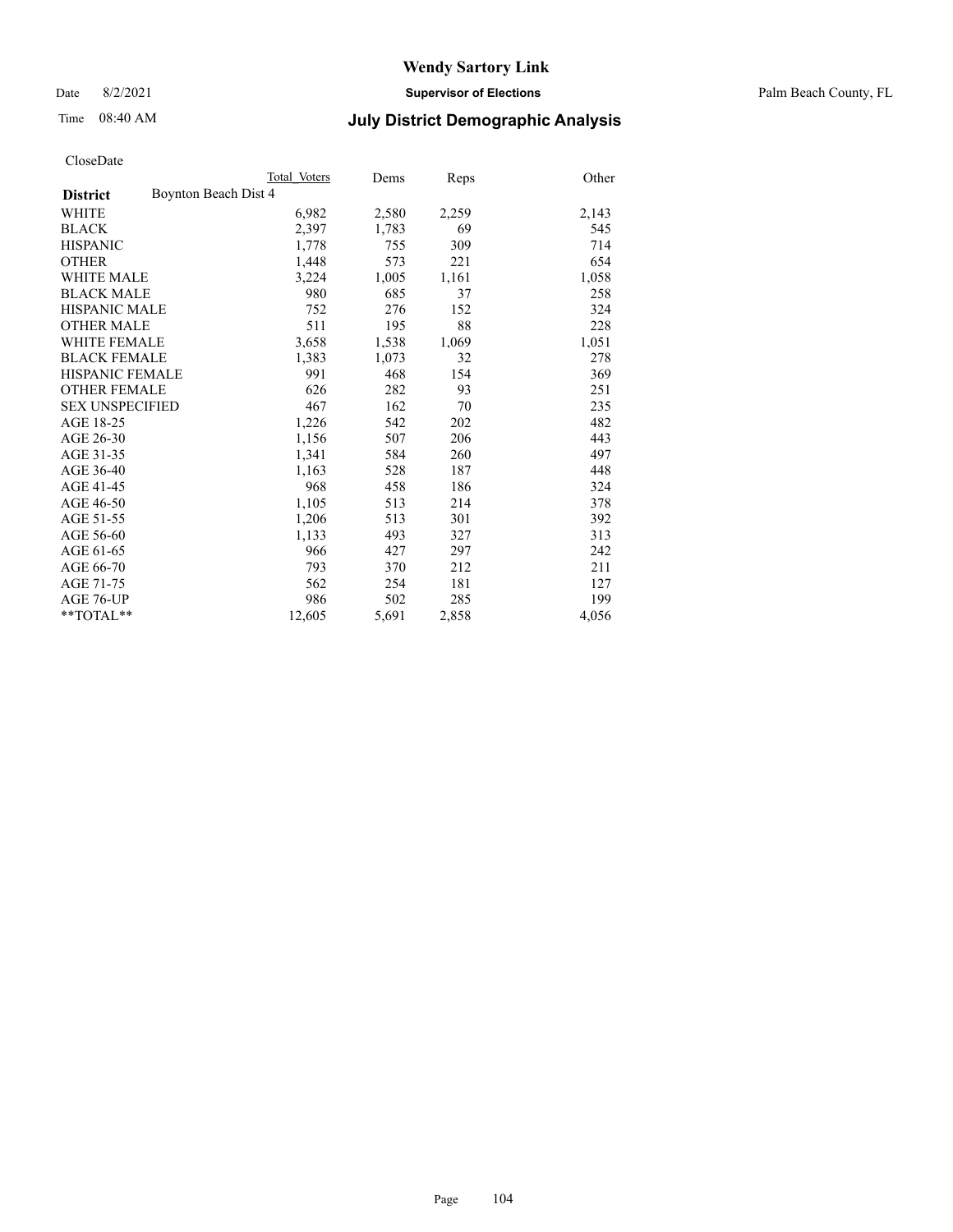CloseDate

| District | Boynton Beach Dist 4 | Total Voters | Dems | Reps | Other |
|---|---|---|---|---|---|
| WHITE | | 6,982 | 2,580 | 2,259 | 2,143 |
| BLACK | | 2,397 | 1,783 | 69 | 545 |
| HISPANIC | | 1,778 | 755 | 309 | 714 |
| OTHER | | 1,448 | 573 | 221 | 654 |
| WHITE MALE | | 3,224 | 1,005 | 1,161 | 1,058 |
| BLACK MALE | | 980 | 685 | 37 | 258 |
| HISPANIC MALE | | 752 | 276 | 152 | 324 |
| OTHER MALE | | 511 | 195 | 88 | 228 |
| WHITE FEMALE | | 3,658 | 1,538 | 1,069 | 1,051 |
| BLACK FEMALE | | 1,383 | 1,073 | 32 | 278 |
| HISPANIC FEMALE | | 991 | 468 | 154 | 369 |
| OTHER FEMALE | | 626 | 282 | 93 | 251 |
| SEX UNSPECIFIED | | 467 | 162 | 70 | 235 |
| AGE 18-25 | | 1,226 | 542 | 202 | 482 |
| AGE 26-30 | | 1,156 | 507 | 206 | 443 |
| AGE 31-35 | | 1,341 | 584 | 260 | 497 |
| AGE 36-40 | | 1,163 | 528 | 187 | 448 |
| AGE 41-45 | | 968 | 458 | 186 | 324 |
| AGE 46-50 | | 1,105 | 513 | 214 | 378 |
| AGE 51-55 | | 1,206 | 513 | 301 | 392 |
| AGE 56-60 | | 1,133 | 493 | 327 | 313 |
| AGE 61-65 | | 966 | 427 | 297 | 242 |
| AGE 66-70 | | 793 | 370 | 212 | 211 |
| AGE 71-75 | | 562 | 254 | 181 | 127 |
| AGE 76-UP | | 986 | 502 | 285 | 199 |
| **TOTAL** | | 12,605 | 5,691 | 2,858 | 4,056 |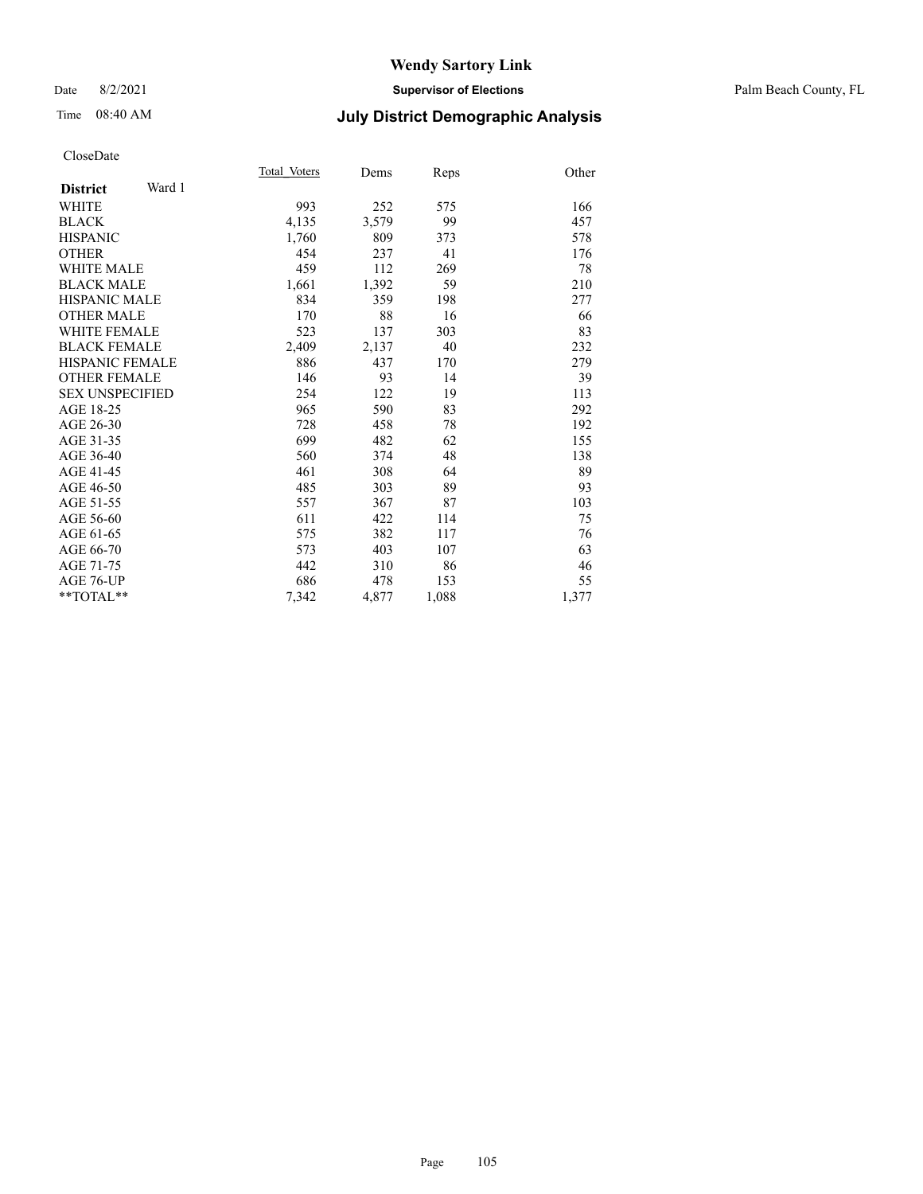CloseDate

| District Ward 1 | Total_Voters | Dems | Reps | Other |
|---|---|---|---|---|
| WHITE | 993 | 252 | 575 | 166 |
| BLACK | 4,135 | 3,579 | 99 | 457 |
| HISPANIC | 1,760 | 809 | 373 | 578 |
| OTHER | 454 | 237 | 41 | 176 |
| WHITE MALE | 459 | 112 | 269 | 78 |
| BLACK MALE | 1,661 | 1,392 | 59 | 210 |
| HISPANIC MALE | 834 | 359 | 198 | 277 |
| OTHER MALE | 170 | 88 | 16 | 66 |
| WHITE FEMALE | 523 | 137 | 303 | 83 |
| BLACK FEMALE | 2,409 | 2,137 | 40 | 232 |
| HISPANIC FEMALE | 886 | 437 | 170 | 279 |
| OTHER FEMALE | 146 | 93 | 14 | 39 |
| SEX UNSPECIFIED | 254 | 122 | 19 | 113 |
| AGE 18-25 | 965 | 590 | 83 | 292 |
| AGE 26-30 | 728 | 458 | 78 | 192 |
| AGE 31-35 | 699 | 482 | 62 | 155 |
| AGE 36-40 | 560 | 374 | 48 | 138 |
| AGE 41-45 | 461 | 308 | 64 | 89 |
| AGE 46-50 | 485 | 303 | 89 | 93 |
| AGE 51-55 | 557 | 367 | 87 | 103 |
| AGE 56-60 | 611 | 422 | 114 | 75 |
| AGE 61-65 | 575 | 382 | 117 | 76 |
| AGE 66-70 | 573 | 403 | 107 | 63 |
| AGE 71-75 | 442 | 310 | 86 | 46 |
| AGE 76-UP | 686 | 478 | 153 | 55 |
| **TOTAL** | 7,342 | 4,877 | 1,088 | 1,377 |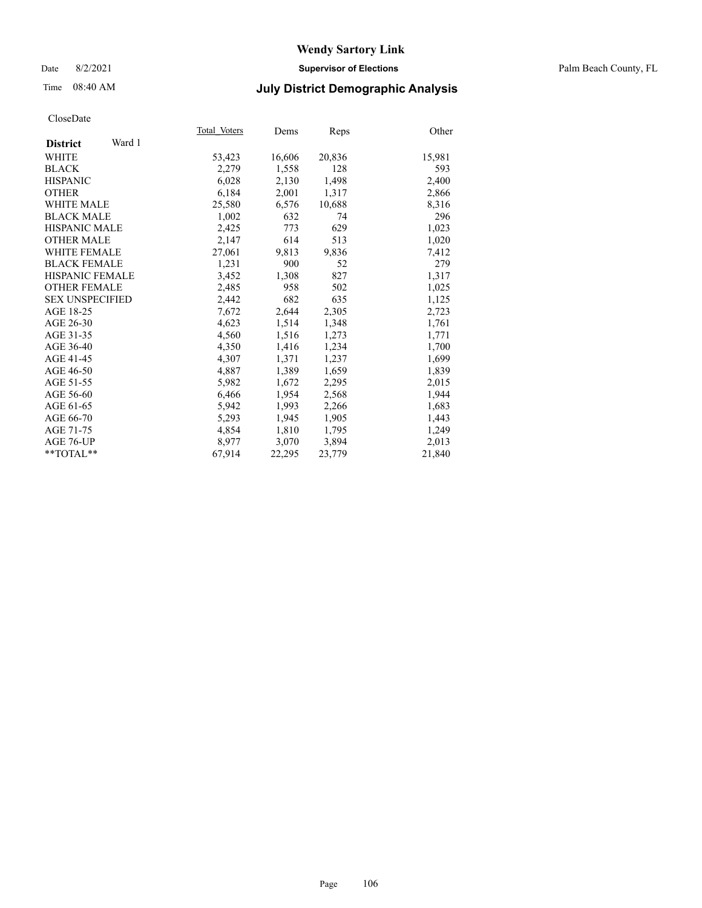Wendy Sartory Link

Date 8/2/2021 **Supervisor of Elections** Palm Beach County, FL

Time 08:40 AM **July District Demographic Analysis**

CloseDate

| **District** Ward 1 | Total_Voters | Dems | Reps | Other |
|---|---|---|---|---|
| WHITE | 53,423 | 16,606 | 20,836 | 15,981 |
| BLACK | 2,279 | 1,558 | 128 | 593 |
| HISPANIC | 6,028 | 2,130 | 1,498 | 2,400 |
| OTHER | 6,184 | 2,001 | 1,317 | 2,866 |
| WHITE MALE | 25,580 | 6,576 | 10,688 | 8,316 |
| BLACK MALE | 1,002 | 632 | 74 | 296 |
| HISPANIC MALE | 2,425 | 773 | 629 | 1,023 |
| OTHER MALE | 2,147 | 614 | 513 | 1,020 |
| WHITE FEMALE | 27,061 | 9,813 | 9,836 | 7,412 |
| BLACK FEMALE | 1,231 | 900 | 52 | 279 |
| HISPANIC FEMALE | 3,452 | 1,308 | 827 | 1,317 |
| OTHER FEMALE | 2,485 | 958 | 502 | 1,025 |
| SEX UNSPECIFIED | 2,442 | 682 | 635 | 1,125 |
| AGE 18-25 | 7,672 | 2,644 | 2,305 | 2,723 |
| AGE 26-30 | 4,623 | 1,514 | 1,348 | 1,761 |
| AGE 31-35 | 4,560 | 1,516 | 1,273 | 1,771 |
| AGE 36-40 | 4,350 | 1,416 | 1,234 | 1,700 |
| AGE 41-45 | 4,307 | 1,371 | 1,237 | 1,699 |
| AGE 46-50 | 4,887 | 1,389 | 1,659 | 1,839 |
| AGE 51-55 | 5,982 | 1,672 | 2,295 | 2,015 |
| AGE 56-60 | 6,466 | 1,954 | 2,568 | 1,944 |
| AGE 61-65 | 5,942 | 1,993 | 2,266 | 1,683 |
| AGE 66-70 | 5,293 | 1,945 | 1,905 | 1,443 |
| AGE 71-75 | 4,854 | 1,810 | 1,795 | 1,249 |
| AGE 76-UP | 8,977 | 3,070 | 3,894 | 2,013 |
| **TOTAL** | 67,914 | 22,295 | 23,779 | 21,840 |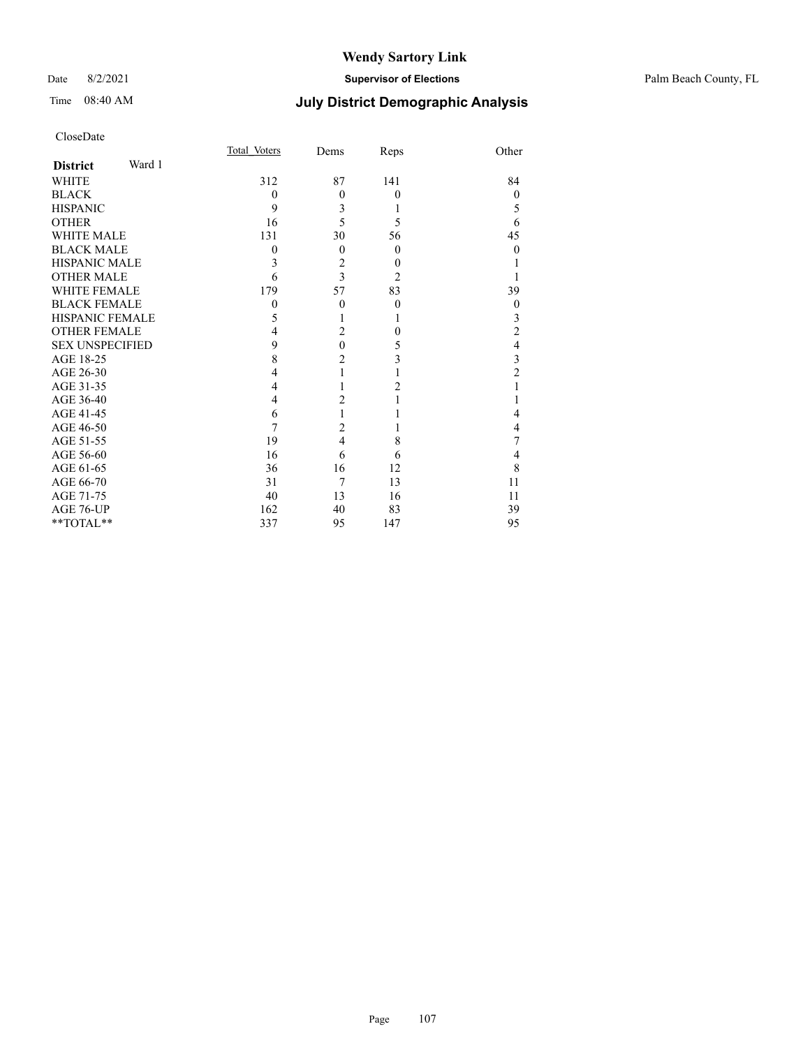# Wendy Sartory Link

Date 8/2/2021 **Supervisor of Elections** Palm Beach County, FL

Time 08:40 AM **July District Demographic Analysis**

CloseDate

| **District** Ward 1 | Total Voters | Dems | Reps | Other |
|---|---|---|---|---|
| WHITE | 312 | 87 | 141 | 84 |
| BLACK | 0 | 0 | 0 | 0 |
| HISPANIC | 9 | 3 | 1 | 5 |
| OTHER | 16 | 5 | 5 | 6 |
| WHITE MALE | 131 | 30 | 56 | 45 |
| BLACK MALE | 0 | 0 | 0 | 0 |
| HISPANIC MALE | 3 | 2 | 0 | 1 |
| OTHER MALE | 6 | 3 | 2 | 1 |
| WHITE FEMALE | 179 | 57 | 83 | 39 |
| BLACK FEMALE | 0 | 0 | 0 | 0 |
| HISPANIC FEMALE | 5 | 1 | 1 | 3 |
| OTHER FEMALE | 4 | 2 | 0 | 2 |
| SEX UNSPECIFIED | 9 | 0 | 5 | 4 |
| AGE 18-25 | 8 | 2 | 3 | 3 |
| AGE 26-30 | 4 | 1 | 1 | 2 |
| AGE 31-35 | 4 | 1 | 2 | 1 |
| AGE 36-40 | 4 | 2 | 1 | 1 |
| AGE 41-45 | 6 | 1 | 1 | 4 |
| AGE 46-50 | 7 | 2 | 1 | 4 |
| AGE 51-55 | 19 | 4 | 8 | 7 |
| AGE 56-60 | 16 | 6 | 6 | 4 |
| AGE 61-65 | 36 | 16 | 12 | 8 |
| AGE 66-70 | 31 | 7 | 13 | 11 |
| AGE 71-75 | 40 | 13 | 16 | 11 |
| AGE 76-UP | 162 | 40 | 83 | 39 |
| **TOTAL** | 337 | 95 | 147 | 95 |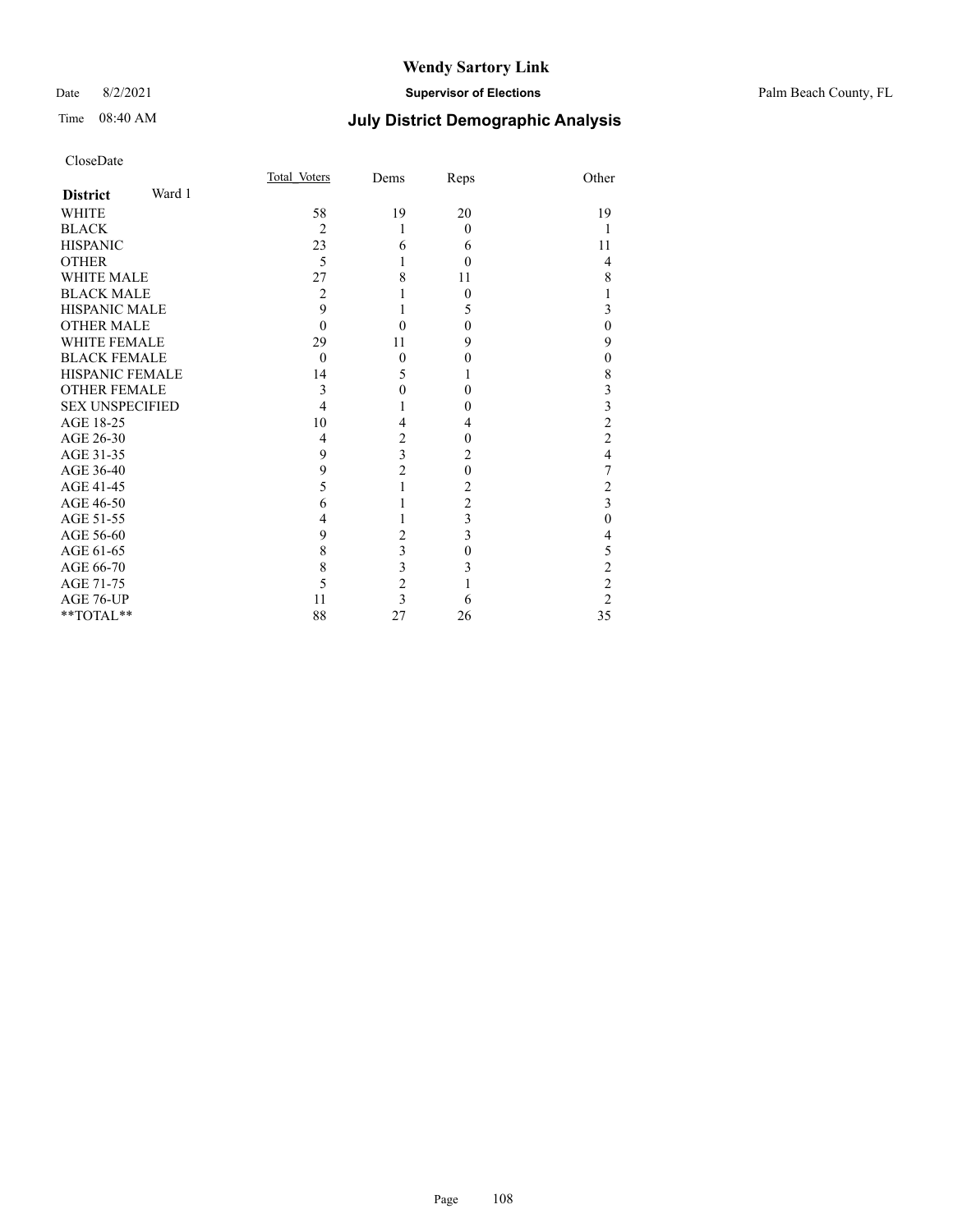# Wendy Sartory Link

Date 8/2/2021 **Supervisor of Elections** Palm Beach County, FL

Time 08:40 AM **July District Demographic Analysis**

CloseDate

| **District** Ward 1 | Total_Voters | Dems | Reps | Other |
|---|---|---|---|---|
| WHITE | 58 | 19 | 20 | 19 |
| BLACK | 2 | 1 | 0 | 1 |
| HISPANIC | 23 | 6 | 6 | 11 |
| OTHER | 5 | 1 | 0 | 4 |
| WHITE MALE | 27 | 8 | 11 | 8 |
| BLACK MALE | 2 | 1 | 0 | 1 |
| HISPANIC MALE | 9 | 1 | 5 | 3 |
| OTHER MALE | 0 | 0 | 0 | 0 |
| WHITE FEMALE | 29 | 11 | 9 | 9 |
| BLACK FEMALE | 0 | 0 | 0 | 0 |
| HISPANIC FEMALE | 14 | 5 | 1 | 8 |
| OTHER FEMALE | 3 | 0 | 0 | 3 |
| SEX UNSPECIFIED | 4 | 1 | 0 | 3 |
| AGE 18-25 | 10 | 4 | 4 | 2 |
| AGE 26-30 | 4 | 2 | 0 | 2 |
| AGE 31-35 | 9 | 3 | 2 | 4 |
| AGE 36-40 | 9 | 2 | 0 | 7 |
| AGE 41-45 | 5 | 1 | 2 | 2 |
| AGE 46-50 | 6 | 1 | 2 | 3 |
| AGE 51-55 | 4 | 1 | 3 | 0 |
| AGE 56-60 | 9 | 2 | 3 | 4 |
| AGE 61-65 | 8 | 3 | 0 | 5 |
| AGE 66-70 | 8 | 3 | 3 | 2 |
| AGE 71-75 | 5 | 2 | 1 | 2 |
| AGE 76-UP | 11 | 3 | 6 | 2 |
| **TOTAL** | 88 | 27 | 26 | 35 |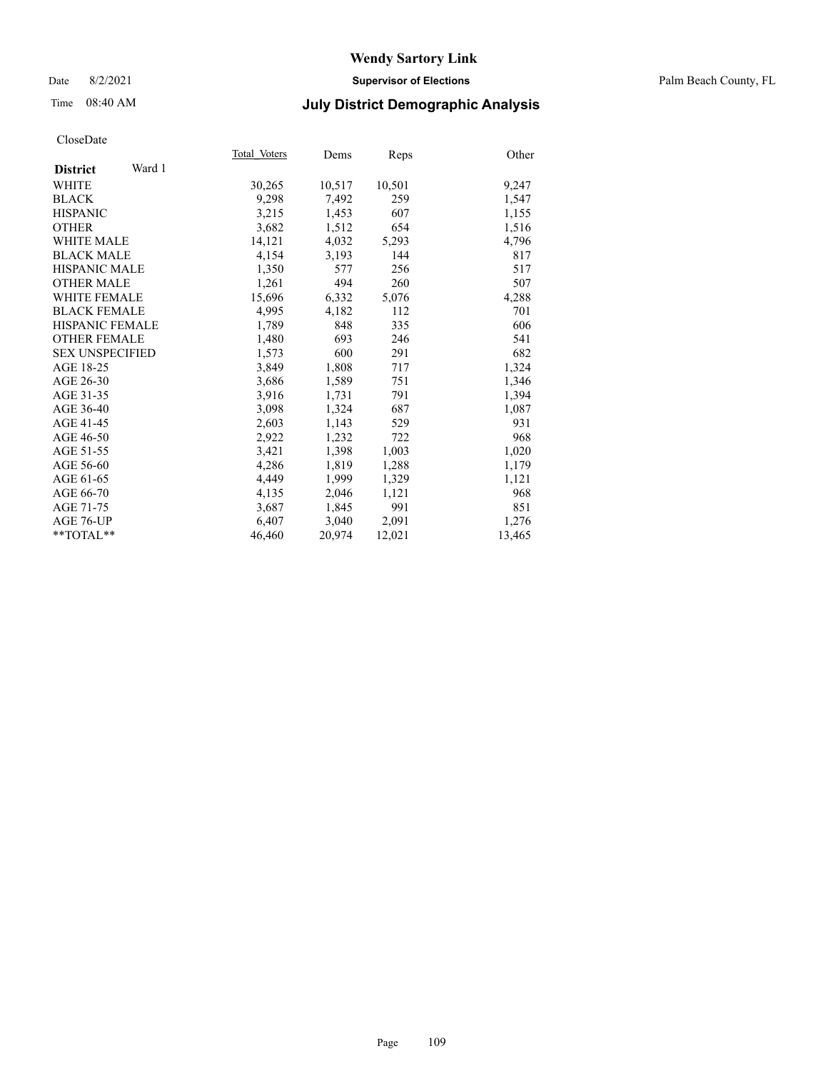# Wendy Sartory Link

Date 8/2/2021 **Supervisor of Elections** Palm Beach County, FL

Time 08:40 AM **July District Demographic Analysis**

CloseDate

| **District** Ward 1 | Total_Voters | Dems | Reps | Other |
|---|---|---|---|---|
| WHITE | 30,265 | 10,517 | 10,501 | 9,247 |
| BLACK | 9,298 | 7,492 | 259 | 1,547 |
| HISPANIC | 3,215 | 1,453 | 607 | 1,155 |
| OTHER | 3,682 | 1,512 | 654 | 1,516 |
| WHITE MALE | 14,121 | 4,032 | 5,293 | 4,796 |
| BLACK MALE | 4,154 | 3,193 | 144 | 817 |
| HISPANIC MALE | 1,350 | 577 | 256 | 517 |
| OTHER MALE | 1,261 | 494 | 260 | 507 |
| WHITE FEMALE | 15,696 | 6,332 | 5,076 | 4,288 |
| BLACK FEMALE | 4,995 | 4,182 | 112 | 701 |
| HISPANIC FEMALE | 1,789 | 848 | 335 | 606 |
| OTHER FEMALE | 1,480 | 693 | 246 | 541 |
| SEX UNSPECIFIED | 1,573 | 600 | 291 | 682 |
| AGE 18-25 | 3,849 | 1,808 | 717 | 1,324 |
| AGE 26-30 | 3,686 | 1,589 | 751 | 1,346 |
| AGE 31-35 | 3,916 | 1,731 | 791 | 1,394 |
| AGE 36-40 | 3,098 | 1,324 | 687 | 1,087 |
| AGE 41-45 | 2,603 | 1,143 | 529 | 931 |
| AGE 46-50 | 2,922 | 1,232 | 722 | 968 |
| AGE 51-55 | 3,421 | 1,398 | 1,003 | 1,020 |
| AGE 56-60 | 4,286 | 1,819 | 1,288 | 1,179 |
| AGE 61-65 | 4,449 | 1,999 | 1,329 | 1,121 |
| AGE 66-70 | 4,135 | 2,046 | 1,121 | 968 |
| AGE 71-75 | 3,687 | 1,845 | 991 | 851 |
| AGE 76-UP | 6,407 | 3,040 | 2,091 | 1,276 |
| **TOTAL** | 46,460 | 20,974 | 12,021 | 13,465 |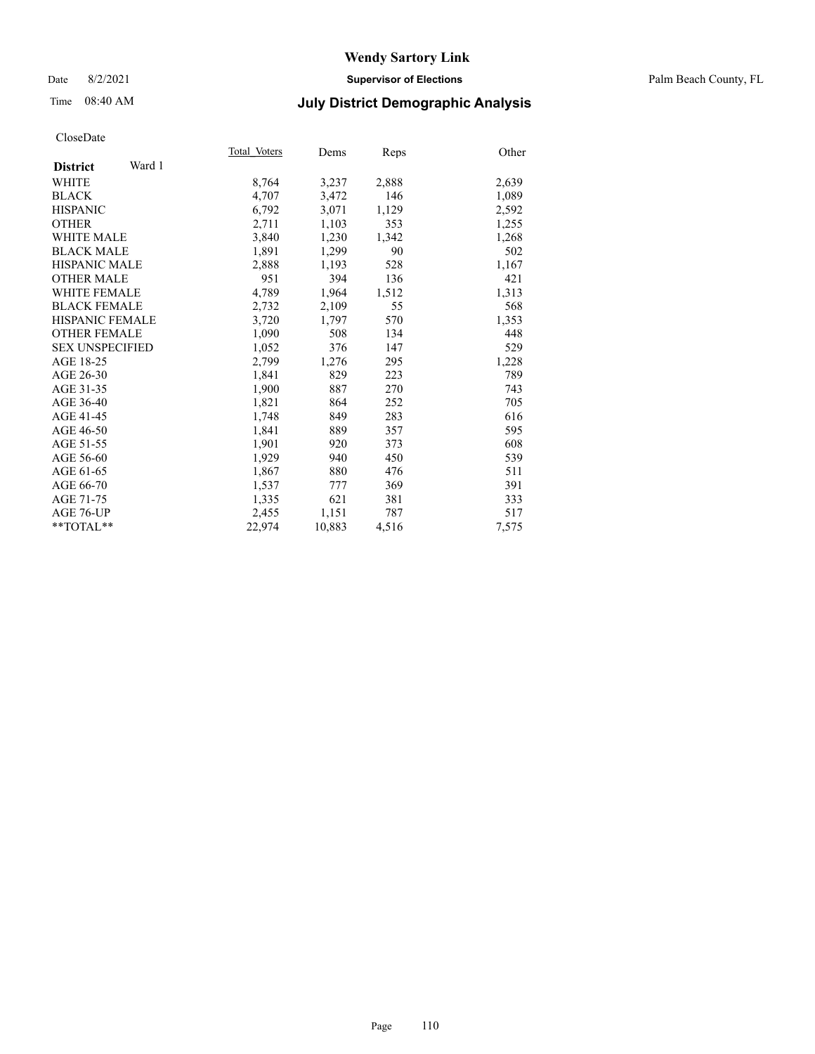# Wendy Sartory Link

Date 8/2/2021 **Supervisor of Elections** Palm Beach County, FL

Time 08:40 AM **July District Demographic Analysis**

CloseDate

| **District** Ward 1 | Total Voters | Dems | Reps | Other |
|---|---|---|---|---|
| WHITE | 8,764 | 3,237 | 2,888 | 2,639 |
| BLACK | 4,707 | 3,472 | 146 | 1,089 |
| HISPANIC | 6,792 | 3,071 | 1,129 | 2,592 |
| OTHER | 2,711 | 1,103 | 353 | 1,255 |
| WHITE MALE | 3,840 | 1,230 | 1,342 | 1,268 |
| BLACK MALE | 1,891 | 1,299 | 90 | 502 |
| HISPANIC MALE | 2,888 | 1,193 | 528 | 1,167 |
| OTHER MALE | 951 | 394 | 136 | 421 |
| WHITE FEMALE | 4,789 | 1,964 | 1,512 | 1,313 |
| BLACK FEMALE | 2,732 | 2,109 | 55 | 568 |
| HISPANIC FEMALE | 3,720 | 1,797 | 570 | 1,353 |
| OTHER FEMALE | 1,090 | 508 | 134 | 448 |
| SEX UNSPECIFIED | 1,052 | 376 | 147 | 529 |
| AGE 18-25 | 2,799 | 1,276 | 295 | 1,228 |
| AGE 26-30 | 1,841 | 829 | 223 | 789 |
| AGE 31-35 | 1,900 | 887 | 270 | 743 |
| AGE 36-40 | 1,821 | 864 | 252 | 705 |
| AGE 41-45 | 1,748 | 849 | 283 | 616 |
| AGE 46-50 | 1,841 | 889 | 357 | 595 |
| AGE 51-55 | 1,901 | 920 | 373 | 608 |
| AGE 56-60 | 1,929 | 940 | 450 | 539 |
| AGE 61-65 | 1,867 | 880 | 476 | 511 |
| AGE 66-70 | 1,537 | 777 | 369 | 391 |
| AGE 71-75 | 1,335 | 621 | 381 | 333 |
| AGE 76-UP | 2,455 | 1,151 | 787 | 517 |
| **TOTAL** | 22,974 | 10,883 | 4,516 | 7,575 |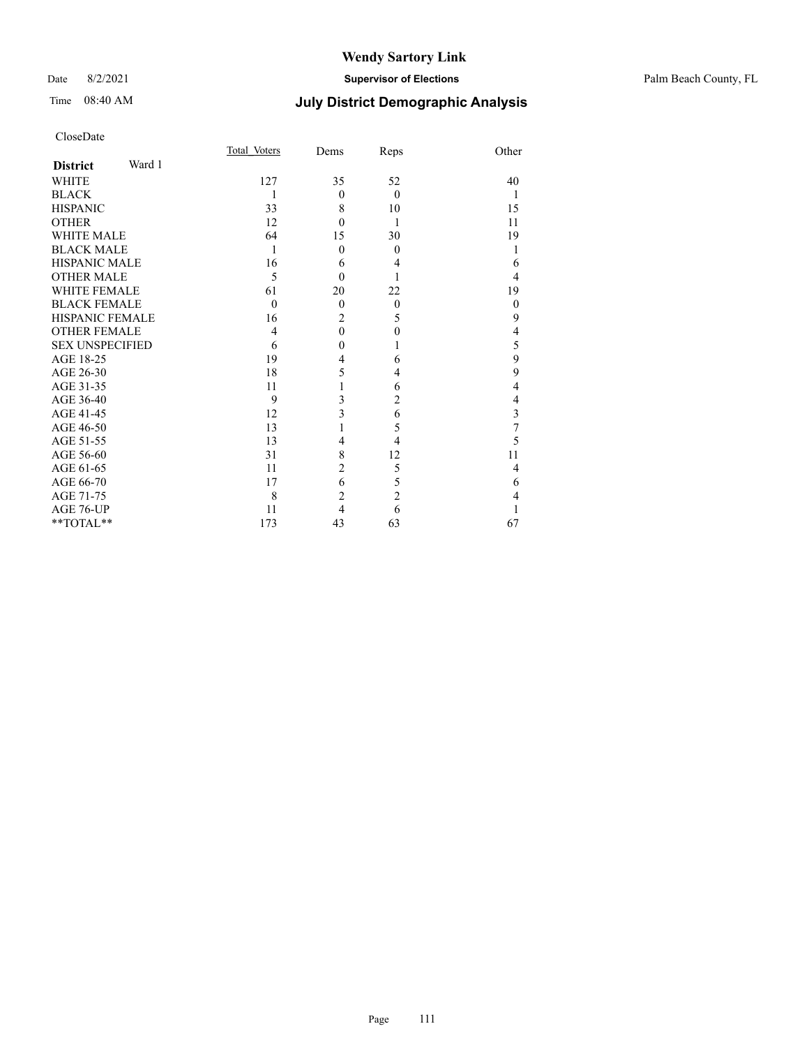# Wendy Sartory Link

Date 8/2/2021 **Supervisor of Elections** Palm Beach County, FL

Time 08:40 AM **July District Demographic Analysis**

CloseDate

| **District** Ward 1 | Total_Voters | Dems | Reps | Other |
|---|---|---|---|---|
| WHITE | 127 | 35 | 52 | 40 |
| BLACK | 1 | 0 | 0 | 1 |
| HISPANIC | 33 | 8 | 10 | 15 |
| OTHER | 12 | 0 | 1 | 11 |
| WHITE MALE | 64 | 15 | 30 | 19 |
| BLACK MALE | 1 | 0 | 0 | 1 |
| HISPANIC MALE | 16 | 6 | 4 | 6 |
| OTHER MALE | 5 | 0 | 1 | 4 |
| WHITE FEMALE | 61 | 20 | 22 | 19 |
| BLACK FEMALE | 0 | 0 | 0 | 0 |
| HISPANIC FEMALE | 16 | 2 | 5 | 9 |
| OTHER FEMALE | 4 | 0 | 0 | 4 |
| SEX UNSPECIFIED | 6 | 0 | 1 | 5 |
| AGE 18-25 | 19 | 4 | 6 | 9 |
| AGE 26-30 | 18 | 5 | 4 | 9 |
| AGE 31-35 | 11 | 1 | 6 | 4 |
| AGE 36-40 | 9 | 3 | 2 | 4 |
| AGE 41-45 | 12 | 3 | 6 | 3 |
| AGE 46-50 | 13 | 1 | 5 | 7 |
| AGE 51-55 | 13 | 4 | 4 | 5 |
| AGE 56-60 | 31 | 8 | 12 | 11 |
| AGE 61-65 | 11 | 2 | 5 | 4 |
| AGE 66-70 | 17 | 6 | 5 | 6 |
| AGE 71-75 | 8 | 2 | 2 | 4 |
| AGE 76-UP | 11 | 4 | 6 | 1 |
| **TOTAL** | 173 | 43 | 63 | 67 |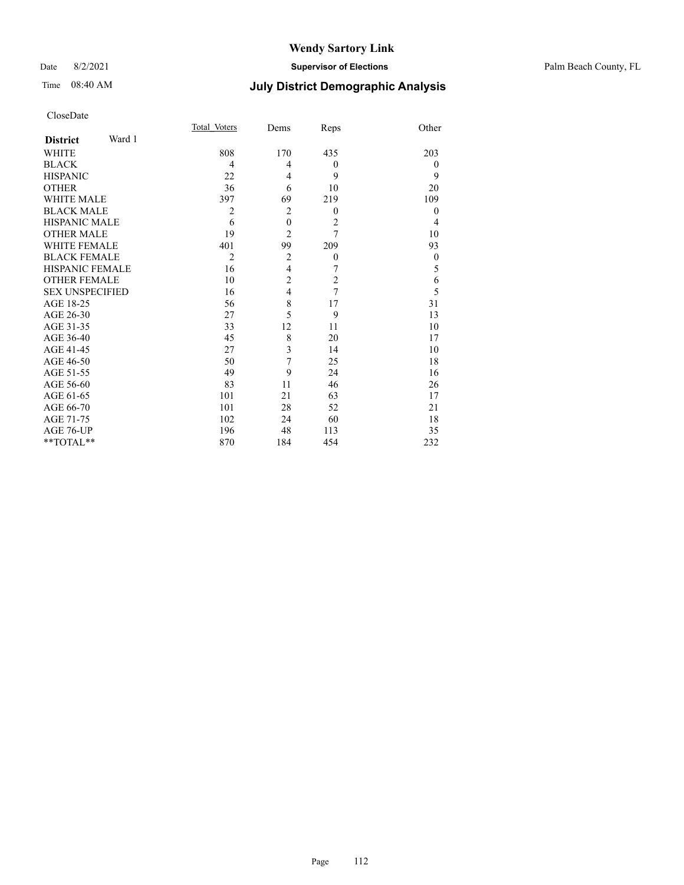# Wendy Sartory Link

Date 8/2/2021 **Supervisor of Elections** Palm Beach County, FL

Time 08:40 AM **July District Demographic Analysis**

CloseDate

| **District** Ward 1 | Total Voters | Dems | Reps | Other |
|---|---|---|---|---|
| WHITE | 808 | 170 | 435 | 203 |
| BLACK | 4 | 4 | 0 | 0 |
| HISPANIC | 22 | 4 | 9 | 9 |
| OTHER | 36 | 6 | 10 | 20 |
| WHITE MALE | 397 | 69 | 219 | 109 |
| BLACK MALE | 2 | 2 | 0 | 0 |
| HISPANIC MALE | 6 | 0 | 2 | 4 |
| OTHER MALE | 19 | 2 | 7 | 10 |
| WHITE FEMALE | 401 | 99 | 209 | 93 |
| BLACK FEMALE | 2 | 2 | 0 | 0 |
| HISPANIC FEMALE | 16 | 4 | 7 | 5 |
| OTHER FEMALE | 10 | 2 | 2 | 6 |
| SEX UNSPECIFIED | 16 | 4 | 7 | 5 |
| AGE 18-25 | 56 | 8 | 17 | 31 |
| AGE 26-30 | 27 | 5 | 9 | 13 |
| AGE 31-35 | 33 | 12 | 11 | 10 |
| AGE 36-40 | 45 | 8 | 20 | 17 |
| AGE 41-45 | 27 | 3 | 14 | 10 |
| AGE 46-50 | 50 | 7 | 25 | 18 |
| AGE 51-55 | 49 | 9 | 24 | 16 |
| AGE 56-60 | 83 | 11 | 46 | 26 |
| AGE 61-65 | 101 | 21 | 63 | 17 |
| AGE 66-70 | 101 | 28 | 52 | 21 |
| AGE 71-75 | 102 | 24 | 60 | 18 |
| AGE 76-UP | 196 | 48 | 113 | 35 |
| **TOTAL** | 870 | 184 | 454 | 232 |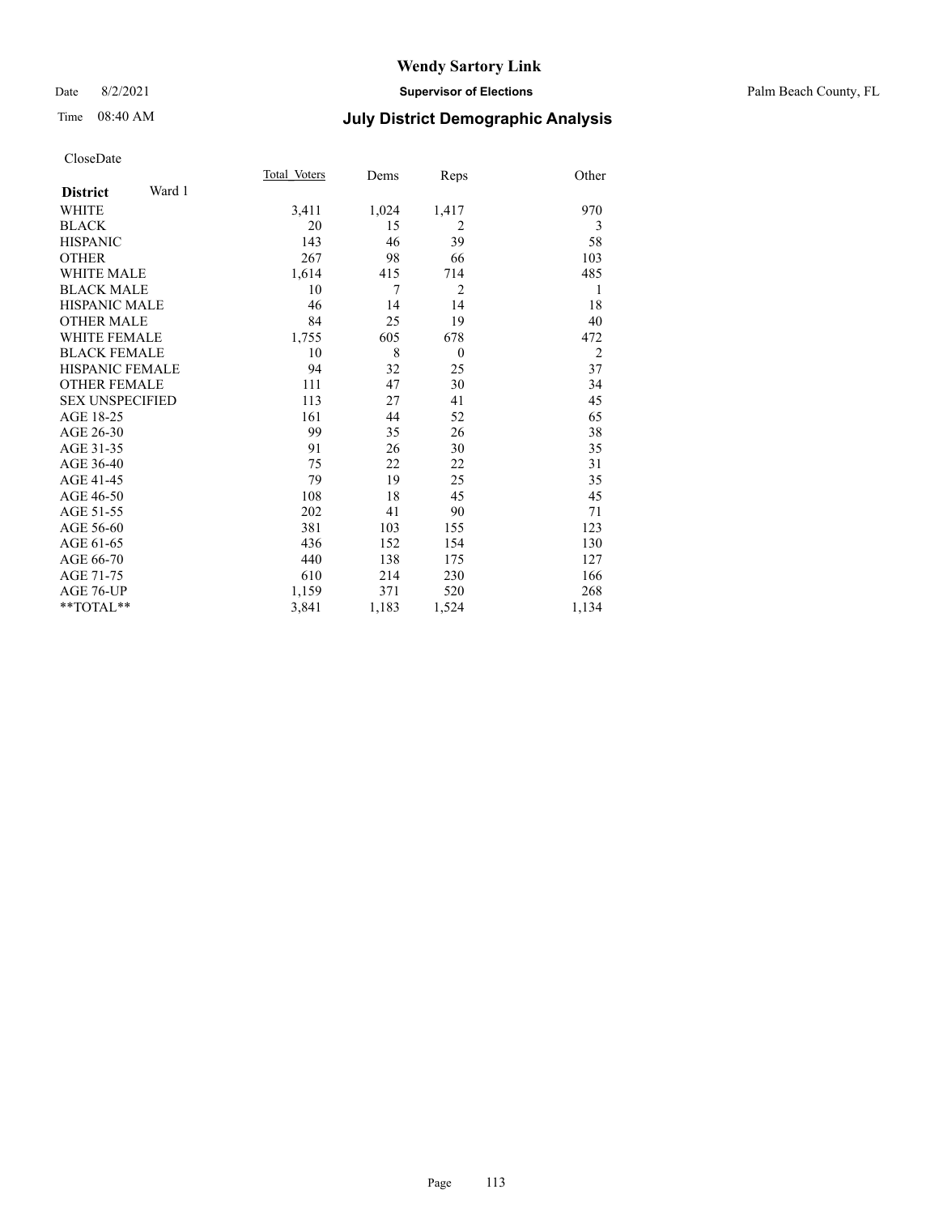# Wendy Sartory Link

Date 8/2/2021 **Supervisor of Elections** Palm Beach County, FL

Time 08:40 AM **July District Demographic Analysis**

CloseDate

| **District** Ward 1 | Total Voters | Dems | Reps | Other |
|---|---|---|---|---|
| WHITE | 3,411 | 1,024 | 1,417 | 970 |
| BLACK | 20 | 15 | 2 | 3 |
| HISPANIC | 143 | 46 | 39 | 58 |
| OTHER | 267 | 98 | 66 | 103 |
| WHITE MALE | 1,614 | 415 | 714 | 485 |
| BLACK MALE | 10 | 7 | 2 | 1 |
| HISPANIC MALE | 46 | 14 | 14 | 18 |
| OTHER MALE | 84 | 25 | 19 | 40 |
| WHITE FEMALE | 1,755 | 605 | 678 | 472 |
| BLACK FEMALE | 10 | 8 | 0 | 2 |
| HISPANIC FEMALE | 94 | 32 | 25 | 37 |
| OTHER FEMALE | 111 | 47 | 30 | 34 |
| SEX UNSPECIFIED | 113 | 27 | 41 | 45 |
| AGE 18-25 | 161 | 44 | 52 | 65 |
| AGE 26-30 | 99 | 35 | 26 | 38 |
| AGE 31-35 | 91 | 26 | 30 | 35 |
| AGE 36-40 | 75 | 22 | 22 | 31 |
| AGE 41-45 | 79 | 19 | 25 | 35 |
| AGE 46-50 | 108 | 18 | 45 | 45 |
| AGE 51-55 | 202 | 41 | 90 | 71 |
| AGE 56-60 | 381 | 103 | 155 | 123 |
| AGE 61-65 | 436 | 152 | 154 | 130 |
| AGE 66-70 | 440 | 138 | 175 | 127 |
| AGE 71-75 | 610 | 214 | 230 | 166 |
| AGE 76-UP | 1,159 | 371 | 520 | 268 |
| **TOTAL** | 3,841 | 1,183 | 1,524 | 1,134 |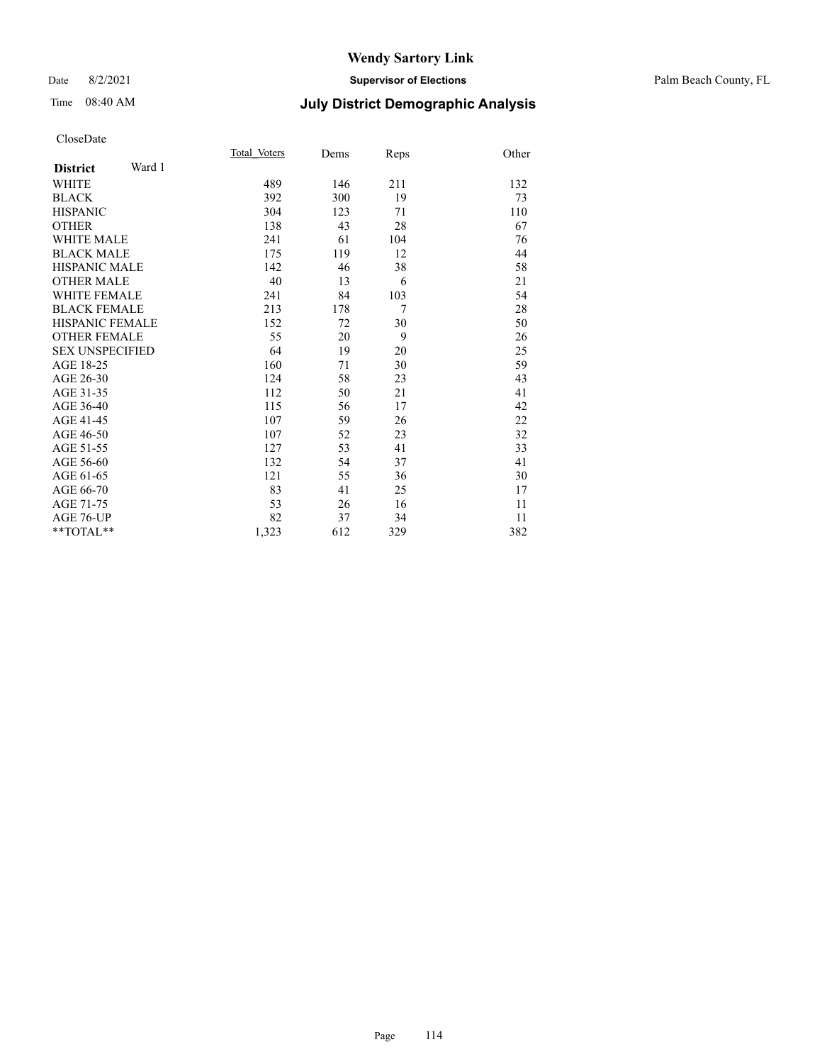CloseDate

| District Ward 1 | Total_Voters | Dems | Reps | Other |
|---|---|---|---|---|
| WHITE | 489 | 146 | 211 | 132 |
| BLACK | 392 | 300 | 19 | 73 |
| HISPANIC | 304 | 123 | 71 | 110 |
| OTHER | 138 | 43 | 28 | 67 |
| WHITE MALE | 241 | 61 | 104 | 76 |
| BLACK MALE | 175 | 119 | 12 | 44 |
| HISPANIC MALE | 142 | 46 | 38 | 58 |
| OTHER MALE | 40 | 13 | 6 | 21 |
| WHITE FEMALE | 241 | 84 | 103 | 54 |
| BLACK FEMALE | 213 | 178 | 7 | 28 |
| HISPANIC FEMALE | 152 | 72 | 30 | 50 |
| OTHER FEMALE | 55 | 20 | 9 | 26 |
| SEX UNSPECIFIED | 64 | 19 | 20 | 25 |
| AGE 18-25 | 160 | 71 | 30 | 59 |
| AGE 26-30 | 124 | 58 | 23 | 43 |
| AGE 31-35 | 112 | 50 | 21 | 41 |
| AGE 36-40 | 115 | 56 | 17 | 42 |
| AGE 41-45 | 107 | 59 | 26 | 22 |
| AGE 46-50 | 107 | 52 | 23 | 32 |
| AGE 51-55 | 127 | 53 | 41 | 33 |
| AGE 56-60 | 132 | 54 | 37 | 41 |
| AGE 61-65 | 121 | 55 | 36 | 30 |
| AGE 66-70 | 83 | 41 | 25 | 17 |
| AGE 71-75 | 53 | 26 | 16 | 11 |
| AGE 76-UP | 82 | 37 | 34 | 11 |
| **TOTAL** | 1,323 | 612 | 329 | 382 |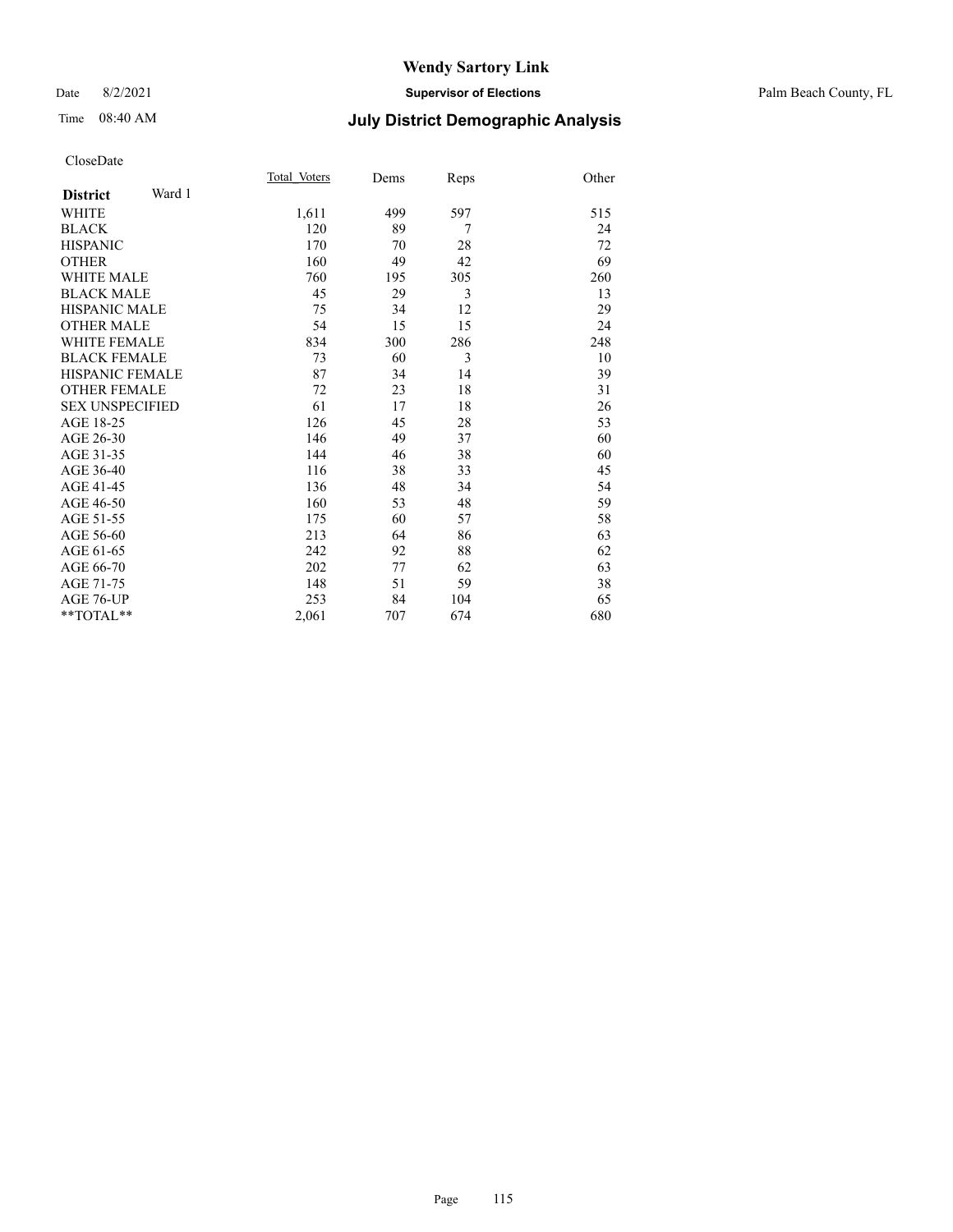# Wendy Sartory Link

Date 8/2/2021 **Supervisor of Elections** Palm Beach County, FL

Time 08:40 AM **July District Demographic Analysis**

CloseDate

| **District** Ward 1 | Total Voters | Dems | Reps | Other |
|---|---|---|---|---|
| WHITE | 1,611 | 499 | 597 | 515 |
| BLACK | 120 | 89 | 7 | 24 |
| HISPANIC | 170 | 70 | 28 | 72 |
| OTHER | 160 | 49 | 42 | 69 |
| WHITE MALE | 760 | 195 | 305 | 260 |
| BLACK MALE | 45 | 29 | 3 | 13 |
| HISPANIC MALE | 75 | 34 | 12 | 29 |
| OTHER MALE | 54 | 15 | 15 | 24 |
| WHITE FEMALE | 834 | 300 | 286 | 248 |
| BLACK FEMALE | 73 | 60 | 3 | 10 |
| HISPANIC FEMALE | 87 | 34 | 14 | 39 |
| OTHER FEMALE | 72 | 23 | 18 | 31 |
| SEX UNSPECIFIED | 61 | 17 | 18 | 26 |
| AGE 18-25 | 126 | 45 | 28 | 53 |
| AGE 26-30 | 146 | 49 | 37 | 60 |
| AGE 31-35 | 144 | 46 | 38 | 60 |
| AGE 36-40 | 116 | 38 | 33 | 45 |
| AGE 41-45 | 136 | 48 | 34 | 54 |
| AGE 46-50 | 160 | 53 | 48 | 59 |
| AGE 51-55 | 175 | 60 | 57 | 58 |
| AGE 56-60 | 213 | 64 | 86 | 63 |
| AGE 61-65 | 242 | 92 | 88 | 62 |
| AGE 66-70 | 202 | 77 | 62 | 63 |
| AGE 71-75 | 148 | 51 | 59 | 38 |
| AGE 76-UP | 253 | 84 | 104 | 65 |
| **TOTAL** | 2,061 | 707 | 674 | 680 |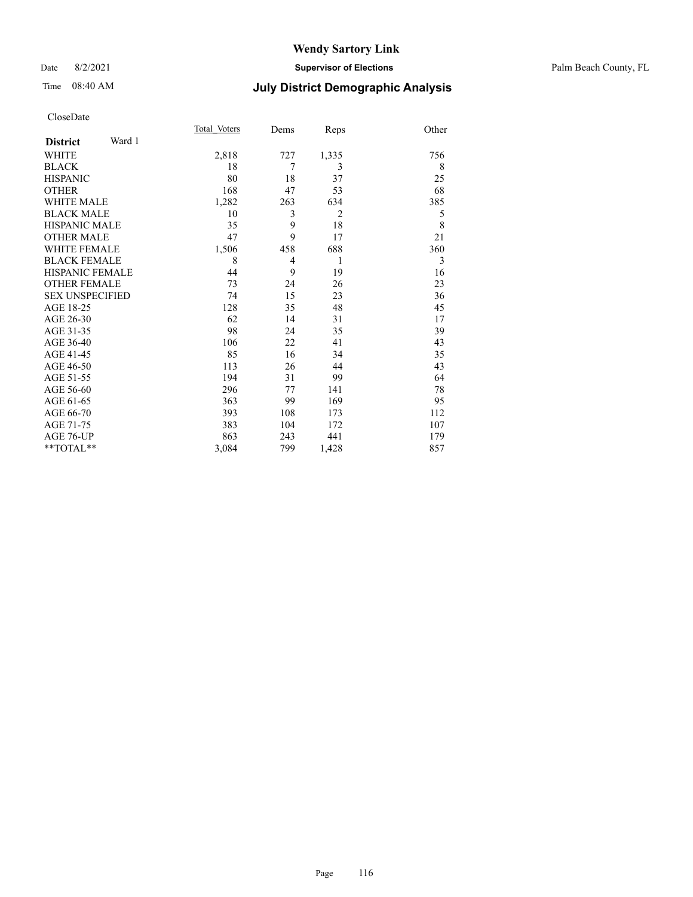# Wendy Sartory Link

Date 8/2/2021 **Supervisor of Elections** Palm Beach County, FL

Time 08:40 AM **July District Demographic Analysis**

CloseDate

| **District** Ward 1 | Total_Voters | Dems | Reps | Other |
|---|---|---|---|---|
| WHITE | 2,818 | 727 | 1,335 | 756 |
| BLACK | 18 | 7 | 3 | 8 |
| HISPANIC | 80 | 18 | 37 | 25 |
| OTHER | 168 | 47 | 53 | 68 |
| WHITE MALE | 1,282 | 263 | 634 | 385 |
| BLACK MALE | 10 | 3 | 2 | 5 |
| HISPANIC MALE | 35 | 9 | 18 | 8 |
| OTHER MALE | 47 | 9 | 17 | 21 |
| WHITE FEMALE | 1,506 | 458 | 688 | 360 |
| BLACK FEMALE | 8 | 4 | 1 | 3 |
| HISPANIC FEMALE | 44 | 9 | 19 | 16 |
| OTHER FEMALE | 73 | 24 | 26 | 23 |
| SEX UNSPECIFIED | 74 | 15 | 23 | 36 |
| AGE 18-25 | 128 | 35 | 48 | 45 |
| AGE 26-30 | 62 | 14 | 31 | 17 |
| AGE 31-35 | 98 | 24 | 35 | 39 |
| AGE 36-40 | 106 | 22 | 41 | 43 |
| AGE 41-45 | 85 | 16 | 34 | 35 |
| AGE 46-50 | 113 | 26 | 44 | 43 |
| AGE 51-55 | 194 | 31 | 99 | 64 |
| AGE 56-60 | 296 | 77 | 141 | 78 |
| AGE 61-65 | 363 | 99 | 169 | 95 |
| AGE 66-70 | 393 | 108 | 173 | 112 |
| AGE 71-75 | 383 | 104 | 172 | 107 |
| AGE 76-UP | 863 | 243 | 441 | 179 |
| **TOTAL** | 3,084 | 799 | 1,428 | 857 |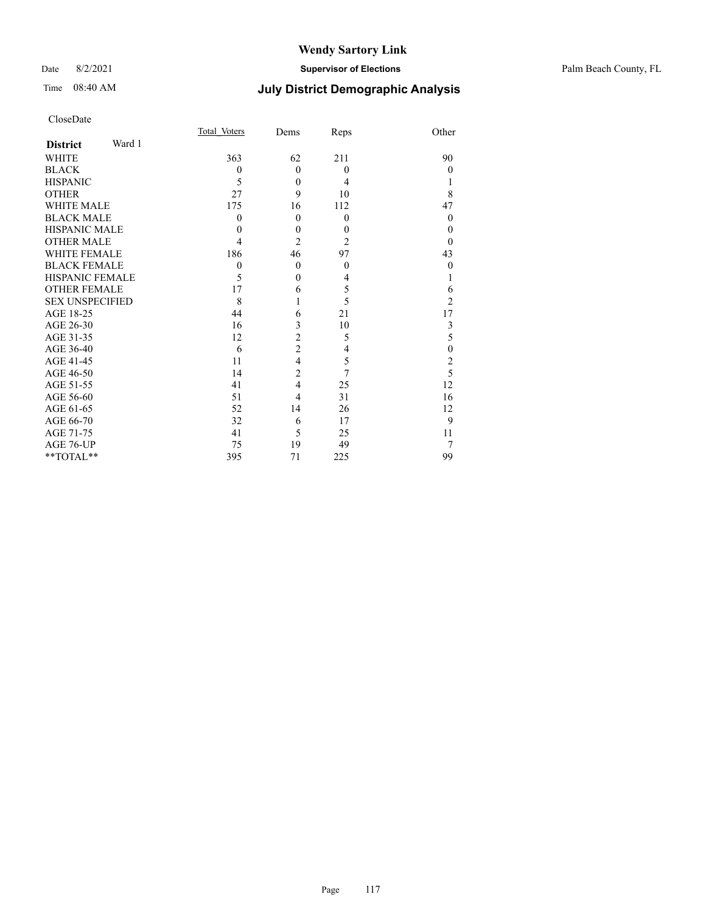# Wendy Sartory Link

Date 8/2/2021 **Supervisor of Elections** Palm Beach County, FL

Time 08:40 AM **July District Demographic Analysis**

CloseDate

| **District** Ward 1 | Total_Voters | Dems | Reps | Other |
|---|---|---|---|---|
| WHITE | 363 | 62 | 211 | 90 |
| BLACK | 0 | 0 | 0 | 0 |
| HISPANIC | 5 | 0 | 4 | 1 |
| OTHER | 27 | 9 | 10 | 8 |
| WHITE MALE | 175 | 16 | 112 | 47 |
| BLACK MALE | 0 | 0 | 0 | 0 |
| HISPANIC MALE | 0 | 0 | 0 | 0 |
| OTHER MALE | 4 | 2 | 2 | 0 |
| WHITE FEMALE | 186 | 46 | 97 | 43 |
| BLACK FEMALE | 0 | 0 | 0 | 0 |
| HISPANIC FEMALE | 5 | 0 | 4 | 1 |
| OTHER FEMALE | 17 | 6 | 5 | 6 |
| SEX UNSPECIFIED | 8 | 1 | 5 | 2 |
| AGE 18-25 | 44 | 6 | 21 | 17 |
| AGE 26-30 | 16 | 3 | 10 | 3 |
| AGE 31-35 | 12 | 2 | 5 | 5 |
| AGE 36-40 | 6 | 2 | 4 | 0 |
| AGE 41-45 | 11 | 4 | 5 | 2 |
| AGE 46-50 | 14 | 2 | 7 | 5 |
| AGE 51-55 | 41 | 4 | 25 | 12 |
| AGE 56-60 | 51 | 4 | 31 | 16 |
| AGE 61-65 | 52 | 14 | 26 | 12 |
| AGE 66-70 | 32 | 6 | 17 | 9 |
| AGE 71-75 | 41 | 5 | 25 | 11 |
| AGE 76-UP | 75 | 19 | 49 | 7 |
| **TOTAL** | 395 | 71 | 225 | 99 |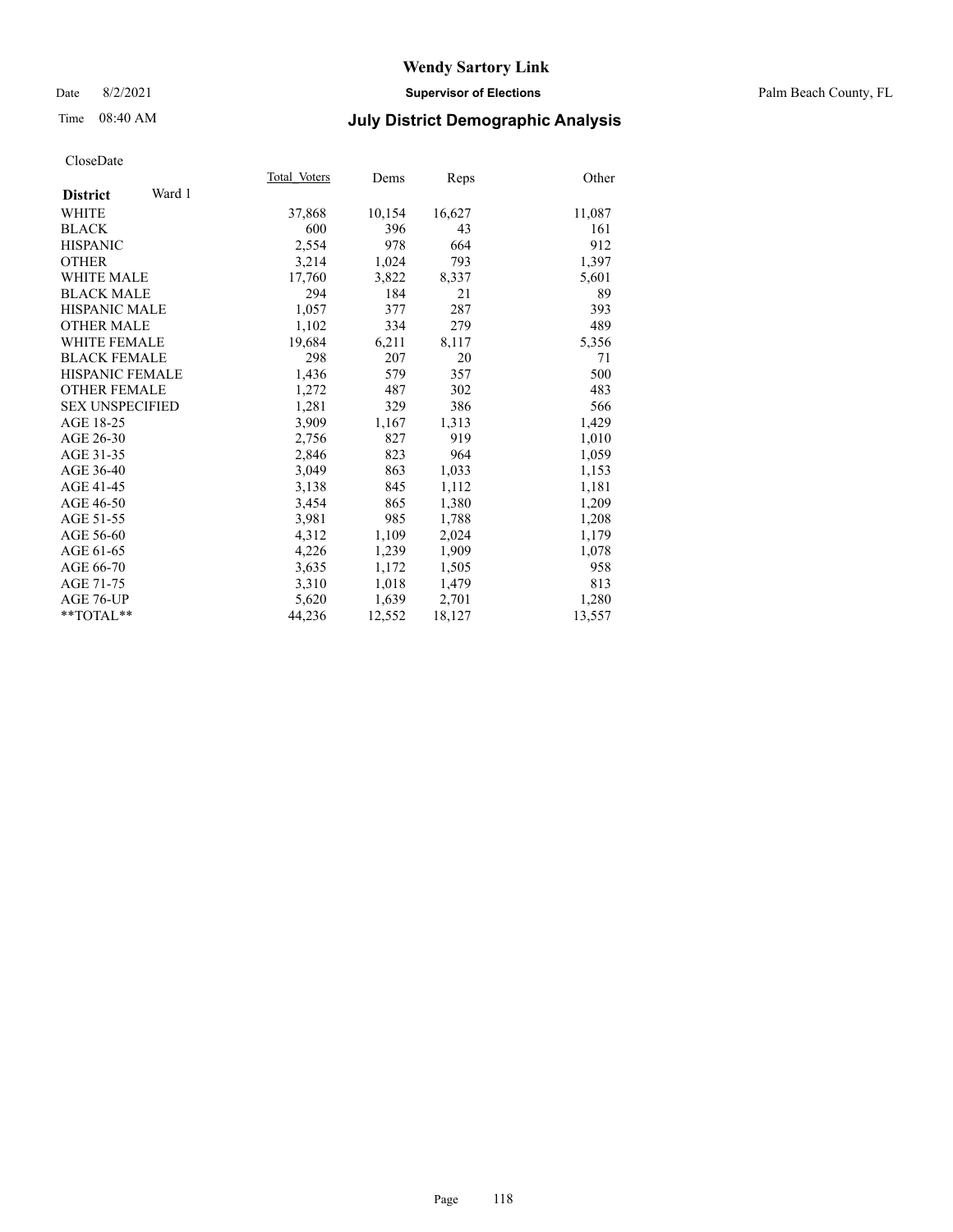# Wendy Sartory Link

Date 8/2/2021 **Supervisor of Elections** Palm Beach County, FL

Time 08:40 AM **July District Demographic Analysis**

CloseDate

| **District** Ward 1 | Total_Voters | Dems | Reps | Other |
|---|---|---|---|---|
| WHITE | 37,868 | 10,154 | 16,627 | 11,087 |
| BLACK | 600 | 396 | 43 | 161 |
| HISPANIC | 2,554 | 978 | 664 | 912 |
| OTHER | 3,214 | 1,024 | 793 | 1,397 |
| WHITE MALE | 17,760 | 3,822 | 8,337 | 5,601 |
| BLACK MALE | 294 | 184 | 21 | 89 |
| HISPANIC MALE | 1,057 | 377 | 287 | 393 |
| OTHER MALE | 1,102 | 334 | 279 | 489 |
| WHITE FEMALE | 19,684 | 6,211 | 8,117 | 5,356 |
| BLACK FEMALE | 298 | 207 | 20 | 71 |
| HISPANIC FEMALE | 1,436 | 579 | 357 | 500 |
| OTHER FEMALE | 1,272 | 487 | 302 | 483 |
| SEX UNSPECIFIED | 1,281 | 329 | 386 | 566 |
| AGE 18-25 | 3,909 | 1,167 | 1,313 | 1,429 |
| AGE 26-30 | 2,756 | 827 | 919 | 1,010 |
| AGE 31-35 | 2,846 | 823 | 964 | 1,059 |
| AGE 36-40 | 3,049 | 863 | 1,033 | 1,153 |
| AGE 41-45 | 3,138 | 845 | 1,112 | 1,181 |
| AGE 46-50 | 3,454 | 865 | 1,380 | 1,209 |
| AGE 51-55 | 3,981 | 985 | 1,788 | 1,208 |
| AGE 56-60 | 4,312 | 1,109 | 2,024 | 1,179 |
| AGE 61-65 | 4,226 | 1,239 | 1,909 | 1,078 |
| AGE 66-70 | 3,635 | 1,172 | 1,505 | 958 |
| AGE 71-75 | 3,310 | 1,018 | 1,479 | 813 |
| AGE 76-UP | 5,620 | 1,639 | 2,701 | 1,280 |
| **TOTAL** | 44,236 | 12,552 | 18,127 | 13,557 |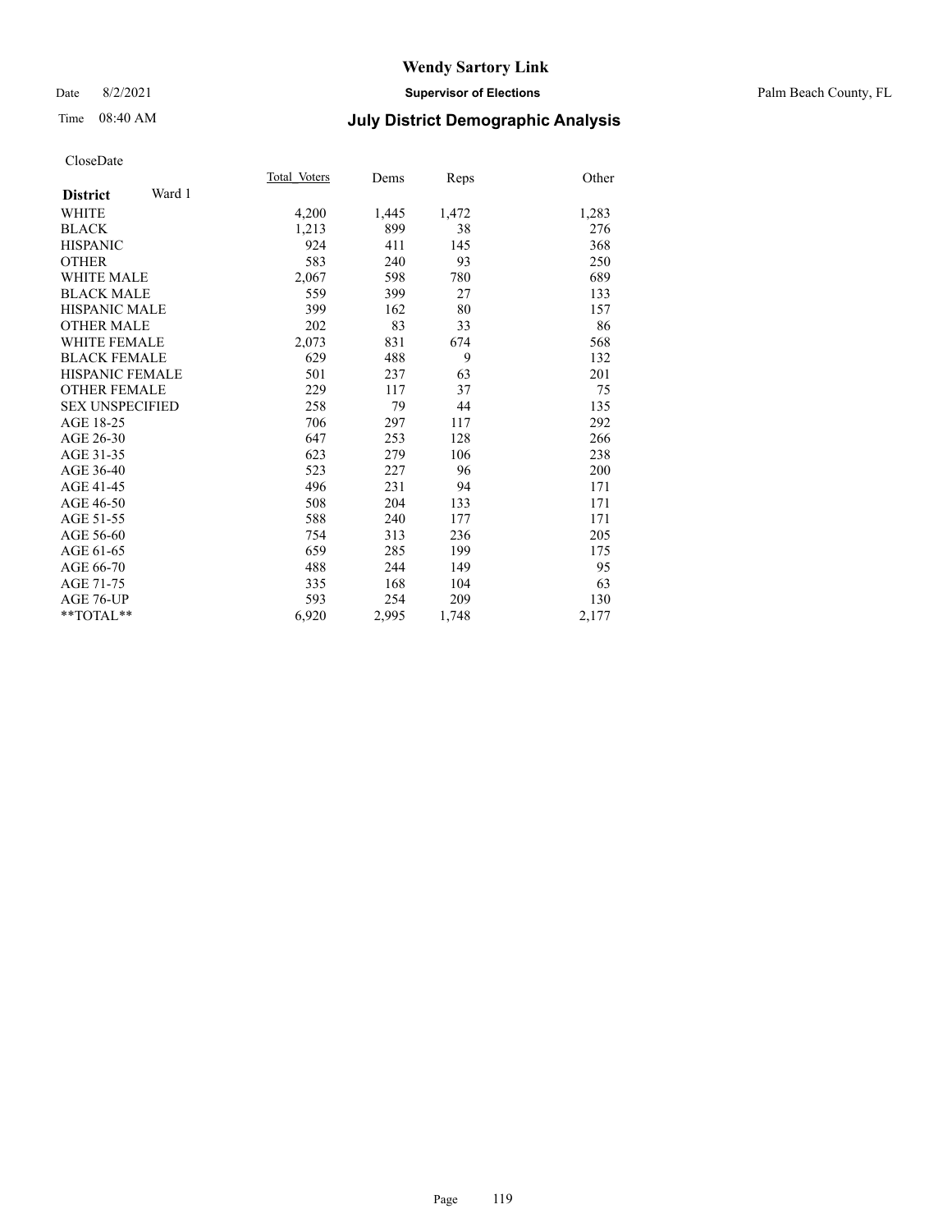CloseDate

| District | Ward 1 | Total_Voters | Dems | Reps | Other |
|---|---|---|---|---|---|
| WHITE | | 4,200 | 1,445 | 1,472 | 1,283 |
| BLACK | | 1,213 | 899 | 38 | 276 |
| HISPANIC | | 924 | 411 | 145 | 368 |
| OTHER | | 583 | 240 | 93 | 250 |
| WHITE MALE | | 2,067 | 598 | 780 | 689 |
| BLACK MALE | | 559 | 399 | 27 | 133 |
| HISPANIC MALE | | 399 | 162 | 80 | 157 |
| OTHER MALE | | 202 | 83 | 33 | 86 |
| WHITE FEMALE | | 2,073 | 831 | 674 | 568 |
| BLACK FEMALE | | 629 | 488 | 9 | 132 |
| HISPANIC FEMALE | | 501 | 237 | 63 | 201 |
| OTHER FEMALE | | 229 | 117 | 37 | 75 |
| SEX UNSPECIFIED | | 258 | 79 | 44 | 135 |
| AGE 18-25 | | 706 | 297 | 117 | 292 |
| AGE 26-30 | | 647 | 253 | 128 | 266 |
| AGE 31-35 | | 623 | 279 | 106 | 238 |
| AGE 36-40 | | 523 | 227 | 96 | 200 |
| AGE 41-45 | | 496 | 231 | 94 | 171 |
| AGE 46-50 | | 508 | 204 | 133 | 171 |
| AGE 51-55 | | 588 | 240 | 177 | 171 |
| AGE 56-60 | | 754 | 313 | 236 | 205 |
| AGE 61-65 | | 659 | 285 | 199 | 175 |
| AGE 66-70 | | 488 | 244 | 149 | 95 |
| AGE 71-75 | | 335 | 168 | 104 | 63 |
| AGE 76-UP | | 593 | 254 | 209 | 130 |
| **TOTAL** | | 6,920 | 2,995 | 1,748 | 2,177 |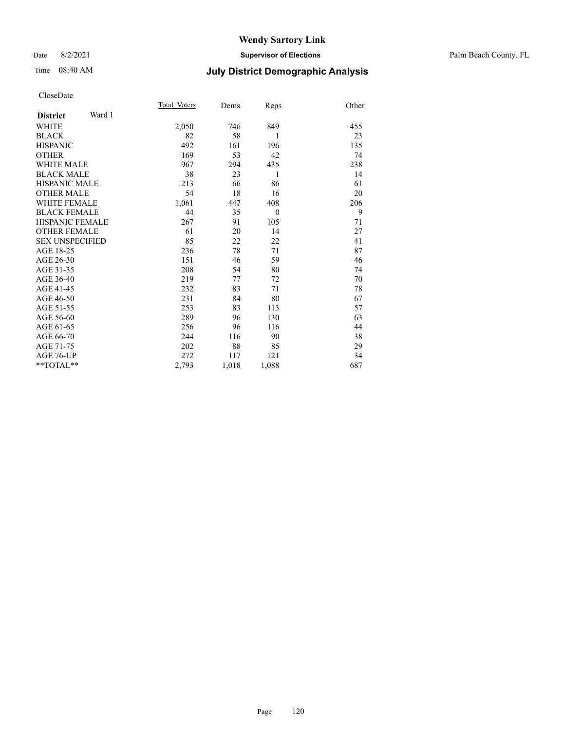# Wendy Sartory Link

Date 8/2/2021 **Supervisor of Elections** Palm Beach County, FL

Time 08:40 AM **July District Demographic Analysis**

CloseDate

| **District** Ward 1 | Total_Voters | Dems | Reps | Other |
|---|---|---|---|---|
| WHITE | 2,050 | 746 | 849 | 455 |
| BLACK | 82 | 58 | 1 | 23 |
| HISPANIC | 492 | 161 | 196 | 135 |
| OTHER | 169 | 53 | 42 | 74 |
| WHITE MALE | 967 | 294 | 435 | 238 |
| BLACK MALE | 38 | 23 | 1 | 14 |
| HISPANIC MALE | 213 | 66 | 86 | 61 |
| OTHER MALE | 54 | 18 | 16 | 20 |
| WHITE FEMALE | 1,061 | 447 | 408 | 206 |
| BLACK FEMALE | 44 | 35 | 0 | 9 |
| HISPANIC FEMALE | 267 | 91 | 105 | 71 |
| OTHER FEMALE | 61 | 20 | 14 | 27 |
| SEX UNSPECIFIED | 85 | 22 | 22 | 41 |
| AGE 18-25 | 236 | 78 | 71 | 87 |
| AGE 26-30 | 151 | 46 | 59 | 46 |
| AGE 31-35 | 208 | 54 | 80 | 74 |
| AGE 36-40 | 219 | 77 | 72 | 70 |
| AGE 41-45 | 232 | 83 | 71 | 78 |
| AGE 46-50 | 231 | 84 | 80 | 67 |
| AGE 51-55 | 253 | 83 | 113 | 57 |
| AGE 56-60 | 289 | 96 | 130 | 63 |
| AGE 61-65 | 256 | 96 | 116 | 44 |
| AGE 66-70 | 244 | 116 | 90 | 38 |
| AGE 71-75 | 202 | 88 | 85 | 29 |
| AGE 76-UP | 272 | 117 | 121 | 34 |
| **TOTAL** | 2,793 | 1,018 | 1,088 | 687 |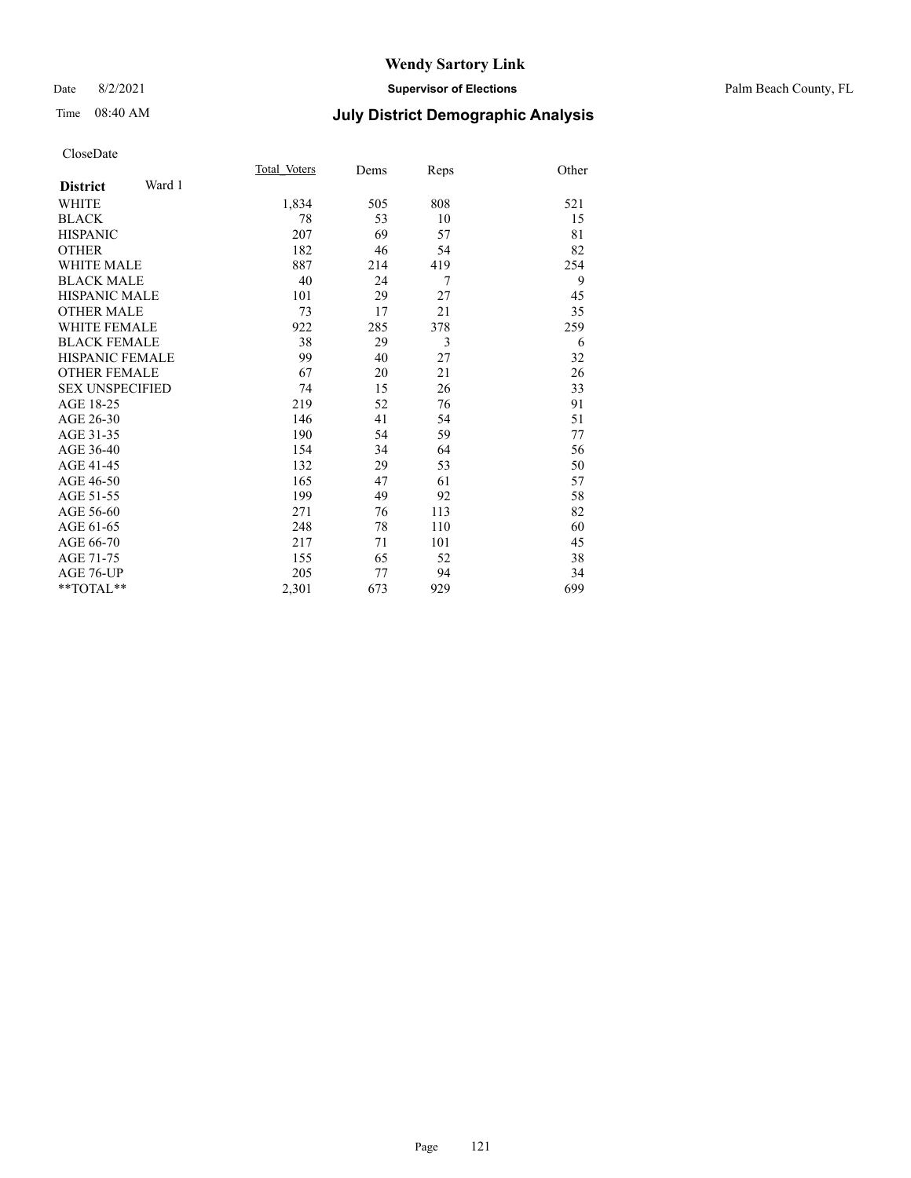# Wendy Sartory Link

Date 8/2/2021 **Supervisor of Elections** Palm Beach County, FL

Time 08:40 AM **July District Demographic Analysis**

CloseDate

| **District** Ward 1 | Total Voters | Dems | Reps | Other |
|---|---|---|---|---|
| WHITE | 1,834 | 505 | 808 | 521 |
| BLACK | 78 | 53 | 10 | 15 |
| HISPANIC | 207 | 69 | 57 | 81 |
| OTHER | 182 | 46 | 54 | 82 |
| WHITE MALE | 887 | 214 | 419 | 254 |
| BLACK MALE | 40 | 24 | 7 | 9 |
| HISPANIC MALE | 101 | 29 | 27 | 45 |
| OTHER MALE | 73 | 17 | 21 | 35 |
| WHITE FEMALE | 922 | 285 | 378 | 259 |
| BLACK FEMALE | 38 | 29 | 3 | 6 |
| HISPANIC FEMALE | 99 | 40 | 27 | 32 |
| OTHER FEMALE | 67 | 20 | 21 | 26 |
| SEX UNSPECIFIED | 74 | 15 | 26 | 33 |
| AGE 18-25 | 219 | 52 | 76 | 91 |
| AGE 26-30 | 146 | 41 | 54 | 51 |
| AGE 31-35 | 190 | 54 | 59 | 77 |
| AGE 36-40 | 154 | 34 | 64 | 56 |
| AGE 41-45 | 132 | 29 | 53 | 50 |
| AGE 46-50 | 165 | 47 | 61 | 57 |
| AGE 51-55 | 199 | 49 | 92 | 58 |
| AGE 56-60 | 271 | 76 | 113 | 82 |
| AGE 61-65 | 248 | 78 | 110 | 60 |
| AGE 66-70 | 217 | 71 | 101 | 45 |
| AGE 71-75 | 155 | 65 | 52 | 38 |
| AGE 76-UP | 205 | 77 | 94 | 34 |
| **TOTAL** | 2,301 | 673 | 929 | 699 |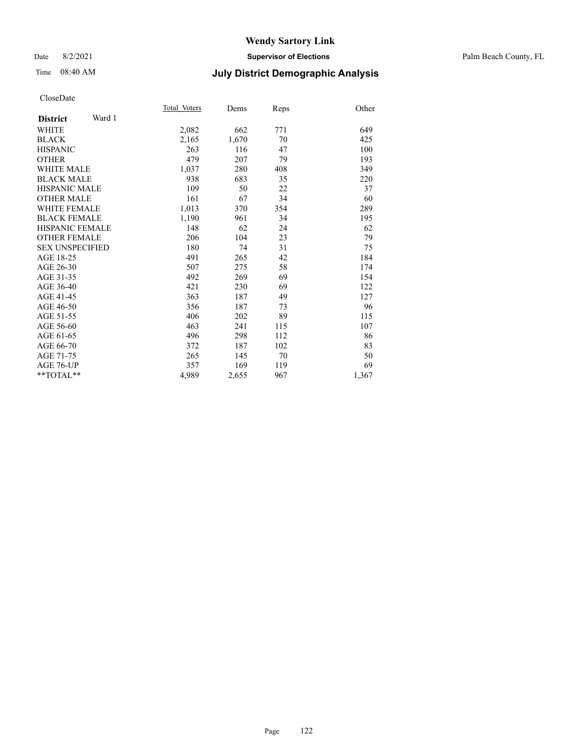CloseDate

| District Ward 1 | Total Voters | Dems | Reps | Other |
|---|---|---|---|---|
| WHITE | 2,082 | 662 | 771 | 649 |
| BLACK | 2,165 | 1,670 | 70 | 425 |
| HISPANIC | 263 | 116 | 47 | 100 |
| OTHER | 479 | 207 | 79 | 193 |
| WHITE MALE | 1,037 | 280 | 408 | 349 |
| BLACK MALE | 938 | 683 | 35 | 220 |
| HISPANIC MALE | 109 | 50 | 22 | 37 |
| OTHER MALE | 161 | 67 | 34 | 60 |
| WHITE FEMALE | 1,013 | 370 | 354 | 289 |
| BLACK FEMALE | 1,190 | 961 | 34 | 195 |
| HISPANIC FEMALE | 148 | 62 | 24 | 62 |
| OTHER FEMALE | 206 | 104 | 23 | 79 |
| SEX UNSPECIFIED | 180 | 74 | 31 | 75 |
| AGE 18-25 | 491 | 265 | 42 | 184 |
| AGE 26-30 | 507 | 275 | 58 | 174 |
| AGE 31-35 | 492 | 269 | 69 | 154 |
| AGE 36-40 | 421 | 230 | 69 | 122 |
| AGE 41-45 | 363 | 187 | 49 | 127 |
| AGE 46-50 | 356 | 187 | 73 | 96 |
| AGE 51-55 | 406 | 202 | 89 | 115 |
| AGE 56-60 | 463 | 241 | 115 | 107 |
| AGE 61-65 | 496 | 298 | 112 | 86 |
| AGE 66-70 | 372 | 187 | 102 | 83 |
| AGE 71-75 | 265 | 145 | 70 | 50 |
| AGE 76-UP | 357 | 169 | 119 | 69 |
| **TOTAL** | 4,989 | 2,655 | 967 | 1,367 |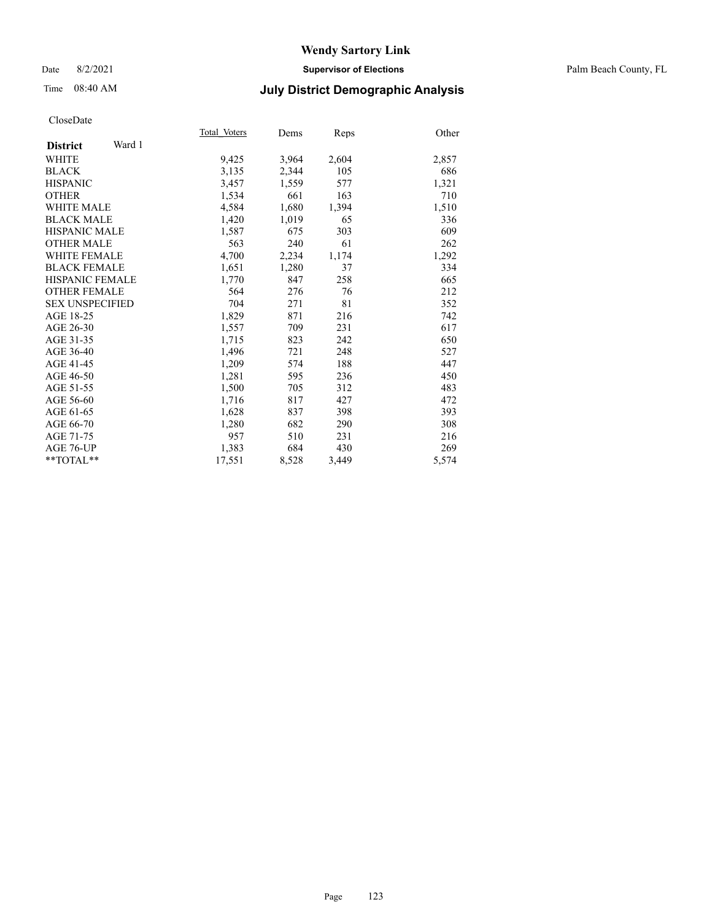# Wendy Sartory Link

Date 8/2/2021 **Supervisor of Elections** Palm Beach County, FL

Time 08:40 AM **July District Demographic Analysis**

CloseDate

| **District** Ward 1 | Total Voters | Dems | Reps | Other |
|---|---|---|---|---|
| WHITE | 9,425 | 3,964 | 2,604 | 2,857 |
| BLACK | 3,135 | 2,344 | 105 | 686 |
| HISPANIC | 3,457 | 1,559 | 577 | 1,321 |
| OTHER | 1,534 | 661 | 163 | 710 |
| WHITE MALE | 4,584 | 1,680 | 1,394 | 1,510 |
| BLACK MALE | 1,420 | 1,019 | 65 | 336 |
| HISPANIC MALE | 1,587 | 675 | 303 | 609 |
| OTHER MALE | 563 | 240 | 61 | 262 |
| WHITE FEMALE | 4,700 | 2,234 | 1,174 | 1,292 |
| BLACK FEMALE | 1,651 | 1,280 | 37 | 334 |
| HISPANIC FEMALE | 1,770 | 847 | 258 | 665 |
| OTHER FEMALE | 564 | 276 | 76 | 212 |
| SEX UNSPECIFIED | 704 | 271 | 81 | 352 |
| AGE 18-25 | 1,829 | 871 | 216 | 742 |
| AGE 26-30 | 1,557 | 709 | 231 | 617 |
| AGE 31-35 | 1,715 | 823 | 242 | 650 |
| AGE 36-40 | 1,496 | 721 | 248 | 527 |
| AGE 41-45 | 1,209 | 574 | 188 | 447 |
| AGE 46-50 | 1,281 | 595 | 236 | 450 |
| AGE 51-55 | 1,500 | 705 | 312 | 483 |
| AGE 56-60 | 1,716 | 817 | 427 | 472 |
| AGE 61-65 | 1,628 | 837 | 398 | 393 |
| AGE 66-70 | 1,280 | 682 | 290 | 308 |
| AGE 71-75 | 957 | 510 | 231 | 216 |
| AGE 76-UP | 1,383 | 684 | 430 | 269 |
| **TOTAL** | 17,551 | 8,528 | 3,449 | 5,574 |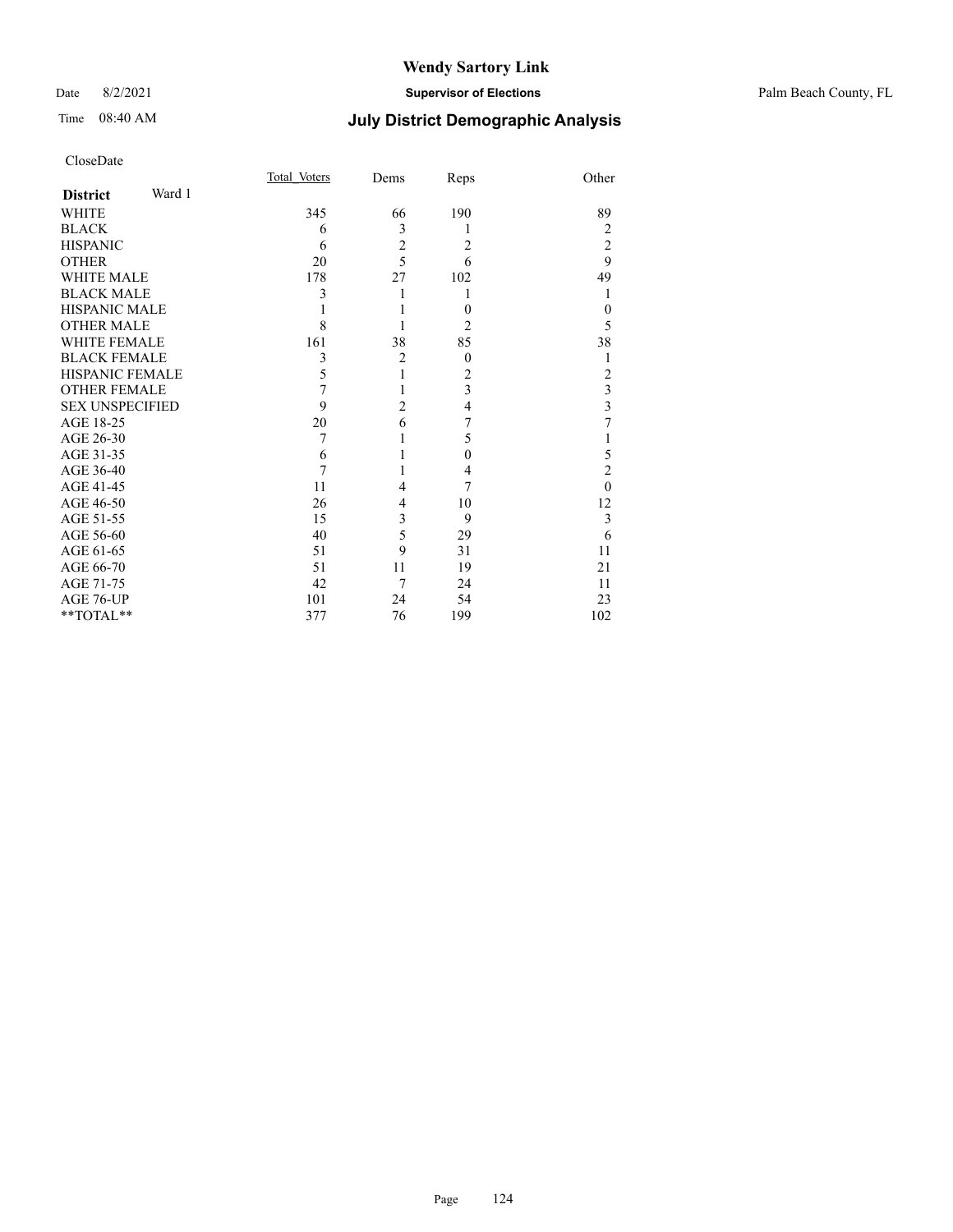# Wendy Sartory Link

Date 8/2/2021 **Supervisor of Elections** Palm Beach County, FL

Time 08:40 AM **July District Demographic Analysis**

CloseDate

| **District** Ward 1 | Total Voters | Dems | Reps | Other |
|---|---|---|---|---|
| WHITE | 345 | 66 | 190 | 89 |
| BLACK | 6 | 3 | 1 | 2 |
| HISPANIC | 6 | 2 | 2 | 2 |
| OTHER | 20 | 5 | 6 | 9 |
| WHITE MALE | 178 | 27 | 102 | 49 |
| BLACK MALE | 3 | 1 | 1 | 1 |
| HISPANIC MALE | 1 | 1 | 0 | 0 |
| OTHER MALE | 8 | 1 | 2 | 5 |
| WHITE FEMALE | 161 | 38 | 85 | 38 |
| BLACK FEMALE | 3 | 2 | 0 | 1 |
| HISPANIC FEMALE | 5 | 1 | 2 | 2 |
| OTHER FEMALE | 7 | 1 | 3 | 3 |
| SEX UNSPECIFIED | 9 | 2 | 4 | 3 |
| AGE 18-25 | 20 | 6 | 7 | 7 |
| AGE 26-30 | 7 | 1 | 5 | 1 |
| AGE 31-35 | 6 | 1 | 0 | 5 |
| AGE 36-40 | 7 | 1 | 4 | 2 |
| AGE 41-45 | 11 | 4 | 7 | 0 |
| AGE 46-50 | 26 | 4 | 10 | 12 |
| AGE 51-55 | 15 | 3 | 9 | 3 |
| AGE 56-60 | 40 | 5 | 29 | 6 |
| AGE 61-65 | 51 | 9 | 31 | 11 |
| AGE 66-70 | 51 | 11 | 19 | 21 |
| AGE 71-75 | 42 | 7 | 24 | 11 |
| AGE 76-UP | 101 | 24 | 54 | 23 |
| **TOTAL** | 377 | 76 | 199 | 102 |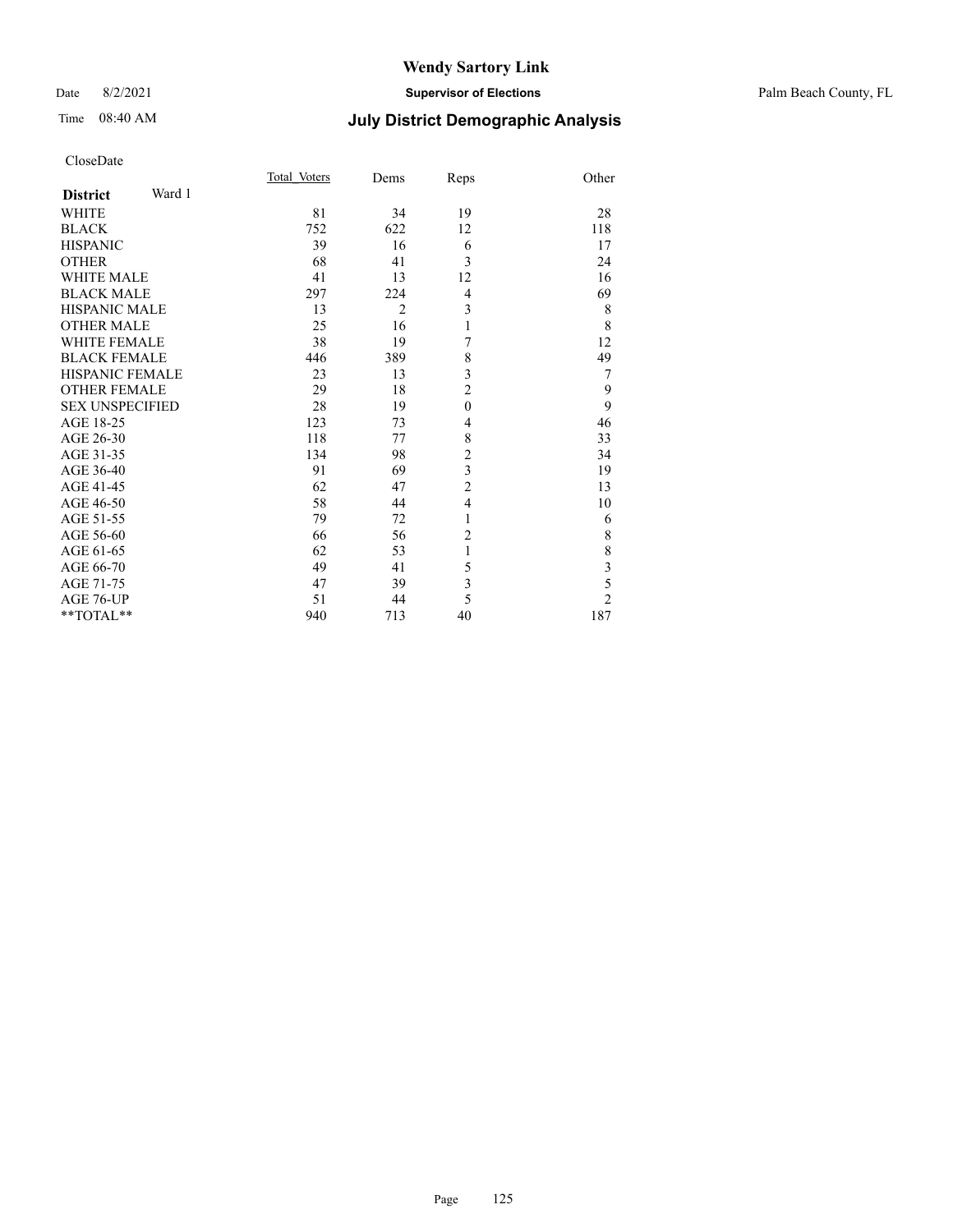# Wendy Sartory Link

Date 8/2/2021 **Supervisor of Elections** Palm Beach County, FL

Time 08:40 AM **July District Demographic Analysis**

CloseDate

| **District** Ward 1 | Total_Voters | Dems | Reps | Other |
|---|---|---|---|---|
| WHITE | 81 | 34 | 19 | 28 |
| BLACK | 752 | 622 | 12 | 118 |
| HISPANIC | 39 | 16 | 6 | 17 |
| OTHER | 68 | 41 | 3 | 24 |
| WHITE MALE | 41 | 13 | 12 | 16 |
| BLACK MALE | 297 | 224 | 4 | 69 |
| HISPANIC MALE | 13 | 2 | 3 | 8 |
| OTHER MALE | 25 | 16 | 1 | 8 |
| WHITE FEMALE | 38 | 19 | 7 | 12 |
| BLACK FEMALE | 446 | 389 | 8 | 49 |
| HISPANIC FEMALE | 23 | 13 | 3 | 7 |
| OTHER FEMALE | 29 | 18 | 2 | 9 |
| SEX UNSPECIFIED | 28 | 19 | 0 | 9 |
| AGE 18-25 | 123 | 73 | 4 | 46 |
| AGE 26-30 | 118 | 77 | 8 | 33 |
| AGE 31-35 | 134 | 98 | 2 | 34 |
| AGE 36-40 | 91 | 69 | 3 | 19 |
| AGE 41-45 | 62 | 47 | 2 | 13 |
| AGE 46-50 | 58 | 44 | 4 | 10 |
| AGE 51-55 | 79 | 72 | 1 | 6 |
| AGE 56-60 | 66 | 56 | 2 | 8 |
| AGE 61-65 | 62 | 53 | 1 | 8 |
| AGE 66-70 | 49 | 41 | 5 | 3 |
| AGE 71-75 | 47 | 39 | 3 | 5 |
| AGE 76-UP | 51 | 44 | 5 | 2 |
| **TOTAL** | 940 | 713 | 40 | 187 |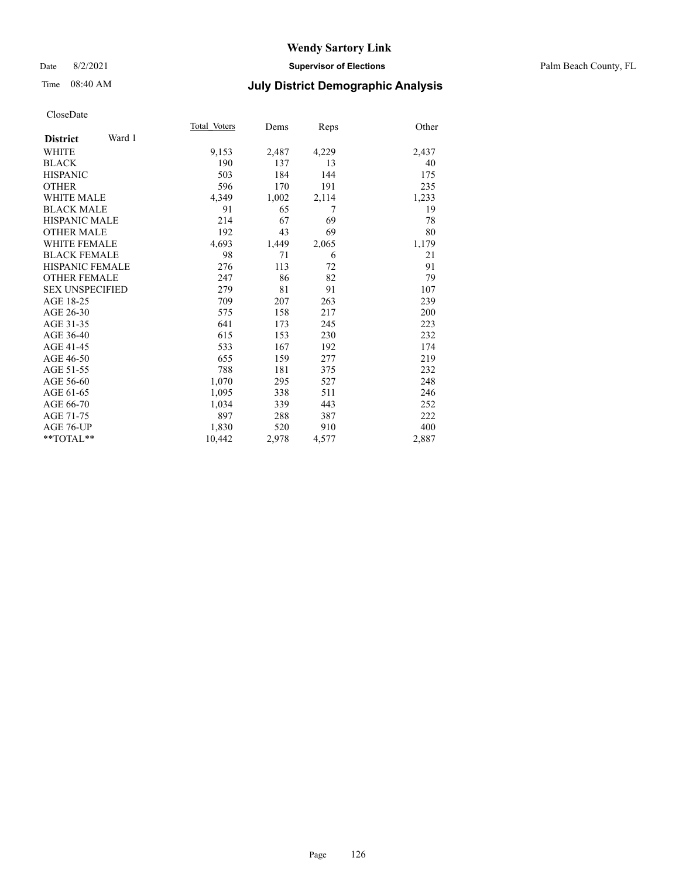# Wendy Sartory Link

Date 8/2/2021 **Supervisor of Elections** Palm Beach County, FL

Time 08:40 AM **July District Demographic Analysis**

CloseDate

| **District** Ward 1 | Total Voters | Dems | Reps | Other |
|---|---|---|---|---|
| WHITE | 9,153 | 2,487 | 4,229 | 2,437 |
| BLACK | 190 | 137 | 13 | 40 |
| HISPANIC | 503 | 184 | 144 | 175 |
| OTHER | 596 | 170 | 191 | 235 |
| WHITE MALE | 4,349 | 1,002 | 2,114 | 1,233 |
| BLACK MALE | 91 | 65 | 7 | 19 |
| HISPANIC MALE | 214 | 67 | 69 | 78 |
| OTHER MALE | 192 | 43 | 69 | 80 |
| WHITE FEMALE | 4,693 | 1,449 | 2,065 | 1,179 |
| BLACK FEMALE | 98 | 71 | 6 | 21 |
| HISPANIC FEMALE | 276 | 113 | 72 | 91 |
| OTHER FEMALE | 247 | 86 | 82 | 79 |
| SEX UNSPECIFIED | 279 | 81 | 91 | 107 |
| AGE 18-25 | 709 | 207 | 263 | 239 |
| AGE 26-30 | 575 | 158 | 217 | 200 |
| AGE 31-35 | 641 | 173 | 245 | 223 |
| AGE 36-40 | 615 | 153 | 230 | 232 |
| AGE 41-45 | 533 | 167 | 192 | 174 |
| AGE 46-50 | 655 | 159 | 277 | 219 |
| AGE 51-55 | 788 | 181 | 375 | 232 |
| AGE 56-60 | 1,070 | 295 | 527 | 248 |
| AGE 61-65 | 1,095 | 338 | 511 | 246 |
| AGE 66-70 | 1,034 | 339 | 443 | 252 |
| AGE 71-75 | 897 | 288 | 387 | 222 |
| AGE 76-UP | 1,830 | 520 | 910 | 400 |
| **TOTAL** | 10,442 | 2,978 | 4,577 | 2,887 |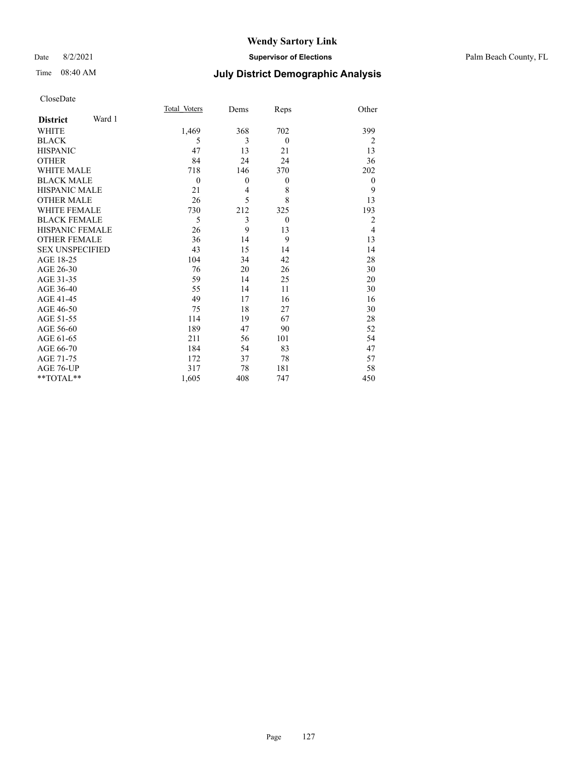# Wendy Sartory Link

Date 8/2/2021 **Supervisor of Elections** Palm Beach County, FL

Time 08:40 AM **July District Demographic Analysis**

CloseDate

| **District** Ward 1 | Total_Voters | Dems | Reps | Other |
|---|---|---|---|---|
| WHITE | 1,469 | 368 | 702 | 399 |
| BLACK | 5 | 3 | 0 | 2 |
| HISPANIC | 47 | 13 | 21 | 13 |
| OTHER | 84 | 24 | 24 | 36 |
| WHITE MALE | 718 | 146 | 370 | 202 |
| BLACK MALE | 0 | 0 | 0 | 0 |
| HISPANIC MALE | 21 | 4 | 8 | 9 |
| OTHER MALE | 26 | 5 | 8 | 13 |
| WHITE FEMALE | 730 | 212 | 325 | 193 |
| BLACK FEMALE | 5 | 3 | 0 | 2 |
| HISPANIC FEMALE | 26 | 9 | 13 | 4 |
| OTHER FEMALE | 36 | 14 | 9 | 13 |
| SEX UNSPECIFIED | 43 | 15 | 14 | 14 |
| AGE 18-25 | 104 | 34 | 42 | 28 |
| AGE 26-30 | 76 | 20 | 26 | 30 |
| AGE 31-35 | 59 | 14 | 25 | 20 |
| AGE 36-40 | 55 | 14 | 11 | 30 |
| AGE 41-45 | 49 | 17 | 16 | 16 |
| AGE 46-50 | 75 | 18 | 27 | 30 |
| AGE 51-55 | 114 | 19 | 67 | 28 |
| AGE 56-60 | 189 | 47 | 90 | 52 |
| AGE 61-65 | 211 | 56 | 101 | 54 |
| AGE 66-70 | 184 | 54 | 83 | 47 |
| AGE 71-75 | 172 | 37 | 78 | 57 |
| AGE 76-UP | 317 | 78 | 181 | 58 |
| **TOTAL** | 1,605 | 408 | 747 | 450 |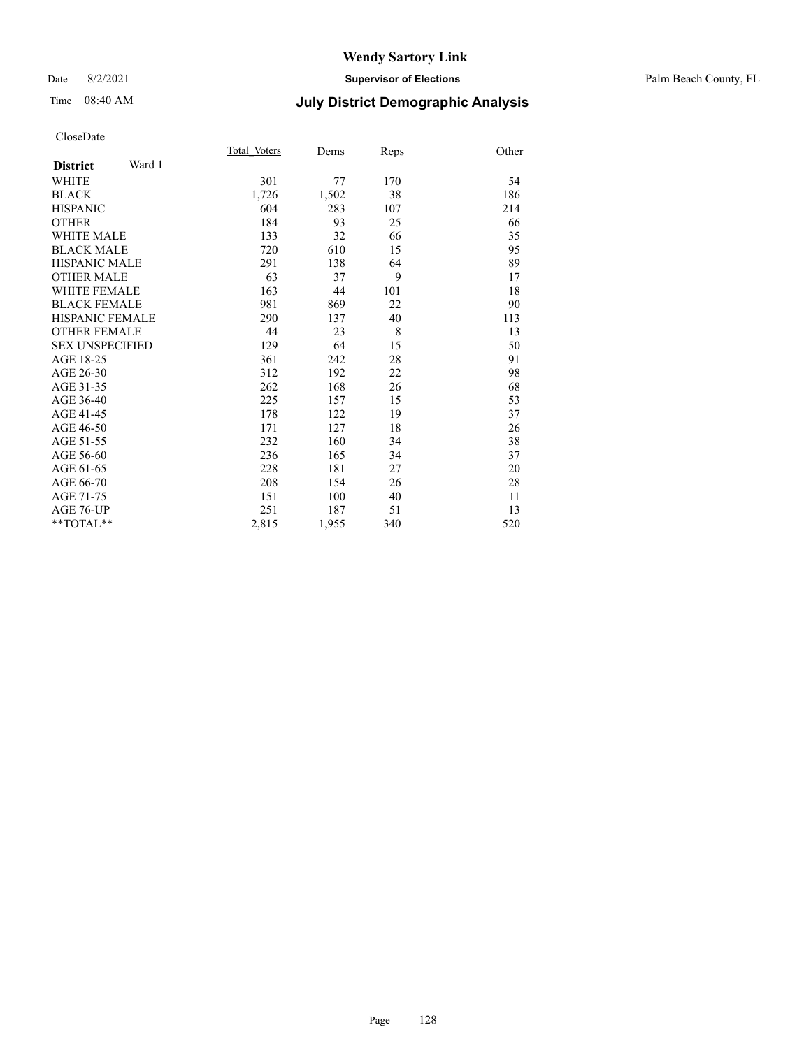# Wendy Sartory Link

Date 8/2/2021 **Supervisor of Elections** Palm Beach County, FL

Time 08:40 AM **July District Demographic Analysis**

CloseDate

| **District** Ward 1 | Total Voters | Dems | Reps | Other |
|---|---|---|---|---|
| WHITE | 301 | 77 | 170 | 54 |
| BLACK | 1,726 | 1,502 | 38 | 186 |
| HISPANIC | 604 | 283 | 107 | 214 |
| OTHER | 184 | 93 | 25 | 66 |
| WHITE MALE | 133 | 32 | 66 | 35 |
| BLACK MALE | 720 | 610 | 15 | 95 |
| HISPANIC MALE | 291 | 138 | 64 | 89 |
| OTHER MALE | 63 | 37 | 9 | 17 |
| WHITE FEMALE | 163 | 44 | 101 | 18 |
| BLACK FEMALE | 981 | 869 | 22 | 90 |
| HISPANIC FEMALE | 290 | 137 | 40 | 113 |
| OTHER FEMALE | 44 | 23 | 8 | 13 |
| SEX UNSPECIFIED | 129 | 64 | 15 | 50 |
| AGE 18-25 | 361 | 242 | 28 | 91 |
| AGE 26-30 | 312 | 192 | 22 | 98 |
| AGE 31-35 | 262 | 168 | 26 | 68 |
| AGE 36-40 | 225 | 157 | 15 | 53 |
| AGE 41-45 | 178 | 122 | 19 | 37 |
| AGE 46-50 | 171 | 127 | 18 | 26 |
| AGE 51-55 | 232 | 160 | 34 | 38 |
| AGE 56-60 | 236 | 165 | 34 | 37 |
| AGE 61-65 | 228 | 181 | 27 | 20 |
| AGE 66-70 | 208 | 154 | 26 | 28 |
| AGE 71-75 | 151 | 100 | 40 | 11 |
| AGE 76-UP | 251 | 187 | 51 | 13 |
| **TOTAL** | 2,815 | 1,955 | 340 | 520 |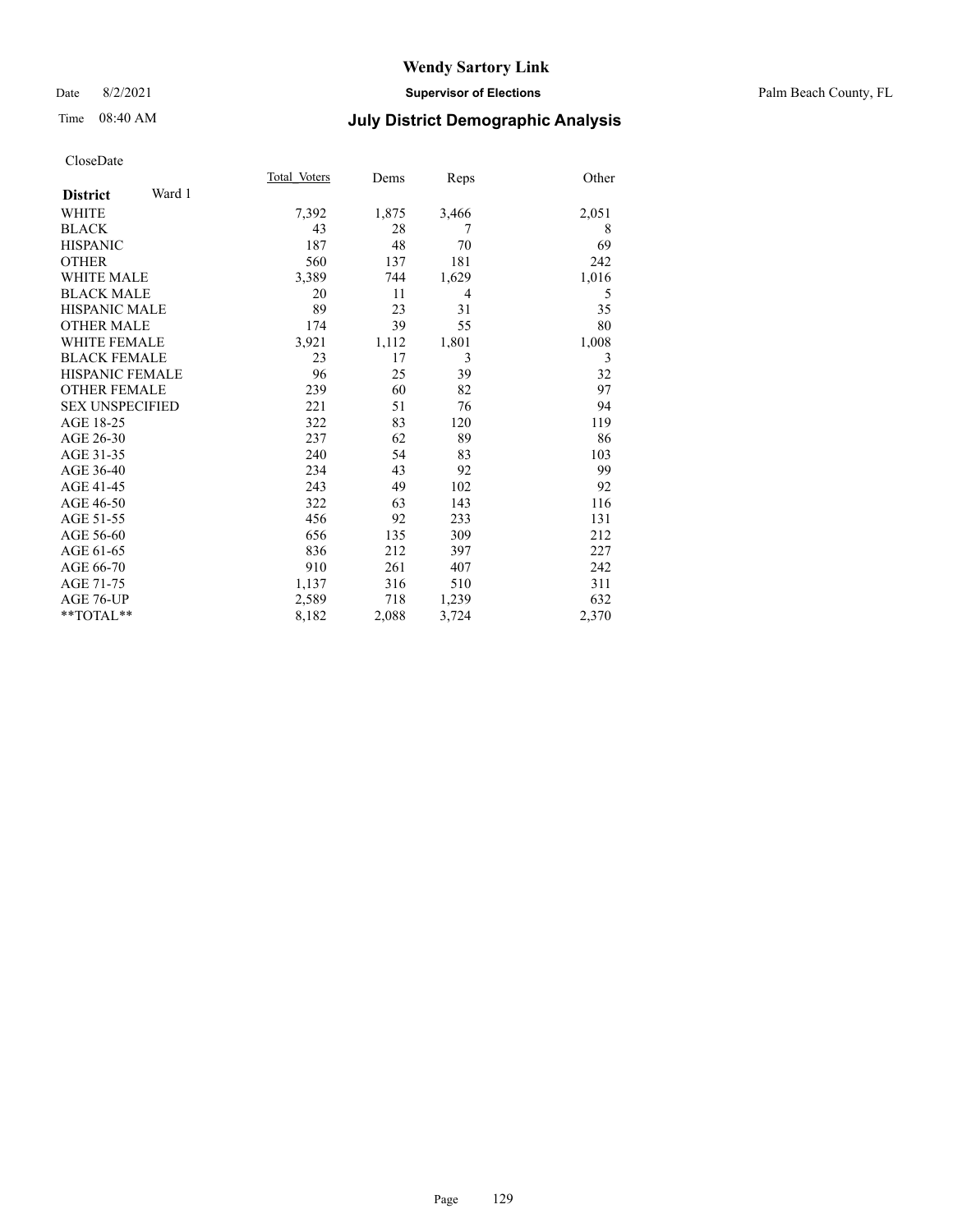# Wendy Sartory Link

Date 8/2/2021 **Supervisor of Elections** Palm Beach County, FL

Time 08:40 AM **July District Demographic Analysis**

CloseDate

| **District** Ward 1 | Total Voters | Dems | Reps | Other |
|---|---|---|---|---|
| WHITE | 7,392 | 1,875 | 3,466 | 2,051 |
| BLACK | 43 | 28 | 7 | 8 |
| HISPANIC | 187 | 48 | 70 | 69 |
| OTHER | 560 | 137 | 181 | 242 |
| WHITE MALE | 3,389 | 744 | 1,629 | 1,016 |
| BLACK MALE | 20 | 11 | 4 | 5 |
| HISPANIC MALE | 89 | 23 | 31 | 35 |
| OTHER MALE | 174 | 39 | 55 | 80 |
| WHITE FEMALE | 3,921 | 1,112 | 1,801 | 1,008 |
| BLACK FEMALE | 23 | 17 | 3 | 3 |
| HISPANIC FEMALE | 96 | 25 | 39 | 32 |
| OTHER FEMALE | 239 | 60 | 82 | 97 |
| SEX UNSPECIFIED | 221 | 51 | 76 | 94 |
| AGE 18-25 | 322 | 83 | 120 | 119 |
| AGE 26-30 | 237 | 62 | 89 | 86 |
| AGE 31-35 | 240 | 54 | 83 | 103 |
| AGE 36-40 | 234 | 43 | 92 | 99 |
| AGE 41-45 | 243 | 49 | 102 | 92 |
| AGE 46-50 | 322 | 63 | 143 | 116 |
| AGE 51-55 | 456 | 92 | 233 | 131 |
| AGE 56-60 | 656 | 135 | 309 | 212 |
| AGE 61-65 | 836 | 212 | 397 | 227 |
| AGE 66-70 | 910 | 261 | 407 | 242 |
| AGE 71-75 | 1,137 | 316 | 510 | 311 |
| AGE 76-UP | 2,589 | 718 | 1,239 | 632 |
| **TOTAL** | 8,182 | 2,088 | 3,724 | 2,370 |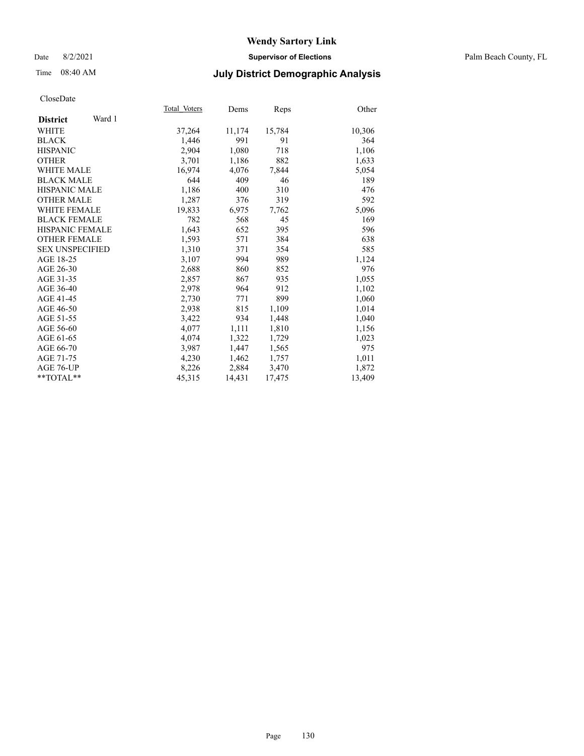CloseDate

| District Ward 1 | Total_Voters | Dems | Reps | Other |
|---|---|---|---|---|
| WHITE | 37,264 | 11,174 | 15,784 | 10,306 |
| BLACK | 1,446 | 991 | 91 | 364 |
| HISPANIC | 2,904 | 1,080 | 718 | 1,106 |
| OTHER | 3,701 | 1,186 | 882 | 1,633 |
| WHITE MALE | 16,974 | 4,076 | 7,844 | 5,054 |
| BLACK MALE | 644 | 409 | 46 | 189 |
| HISPANIC MALE | 1,186 | 400 | 310 | 476 |
| OTHER MALE | 1,287 | 376 | 319 | 592 |
| WHITE FEMALE | 19,833 | 6,975 | 7,762 | 5,096 |
| BLACK FEMALE | 782 | 568 | 45 | 169 |
| HISPANIC FEMALE | 1,643 | 652 | 395 | 596 |
| OTHER FEMALE | 1,593 | 571 | 384 | 638 |
| SEX UNSPECIFIED | 1,310 | 371 | 354 | 585 |
| AGE 18-25 | 3,107 | 994 | 989 | 1,124 |
| AGE 26-30 | 2,688 | 860 | 852 | 976 |
| AGE 31-35 | 2,857 | 867 | 935 | 1,055 |
| AGE 36-40 | 2,978 | 964 | 912 | 1,102 |
| AGE 41-45 | 2,730 | 771 | 899 | 1,060 |
| AGE 46-50 | 2,938 | 815 | 1,109 | 1,014 |
| AGE 51-55 | 3,422 | 934 | 1,448 | 1,040 |
| AGE 56-60 | 4,077 | 1,111 | 1,810 | 1,156 |
| AGE 61-65 | 4,074 | 1,322 | 1,729 | 1,023 |
| AGE 66-70 | 3,987 | 1,447 | 1,565 | 975 |
| AGE 71-75 | 4,230 | 1,462 | 1,757 | 1,011 |
| AGE 76-UP | 8,226 | 2,884 | 3,470 | 1,872 |
| **TOTAL** | 45,315 | 14,431 | 17,475 | 13,409 |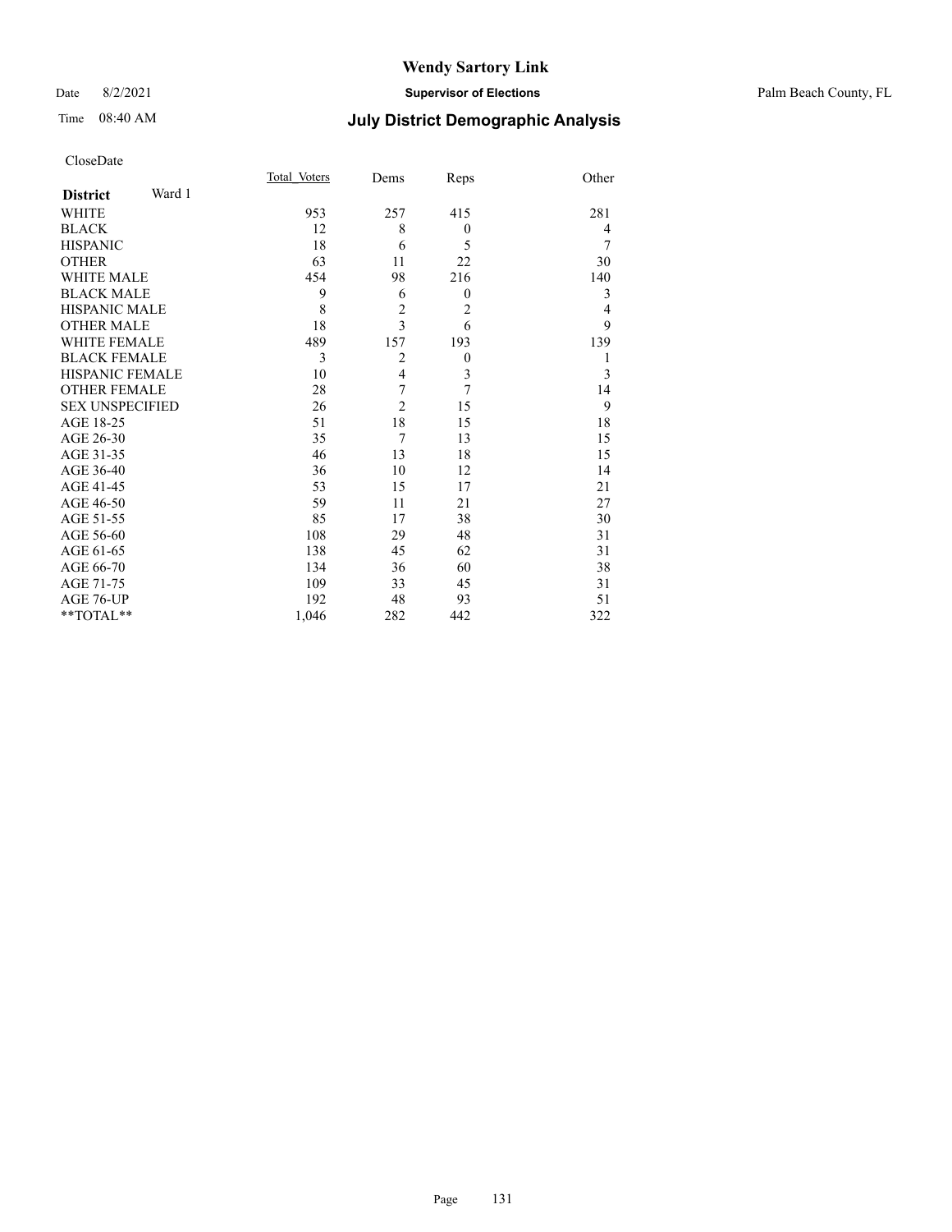# Wendy Sartory Link

Date 8/2/2021 **Supervisor of Elections** Palm Beach County, FL

Time 08:40 AM **July District Demographic Analysis**

CloseDate

| **District** Ward 1 | Total Voters | Dems | Reps | Other |
|---|---|---|---|---|
| WHITE | 953 | 257 | 415 | 281 |
| BLACK | 12 | 8 | 0 | 4 |
| HISPANIC | 18 | 6 | 5 | 7 |
| OTHER | 63 | 11 | 22 | 30 |
| WHITE MALE | 454 | 98 | 216 | 140 |
| BLACK MALE | 9 | 6 | 0 | 3 |
| HISPANIC MALE | 8 | 2 | 2 | 4 |
| OTHER MALE | 18 | 3 | 6 | 9 |
| WHITE FEMALE | 489 | 157 | 193 | 139 |
| BLACK FEMALE | 3 | 2 | 0 | 1 |
| HISPANIC FEMALE | 10 | 4 | 3 | 3 |
| OTHER FEMALE | 28 | 7 | 7 | 14 |
| SEX UNSPECIFIED | 26 | 2 | 15 | 9 |
| AGE 18-25 | 51 | 18 | 15 | 18 |
| AGE 26-30 | 35 | 7 | 13 | 15 |
| AGE 31-35 | 46 | 13 | 18 | 15 |
| AGE 36-40 | 36 | 10 | 12 | 14 |
| AGE 41-45 | 53 | 15 | 17 | 21 |
| AGE 46-50 | 59 | 11 | 21 | 27 |
| AGE 51-55 | 85 | 17 | 38 | 30 |
| AGE 56-60 | 108 | 29 | 48 | 31 |
| AGE 61-65 | 138 | 45 | 62 | 31 |
| AGE 66-70 | 134 | 36 | 60 | 38 |
| AGE 71-75 | 109 | 33 | 45 | 31 |
| AGE 76-UP | 192 | 48 | 93 | 51 |
| **TOTAL** | 1,046 | 282 | 442 | 322 |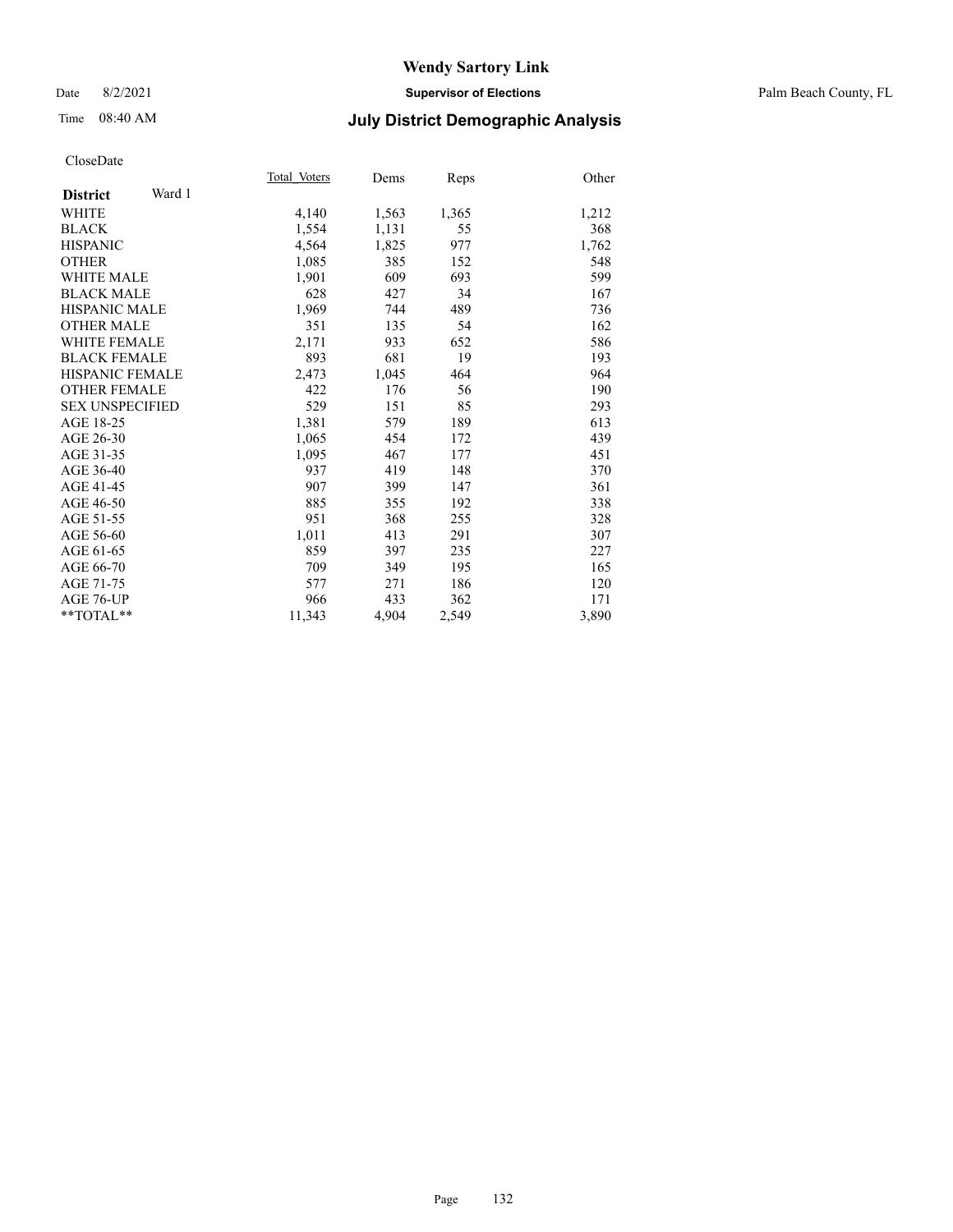# Wendy Sartory Link

Date 8/2/2021 **Supervisor of Elections** Palm Beach County, FL

Time 08:40 AM **July District Demographic Analysis**

CloseDate

| **District** Ward 1 | Total Voters | Dems | Reps | Other |
|---|---|---|---|---|
| WHITE | 4,140 | 1,563 | 1,365 | 1,212 |
| BLACK | 1,554 | 1,131 | 55 | 368 |
| HISPANIC | 4,564 | 1,825 | 977 | 1,762 |
| OTHER | 1,085 | 385 | 152 | 548 |
| WHITE MALE | 1,901 | 609 | 693 | 599 |
| BLACK MALE | 628 | 427 | 34 | 167 |
| HISPANIC MALE | 1,969 | 744 | 489 | 736 |
| OTHER MALE | 351 | 135 | 54 | 162 |
| WHITE FEMALE | 2,171 | 933 | 652 | 586 |
| BLACK FEMALE | 893 | 681 | 19 | 193 |
| HISPANIC FEMALE | 2,473 | 1,045 | 464 | 964 |
| OTHER FEMALE | 422 | 176 | 56 | 190 |
| SEX UNSPECIFIED | 529 | 151 | 85 | 293 |
| AGE 18-25 | 1,381 | 579 | 189 | 613 |
| AGE 26-30 | 1,065 | 454 | 172 | 439 |
| AGE 31-35 | 1,095 | 467 | 177 | 451 |
| AGE 36-40 | 937 | 419 | 148 | 370 |
| AGE 41-45 | 907 | 399 | 147 | 361 |
| AGE 46-50 | 885 | 355 | 192 | 338 |
| AGE 51-55 | 951 | 368 | 255 | 328 |
| AGE 56-60 | 1,011 | 413 | 291 | 307 |
| AGE 61-65 | 859 | 397 | 235 | 227 |
| AGE 66-70 | 709 | 349 | 195 | 165 |
| AGE 71-75 | 577 | 271 | 186 | 120 |
| AGE 76-UP | 966 | 433 | 362 | 171 |
| **TOTAL** | 11,343 | 4,904 | 2,549 | 3,890 |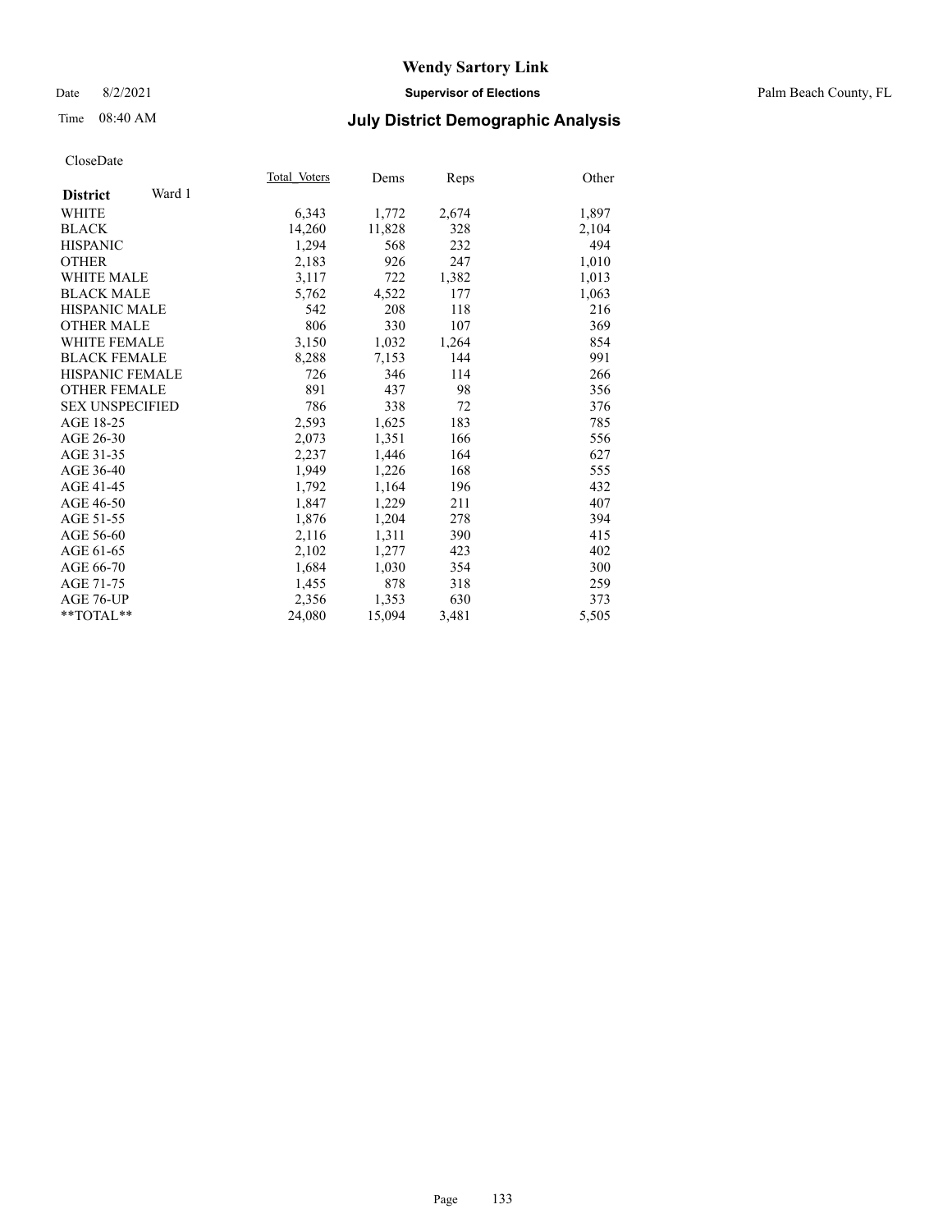# Wendy Sartory Link

Date 8/2/2021 **Supervisor of Elections** Palm Beach County, FL

Time 08:40 AM **July District Demographic Analysis**

CloseDate

| **District** Ward 1 | Total Voters | Dems | Reps | Other |
|---|---|---|---|---|
| WHITE | 6,343 | 1,772 | 2,674 | 1,897 |
| BLACK | 14,260 | 11,828 | 328 | 2,104 |
| HISPANIC | 1,294 | 568 | 232 | 494 |
| OTHER | 2,183 | 926 | 247 | 1,010 |
| WHITE MALE | 3,117 | 722 | 1,382 | 1,013 |
| BLACK MALE | 5,762 | 4,522 | 177 | 1,063 |
| HISPANIC MALE | 542 | 208 | 118 | 216 |
| OTHER MALE | 806 | 330 | 107 | 369 |
| WHITE FEMALE | 3,150 | 1,032 | 1,264 | 854 |
| BLACK FEMALE | 8,288 | 7,153 | 144 | 991 |
| HISPANIC FEMALE | 726 | 346 | 114 | 266 |
| OTHER FEMALE | 891 | 437 | 98 | 356 |
| SEX UNSPECIFIED | 786 | 338 | 72 | 376 |
| AGE 18-25 | 2,593 | 1,625 | 183 | 785 |
| AGE 26-30 | 2,073 | 1,351 | 166 | 556 |
| AGE 31-35 | 2,237 | 1,446 | 164 | 627 |
| AGE 36-40 | 1,949 | 1,226 | 168 | 555 |
| AGE 41-45 | 1,792 | 1,164 | 196 | 432 |
| AGE 46-50 | 1,847 | 1,229 | 211 | 407 |
| AGE 51-55 | 1,876 | 1,204 | 278 | 394 |
| AGE 56-60 | 2,116 | 1,311 | 390 | 415 |
| AGE 61-65 | 2,102 | 1,277 | 423 | 402 |
| AGE 66-70 | 1,684 | 1,030 | 354 | 300 |
| AGE 71-75 | 1,455 | 878 | 318 | 259 |
| AGE 76-UP | 2,356 | 1,353 | 630 | 373 |
| **TOTAL** | 24,080 | 15,094 | 3,481 | 5,505 |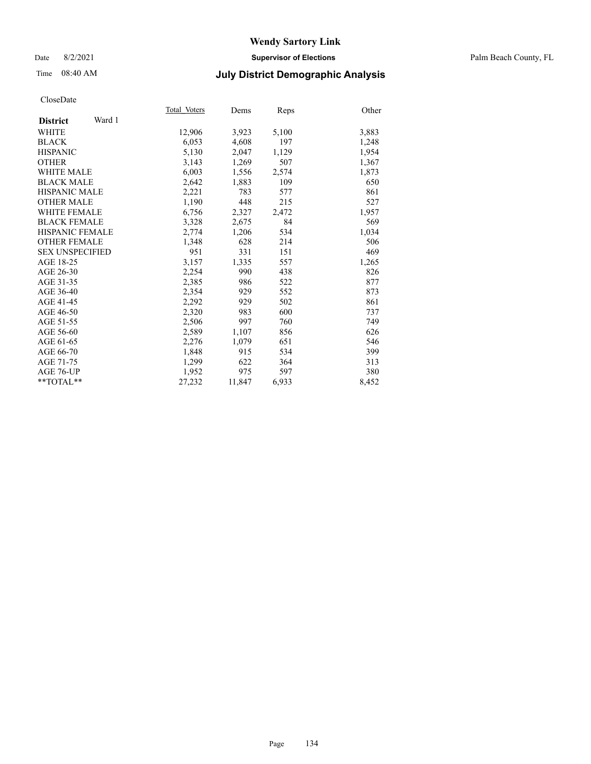CloseDate

| District Ward 1 | Total_Voters | Dems | Reps | Other |
|---|---|---|---|---|
| WHITE | 12,906 | 3,923 | 5,100 | 3,883 |
| BLACK | 6,053 | 4,608 | 197 | 1,248 |
| HISPANIC | 5,130 | 2,047 | 1,129 | 1,954 |
| OTHER | 3,143 | 1,269 | 507 | 1,367 |
| WHITE MALE | 6,003 | 1,556 | 2,574 | 1,873 |
| BLACK MALE | 2,642 | 1,883 | 109 | 650 |
| HISPANIC MALE | 2,221 | 783 | 577 | 861 |
| OTHER MALE | 1,190 | 448 | 215 | 527 |
| WHITE FEMALE | 6,756 | 2,327 | 2,472 | 1,957 |
| BLACK FEMALE | 3,328 | 2,675 | 84 | 569 |
| HISPANIC FEMALE | 2,774 | 1,206 | 534 | 1,034 |
| OTHER FEMALE | 1,348 | 628 | 214 | 506 |
| SEX UNSPECIFIED | 951 | 331 | 151 | 469 |
| AGE 18-25 | 3,157 | 1,335 | 557 | 1,265 |
| AGE 26-30 | 2,254 | 990 | 438 | 826 |
| AGE 31-35 | 2,385 | 986 | 522 | 877 |
| AGE 36-40 | 2,354 | 929 | 552 | 873 |
| AGE 41-45 | 2,292 | 929 | 502 | 861 |
| AGE 46-50 | 2,320 | 983 | 600 | 737 |
| AGE 51-55 | 2,506 | 997 | 760 | 749 |
| AGE 56-60 | 2,589 | 1,107 | 856 | 626 |
| AGE 61-65 | 2,276 | 1,079 | 651 | 546 |
| AGE 66-70 | 1,848 | 915 | 534 | 399 |
| AGE 71-75 | 1,299 | 622 | 364 | 313 |
| AGE 76-UP | 1,952 | 975 | 597 | 380 |
| **TOTAL** | 27,232 | 11,847 | 6,933 | 8,452 |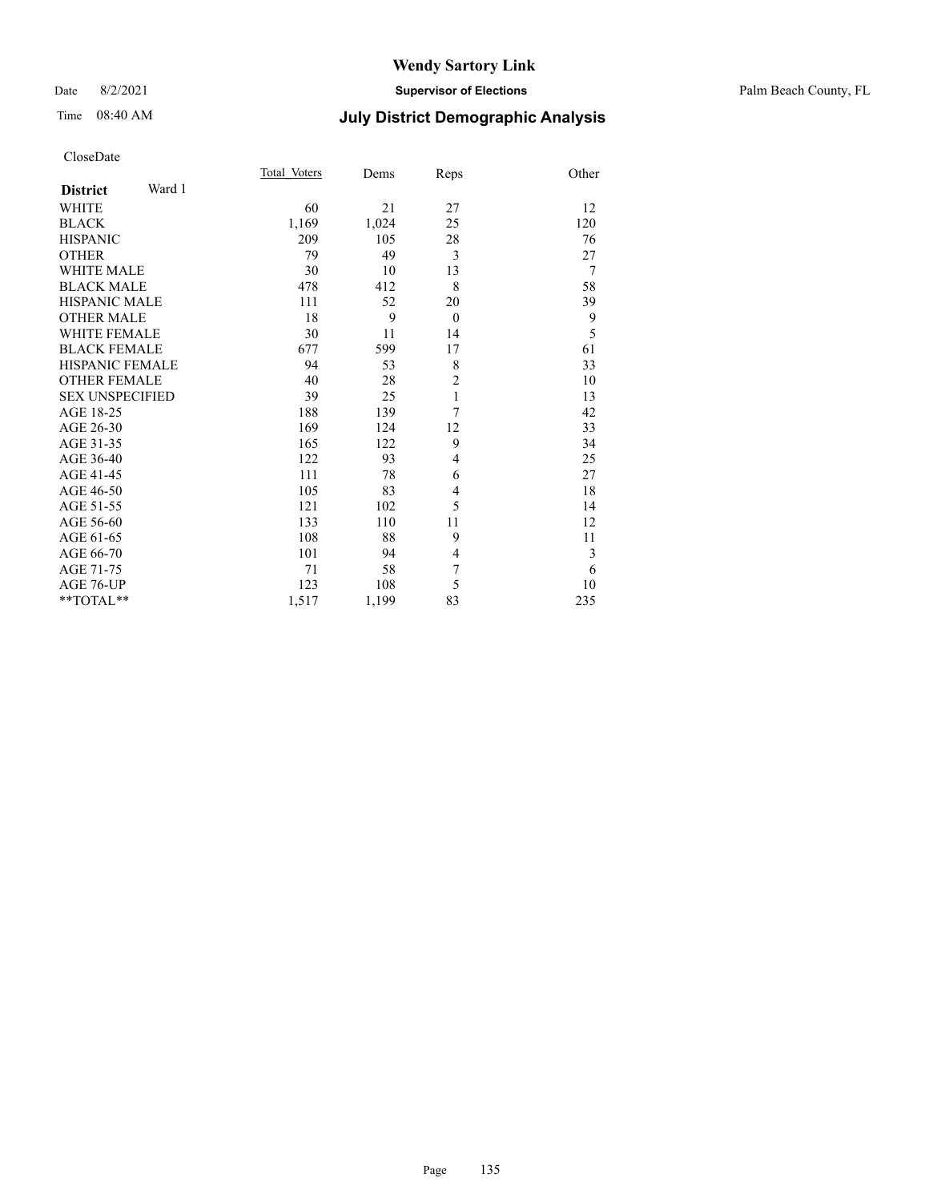# Wendy Sartory Link

Date 8/2/2021 **Supervisor of Elections** Palm Beach County, FL

Time 08:40 AM **July District Demographic Analysis**

CloseDate

| **District** Ward 1 | Total Voters | Dems | Reps | Other |
|---|---|---|---|---|
| WHITE | 60 | 21 | 27 | 12 |
| BLACK | 1,169 | 1,024 | 25 | 120 |
| HISPANIC | 209 | 105 | 28 | 76 |
| OTHER | 79 | 49 | 3 | 27 |
| WHITE MALE | 30 | 10 | 13 | 7 |
| BLACK MALE | 478 | 412 | 8 | 58 |
| HISPANIC MALE | 111 | 52 | 20 | 39 |
| OTHER MALE | 18 | 9 | 0 | 9 |
| WHITE FEMALE | 30 | 11 | 14 | 5 |
| BLACK FEMALE | 677 | 599 | 17 | 61 |
| HISPANIC FEMALE | 94 | 53 | 8 | 33 |
| OTHER FEMALE | 40 | 28 | 2 | 10 |
| SEX UNSPECIFIED | 39 | 25 | 1 | 13 |
| AGE 18-25 | 188 | 139 | 7 | 42 |
| AGE 26-30 | 169 | 124 | 12 | 33 |
| AGE 31-35 | 165 | 122 | 9 | 34 |
| AGE 36-40 | 122 | 93 | 4 | 25 |
| AGE 41-45 | 111 | 78 | 6 | 27 |
| AGE 46-50 | 105 | 83 | 4 | 18 |
| AGE 51-55 | 121 | 102 | 5 | 14 |
| AGE 56-60 | 133 | 110 | 11 | 12 |
| AGE 61-65 | 108 | 88 | 9 | 11 |
| AGE 66-70 | 101 | 94 | 4 | 3 |
| AGE 71-75 | 71 | 58 | 7 | 6 |
| AGE 76-UP | 123 | 108 | 5 | 10 |
| **TOTAL** | 1,517 | 1,199 | 83 | 235 |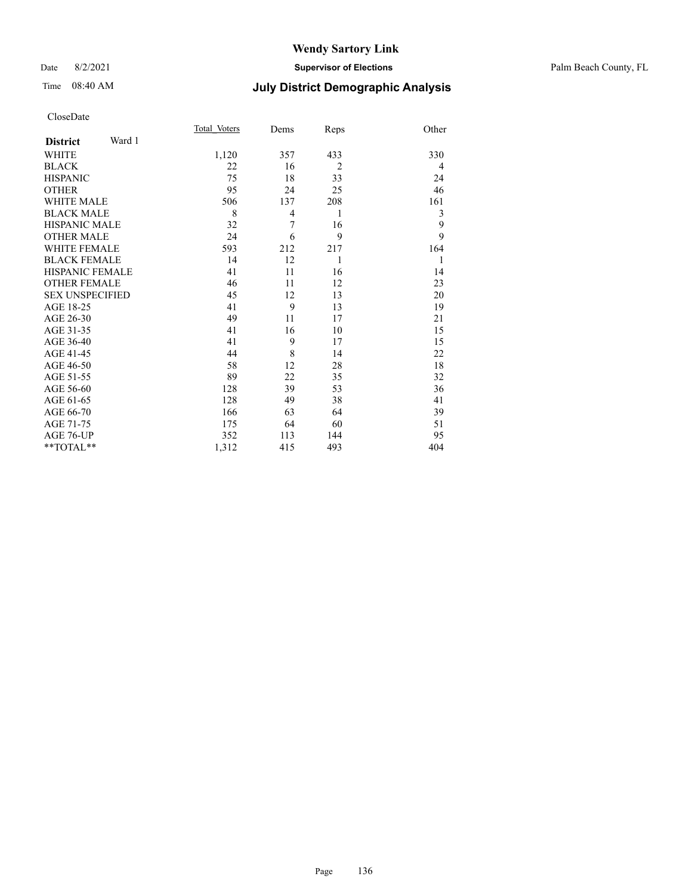# Wendy Sartory Link

Date 8/2/2021 **Supervisor of Elections** Palm Beach County, FL

Time 08:40 AM **July District Demographic Analysis**

CloseDate

| **District** Ward 1 | Total Voters | Dems | Reps | Other |
|---|---|---|---|---|
| WHITE | 1,120 | 357 | 433 | 330 |
| BLACK | 22 | 16 | 2 | 4 |
| HISPANIC | 75 | 18 | 33 | 24 |
| OTHER | 95 | 24 | 25 | 46 |
| WHITE MALE | 506 | 137 | 208 | 161 |
| BLACK MALE | 8 | 4 | 1 | 3 |
| HISPANIC MALE | 32 | 7 | 16 | 9 |
| OTHER MALE | 24 | 6 | 9 | 9 |
| WHITE FEMALE | 593 | 212 | 217 | 164 |
| BLACK FEMALE | 14 | 12 | 1 | 1 |
| HISPANIC FEMALE | 41 | 11 | 16 | 14 |
| OTHER FEMALE | 46 | 11 | 12 | 23 |
| SEX UNSPECIFIED | 45 | 12 | 13 | 20 |
| AGE 18-25 | 41 | 9 | 13 | 19 |
| AGE 26-30 | 49 | 11 | 17 | 21 |
| AGE 31-35 | 41 | 16 | 10 | 15 |
| AGE 36-40 | 41 | 9 | 17 | 15 |
| AGE 41-45 | 44 | 8 | 14 | 22 |
| AGE 46-50 | 58 | 12 | 28 | 18 |
| AGE 51-55 | 89 | 22 | 35 | 32 |
| AGE 56-60 | 128 | 39 | 53 | 36 |
| AGE 61-65 | 128 | 49 | 38 | 41 |
| AGE 66-70 | 166 | 63 | 64 | 39 |
| AGE 71-75 | 175 | 64 | 60 | 51 |
| AGE 76-UP | 352 | 113 | 144 | 95 |
| **TOTAL** | 1,312 | 415 | 493 | 404 |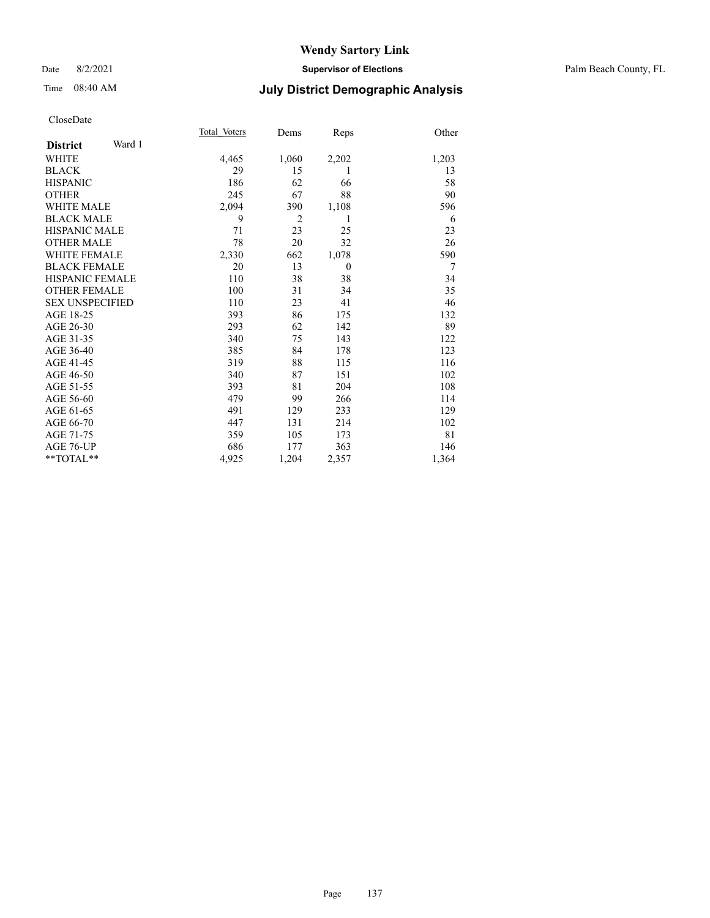# Wendy Sartory Link

Date 8/2/2021 **Supervisor of Elections** Palm Beach County, FL

Time 08:40 AM **July District Demographic Analysis**

CloseDate

| **District** Ward 1 | Total_Voters | Dems | Reps | Other |
|---|---|---|---|---|
| WHITE | 4,465 | 1,060 | 2,202 | 1,203 |
| BLACK | 29 | 15 | 1 | 13 |
| HISPANIC | 186 | 62 | 66 | 58 |
| OTHER | 245 | 67 | 88 | 90 |
| WHITE MALE | 2,094 | 390 | 1,108 | 596 |
| BLACK MALE | 9 | 2 | 1 | 6 |
| HISPANIC MALE | 71 | 23 | 25 | 23 |
| OTHER MALE | 78 | 20 | 32 | 26 |
| WHITE FEMALE | 2,330 | 662 | 1,078 | 590 |
| BLACK FEMALE | 20 | 13 | 0 | 7 |
| HISPANIC FEMALE | 110 | 38 | 38 | 34 |
| OTHER FEMALE | 100 | 31 | 34 | 35 |
| SEX UNSPECIFIED | 110 | 23 | 41 | 46 |
| AGE 18-25 | 393 | 86 | 175 | 132 |
| AGE 26-30 | 293 | 62 | 142 | 89 |
| AGE 31-35 | 340 | 75 | 143 | 122 |
| AGE 36-40 | 385 | 84 | 178 | 123 |
| AGE 41-45 | 319 | 88 | 115 | 116 |
| AGE 46-50 | 340 | 87 | 151 | 102 |
| AGE 51-55 | 393 | 81 | 204 | 108 |
| AGE 56-60 | 479 | 99 | 266 | 114 |
| AGE 61-65 | 491 | 129 | 233 | 129 |
| AGE 66-70 | 447 | 131 | 214 | 102 |
| AGE 71-75 | 359 | 105 | 173 | 81 |
| AGE 76-UP | 686 | 177 | 363 | 146 |
| **TOTAL** | 4,925 | 1,204 | 2,357 | 1,364 |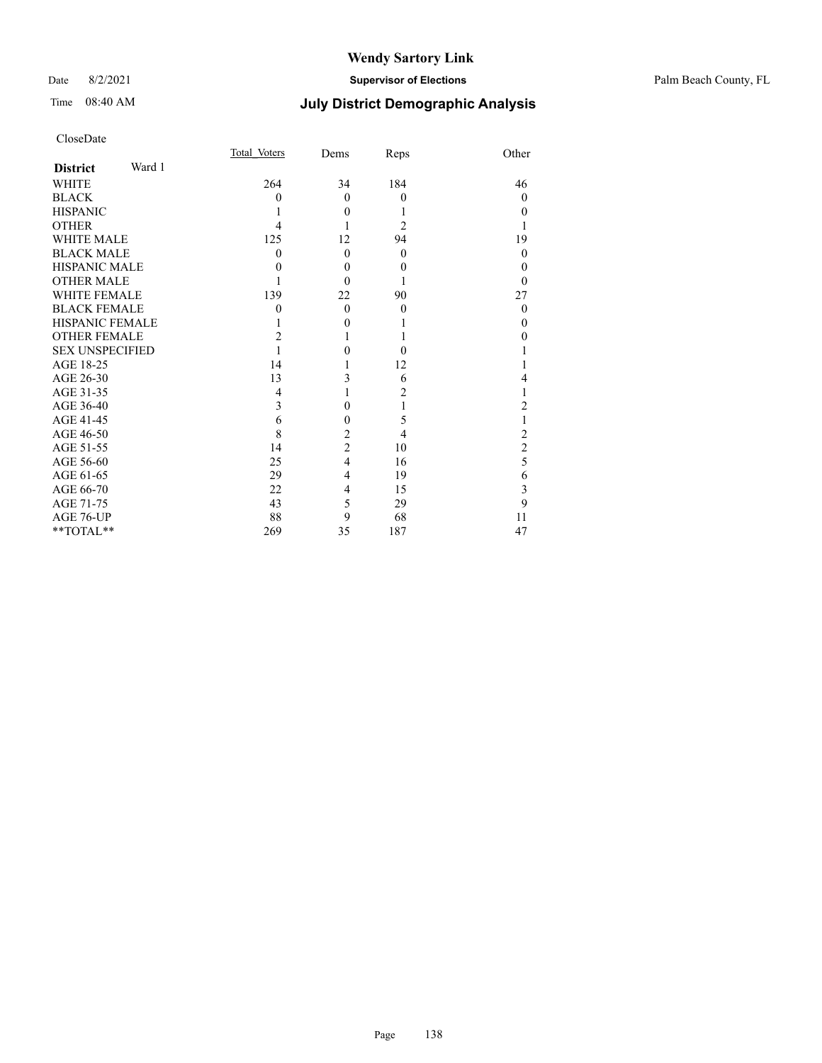# Wendy Sartory Link

Date 8/2/2021 **Supervisor of Elections** Palm Beach County, FL

Time 08:40 AM **July District Demographic Analysis**

CloseDate

| **District** Ward 1 | Total_Voters | Dems | Reps | Other |
|---|---|---|---|---|
| WHITE | 264 | 34 | 184 | 46 |
| BLACK | 0 | 0 | 0 | 0 |
| HISPANIC | 1 | 0 | 1 | 0 |
| OTHER | 4 | 1 | 2 | 1 |
| WHITE MALE | 125 | 12 | 94 | 19 |
| BLACK MALE | 0 | 0 | 0 | 0 |
| HISPANIC MALE | 0 | 0 | 0 | 0 |
| OTHER MALE | 1 | 0 | 1 | 0 |
| WHITE FEMALE | 139 | 22 | 90 | 27 |
| BLACK FEMALE | 0 | 0 | 0 | 0 |
| HISPANIC FEMALE | 1 | 0 | 1 | 0 |
| OTHER FEMALE | 2 | 1 | 1 | 0 |
| SEX UNSPECIFIED | 1 | 0 | 0 | 1 |
| AGE 18-25 | 14 | 1 | 12 | 1 |
| AGE 26-30 | 13 | 3 | 6 | 4 |
| AGE 31-35 | 4 | 1 | 2 | 1 |
| AGE 36-40 | 3 | 0 | 1 | 2 |
| AGE 41-45 | 6 | 0 | 5 | 1 |
| AGE 46-50 | 8 | 2 | 4 | 2 |
| AGE 51-55 | 14 | 2 | 10 | 2 |
| AGE 56-60 | 25 | 4 | 16 | 5 |
| AGE 61-65 | 29 | 4 | 19 | 6 |
| AGE 66-70 | 22 | 4 | 15 | 3 |
| AGE 71-75 | 43 | 5 | 29 | 9 |
| AGE 76-UP | 88 | 9 | 68 | 11 |
| **TOTAL** | 269 | 35 | 187 | 47 |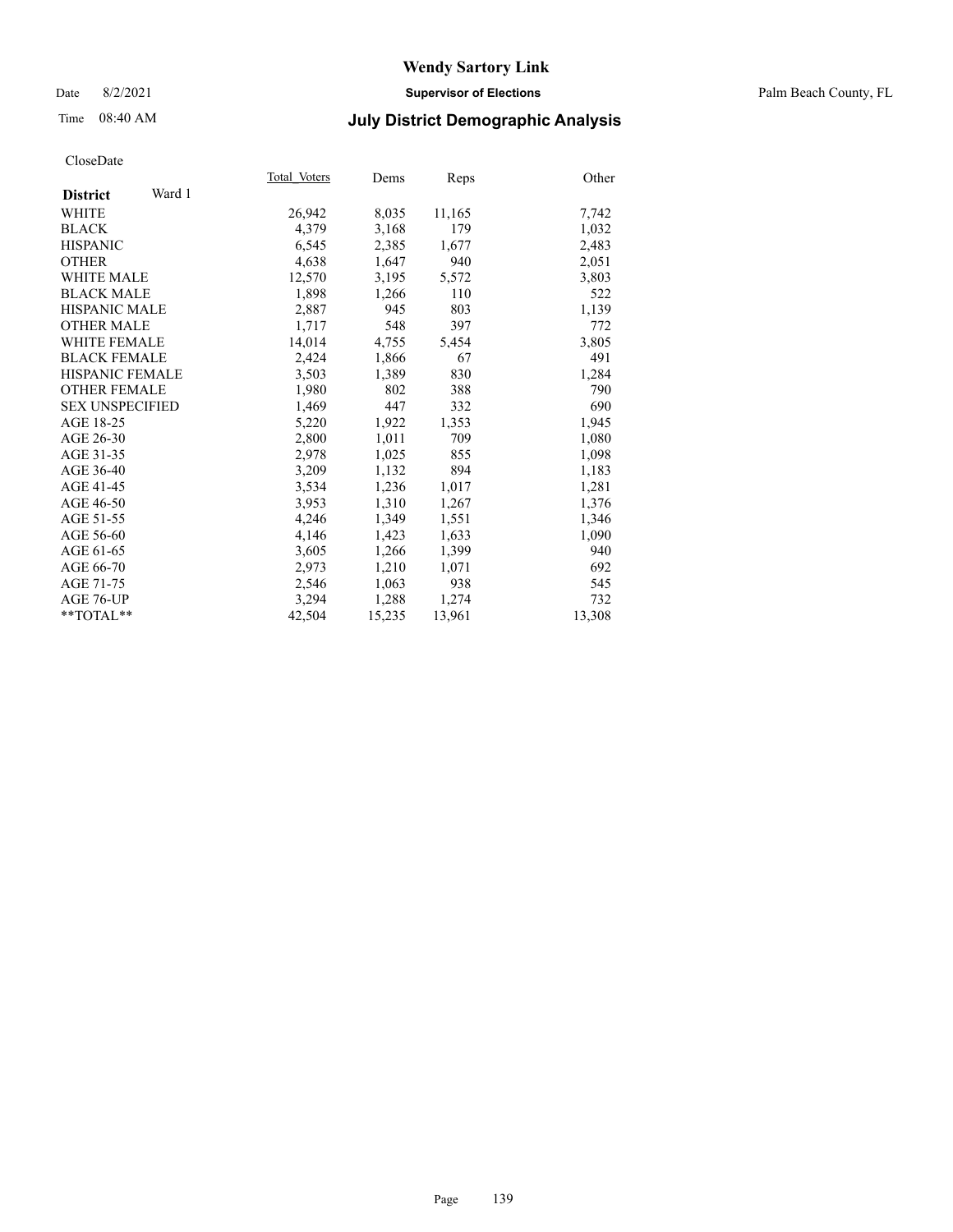# Wendy Sartory Link

Date 8/2/2021 **Supervisor of Elections** Palm Beach County, FL

Time 08:40 AM **July District Demographic Analysis**

CloseDate

| **District** Ward 1 | Total_Voters | Dems | Reps | Other |
|---|---|---|---|---|
| WHITE | 26,942 | 8,035 | 11,165 | 7,742 |
| BLACK | 4,379 | 3,168 | 179 | 1,032 |
| HISPANIC | 6,545 | 2,385 | 1,677 | 2,483 |
| OTHER | 4,638 | 1,647 | 940 | 2,051 |
| WHITE MALE | 12,570 | 3,195 | 5,572 | 3,803 |
| BLACK MALE | 1,898 | 1,266 | 110 | 522 |
| HISPANIC MALE | 2,887 | 945 | 803 | 1,139 |
| OTHER MALE | 1,717 | 548 | 397 | 772 |
| WHITE FEMALE | 14,014 | 4,755 | 5,454 | 3,805 |
| BLACK FEMALE | 2,424 | 1,866 | 67 | 491 |
| HISPANIC FEMALE | 3,503 | 1,389 | 830 | 1,284 |
| OTHER FEMALE | 1,980 | 802 | 388 | 790 |
| SEX UNSPECIFIED | 1,469 | 447 | 332 | 690 |
| AGE 18-25 | 5,220 | 1,922 | 1,353 | 1,945 |
| AGE 26-30 | 2,800 | 1,011 | 709 | 1,080 |
| AGE 31-35 | 2,978 | 1,025 | 855 | 1,098 |
| AGE 36-40 | 3,209 | 1,132 | 894 | 1,183 |
| AGE 41-45 | 3,534 | 1,236 | 1,017 | 1,281 |
| AGE 46-50 | 3,953 | 1,310 | 1,267 | 1,376 |
| AGE 51-55 | 4,246 | 1,349 | 1,551 | 1,346 |
| AGE 56-60 | 4,146 | 1,423 | 1,633 | 1,090 |
| AGE 61-65 | 3,605 | 1,266 | 1,399 | 940 |
| AGE 66-70 | 2,973 | 1,210 | 1,071 | 692 |
| AGE 71-75 | 2,546 | 1,063 | 938 | 545 |
| AGE 76-UP | 3,294 | 1,288 | 1,274 | 732 |
| **TOTAL** | 42,504 | 15,235 | 13,961 | 13,308 |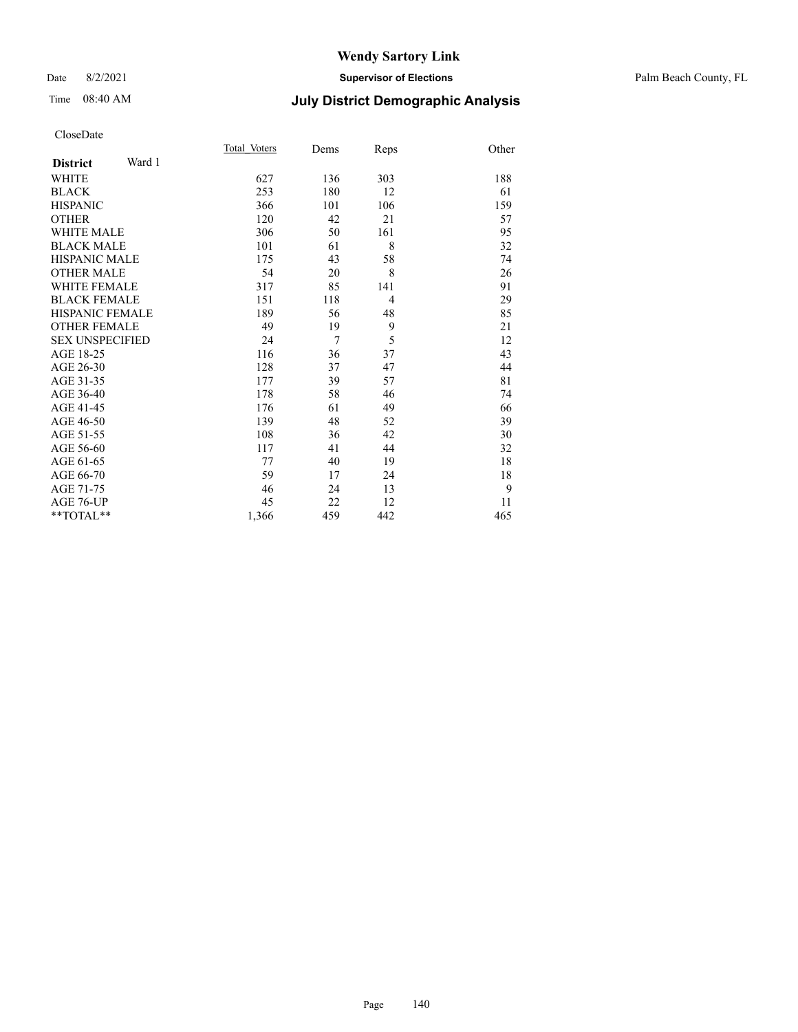# Wendy Sartory Link

Date 8/2/2021 **Supervisor of Elections** Palm Beach County, FL

Time 08:40 AM **July District Demographic Analysis**

CloseDate

| **District** Ward 1 | Total Voters | Dems | Reps | Other |
|---|---|---|---|---|
| WHITE | 627 | 136 | 303 | 188 |
| BLACK | 253 | 180 | 12 | 61 |
| HISPANIC | 366 | 101 | 106 | 159 |
| OTHER | 120 | 42 | 21 | 57 |
| WHITE MALE | 306 | 50 | 161 | 95 |
| BLACK MALE | 101 | 61 | 8 | 32 |
| HISPANIC MALE | 175 | 43 | 58 | 74 |
| OTHER MALE | 54 | 20 | 8 | 26 |
| WHITE FEMALE | 317 | 85 | 141 | 91 |
| BLACK FEMALE | 151 | 118 | 4 | 29 |
| HISPANIC FEMALE | 189 | 56 | 48 | 85 |
| OTHER FEMALE | 49 | 19 | 9 | 21 |
| SEX UNSPECIFIED | 24 | 7 | 5 | 12 |
| AGE 18-25 | 116 | 36 | 37 | 43 |
| AGE 26-30 | 128 | 37 | 47 | 44 |
| AGE 31-35 | 177 | 39 | 57 | 81 |
| AGE 36-40 | 178 | 58 | 46 | 74 |
| AGE 41-45 | 176 | 61 | 49 | 66 |
| AGE 46-50 | 139 | 48 | 52 | 39 |
| AGE 51-55 | 108 | 36 | 42 | 30 |
| AGE 56-60 | 117 | 41 | 44 | 32 |
| AGE 61-65 | 77 | 40 | 19 | 18 |
| AGE 66-70 | 59 | 17 | 24 | 18 |
| AGE 71-75 | 46 | 24 | 13 | 9 |
| AGE 76-UP | 45 | 22 | 12 | 11 |
| **TOTAL** | 1,366 | 459 | 442 | 465 |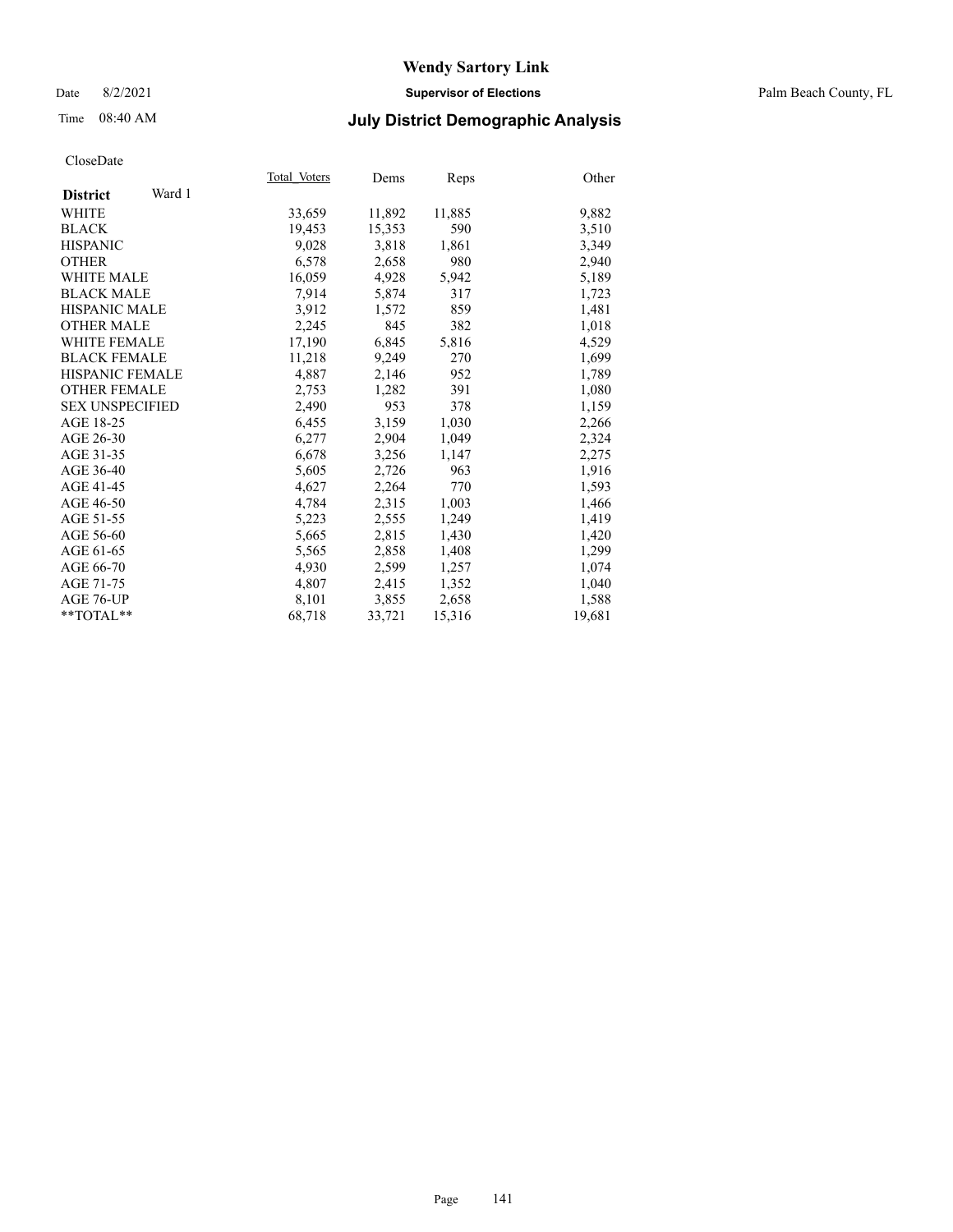# Wendy Sartory Link

Date 8/2/2021 **Supervisor of Elections** Palm Beach County, FL

Time 08:40 AM **July District Demographic Analysis**

CloseDate

| **District** Ward 1 | Total_Voters | Dems | Reps | Other |
|---|---|---|---|---|
| WHITE | 33,659 | 11,892 | 11,885 | 9,882 |
| BLACK | 19,453 | 15,353 | 590 | 3,510 |
| HISPANIC | 9,028 | 3,818 | 1,861 | 3,349 |
| OTHER | 6,578 | 2,658 | 980 | 2,940 |
| WHITE MALE | 16,059 | 4,928 | 5,942 | 5,189 |
| BLACK MALE | 7,914 | 5,874 | 317 | 1,723 |
| HISPANIC MALE | 3,912 | 1,572 | 859 | 1,481 |
| OTHER MALE | 2,245 | 845 | 382 | 1,018 |
| WHITE FEMALE | 17,190 | 6,845 | 5,816 | 4,529 |
| BLACK FEMALE | 11,218 | 9,249 | 270 | 1,699 |
| HISPANIC FEMALE | 4,887 | 2,146 | 952 | 1,789 |
| OTHER FEMALE | 2,753 | 1,282 | 391 | 1,080 |
| SEX UNSPECIFIED | 2,490 | 953 | 378 | 1,159 |
| AGE 18-25 | 6,455 | 3,159 | 1,030 | 2,266 |
| AGE 26-30 | 6,277 | 2,904 | 1,049 | 2,324 |
| AGE 31-35 | 6,678 | 3,256 | 1,147 | 2,275 |
| AGE 36-40 | 5,605 | 2,726 | 963 | 1,916 |
| AGE 41-45 | 4,627 | 2,264 | 770 | 1,593 |
| AGE 46-50 | 4,784 | 2,315 | 1,003 | 1,466 |
| AGE 51-55 | 5,223 | 2,555 | 1,249 | 1,419 |
| AGE 56-60 | 5,665 | 2,815 | 1,430 | 1,420 |
| AGE 61-65 | 5,565 | 2,858 | 1,408 | 1,299 |
| AGE 66-70 | 4,930 | 2,599 | 1,257 | 1,074 |
| AGE 71-75 | 4,807 | 2,415 | 1,352 | 1,040 |
| AGE 76-UP | 8,101 | 3,855 | 2,658 | 1,588 |
| **TOTAL** | 68,718 | 33,721 | 15,316 | 19,681 |